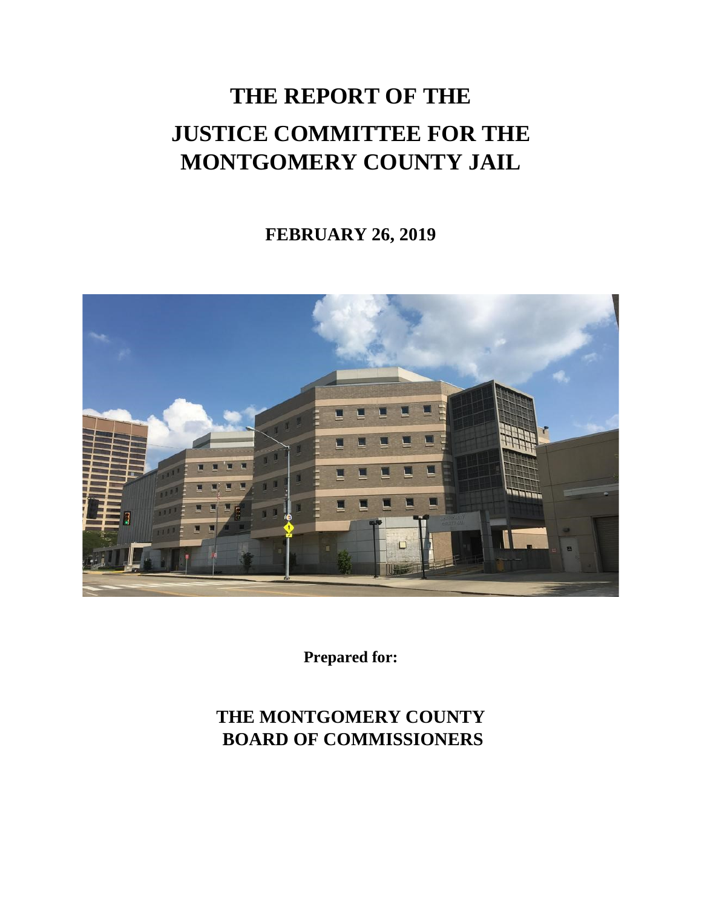# THE REPORT OF THE

# JUSTICE COMMITTEE FOR THE MONTGOMERY COUNTY JAIL

**FEBRUARY 26, 2019**

**Prepared for:**

**THE MONTGOMERY COUNTY BOARD OF COMMISSIONERS**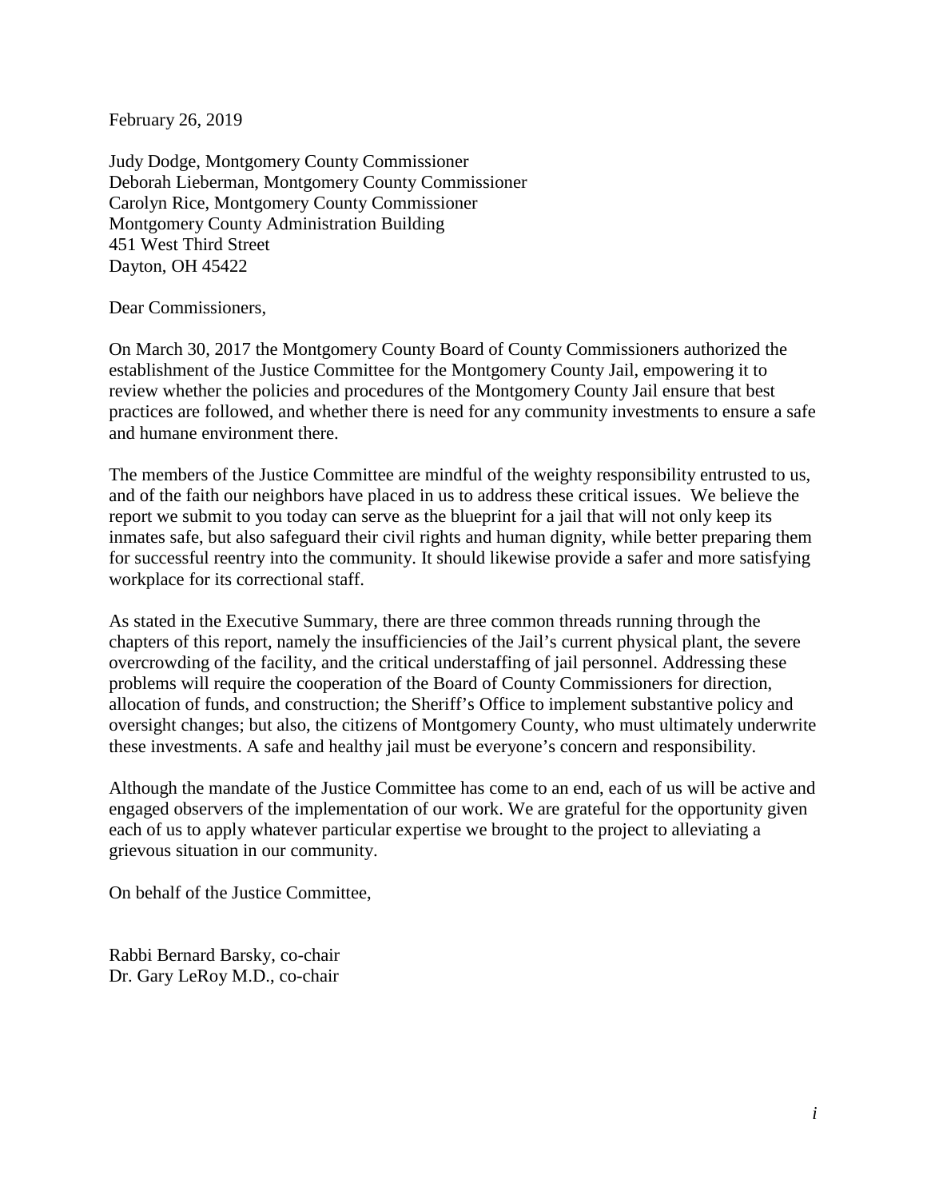February 26, 2019

Judy Dodge, Montgomery County Commissioner
Deborah Lieberman, Montgomery County Commissioner
Carolyn Rice, Montgomery County Commissioner
Montgomery County Administration Building
451 West Third Street
Dayton, OH 45422

Dear Commissioners,

On March 30, 2017 the Montgomery County Board of County Commissioners authorized the establishment of the Justice Committee for the Montgomery County Jail, empowering it to review whether the policies and procedures of the Montgomery County Jail ensure that best practices are followed, and whether there is need for any community investments to ensure a safe and humane environment there.

The members of the Justice Committee are mindful of the weighty responsibility entrusted to us, and of the faith our neighbors have placed in us to address these critical issues. We believe the report we submit to you today can serve as the blueprint for a jail that will not only keep its inmates safe, but also safeguard their civil rights and human dignity, while better preparing them for successful reentry into the community. It should likewise provide a safer and more satisfying workplace for its correctional staff.

As stated in the Executive Summary, there are three common threads running through the chapters of this report, namely the insufficiencies of the Jail's current physical plant, the severe overcrowding of the facility, and the critical understaffing of jail personnel. Addressing these problems will require the cooperation of the Board of County Commissioners for direction, allocation of funds, and construction; the Sheriff's Office to implement substantive policy and oversight changes; but also, the citizens of Montgomery County, who must ultimately underwrite these investments. A safe and healthy jail must be everyone's concern and responsibility.

Although the mandate of the Justice Committee has come to an end, each of us will be active and engaged observers of the implementation of our work. We are grateful for the opportunity given each of us to apply whatever particular expertise we brought to the project to alleviating a grievous situation in our community.

On behalf of the Justice Committee,

Rabbi Bernard Barsky, co-chair
Dr. Gary LeRoy M.D., co-chair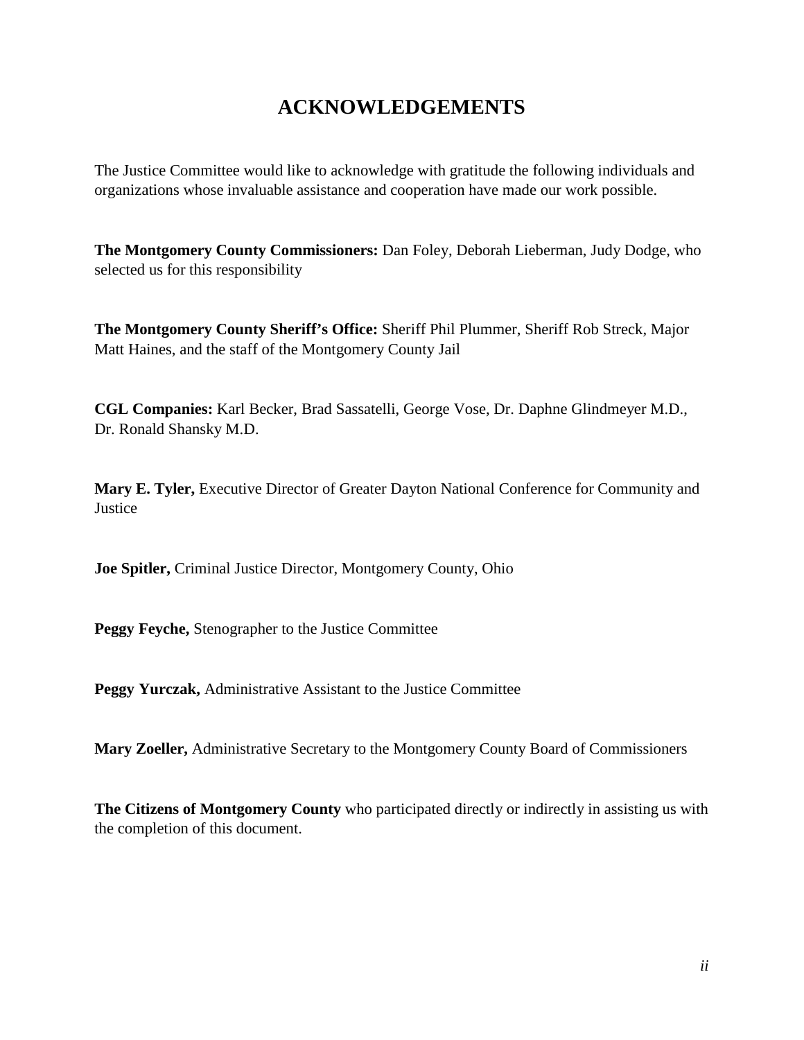# ACKNOWLEDGEMENTS

The Justice Committee would like to acknowledge with gratitude the following individuals and organizations whose invaluable assistance and cooperation have made our work possible.

**The Montgomery County Commissioners:** Dan Foley, Deborah Lieberman, Judy Dodge, who selected us for this responsibility

**The Montgomery County Sheriff's Office:** Sheriff Phil Plummer, Sheriff Rob Streck, Major Matt Haines, and the staff of the Montgomery County Jail

**CGL Companies:** Karl Becker, Brad Sassatelli, George Vose, Dr. Daphne Glindmeyer M.D., Dr. Ronald Shansky M.D.

**Mary E. Tyler,** Executive Director of Greater Dayton National Conference for Community and Justice

**Joe Spitler,** Criminal Justice Director, Montgomery County, Ohio

**Peggy Feyche,** Stenographer to the Justice Committee

**Peggy Yurczak,** Administrative Assistant to the Justice Committee

**Mary Zoeller,** Administrative Secretary to the Montgomery County Board of Commissioners

**The Citizens of Montgomery County** who participated directly or indirectly in assisting us with the completion of this document.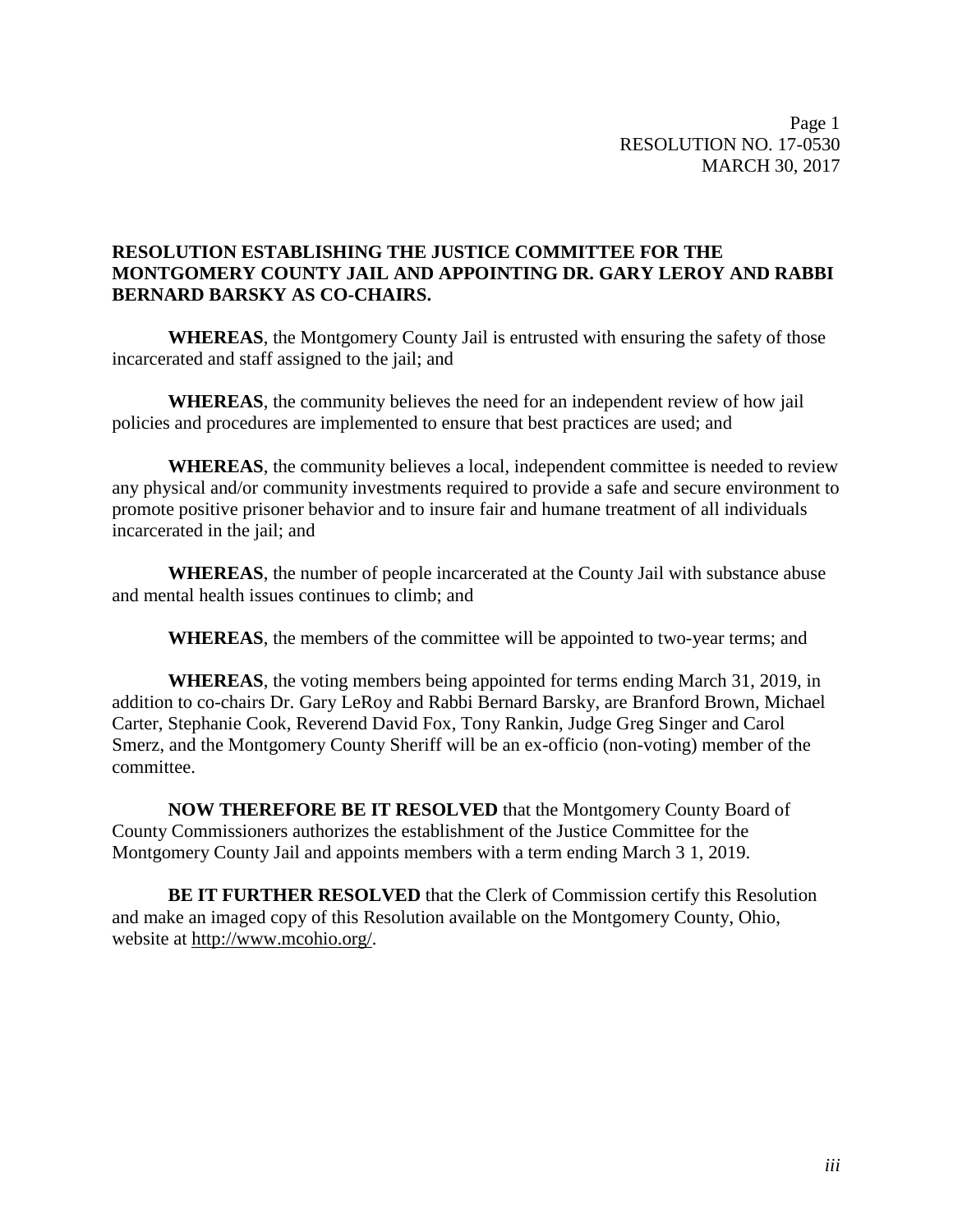Page 1
RESOLUTION NO. 17-0530
MARCH 30, 2017

**RESOLUTION ESTABLISHING THE JUSTICE COMMITTEE FOR THE MONTGOMERY COUNTY JAIL AND APPOINTING DR. GARY LEROY AND RABBI BERNARD BARSKY AS CO-CHAIRS.**

**WHEREAS**, the Montgomery County Jail is entrusted with ensuring the safety of those incarcerated and staff assigned to the jail; and

**WHEREAS**, the community believes the need for an independent review of how jail policies and procedures are implemented to ensure that best practices are used; and

**WHEREAS**, the community believes a local, independent committee is needed to review any physical and/or community investments required to provide a safe and secure environment to promote positive prisoner behavior and to insure fair and humane treatment of all individuals incarcerated in the jail; and

**WHEREAS**, the number of people incarcerated at the County Jail with substance abuse and mental health issues continues to climb; and

**WHEREAS**, the members of the committee will be appointed to two-year terms; and

**WHEREAS**, the voting members being appointed for terms ending March 31, 2019, in addition to co-chairs Dr. Gary LeRoy and Rabbi Bernard Barsky, are Branford Brown, Michael Carter, Stephanie Cook, Reverend David Fox, Tony Rankin, Judge Greg Singer and Carol Smerz, and the Montgomery County Sheriff will be an ex-officio (non-voting) member of the committee.

**NOW THEREFORE BE IT RESOLVED** that the Montgomery County Board of County Commissioners authorizes the establishment of the Justice Committee for the Montgomery County Jail and appoints members with a term ending March 3 1, 2019.

**BE IT FURTHER RESOLVED** that the Clerk of Commission certify this Resolution and make an imaged copy of this Resolution available on the Montgomery County, Ohio, website at http://www.mcohio.org/.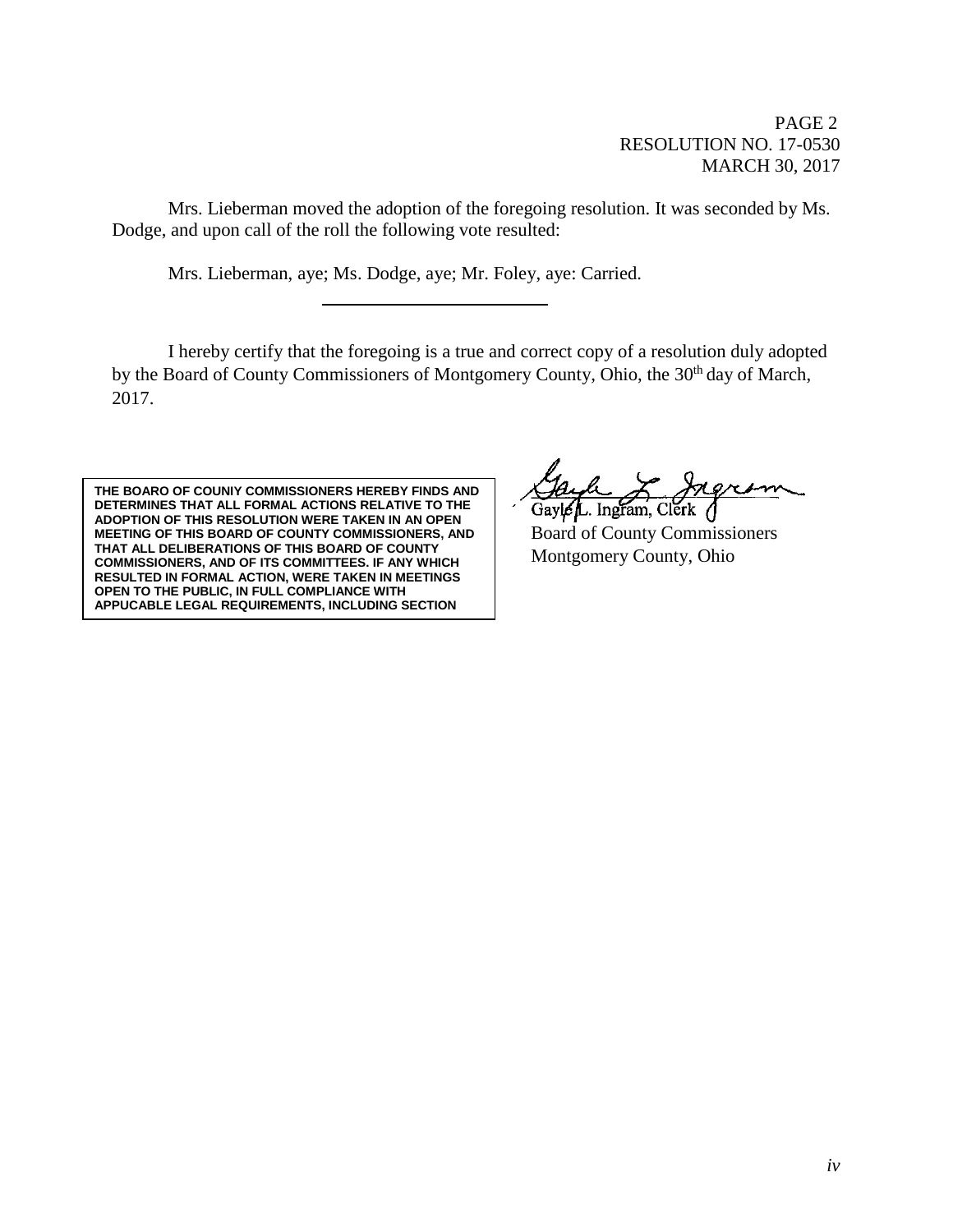PAGE 2
RESOLUTION NO. 17-0530
MARCH 30, 2017

Mrs. Lieberman moved the adoption of the foregoing resolution. It was seconded by Ms. Dodge, and upon call of the roll the following vote resulted:

Mrs. Lieberman, aye; Ms. Dodge, aye; Mr. Foley, aye: Carried.

---

I hereby certify that the foregoing is a true and correct copy of a resolution duly adopted by the Board of County Commissioners of Montgomery County, Ohio, the 30th day of March, 2017.

**THE BOARO OF COUNIY COMMISSIONERS HEREBY FINDS AND DETERMINES THAT ALL FORMAL ACTIONS RELATIVE TO THE ADOPTION OF THIS RESOLUTION WERE TAKEN IN AN OPEN MEETING OF THIS BOARD OF COUNTY COMMISSIONERS, AND THAT ALL DELIBERATIONS OF THIS BOARD OF COUNTY COMMISSIONERS, AND OF ITS COMMITTEES. IF ANY WHICH RESULTED IN FORMAL ACTION, WERE TAKEN IN MEETINGS OPEN TO THE PUBLIC, IN FULL COMPLIANCE WITH APPUCABLE LEGAL REQUIREMENTS, INCLUDING SECTION**

Gayle L. Ingram, Clerk
Board of County Commissioners
Montgomery County, Ohio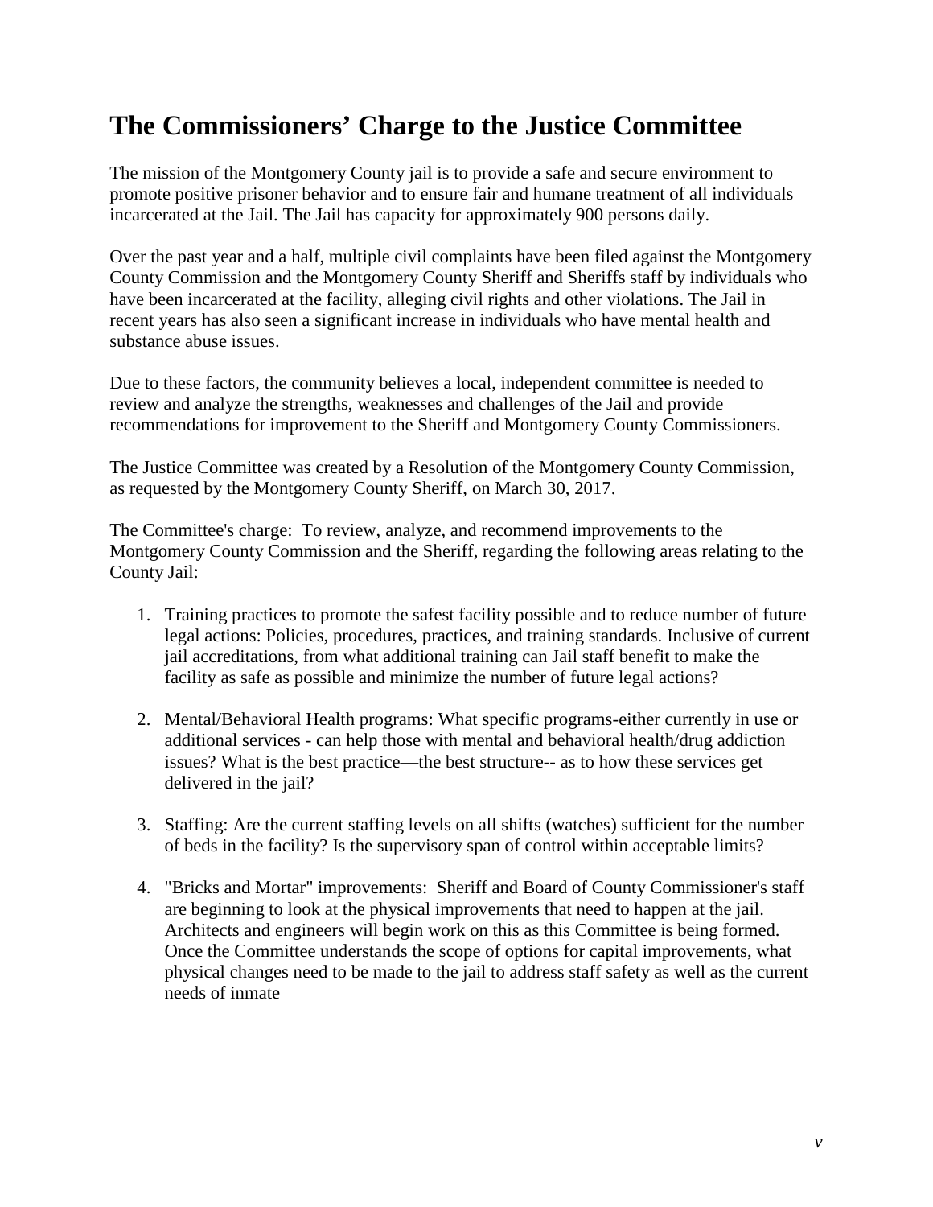# The Commissioners' Charge to the Justice Committee

The mission of the Montgomery County jail is to provide a safe and secure environment to promote positive prisoner behavior and to ensure fair and humane treatment of all individuals incarcerated at the Jail. The Jail has capacity for approximately 900 persons daily.

Over the past year and a half, multiple civil complaints have been filed against the Montgomery County Commission and the Montgomery County Sheriff and Sheriffs staff by individuals who have been incarcerated at the facility, alleging civil rights and other violations. The Jail in recent years has also seen a significant increase in individuals who have mental health and substance abuse issues.

Due to these factors, the community believes a local, independent committee is needed to review and analyze the strengths, weaknesses and challenges of the Jail and provide recommendations for improvement to the Sheriff and Montgomery County Commissioners.

The Justice Committee was created by a Resolution of the Montgomery County Commission, as requested by the Montgomery County Sheriff, on March 30, 2017.

The Committee's charge: To review, analyze, and recommend improvements to the Montgomery County Commission and the Sheriff, regarding the following areas relating to the County Jail:

1. Training practices to promote the safest facility possible and to reduce number of future legal actions: Policies, procedures, practices, and training standards. Inclusive of current jail accreditations, from what additional training can Jail staff benefit to make the facility as safe as possible and minimize the number of future legal actions?

2. Mental/Behavioral Health programs: What specific programs-either currently in use or additional services - can help those with mental and behavioral health/drug addiction issues? What is the best practice—the best structure-- as to how these services get delivered in the jail?

3. Staffing: Are the current staffing levels on all shifts (watches) sufficient for the number of beds in the facility? Is the supervisory span of control within acceptable limits?

4. "Bricks and Mortar" improvements: Sheriff and Board of County Commissioner's staff are beginning to look at the physical improvements that need to happen at the jail. Architects and engineers will begin work on this as this Committee is being formed. Once the Committee understands the scope of options for capital improvements, what physical changes need to be made to the jail to address staff safety as well as the current needs of inmate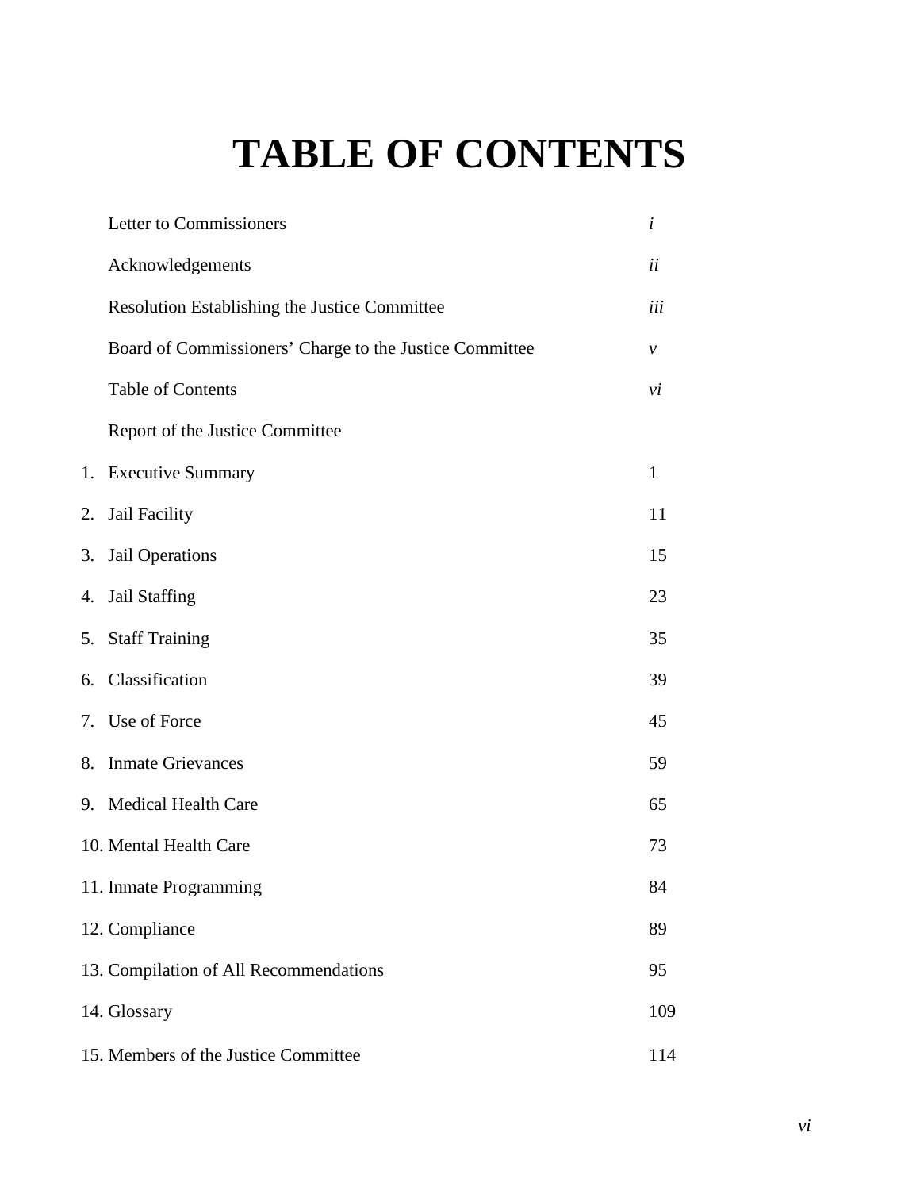# TABLE OF CONTENTS

| | | |
|---|---|---|
| | Letter to Commissioners | *i* |
| | Acknowledgements | *ii* |
| | Resolution Establishing the Justice Committee | *iii* |
| | Board of Commissioners' Charge to the Justice Committee | *v* |
| | Table of Contents | *vi* |
| | Report of the Justice Committee | |
| 1. | Executive Summary | 1 |
| 2. | Jail Facility | 11 |
| 3. | Jail Operations | 15 |
| 4. | Jail Staffing | 23 |
| 5. | Staff Training | 35 |
| 6. | Classification | 39 |
| 7. | Use of Force | 45 |
| 8. | Inmate Grievances | 59 |
| 9. | Medical Health Care | 65 |
| 10. | Mental Health Care | 73 |
| 11. | Inmate Programming | 84 |
| 12. | Compliance | 89 |
| 13. | Compilation of All Recommendations | 95 |
| 14. | Glossary | 109 |
| 15. | Members of the Justice Committee | 114 |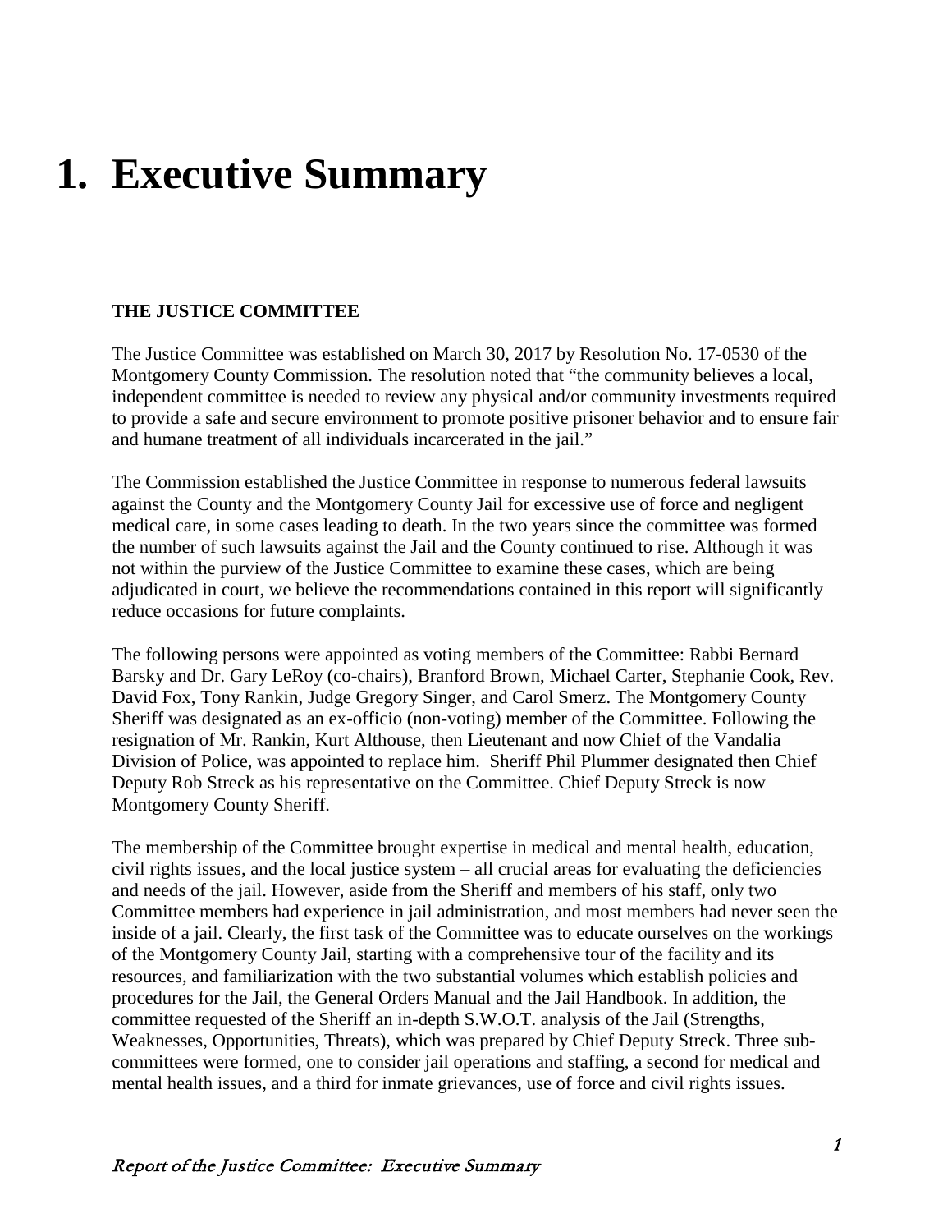# 1. Executive Summary

**THE JUSTICE COMMITTEE**

The Justice Committee was established on March 30, 2017 by Resolution No. 17-0530 of the Montgomery County Commission. The resolution noted that "the community believes a local, independent committee is needed to review any physical and/or community investments required to provide a safe and secure environment to promote positive prisoner behavior and to ensure fair and humane treatment of all individuals incarcerated in the jail."

The Commission established the Justice Committee in response to numerous federal lawsuits against the County and the Montgomery County Jail for excessive use of force and negligent medical care, in some cases leading to death. In the two years since the committee was formed the number of such lawsuits against the Jail and the County continued to rise. Although it was not within the purview of the Justice Committee to examine these cases, which are being adjudicated in court, we believe the recommendations contained in this report will significantly reduce occasions for future complaints.

The following persons were appointed as voting members of the Committee: Rabbi Bernard Barsky and Dr. Gary LeRoy (co-chairs), Branford Brown, Michael Carter, Stephanie Cook, Rev. David Fox, Tony Rankin, Judge Gregory Singer, and Carol Smerz. The Montgomery County Sheriff was designated as an ex-officio (non-voting) member of the Committee. Following the resignation of Mr. Rankin, Kurt Althouse, then Lieutenant and now Chief of the Vandalia Division of Police, was appointed to replace him. Sheriff Phil Plummer designated then Chief Deputy Rob Streck as his representative on the Committee. Chief Deputy Streck is now Montgomery County Sheriff.

The membership of the Committee brought expertise in medical and mental health, education, civil rights issues, and the local justice system – all crucial areas for evaluating the deficiencies and needs of the jail. However, aside from the Sheriff and members of his staff, only two Committee members had experience in jail administration, and most members had never seen the inside of a jail. Clearly, the first task of the Committee was to educate ourselves on the workings of the Montgomery County Jail, starting with a comprehensive tour of the facility and its resources, and familiarization with the two substantial volumes which establish policies and procedures for the Jail, the General Orders Manual and the Jail Handbook. In addition, the committee requested of the Sheriff an in-depth S.W.O.T. analysis of the Jail (Strengths, Weaknesses, Opportunities, Threats), which was prepared by Chief Deputy Streck. Three sub-committees were formed, one to consider jail operations and staffing, a second for medical and mental health issues, and a third for inmate grievances, use of force and civil rights issues.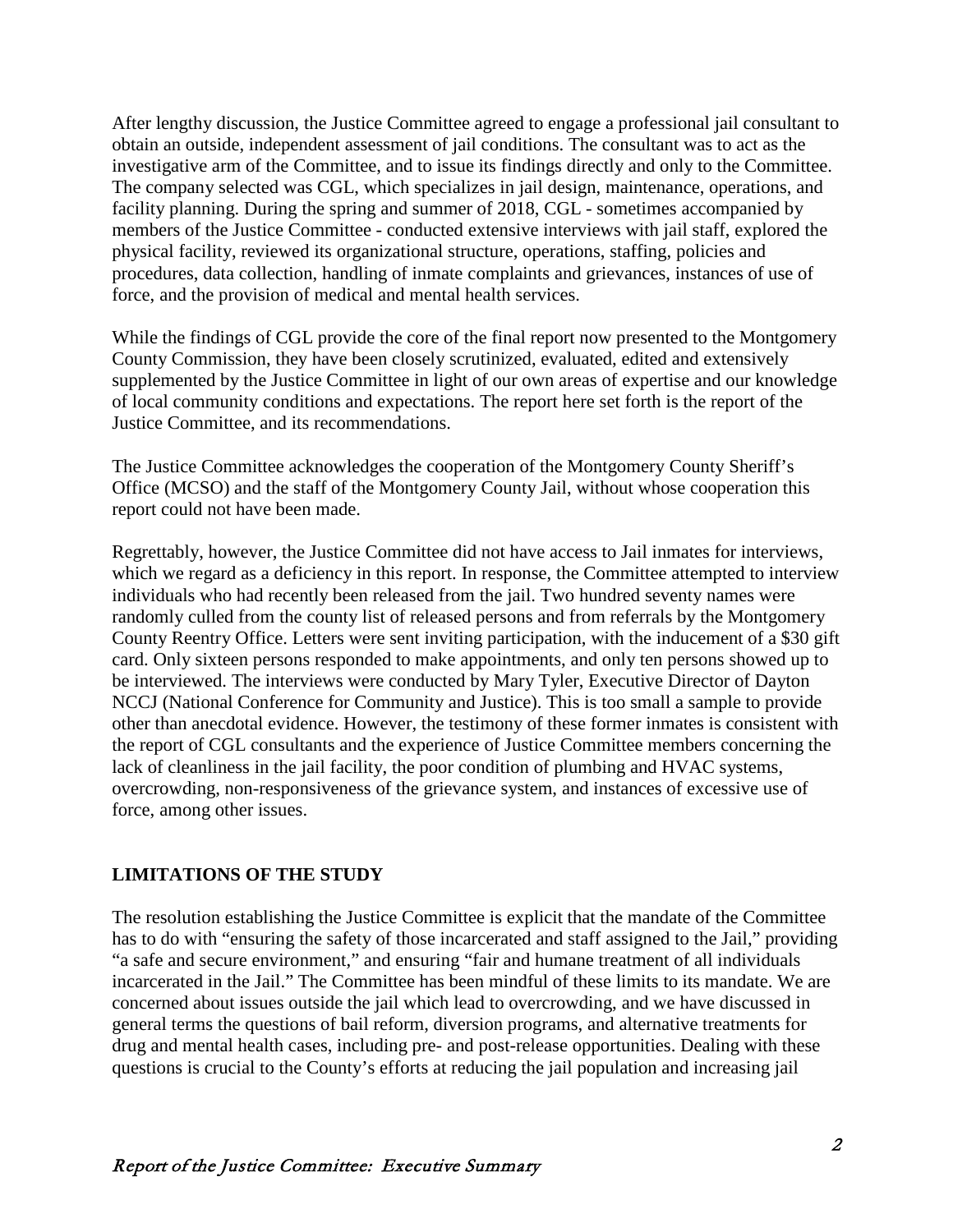After lengthy discussion, the Justice Committee agreed to engage a professional jail consultant to obtain an outside, independent assessment of jail conditions. The consultant was to act as the investigative arm of the Committee, and to issue its findings directly and only to the Committee. The company selected was CGL, which specializes in jail design, maintenance, operations, and facility planning. During the spring and summer of 2018, CGL - sometimes accompanied by members of the Justice Committee - conducted extensive interviews with jail staff, explored the physical facility, reviewed its organizational structure, operations, staffing, policies and procedures, data collection, handling of inmate complaints and grievances, instances of use of force, and the provision of medical and mental health services.

While the findings of CGL provide the core of the final report now presented to the Montgomery County Commission, they have been closely scrutinized, evaluated, edited and extensively supplemented by the Justice Committee in light of our own areas of expertise and our knowledge of local community conditions and expectations. The report here set forth is the report of the Justice Committee, and its recommendations.

The Justice Committee acknowledges the cooperation of the Montgomery County Sheriff's Office (MCSO) and the staff of the Montgomery County Jail, without whose cooperation this report could not have been made.

Regrettably, however, the Justice Committee did not have access to Jail inmates for interviews, which we regard as a deficiency in this report. In response, the Committee attempted to interview individuals who had recently been released from the jail. Two hundred seventy names were randomly culled from the county list of released persons and from referrals by the Montgomery County Reentry Office. Letters were sent inviting participation, with the inducement of a $30 gift card. Only sixteen persons responded to make appointments, and only ten persons showed up to be interviewed. The interviews were conducted by Mary Tyler, Executive Director of Dayton NCCJ (National Conference for Community and Justice). This is too small a sample to provide other than anecdotal evidence. However, the testimony of these former inmates is consistent with the report of CGL consultants and the experience of Justice Committee members concerning the lack of cleanliness in the jail facility, the poor condition of plumbing and HVAC systems, overcrowding, non-responsiveness of the grievance system, and instances of excessive use of force, among other issues.

## LIMITATIONS OF THE STUDY

The resolution establishing the Justice Committee is explicit that the mandate of the Committee has to do with "ensuring the safety of those incarcerated and staff assigned to the Jail," providing "a safe and secure environment," and ensuring "fair and humane treatment of all individuals incarcerated in the Jail." The Committee has been mindful of these limits to its mandate. We are concerned about issues outside the jail which lead to overcrowding, and we have discussed in general terms the questions of bail reform, diversion programs, and alternative treatments for drug and mental health cases, including pre- and post-release opportunities. Dealing with these questions is crucial to the County's efforts at reducing the jail population and increasing jail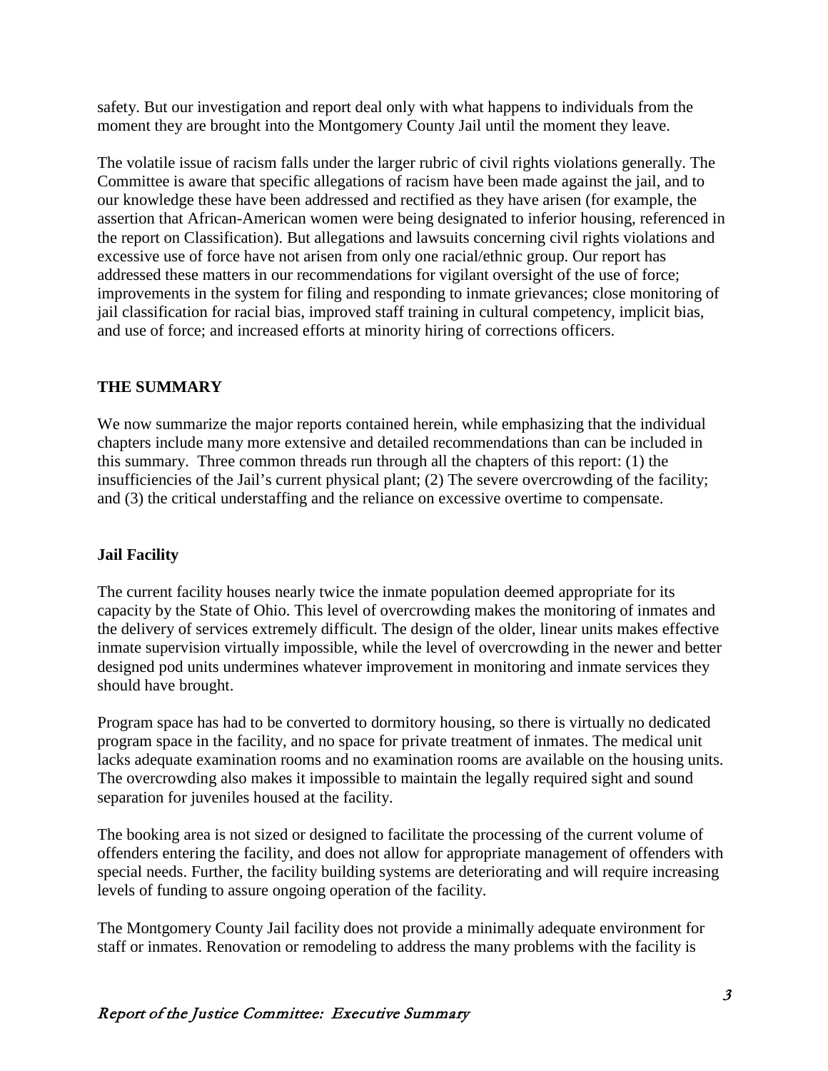safety. But our investigation and report deal only with what happens to individuals from the moment they are brought into the Montgomery County Jail until the moment they leave.

The volatile issue of racism falls under the larger rubric of civil rights violations generally. The Committee is aware that specific allegations of racism have been made against the jail, and to our knowledge these have been addressed and rectified as they have arisen (for example, the assertion that African-American women were being designated to inferior housing, referenced in the report on Classification). But allegations and lawsuits concerning civil rights violations and excessive use of force have not arisen from only one racial/ethnic group. Our report has addressed these matters in our recommendations for vigilant oversight of the use of force; improvements in the system for filing and responding to inmate grievances; close monitoring of jail classification for racial bias, improved staff training in cultural competency, implicit bias, and use of force; and increased efforts at minority hiring of corrections officers.

## THE SUMMARY

We now summarize the major reports contained herein, while emphasizing that the individual chapters include many more extensive and detailed recommendations than can be included in this summary. Three common threads run through all the chapters of this report: (1) the insufficiencies of the Jail's current physical plant; (2) The severe overcrowding of the facility; and (3) the critical understaffing and the reliance on excessive overtime to compensate.

### Jail Facility

The current facility houses nearly twice the inmate population deemed appropriate for its capacity by the State of Ohio. This level of overcrowding makes the monitoring of inmates and the delivery of services extremely difficult. The design of the older, linear units makes effective inmate supervision virtually impossible, while the level of overcrowding in the newer and better designed pod units undermines whatever improvement in monitoring and inmate services they should have brought.

Program space has had to be converted to dormitory housing, so there is virtually no dedicated program space in the facility, and no space for private treatment of inmates. The medical unit lacks adequate examination rooms and no examination rooms are available on the housing units. The overcrowding also makes it impossible to maintain the legally required sight and sound separation for juveniles housed at the facility.

The booking area is not sized or designed to facilitate the processing of the current volume of offenders entering the facility, and does not allow for appropriate management of offenders with special needs. Further, the facility building systems are deteriorating and will require increasing levels of funding to assure ongoing operation of the facility.

The Montgomery County Jail facility does not provide a minimally adequate environment for staff or inmates. Renovation or remodeling to address the many problems with the facility is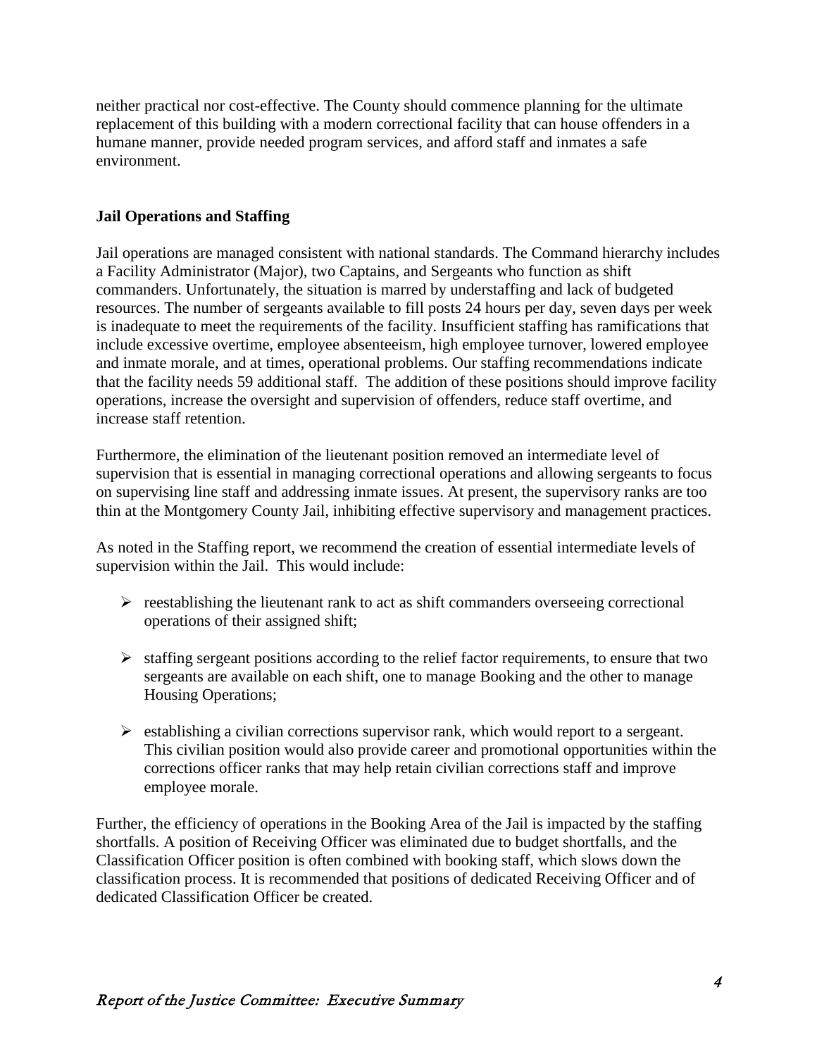neither practical nor cost-effective. The County should commence planning for the ultimate replacement of this building with a modern correctional facility that can house offenders in a humane manner, provide needed program services, and afford staff and inmates a safe environment.

**Jail Operations and Staffing**

Jail operations are managed consistent with national standards. The Command hierarchy includes a Facility Administrator (Major), two Captains, and Sergeants who function as shift commanders. Unfortunately, the situation is marred by understaffing and lack of budgeted resources. The number of sergeants available to fill posts 24 hours per day, seven days per week is inadequate to meet the requirements of the facility. Insufficient staffing has ramifications that include excessive overtime, employee absenteeism, high employee turnover, lowered employee and inmate morale, and at times, operational problems. Our staffing recommendations indicate that the facility needs 59 additional staff. The addition of these positions should improve facility operations, increase the oversight and supervision of offenders, reduce staff overtime, and increase staff retention.

Furthermore, the elimination of the lieutenant position removed an intermediate level of supervision that is essential in managing correctional operations and allowing sergeants to focus on supervising line staff and addressing inmate issues. At present, the supervisory ranks are too thin at the Montgomery County Jail, inhibiting effective supervisory and management practices.

As noted in the Staffing report, we recommend the creation of essential intermediate levels of supervision within the Jail. This would include:

- reestablishing the lieutenant rank to act as shift commanders overseeing correctional operations of their assigned shift;
- staffing sergeant positions according to the relief factor requirements, to ensure that two sergeants are available on each shift, one to manage Booking and the other to manage Housing Operations;
- establishing a civilian corrections supervisor rank, which would report to a sergeant. This civilian position would also provide career and promotional opportunities within the corrections officer ranks that may help retain civilian corrections staff and improve employee morale.

Further, the efficiency of operations in the Booking Area of the Jail is impacted by the staffing shortfalls. A position of Receiving Officer was eliminated due to budget shortfalls, and the Classification Officer position is often combined with booking staff, which slows down the classification process. It is recommended that positions of dedicated Receiving Officer and of dedicated Classification Officer be created.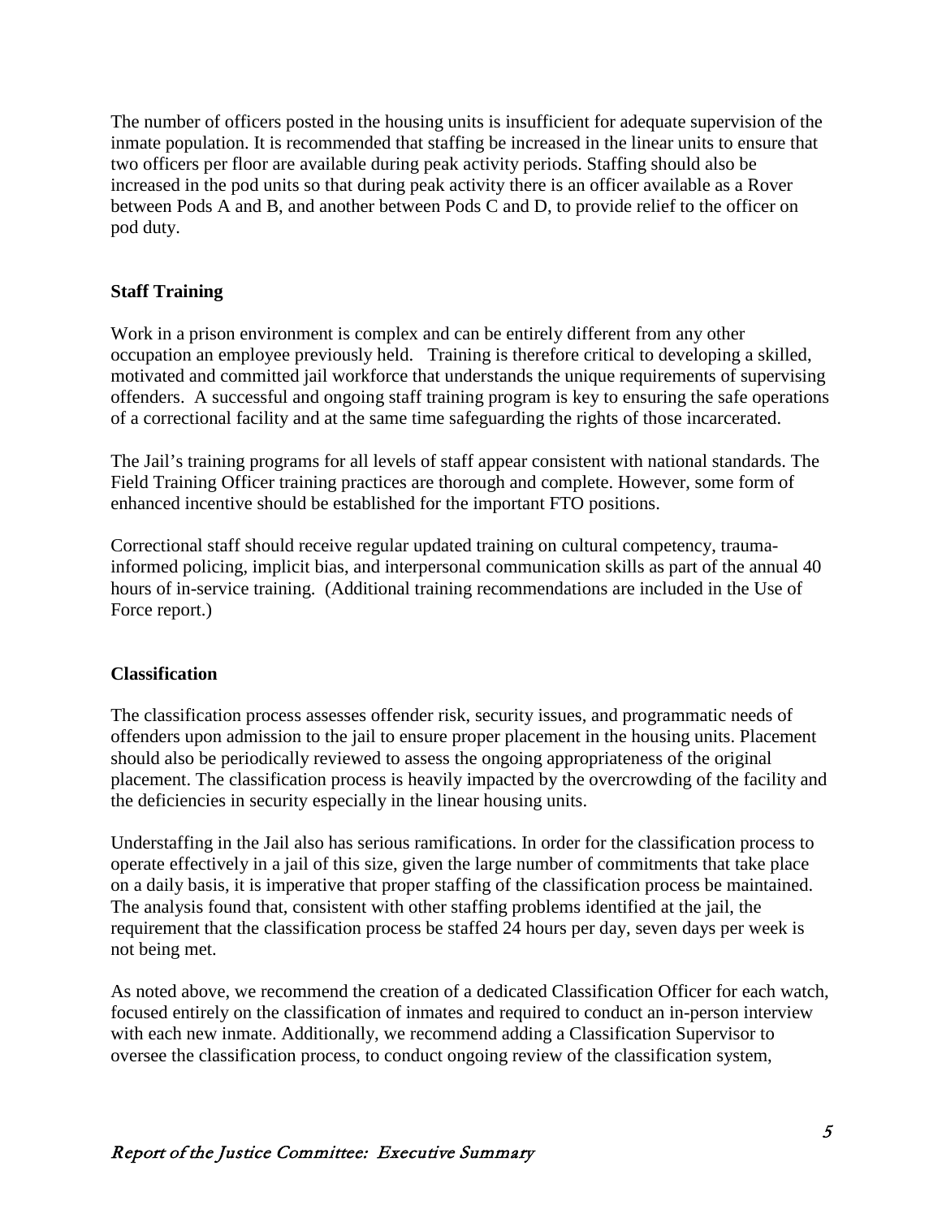The number of officers posted in the housing units is insufficient for adequate supervision of the inmate population. It is recommended that staffing be increased in the linear units to ensure that two officers per floor are available during peak activity periods. Staffing should also be increased in the pod units so that during peak activity there is an officer available as a Rover between Pods A and B, and another between Pods C and D, to provide relief to the officer on pod duty.

**Staff Training**

Work in a prison environment is complex and can be entirely different from any other occupation an employee previously held. Training is therefore critical to developing a skilled, motivated and committed jail workforce that understands the unique requirements of supervising offenders. A successful and ongoing staff training program is key to ensuring the safe operations of a correctional facility and at the same time safeguarding the rights of those incarcerated.

The Jail's training programs for all levels of staff appear consistent with national standards. The Field Training Officer training practices are thorough and complete. However, some form of enhanced incentive should be established for the important FTO positions.

Correctional staff should receive regular updated training on cultural competency, trauma-informed policing, implicit bias, and interpersonal communication skills as part of the annual 40 hours of in-service training. (Additional training recommendations are included in the Use of Force report.)

**Classification**

The classification process assesses offender risk, security issues, and programmatic needs of offenders upon admission to the jail to ensure proper placement in the housing units. Placement should also be periodically reviewed to assess the ongoing appropriateness of the original placement. The classification process is heavily impacted by the overcrowding of the facility and the deficiencies in security especially in the linear housing units.

Understaffing in the Jail also has serious ramifications. In order for the classification process to operate effectively in a jail of this size, given the large number of commitments that take place on a daily basis, it is imperative that proper staffing of the classification process be maintained. The analysis found that, consistent with other staffing problems identified at the jail, the requirement that the classification process be staffed 24 hours per day, seven days per week is not being met.

As noted above, we recommend the creation of a dedicated Classification Officer for each watch, focused entirely on the classification of inmates and required to conduct an in-person interview with each new inmate. Additionally, we recommend adding a Classification Supervisor to oversee the classification process, to conduct ongoing review of the classification system,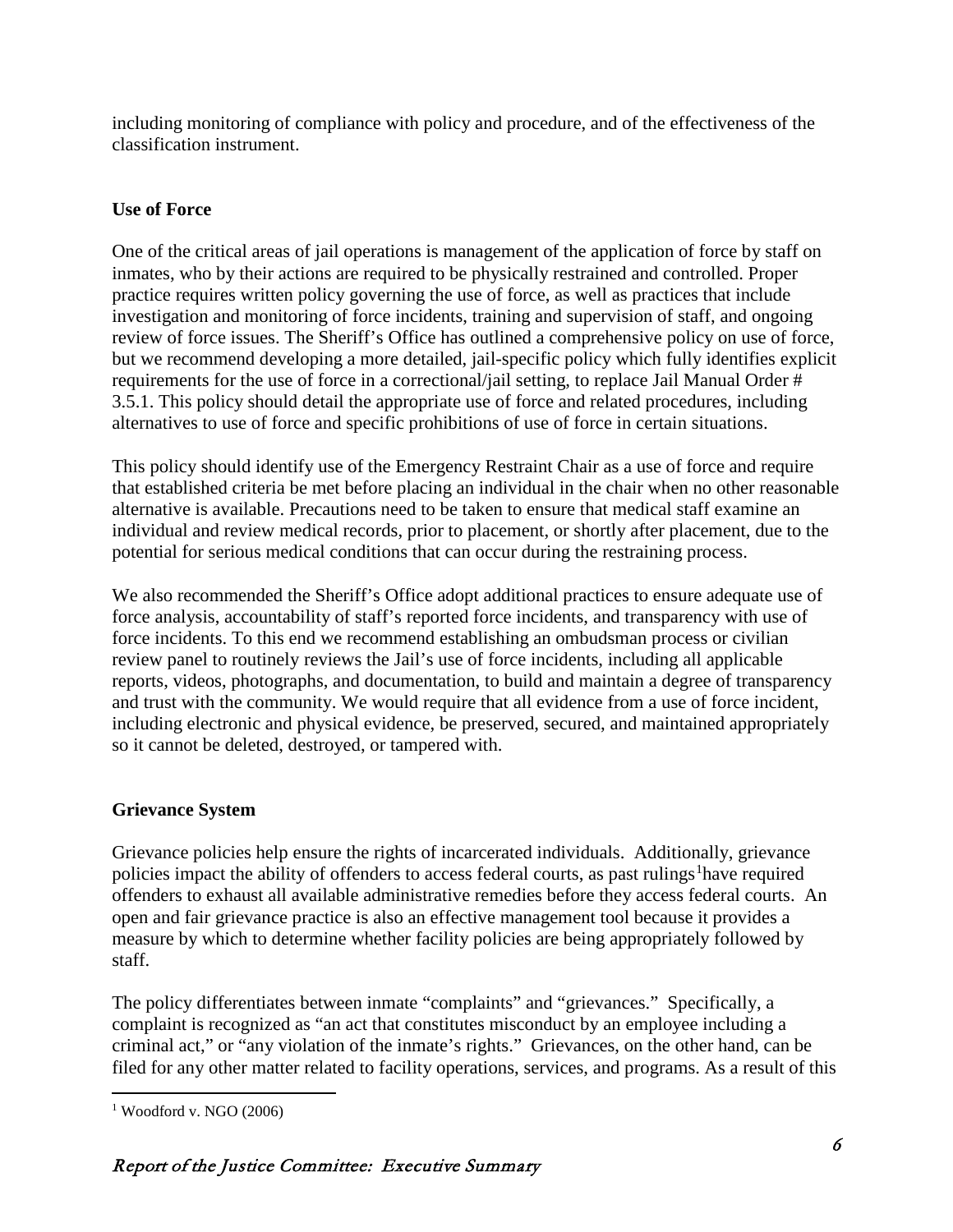including monitoring of compliance with policy and procedure, and of the effectiveness of the classification instrument.

**Use of Force**

One of the critical areas of jail operations is management of the application of force by staff on inmates, who by their actions are required to be physically restrained and controlled. Proper practice requires written policy governing the use of force, as well as practices that include investigation and monitoring of force incidents, training and supervision of staff, and ongoing review of force issues. The Sheriff's Office has outlined a comprehensive policy on use of force, but we recommend developing a more detailed, jail-specific policy which fully identifies explicit requirements for the use of force in a correctional/jail setting, to replace Jail Manual Order # 3.5.1. This policy should detail the appropriate use of force and related procedures, including alternatives to use of force and specific prohibitions of use of force in certain situations.

This policy should identify use of the Emergency Restraint Chair as a use of force and require that established criteria be met before placing an individual in the chair when no other reasonable alternative is available. Precautions need to be taken to ensure that medical staff examine an individual and review medical records, prior to placement, or shortly after placement, due to the potential for serious medical conditions that can occur during the restraining process.

We also recommended the Sheriff's Office adopt additional practices to ensure adequate use of force analysis, accountability of staff's reported force incidents, and transparency with use of force incidents. To this end we recommend establishing an ombudsman process or civilian review panel to routinely reviews the Jail's use of force incidents, including all applicable reports, videos, photographs, and documentation, to build and maintain a degree of transparency and trust with the community. We would require that all evidence from a use of force incident, including electronic and physical evidence, be preserved, secured, and maintained appropriately so it cannot be deleted, destroyed, or tampered with.

**Grievance System**

Grievance policies help ensure the rights of incarcerated individuals. Additionally, grievance policies impact the ability of offenders to access federal courts, as past rulings[1]have required offenders to exhaust all available administrative remedies before they access federal courts. An open and fair grievance practice is also an effective management tool because it provides a measure by which to determine whether facility policies are being appropriately followed by staff.

The policy differentiates between inmate "complaints" and "grievances." Specifically, a complaint is recognized as "an act that constitutes misconduct by an employee including a criminal act," or "any violation of the inmate's rights." Grievances, on the other hand, can be filed for any other matter related to facility operations, services, and programs. As a result of this

[1] Woodford v. NGO (2006)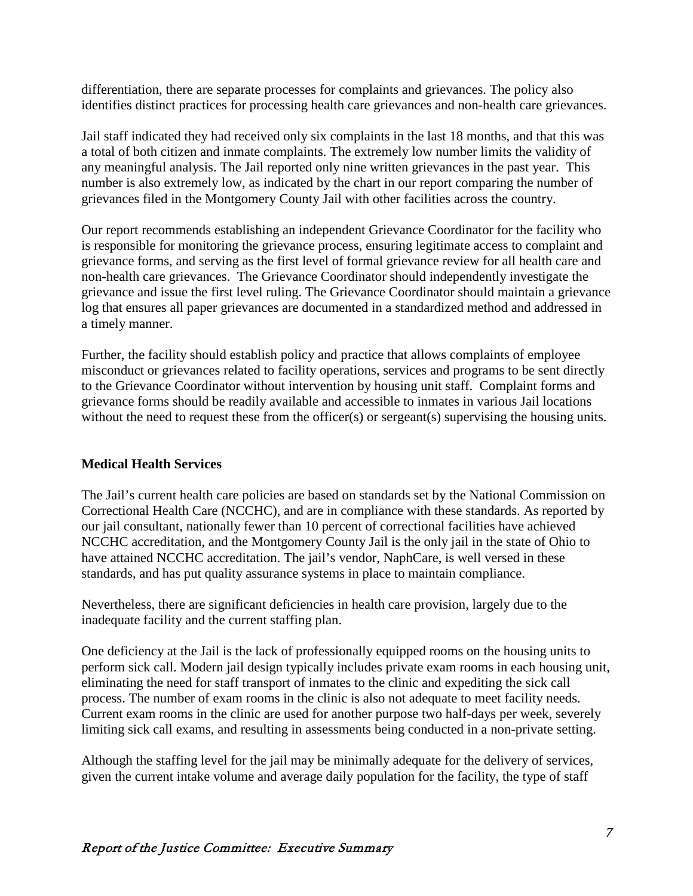differentiation, there are separate processes for complaints and grievances. The policy also identifies distinct practices for processing health care grievances and non-health care grievances.

Jail staff indicated they had received only six complaints in the last 18 months, and that this was a total of both citizen and inmate complaints. The extremely low number limits the validity of any meaningful analysis. The Jail reported only nine written grievances in the past year. This number is also extremely low, as indicated by the chart in our report comparing the number of grievances filed in the Montgomery County Jail with other facilities across the country.

Our report recommends establishing an independent Grievance Coordinator for the facility who is responsible for monitoring the grievance process, ensuring legitimate access to complaint and grievance forms, and serving as the first level of formal grievance review for all health care and non-health care grievances. The Grievance Coordinator should independently investigate the grievance and issue the first level ruling. The Grievance Coordinator should maintain a grievance log that ensures all paper grievances are documented in a standardized method and addressed in a timely manner.

Further, the facility should establish policy and practice that allows complaints of employee misconduct or grievances related to facility operations, services and programs to be sent directly to the Grievance Coordinator without intervention by housing unit staff. Complaint forms and grievance forms should be readily available and accessible to inmates in various Jail locations without the need to request these from the officer(s) or sergeant(s) supervising the housing units.

**Medical Health Services**

The Jail's current health care policies are based on standards set by the National Commission on Correctional Health Care (NCCHC), and are in compliance with these standards. As reported by our jail consultant, nationally fewer than 10 percent of correctional facilities have achieved NCCHC accreditation, and the Montgomery County Jail is the only jail in the state of Ohio to have attained NCCHC accreditation. The jail's vendor, NaphCare, is well versed in these standards, and has put quality assurance systems in place to maintain compliance.

Nevertheless, there are significant deficiencies in health care provision, largely due to the inadequate facility and the current staffing plan.

One deficiency at the Jail is the lack of professionally equipped rooms on the housing units to perform sick call. Modern jail design typically includes private exam rooms in each housing unit, eliminating the need for staff transport of inmates to the clinic and expediting the sick call process. The number of exam rooms in the clinic is also not adequate to meet facility needs. Current exam rooms in the clinic are used for another purpose two half-days per week, severely limiting sick call exams, and resulting in assessments being conducted in a non-private setting.

Although the staffing level for the jail may be minimally adequate for the delivery of services, given the current intake volume and average daily population for the facility, the type of staff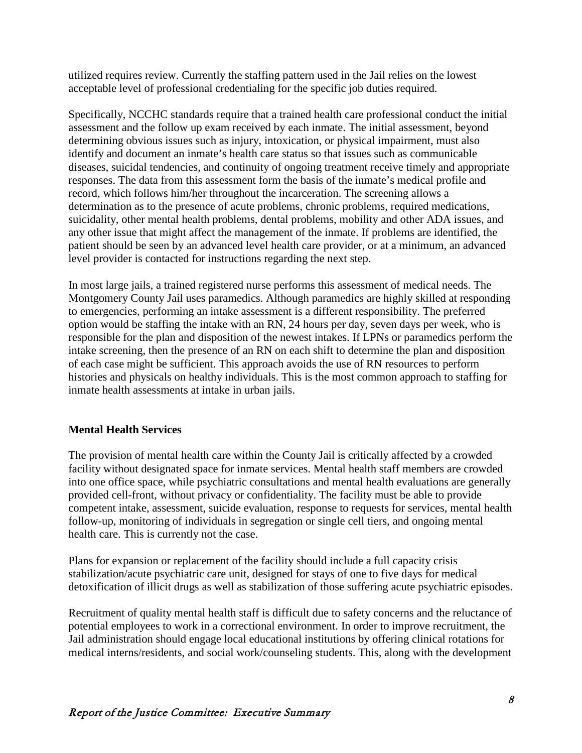utilized requires review. Currently the staffing pattern used in the Jail relies on the lowest acceptable level of professional credentialing for the specific job duties required.

Specifically, NCCHC standards require that a trained health care professional conduct the initial assessment and the follow up exam received by each inmate. The initial assessment, beyond determining obvious issues such as injury, intoxication, or physical impairment, must also identify and document an inmate's health care status so that issues such as communicable diseases, suicidal tendencies, and continuity of ongoing treatment receive timely and appropriate responses. The data from this assessment form the basis of the inmate's medical profile and record, which follows him/her throughout the incarceration. The screening allows a determination as to the presence of acute problems, chronic problems, required medications, suicidality, other mental health problems, dental problems, mobility and other ADA issues, and any other issue that might affect the management of the inmate. If problems are identified, the patient should be seen by an advanced level health care provider, or at a minimum, an advanced level provider is contacted for instructions regarding the next step.

In most large jails, a trained registered nurse performs this assessment of medical needs. The Montgomery County Jail uses paramedics. Although paramedics are highly skilled at responding to emergencies, performing an intake assessment is a different responsibility. The preferred option would be staffing the intake with an RN, 24 hours per day, seven days per week, who is responsible for the plan and disposition of the newest intakes. If LPNs or paramedics perform the intake screening, then the presence of an RN on each shift to determine the plan and disposition of each case might be sufficient. This approach avoids the use of RN resources to perform histories and physicals on healthy individuals. This is the most common approach to staffing for inmate health assessments at intake in urban jails.

## Mental Health Services

The provision of mental health care within the County Jail is critically affected by a crowded facility without designated space for inmate services. Mental health staff members are crowded into one office space, while psychiatric consultations and mental health evaluations are generally provided cell-front, without privacy or confidentiality. The facility must be able to provide competent intake, assessment, suicide evaluation, response to requests for services, mental health follow-up, monitoring of individuals in segregation or single cell tiers, and ongoing mental health care. This is currently not the case.

Plans for expansion or replacement of the facility should include a full capacity crisis stabilization/acute psychiatric care unit, designed for stays of one to five days for medical detoxification of illicit drugs as well as stabilization of those suffering acute psychiatric episodes.

Recruitment of quality mental health staff is difficult due to safety concerns and the reluctance of potential employees to work in a correctional environment. In order to improve recruitment, the Jail administration should engage local educational institutions by offering clinical rotations for medical interns/residents, and social work/counseling students. This, along with the development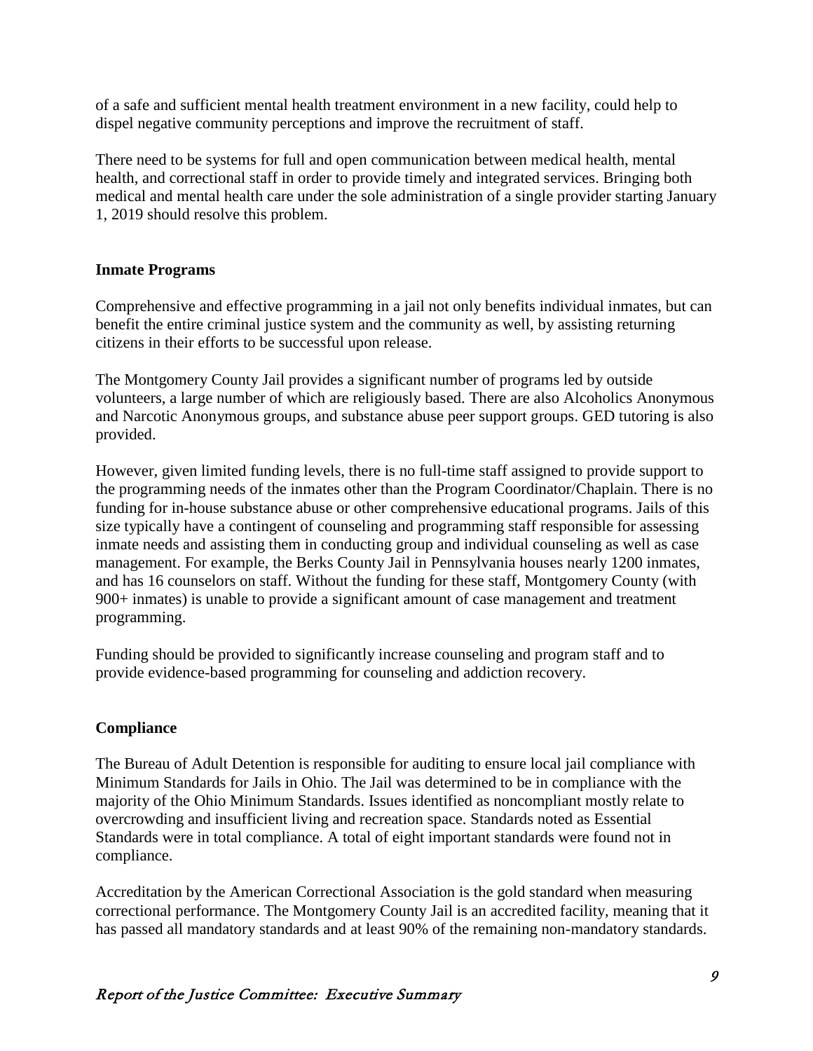of a safe and sufficient mental health treatment environment in a new facility, could help to dispel negative community perceptions and improve the recruitment of staff.

There need to be systems for full and open communication between medical health, mental health, and correctional staff in order to provide timely and integrated services. Bringing both medical and mental health care under the sole administration of a single provider starting January 1, 2019 should resolve this problem.

**Inmate Programs**

Comprehensive and effective programming in a jail not only benefits individual inmates, but can benefit the entire criminal justice system and the community as well, by assisting returning citizens in their efforts to be successful upon release.

The Montgomery County Jail provides a significant number of programs led by outside volunteers, a large number of which are religiously based. There are also Alcoholics Anonymous and Narcotic Anonymous groups, and substance abuse peer support groups. GED tutoring is also provided.

However, given limited funding levels, there is no full-time staff assigned to provide support to the programming needs of the inmates other than the Program Coordinator/Chaplain. There is no funding for in-house substance abuse or other comprehensive educational programs. Jails of this size typically have a contingent of counseling and programming staff responsible for assessing inmate needs and assisting them in conducting group and individual counseling as well as case management. For example, the Berks County Jail in Pennsylvania houses nearly 1200 inmates, and has 16 counselors on staff. Without the funding for these staff, Montgomery County (with 900+ inmates) is unable to provide a significant amount of case management and treatment programming.

Funding should be provided to significantly increase counseling and program staff and to provide evidence-based programming for counseling and addiction recovery.

**Compliance**

The Bureau of Adult Detention is responsible for auditing to ensure local jail compliance with Minimum Standards for Jails in Ohio. The Jail was determined to be in compliance with the majority of the Ohio Minimum Standards. Issues identified as noncompliant mostly relate to overcrowding and insufficient living and recreation space. Standards noted as Essential Standards were in total compliance. A total of eight important standards were found not in compliance.

Accreditation by the American Correctional Association is the gold standard when measuring correctional performance. The Montgomery County Jail is an accredited facility, meaning that it has passed all mandatory standards and at least 90% of the remaining non-mandatory standards.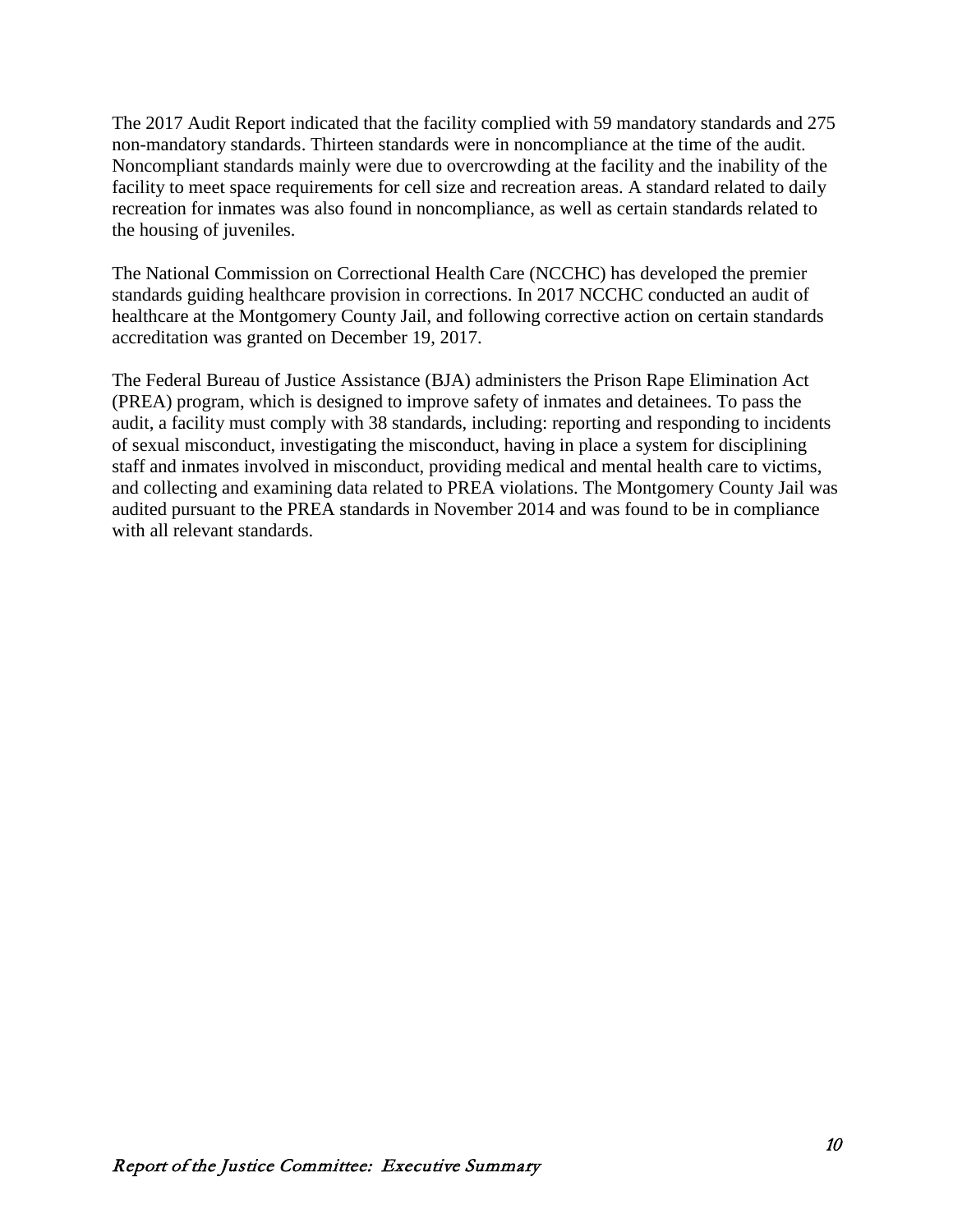The 2017 Audit Report indicated that the facility complied with 59 mandatory standards and 275 non-mandatory standards. Thirteen standards were in noncompliance at the time of the audit. Noncompliant standards mainly were due to overcrowding at the facility and the inability of the facility to meet space requirements for cell size and recreation areas. A standard related to daily recreation for inmates was also found in noncompliance, as well as certain standards related to the housing of juveniles.

The National Commission on Correctional Health Care (NCCHC) has developed the premier standards guiding healthcare provision in corrections. In 2017 NCCHC conducted an audit of healthcare at the Montgomery County Jail, and following corrective action on certain standards accreditation was granted on December 19, 2017.

The Federal Bureau of Justice Assistance (BJA) administers the Prison Rape Elimination Act (PREA) program, which is designed to improve safety of inmates and detainees. To pass the audit, a facility must comply with 38 standards, including: reporting and responding to incidents of sexual misconduct, investigating the misconduct, having in place a system for disciplining staff and inmates involved in misconduct, providing medical and mental health care to victims, and collecting and examining data related to PREA violations. The Montgomery County Jail was audited pursuant to the PREA standards in November 2014 and was found to be in compliance with all relevant standards.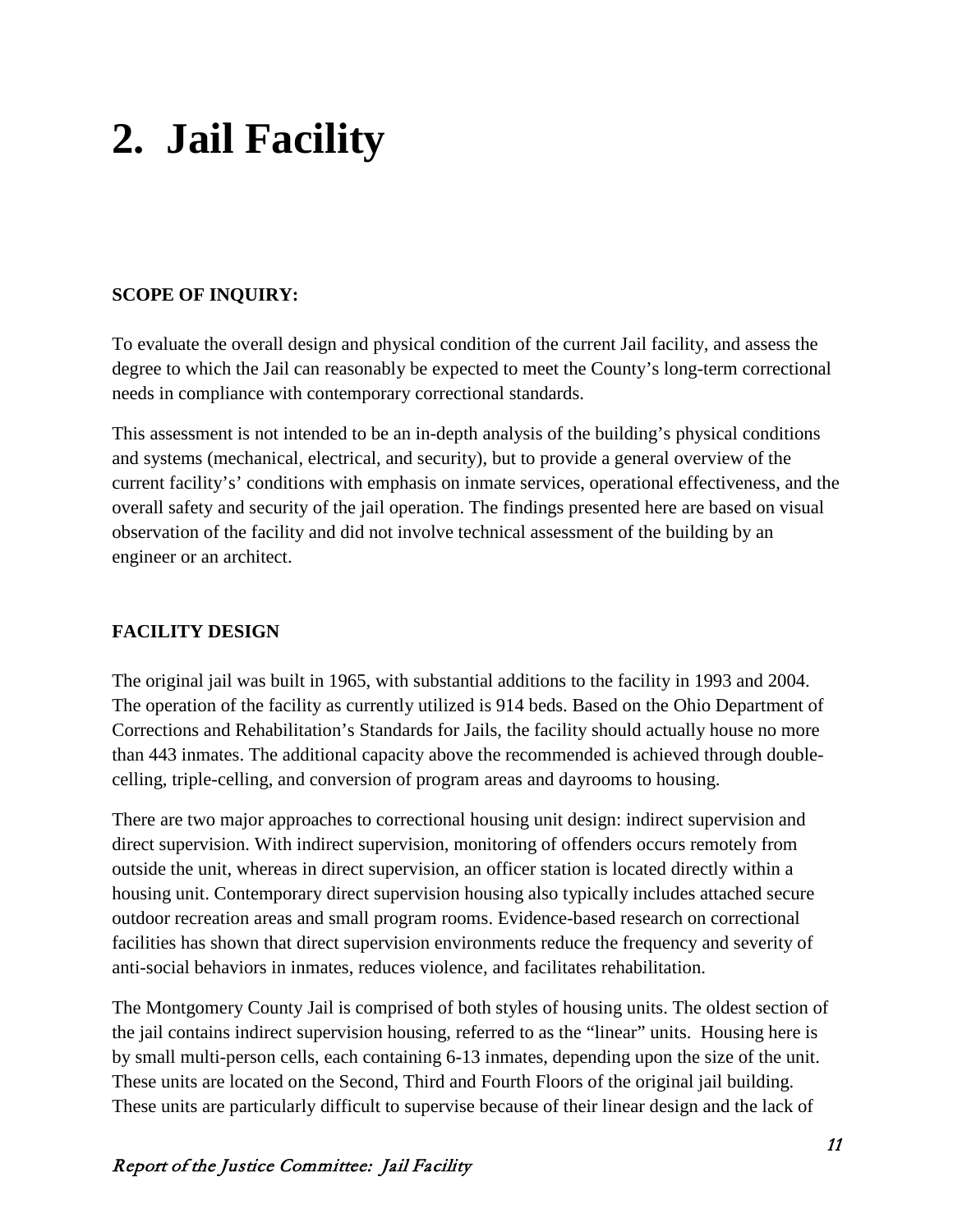# 2. Jail Facility

**SCOPE OF INQUIRY:**

To evaluate the overall design and physical condition of the current Jail facility, and assess the degree to which the Jail can reasonably be expected to meet the County's long-term correctional needs in compliance with contemporary correctional standards.

This assessment is not intended to be an in-depth analysis of the building's physical conditions and systems (mechanical, electrical, and security), but to provide a general overview of the current facility's' conditions with emphasis on inmate services, operational effectiveness, and the overall safety and security of the jail operation. The findings presented here are based on visual observation of the facility and did not involve technical assessment of the building by an engineer or an architect.

**FACILITY DESIGN**

The original jail was built in 1965, with substantial additions to the facility in 1993 and 2004. The operation of the facility as currently utilized is 914 beds. Based on the Ohio Department of Corrections and Rehabilitation's Standards for Jails, the facility should actually house no more than 443 inmates. The additional capacity above the recommended is achieved through double-celling, triple-celling, and conversion of program areas and dayrooms to housing.

There are two major approaches to correctional housing unit design: indirect supervision and direct supervision. With indirect supervision, monitoring of offenders occurs remotely from outside the unit, whereas in direct supervision, an officer station is located directly within a housing unit. Contemporary direct supervision housing also typically includes attached secure outdoor recreation areas and small program rooms. Evidence-based research on correctional facilities has shown that direct supervision environments reduce the frequency and severity of anti-social behaviors in inmates, reduces violence, and facilitates rehabilitation.

The Montgomery County Jail is comprised of both styles of housing units. The oldest section of the jail contains indirect supervision housing, referred to as the "linear" units. Housing here is by small multi-person cells, each containing 6-13 inmates, depending upon the size of the unit. These units are located on the Second, Third and Fourth Floors of the original jail building. These units are particularly difficult to supervise because of their linear design and the lack of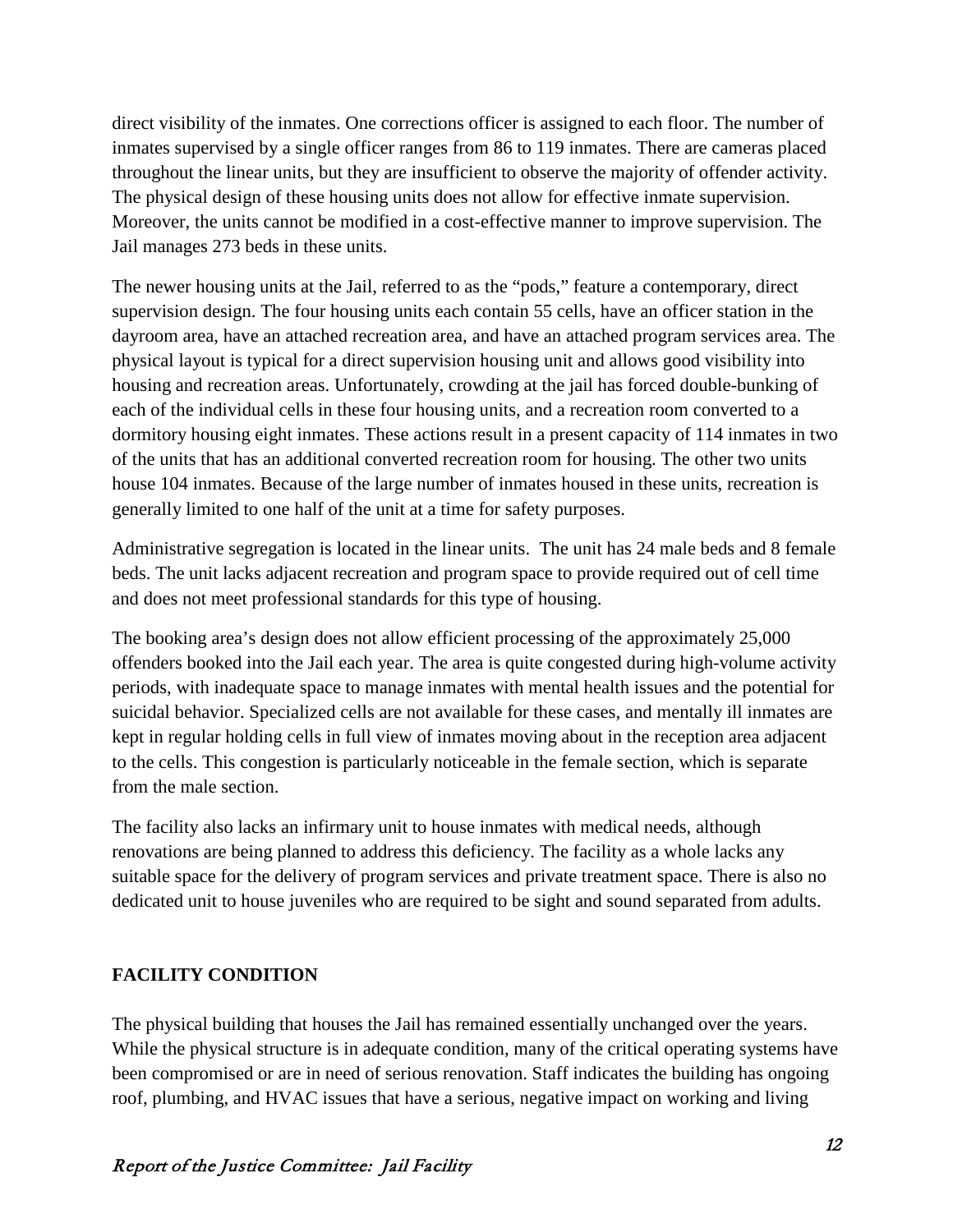direct visibility of the inmates. One corrections officer is assigned to each floor. The number of inmates supervised by a single officer ranges from 86 to 119 inmates. There are cameras placed throughout the linear units, but they are insufficient to observe the majority of offender activity. The physical design of these housing units does not allow for effective inmate supervision. Moreover, the units cannot be modified in a cost-effective manner to improve supervision. The Jail manages 273 beds in these units.

The newer housing units at the Jail, referred to as the "pods," feature a contemporary, direct supervision design. The four housing units each contain 55 cells, have an officer station in the dayroom area, have an attached recreation area, and have an attached program services area. The physical layout is typical for a direct supervision housing unit and allows good visibility into housing and recreation areas. Unfortunately, crowding at the jail has forced double-bunking of each of the individual cells in these four housing units, and a recreation room converted to a dormitory housing eight inmates. These actions result in a present capacity of 114 inmates in two of the units that has an additional converted recreation room for housing. The other two units house 104 inmates. Because of the large number of inmates housed in these units, recreation is generally limited to one half of the unit at a time for safety purposes.

Administrative segregation is located in the linear units. The unit has 24 male beds and 8 female beds. The unit lacks adjacent recreation and program space to provide required out of cell time and does not meet professional standards for this type of housing.

The booking area's design does not allow efficient processing of the approximately 25,000 offenders booked into the Jail each year. The area is quite congested during high-volume activity periods, with inadequate space to manage inmates with mental health issues and the potential for suicidal behavior. Specialized cells are not available for these cases, and mentally ill inmates are kept in regular holding cells in full view of inmates moving about in the reception area adjacent to the cells. This congestion is particularly noticeable in the female section, which is separate from the male section.

The facility also lacks an infirmary unit to house inmates with medical needs, although renovations are being planned to address this deficiency. The facility as a whole lacks any suitable space for the delivery of program services and private treatment space. There is also no dedicated unit to house juveniles who are required to be sight and sound separated from adults.

## FACILITY CONDITION

The physical building that houses the Jail has remained essentially unchanged over the years. While the physical structure is in adequate condition, many of the critical operating systems have been compromised or are in need of serious renovation. Staff indicates the building has ongoing roof, plumbing, and HVAC issues that have a serious, negative impact on working and living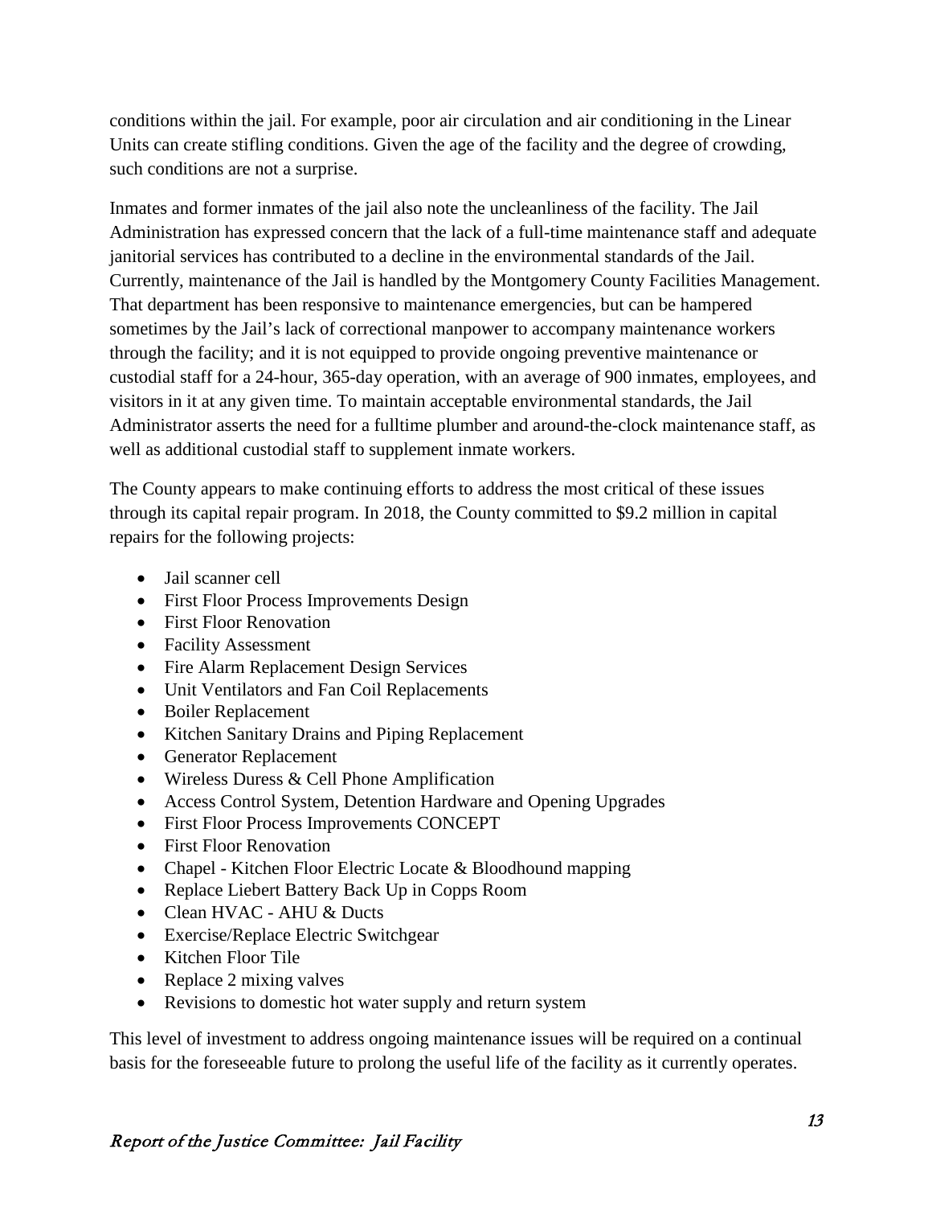conditions within the jail. For example, poor air circulation and air conditioning in the Linear Units can create stifling conditions. Given the age of the facility and the degree of crowding, such conditions are not a surprise.

Inmates and former inmates of the jail also note the uncleanliness of the facility. The Jail Administration has expressed concern that the lack of a full-time maintenance staff and adequate janitorial services has contributed to a decline in the environmental standards of the Jail. Currently, maintenance of the Jail is handled by the Montgomery County Facilities Management. That department has been responsive to maintenance emergencies, but can be hampered sometimes by the Jail's lack of correctional manpower to accompany maintenance workers through the facility; and it is not equipped to provide ongoing preventive maintenance or custodial staff for a 24-hour, 365-day operation, with an average of 900 inmates, employees, and visitors in it at any given time. To maintain acceptable environmental standards, the Jail Administrator asserts the need for a fulltime plumber and around-the-clock maintenance staff, as well as additional custodial staff to supplement inmate workers.

The County appears to make continuing efforts to address the most critical of these issues through its capital repair program. In 2018, the County committed to $9.2 million in capital repairs for the following projects:

- Jail scanner cell
- First Floor Process Improvements Design
- First Floor Renovation
- Facility Assessment
- Fire Alarm Replacement Design Services
- Unit Ventilators and Fan Coil Replacements
- Boiler Replacement
- Kitchen Sanitary Drains and Piping Replacement
- Generator Replacement
- Wireless Duress & Cell Phone Amplification
- Access Control System, Detention Hardware and Opening Upgrades
- First Floor Process Improvements CONCEPT
- First Floor Renovation
- Chapel - Kitchen Floor Electric Locate & Bloodhound mapping
- Replace Liebert Battery Back Up in Copps Room
- Clean HVAC - AHU & Ducts
- Exercise/Replace Electric Switchgear
- Kitchen Floor Tile
- Replace 2 mixing valves
- Revisions to domestic hot water supply and return system

This level of investment to address ongoing maintenance issues will be required on a continual basis for the foreseeable future to prolong the useful life of the facility as it currently operates.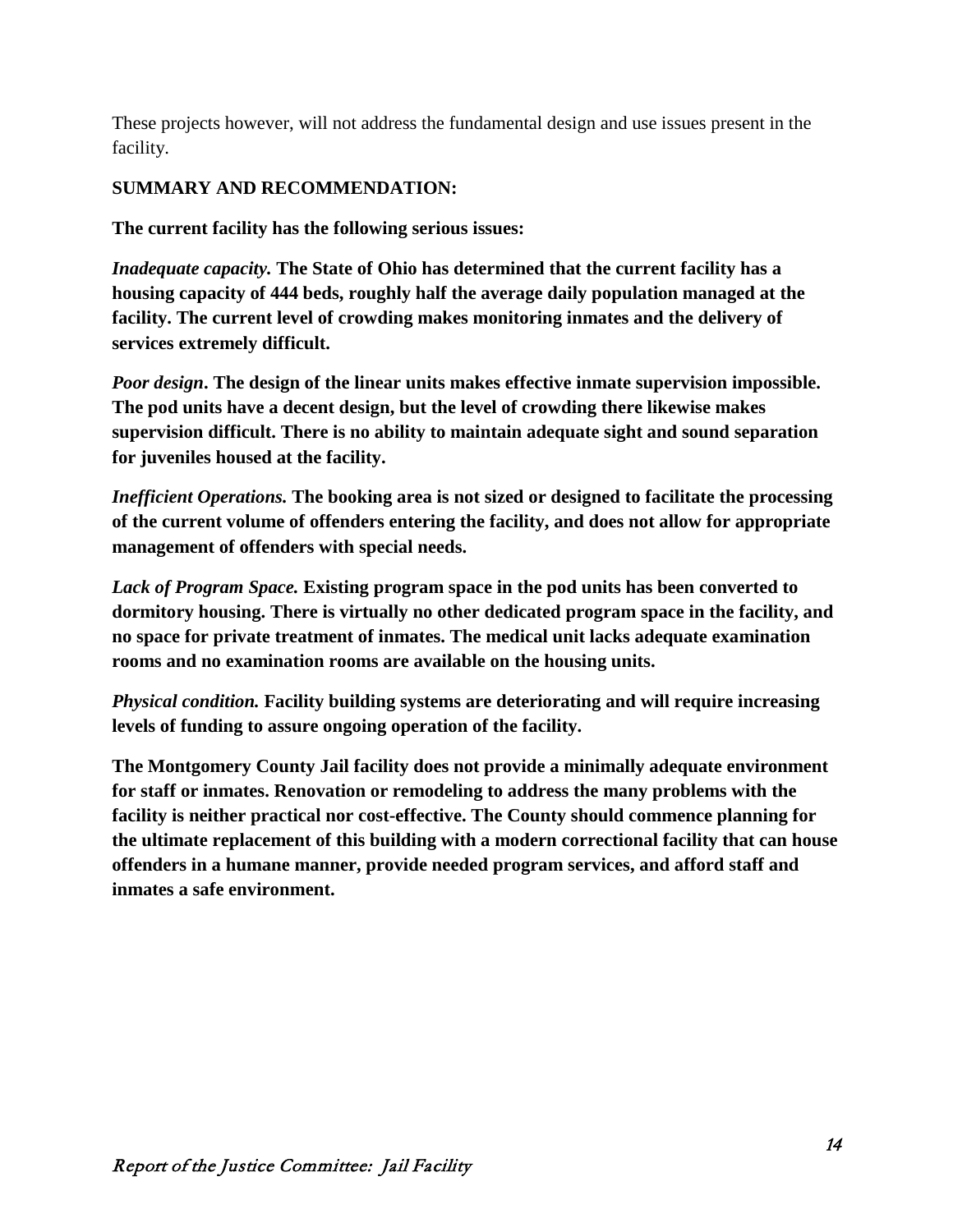These projects however, will not address the fundamental design and use issues present in the facility.

**SUMMARY AND RECOMMENDATION:**

**The current facility has the following serious issues:**

***Inadequate capacity.*** **The State of Ohio has determined that the current facility has a housing capacity of 444 beds, roughly half the average daily population managed at the facility. The current level of crowding makes monitoring inmates and the delivery of services extremely difficult.**

***Poor design*****. The design of the linear units makes effective inmate supervision impossible. The pod units have a decent design, but the level of crowding there likewise makes supervision difficult. There is no ability to maintain adequate sight and sound separation for juveniles housed at the facility.**

***Inefficient Operations.*** **The booking area is not sized or designed to facilitate the processing of the current volume of offenders entering the facility, and does not allow for appropriate management of offenders with special needs.**

***Lack of Program Space.*** **Existing program space in the pod units has been converted to dormitory housing. There is virtually no other dedicated program space in the facility, and no space for private treatment of inmates. The medical unit lacks adequate examination rooms and no examination rooms are available on the housing units.**

***Physical condition.*** **Facility building systems are deteriorating and will require increasing levels of funding to assure ongoing operation of the facility.**

**The Montgomery County Jail facility does not provide a minimally adequate environment for staff or inmates. Renovation or remodeling to address the many problems with the facility is neither practical nor cost-effective. The County should commence planning for the ultimate replacement of this building with a modern correctional facility that can house offenders in a humane manner, provide needed program services, and afford staff and inmates a safe environment.**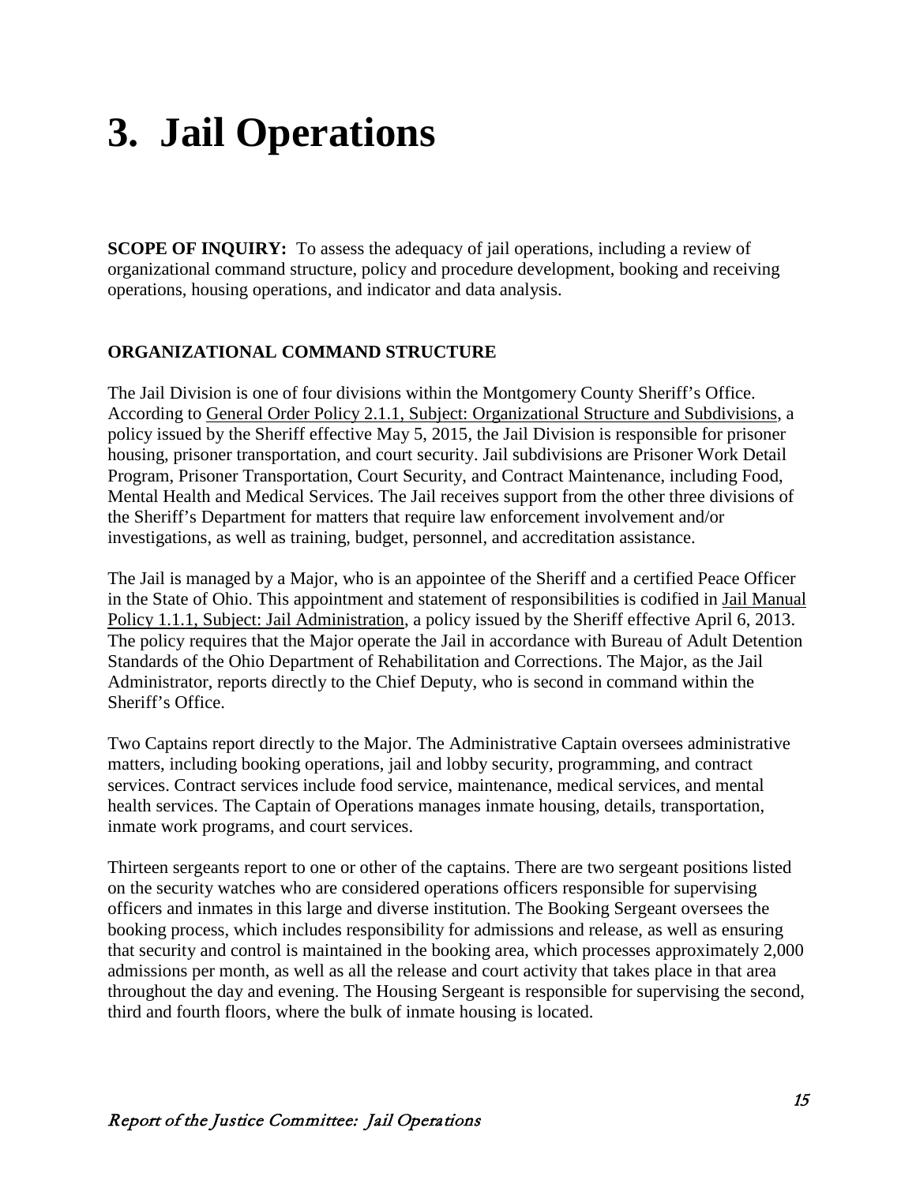# 3. Jail Operations

**SCOPE OF INQUIRY:** To assess the adequacy of jail operations, including a review of organizational command structure, policy and procedure development, booking and receiving operations, housing operations, and indicator and data analysis.

**ORGANIZATIONAL COMMAND STRUCTURE**

The Jail Division is one of four divisions within the Montgomery County Sheriff's Office. According to General Order Policy 2.1.1, Subject: Organizational Structure and Subdivisions, a policy issued by the Sheriff effective May 5, 2015, the Jail Division is responsible for prisoner housing, prisoner transportation, and court security. Jail subdivisions are Prisoner Work Detail Program, Prisoner Transportation, Court Security, and Contract Maintenance, including Food, Mental Health and Medical Services. The Jail receives support from the other three divisions of the Sheriff's Department for matters that require law enforcement involvement and/or investigations, as well as training, budget, personnel, and accreditation assistance.

The Jail is managed by a Major, who is an appointee of the Sheriff and a certified Peace Officer in the State of Ohio. This appointment and statement of responsibilities is codified in Jail Manual Policy 1.1.1, Subject: Jail Administration, a policy issued by the Sheriff effective April 6, 2013. The policy requires that the Major operate the Jail in accordance with Bureau of Adult Detention Standards of the Ohio Department of Rehabilitation and Corrections. The Major, as the Jail Administrator, reports directly to the Chief Deputy, who is second in command within the Sheriff's Office.

Two Captains report directly to the Major. The Administrative Captain oversees administrative matters, including booking operations, jail and lobby security, programming, and contract services. Contract services include food service, maintenance, medical services, and mental health services. The Captain of Operations manages inmate housing, details, transportation, inmate work programs, and court services.

Thirteen sergeants report to one or other of the captains. There are two sergeant positions listed on the security watches who are considered operations officers responsible for supervising officers and inmates in this large and diverse institution. The Booking Sergeant oversees the booking process, which includes responsibility for admissions and release, as well as ensuring that security and control is maintained in the booking area, which processes approximately 2,000 admissions per month, as well as all the release and court activity that takes place in that area throughout the day and evening. The Housing Sergeant is responsible for supervising the second, third and fourth floors, where the bulk of inmate housing is located.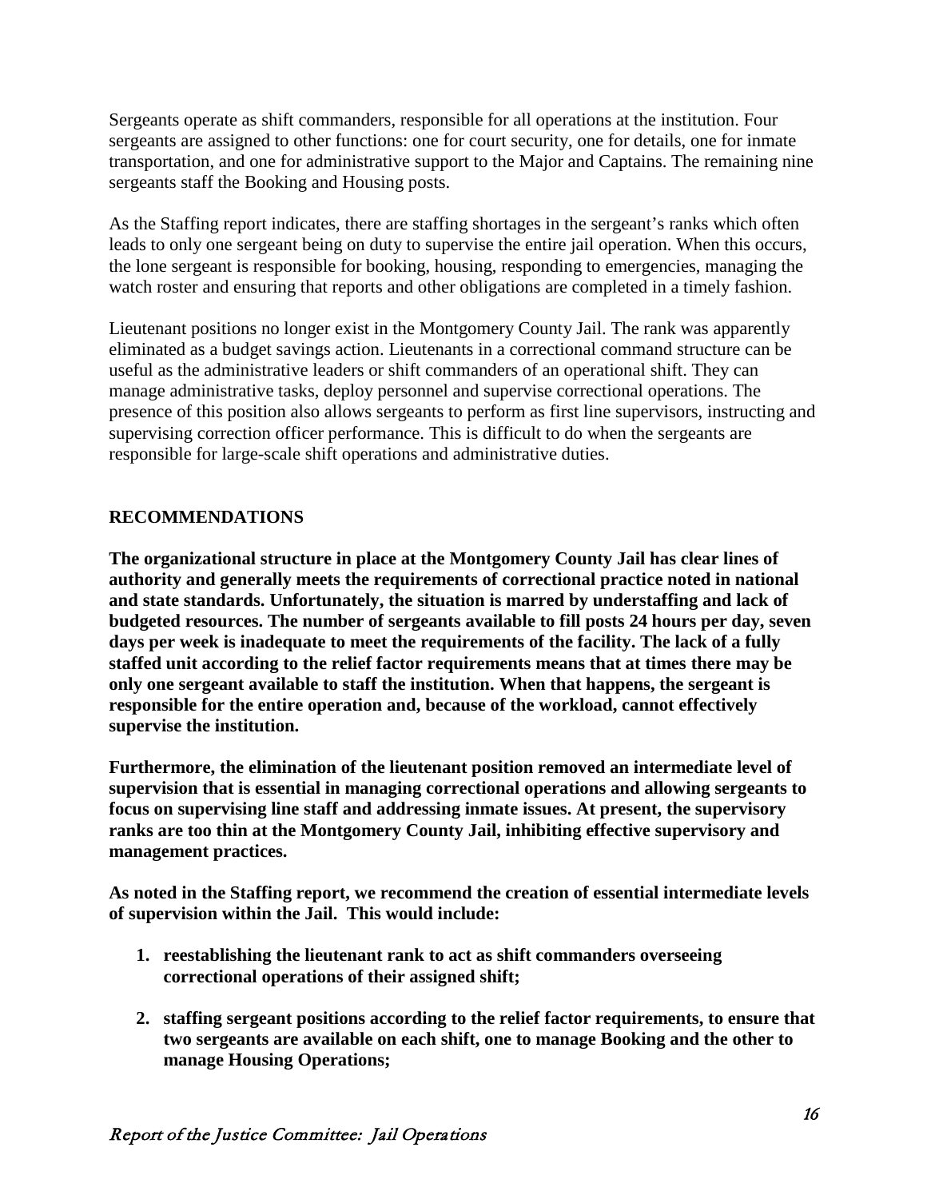Sergeants operate as shift commanders, responsible for all operations at the institution. Four sergeants are assigned to other functions: one for court security, one for details, one for inmate transportation, and one for administrative support to the Major and Captains. The remaining nine sergeants staff the Booking and Housing posts.

As the Staffing report indicates, there are staffing shortages in the sergeant's ranks which often leads to only one sergeant being on duty to supervise the entire jail operation. When this occurs, the lone sergeant is responsible for booking, housing, responding to emergencies, managing the watch roster and ensuring that reports and other obligations are completed in a timely fashion.

Lieutenant positions no longer exist in the Montgomery County Jail. The rank was apparently eliminated as a budget savings action. Lieutenants in a correctional command structure can be useful as the administrative leaders or shift commanders of an operational shift. They can manage administrative tasks, deploy personnel and supervise correctional operations. The presence of this position also allows sergeants to perform as first line supervisors, instructing and supervising correction officer performance. This is difficult to do when the sergeants are responsible for large-scale shift operations and administrative duties.

## RECOMMENDATIONS

**The organizational structure in place at the Montgomery County Jail has clear lines of authority and generally meets the requirements of correctional practice noted in national and state standards. Unfortunately, the situation is marred by understaffing and lack of budgeted resources. The number of sergeants available to fill posts 24 hours per day, seven days per week is inadequate to meet the requirements of the facility. The lack of a fully staffed unit according to the relief factor requirements means that at times there may be only one sergeant available to staff the institution. When that happens, the sergeant is responsible for the entire operation and, because of the workload, cannot effectively supervise the institution.**

**Furthermore, the elimination of the lieutenant position removed an intermediate level of supervision that is essential in managing correctional operations and allowing sergeants to focus on supervising line staff and addressing inmate issues. At present, the supervisory ranks are too thin at the Montgomery County Jail, inhibiting effective supervisory and management practices.**

**As noted in the Staffing report, we recommend the creation of essential intermediate levels of supervision within the Jail. This would include:**

1. **reestablishing the lieutenant rank to act as shift commanders overseeing correctional operations of their assigned shift;**

2. **staffing sergeant positions according to the relief factor requirements, to ensure that two sergeants are available on each shift, one to manage Booking and the other to manage Housing Operations;**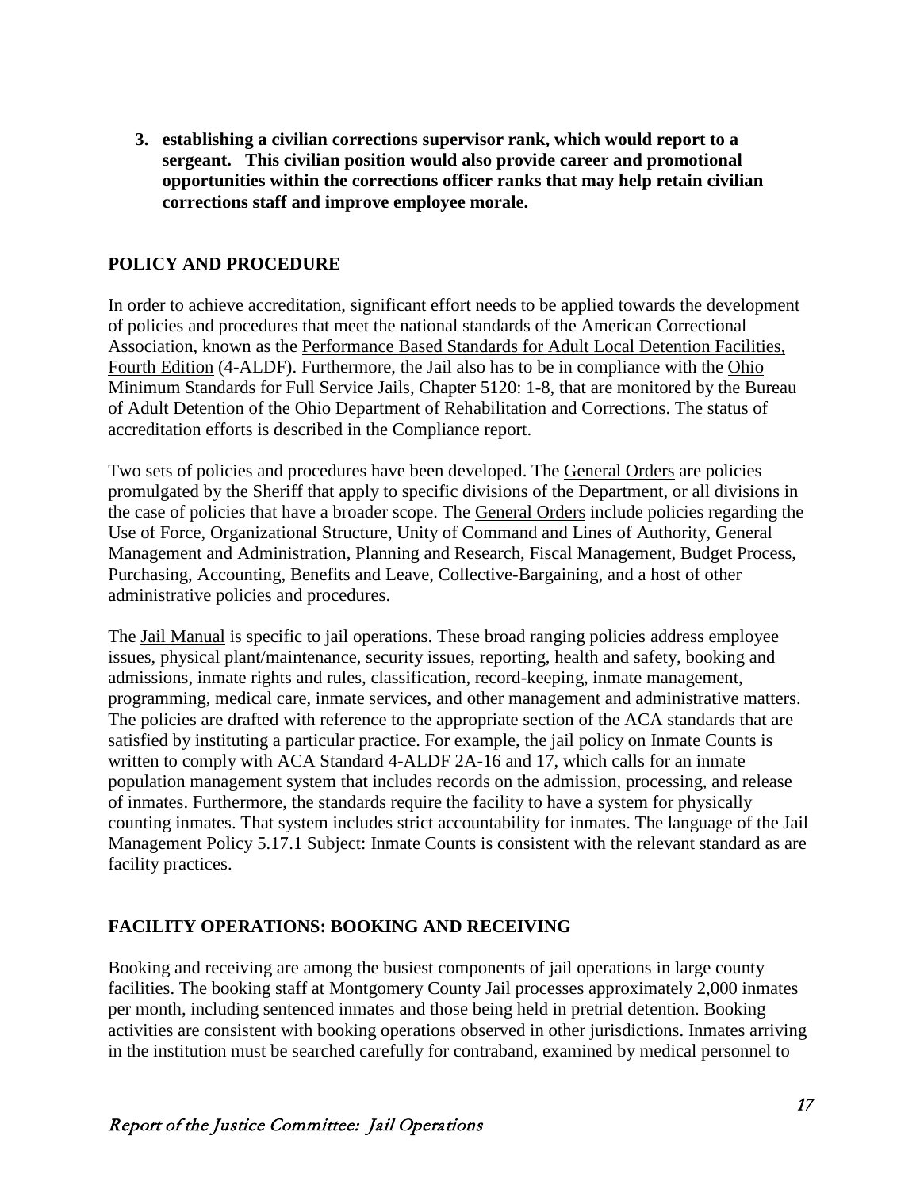3. **establishing a civilian corrections supervisor rank, which would report to a sergeant. This civilian position would also provide career and promotional opportunities within the corrections officer ranks that may help retain civilian corrections staff and improve employee morale.**

## POLICY AND PROCEDURE

In order to achieve accreditation, significant effort needs to be applied towards the development of policies and procedures that meet the national standards of the American Correctional Association, known as the Performance Based Standards for Adult Local Detention Facilities, Fourth Edition (4-ALDF). Furthermore, the Jail also has to be in compliance with the Ohio Minimum Standards for Full Service Jails, Chapter 5120: 1-8, that are monitored by the Bureau of Adult Detention of the Ohio Department of Rehabilitation and Corrections. The status of accreditation efforts is described in the Compliance report.

Two sets of policies and procedures have been developed. The General Orders are policies promulgated by the Sheriff that apply to specific divisions of the Department, or all divisions in the case of policies that have a broader scope. The General Orders include policies regarding the Use of Force, Organizational Structure, Unity of Command and Lines of Authority, General Management and Administration, Planning and Research, Fiscal Management, Budget Process, Purchasing, Accounting, Benefits and Leave, Collective-Bargaining, and a host of other administrative policies and procedures.

The Jail Manual is specific to jail operations. These broad ranging policies address employee issues, physical plant/maintenance, security issues, reporting, health and safety, booking and admissions, inmate rights and rules, classification, record-keeping, inmate management, programming, medical care, inmate services, and other management and administrative matters. The policies are drafted with reference to the appropriate section of the ACA standards that are satisfied by instituting a particular practice. For example, the jail policy on Inmate Counts is written to comply with ACA Standard 4-ALDF 2A-16 and 17, which calls for an inmate population management system that includes records on the admission, processing, and release of inmates. Furthermore, the standards require the facility to have a system for physically counting inmates. That system includes strict accountability for inmates. The language of the Jail Management Policy 5.17.1 Subject: Inmate Counts is consistent with the relevant standard as are facility practices.

## FACILITY OPERATIONS: BOOKING AND RECEIVING

Booking and receiving are among the busiest components of jail operations in large county facilities. The booking staff at Montgomery County Jail processes approximately 2,000 inmates per month, including sentenced inmates and those being held in pretrial detention. Booking activities are consistent with booking operations observed in other jurisdictions. Inmates arriving in the institution must be searched carefully for contraband, examined by medical personnel to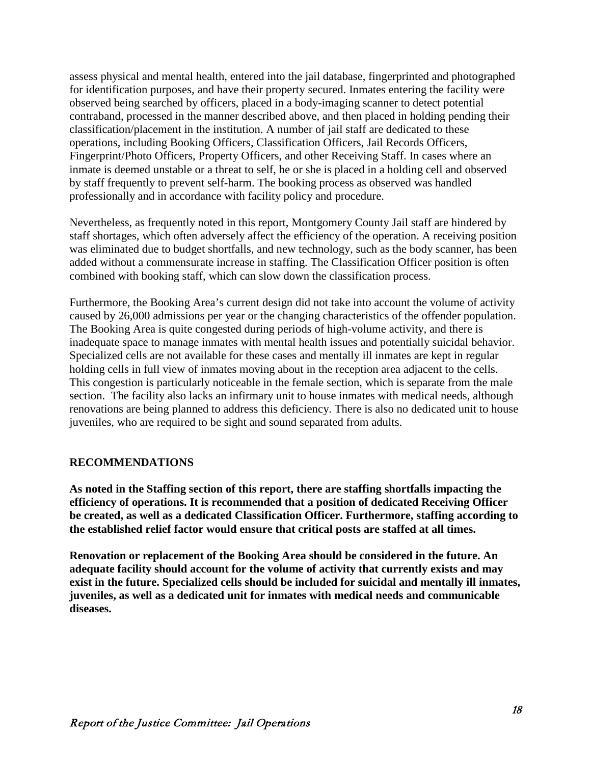assess physical and mental health, entered into the jail database, fingerprinted and photographed for identification purposes, and have their property secured. Inmates entering the facility were observed being searched by officers, placed in a body-imaging scanner to detect potential contraband, processed in the manner described above, and then placed in holding pending their classification/placement in the institution. A number of jail staff are dedicated to these operations, including Booking Officers, Classification Officers, Jail Records Officers, Fingerprint/Photo Officers, Property Officers, and other Receiving Staff. In cases where an inmate is deemed unstable or a threat to self, he or she is placed in a holding cell and observed by staff frequently to prevent self-harm. The booking process as observed was handled professionally and in accordance with facility policy and procedure.

Nevertheless, as frequently noted in this report, Montgomery County Jail staff are hindered by staff shortages, which often adversely affect the efficiency of the operation. A receiving position was eliminated due to budget shortfalls, and new technology, such as the body scanner, has been added without a commensurate increase in staffing. The Classification Officer position is often combined with booking staff, which can slow down the classification process.

Furthermore, the Booking Area's current design did not take into account the volume of activity caused by 26,000 admissions per year or the changing characteristics of the offender population. The Booking Area is quite congested during periods of high-volume activity, and there is inadequate space to manage inmates with mental health issues and potentially suicidal behavior. Specialized cells are not available for these cases and mentally ill inmates are kept in regular holding cells in full view of inmates moving about in the reception area adjacent to the cells. This congestion is particularly noticeable in the female section, which is separate from the male section. The facility also lacks an infirmary unit to house inmates with medical needs, although renovations are being planned to address this deficiency. There is also no dedicated unit to house juveniles, who are required to be sight and sound separated from adults.

## RECOMMENDATIONS

**As noted in the Staffing section of this report, there are staffing shortfalls impacting the efficiency of operations. It is recommended that a position of dedicated Receiving Officer be created, as well as a dedicated Classification Officer. Furthermore, staffing according to the established relief factor would ensure that critical posts are staffed at all times.**

**Renovation or replacement of the Booking Area should be considered in the future. An adequate facility should account for the volume of activity that currently exists and may exist in the future. Specialized cells should be included for suicidal and mentally ill inmates, juveniles, as well as a dedicated unit for inmates with medical needs and communicable diseases.**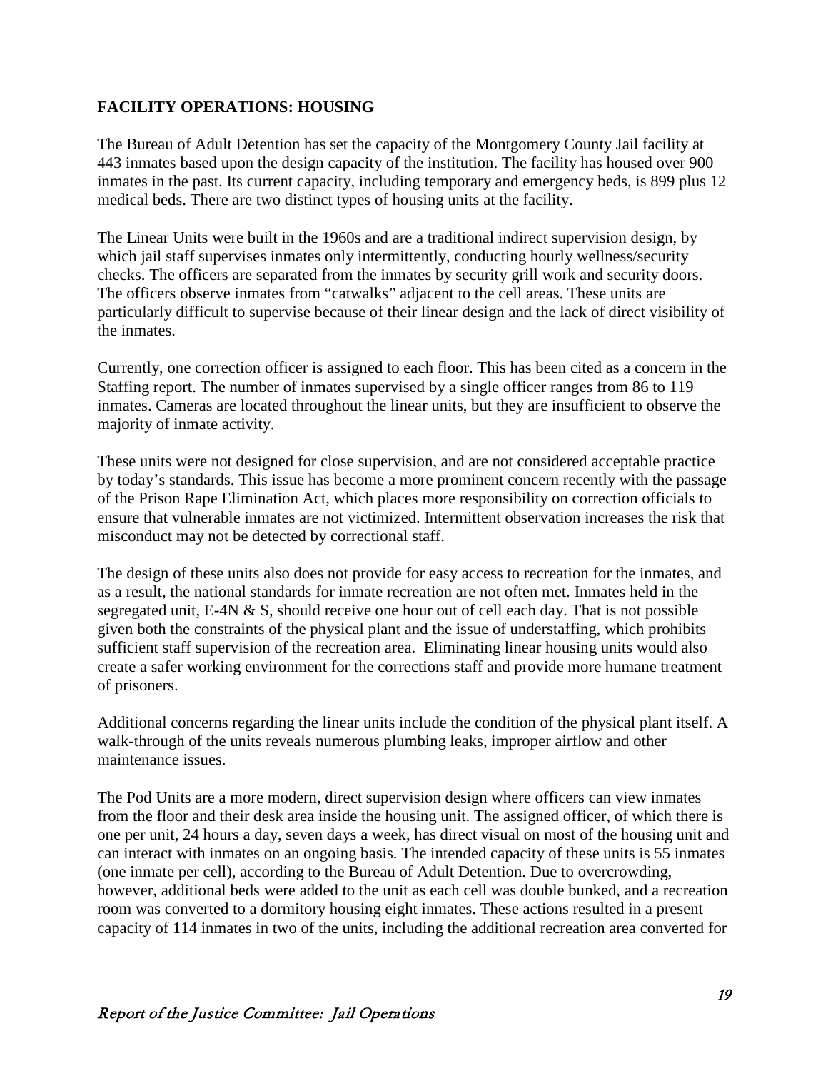## FACILITY OPERATIONS: HOUSING

The Bureau of Adult Detention has set the capacity of the Montgomery County Jail facility at 443 inmates based upon the design capacity of the institution. The facility has housed over 900 inmates in the past. Its current capacity, including temporary and emergency beds, is 899 plus 12 medical beds. There are two distinct types of housing units at the facility.

The Linear Units were built in the 1960s and are a traditional indirect supervision design, by which jail staff supervises inmates only intermittently, conducting hourly wellness/security checks. The officers are separated from the inmates by security grill work and security doors. The officers observe inmates from "catwalks" adjacent to the cell areas. These units are particularly difficult to supervise because of their linear design and the lack of direct visibility of the inmates.

Currently, one correction officer is assigned to each floor. This has been cited as a concern in the Staffing report. The number of inmates supervised by a single officer ranges from 86 to 119 inmates. Cameras are located throughout the linear units, but they are insufficient to observe the majority of inmate activity.

These units were not designed for close supervision, and are not considered acceptable practice by today's standards. This issue has become a more prominent concern recently with the passage of the Prison Rape Elimination Act, which places more responsibility on correction officials to ensure that vulnerable inmates are not victimized. Intermittent observation increases the risk that misconduct may not be detected by correctional staff.

The design of these units also does not provide for easy access to recreation for the inmates, and as a result, the national standards for inmate recreation are not often met. Inmates held in the segregated unit, E-4N & S, should receive one hour out of cell each day. That is not possible given both the constraints of the physical plant and the issue of understaffing, which prohibits sufficient staff supervision of the recreation area. Eliminating linear housing units would also create a safer working environment for the corrections staff and provide more humane treatment of prisoners.

Additional concerns regarding the linear units include the condition of the physical plant itself. A walk-through of the units reveals numerous plumbing leaks, improper airflow and other maintenance issues.

The Pod Units are a more modern, direct supervision design where officers can view inmates from the floor and their desk area inside the housing unit. The assigned officer, of which there is one per unit, 24 hours a day, seven days a week, has direct visual on most of the housing unit and can interact with inmates on an ongoing basis. The intended capacity of these units is 55 inmates (one inmate per cell), according to the Bureau of Adult Detention. Due to overcrowding, however, additional beds were added to the unit as each cell was double bunked, and a recreation room was converted to a dormitory housing eight inmates. These actions resulted in a present capacity of 114 inmates in two of the units, including the additional recreation area converted for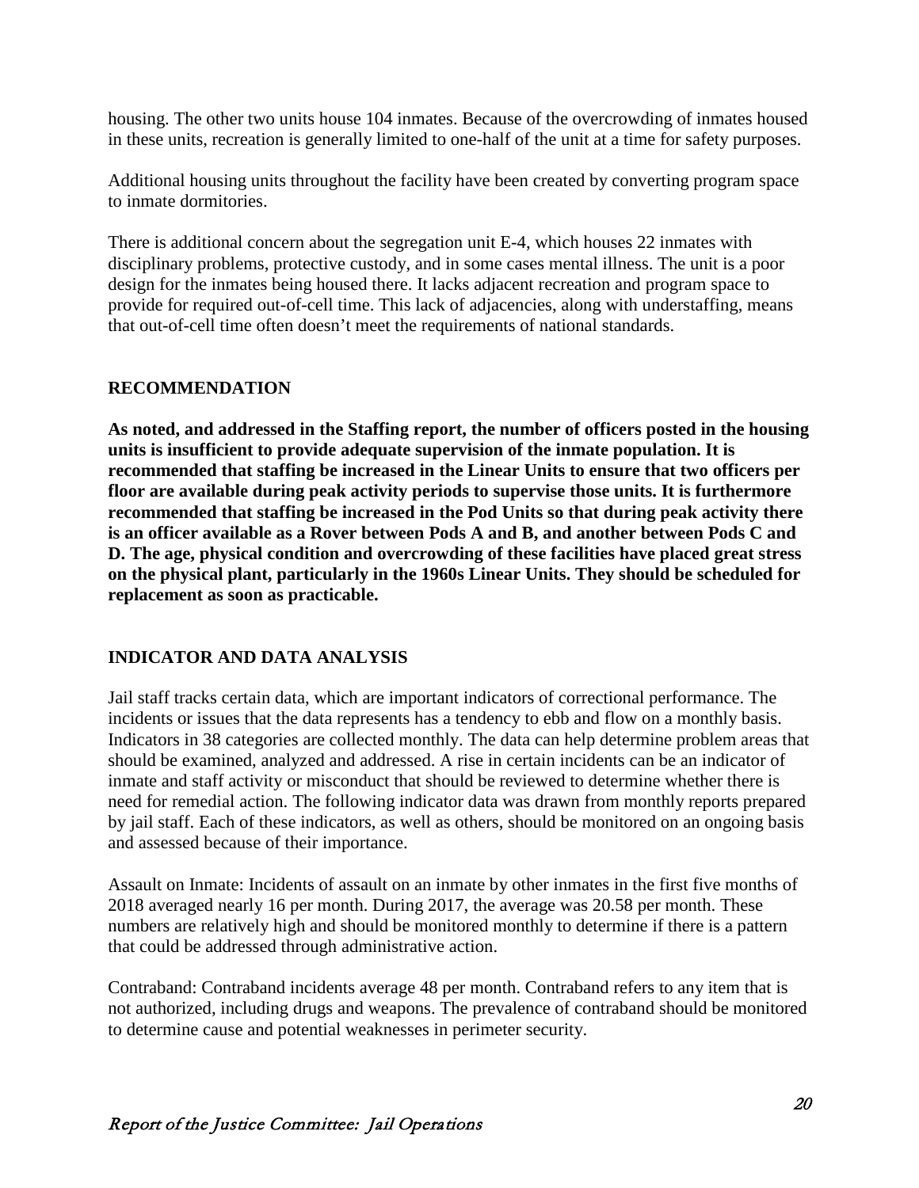housing. The other two units house 104 inmates. Because of the overcrowding of inmates housed in these units, recreation is generally limited to one-half of the unit at a time for safety purposes.

Additional housing units throughout the facility have been created by converting program space to inmate dormitories.

There is additional concern about the segregation unit E-4, which houses 22 inmates with disciplinary problems, protective custody, and in some cases mental illness. The unit is a poor design for the inmates being housed there. It lacks adjacent recreation and program space to provide for required out-of-cell time. This lack of adjacencies, along with understaffing, means that out-of-cell time often doesn't meet the requirements of national standards.

## RECOMMENDATION

**As noted, and addressed in the Staffing report, the number of officers posted in the housing units is insufficient to provide adequate supervision of the inmate population. It is recommended that staffing be increased in the Linear Units to ensure that two officers per floor are available during peak activity periods to supervise those units. It is furthermore recommended that staffing be increased in the Pod Units so that during peak activity there is an officer available as a Rover between Pods A and B, and another between Pods C and D. The age, physical condition and overcrowding of these facilities have placed great stress on the physical plant, particularly in the 1960s Linear Units. They should be scheduled for replacement as soon as practicable.**

## INDICATOR AND DATA ANALYSIS

Jail staff tracks certain data, which are important indicators of correctional performance. The incidents or issues that the data represents has a tendency to ebb and flow on a monthly basis. Indicators in 38 categories are collected monthly. The data can help determine problem areas that should be examined, analyzed and addressed. A rise in certain incidents can be an indicator of inmate and staff activity or misconduct that should be reviewed to determine whether there is need for remedial action. The following indicator data was drawn from monthly reports prepared by jail staff. Each of these indicators, as well as others, should be monitored on an ongoing basis and assessed because of their importance.

Assault on Inmate: Incidents of assault on an inmate by other inmates in the first five months of 2018 averaged nearly 16 per month. During 2017, the average was 20.58 per month. These numbers are relatively high and should be monitored monthly to determine if there is a pattern that could be addressed through administrative action.

Contraband: Contraband incidents average 48 per month. Contraband refers to any item that is not authorized, including drugs and weapons. The prevalence of contraband should be monitored to determine cause and potential weaknesses in perimeter security.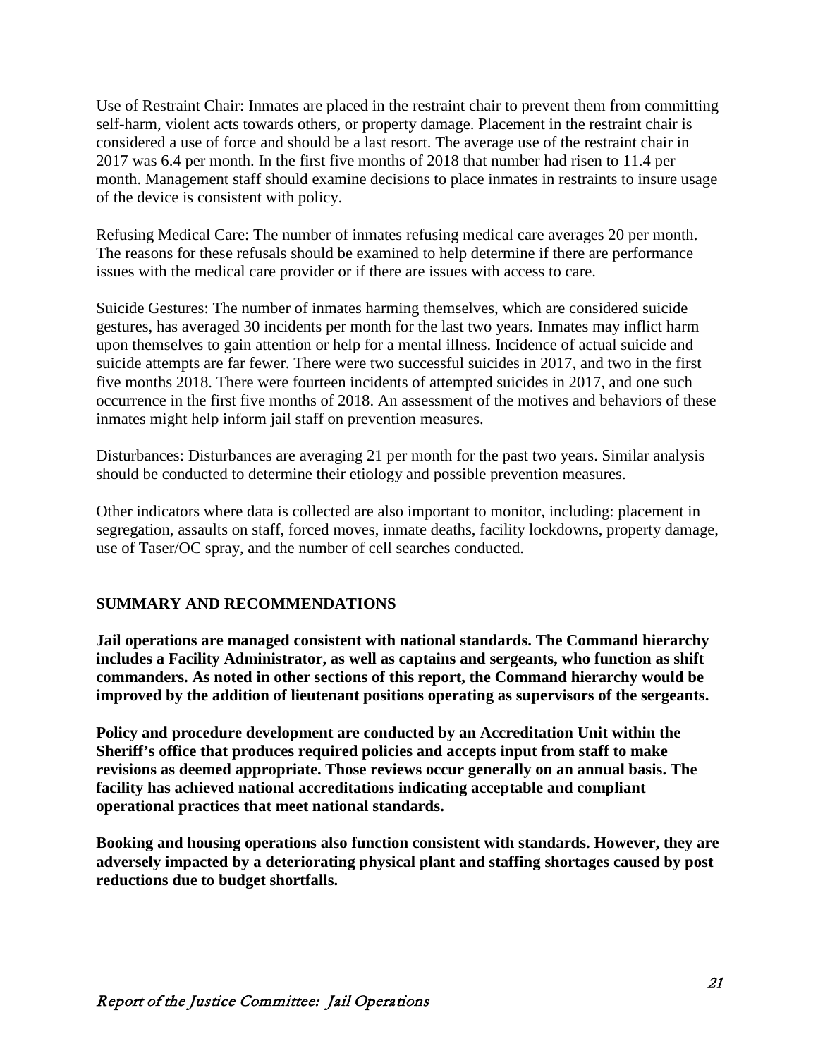Use of Restraint Chair: Inmates are placed in the restraint chair to prevent them from committing self-harm, violent acts towards others, or property damage. Placement in the restraint chair is considered a use of force and should be a last resort. The average use of the restraint chair in 2017 was 6.4 per month. In the first five months of 2018 that number had risen to 11.4 per month. Management staff should examine decisions to place inmates in restraints to insure usage of the device is consistent with policy.

Refusing Medical Care: The number of inmates refusing medical care averages 20 per month. The reasons for these refusals should be examined to help determine if there are performance issues with the medical care provider or if there are issues with access to care.

Suicide Gestures: The number of inmates harming themselves, which are considered suicide gestures, has averaged 30 incidents per month for the last two years. Inmates may inflict harm upon themselves to gain attention or help for a mental illness. Incidence of actual suicide and suicide attempts are far fewer. There were two successful suicides in 2017, and two in the first five months 2018. There were fourteen incidents of attempted suicides in 2017, and one such occurrence in the first five months of 2018. An assessment of the motives and behaviors of these inmates might help inform jail staff on prevention measures.

Disturbances: Disturbances are averaging 21 per month for the past two years. Similar analysis should be conducted to determine their etiology and possible prevention measures.

Other indicators where data is collected are also important to monitor, including: placement in segregation, assaults on staff, forced moves, inmate deaths, facility lockdowns, property damage, use of Taser/OC spray, and the number of cell searches conducted.

## SUMMARY AND RECOMMENDATIONS

**Jail operations are managed consistent with national standards. The Command hierarchy includes a Facility Administrator, as well as captains and sergeants, who function as shift commanders. As noted in other sections of this report, the Command hierarchy would be improved by the addition of lieutenant positions operating as supervisors of the sergeants.**

**Policy and procedure development are conducted by an Accreditation Unit within the Sheriff's office that produces required policies and accepts input from staff to make revisions as deemed appropriate. Those reviews occur generally on an annual basis. The facility has achieved national accreditations indicating acceptable and compliant operational practices that meet national standards.**

**Booking and housing operations also function consistent with standards. However, they are adversely impacted by a deteriorating physical plant and staffing shortages caused by post reductions due to budget shortfalls.**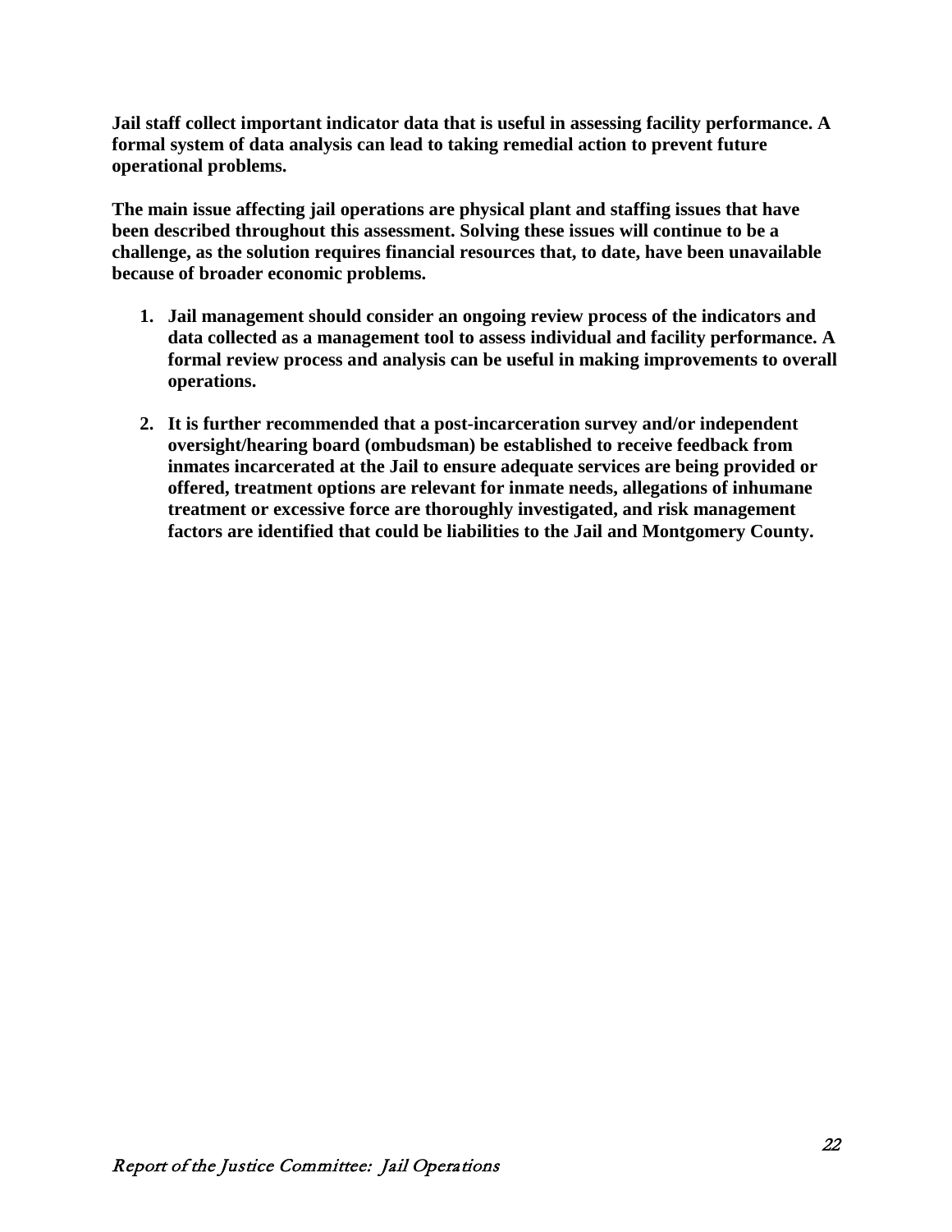**Jail staff collect important indicator data that is useful in assessing facility performance. A formal system of data analysis can lead to taking remedial action to prevent future operational problems.**

**The main issue affecting jail operations are physical plant and staffing issues that have been described throughout this assessment. Solving these issues will continue to be a challenge, as the solution requires financial resources that, to date, have been unavailable because of broader economic problems.**

1. **Jail management should consider an ongoing review process of the indicators and data collected as a management tool to assess individual and facility performance. A formal review process and analysis can be useful in making improvements to overall operations.**

2. **It is further recommended that a post-incarceration survey and/or independent oversight/hearing board (ombudsman) be established to receive feedback from inmates incarcerated at the Jail to ensure adequate services are being provided or offered, treatment options are relevant for inmate needs, allegations of inhumane treatment or excessive force are thoroughly investigated, and risk management factors are identified that could be liabilities to the Jail and Montgomery County.**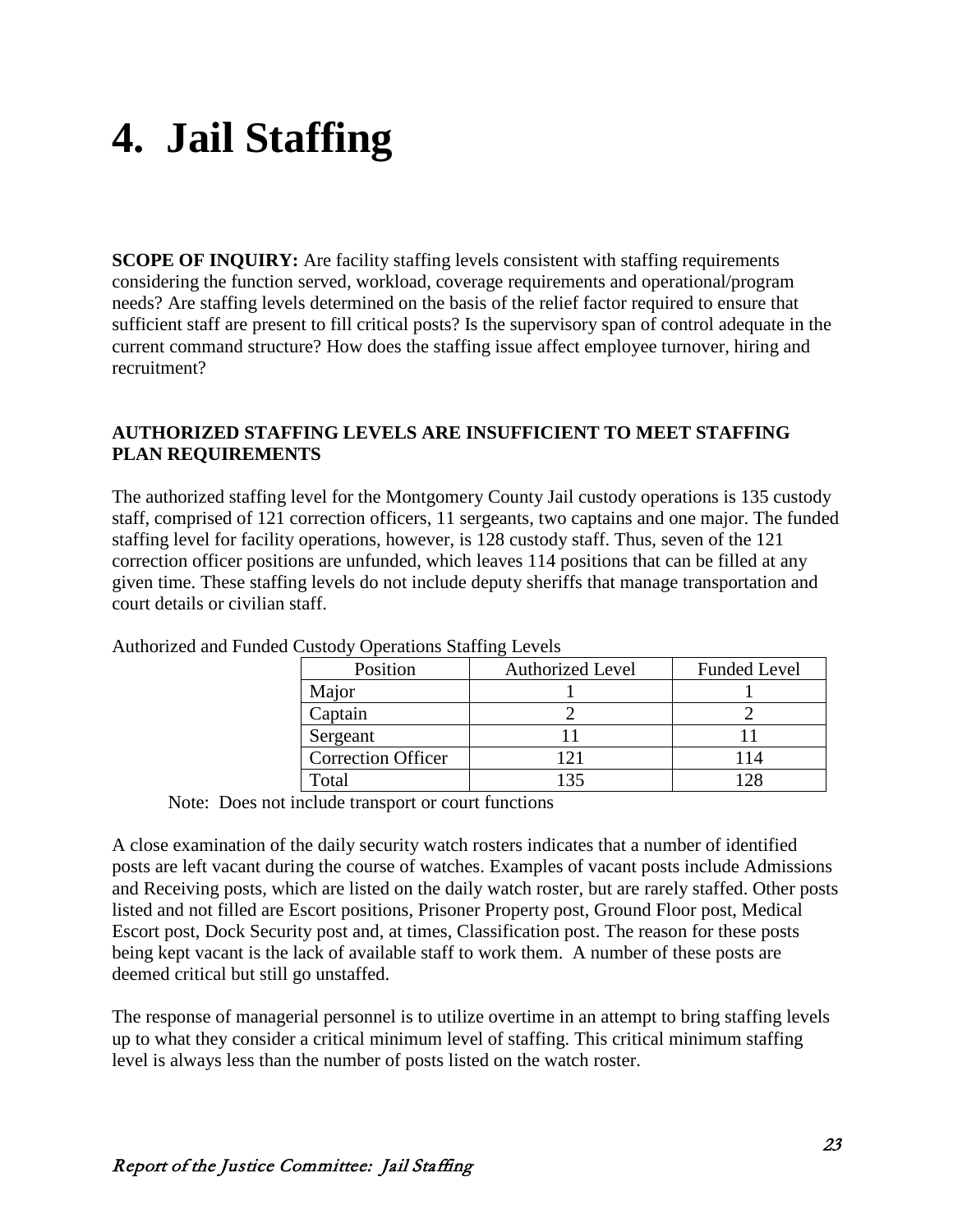# 4. Jail Staffing

**SCOPE OF INQUIRY:** Are facility staffing levels consistent with staffing requirements considering the function served, workload, coverage requirements and operational/program needs? Are staffing levels determined on the basis of the relief factor required to ensure that sufficient staff are present to fill critical posts? Is the supervisory span of control adequate in the current command structure? How does the staffing issue affect employee turnover, hiring and recruitment?

**AUTHORIZED STAFFING LEVELS ARE INSUFFICIENT TO MEET STAFFING PLAN REQUIREMENTS**

The authorized staffing level for the Montgomery County Jail custody operations is 135 custody staff, comprised of 121 correction officers, 11 sergeants, two captains and one major. The funded staffing level for facility operations, however, is 128 custody staff. Thus, seven of the 121 correction officer positions are unfunded, which leaves 114 positions that can be filled at any given time. These staffing levels do not include deputy sheriffs that manage transportation and court details or civilian staff.

Authorized and Funded Custody Operations Staffing Levels

| Position | Authorized Level | Funded Level |
|---|---|---|
| Major | 1 | 1 |
| Captain | 2 | 2 |
| Sergeant | 11 | 11 |
| Correction Officer | 121 | 114 |
| Total | 135 | 128 |

Note: Does not include transport or court functions

A close examination of the daily security watch rosters indicates that a number of identified posts are left vacant during the course of watches. Examples of vacant posts include Admissions and Receiving posts, which are listed on the daily watch roster, but are rarely staffed. Other posts listed and not filled are Escort positions, Prisoner Property post, Ground Floor post, Medical Escort post, Dock Security post and, at times, Classification post. The reason for these posts being kept vacant is the lack of available staff to work them. A number of these posts are deemed critical but still go unstaffed.

The response of managerial personnel is to utilize overtime in an attempt to bring staffing levels up to what they consider a critical minimum level of staffing. This critical minimum staffing level is always less than the number of posts listed on the watch roster.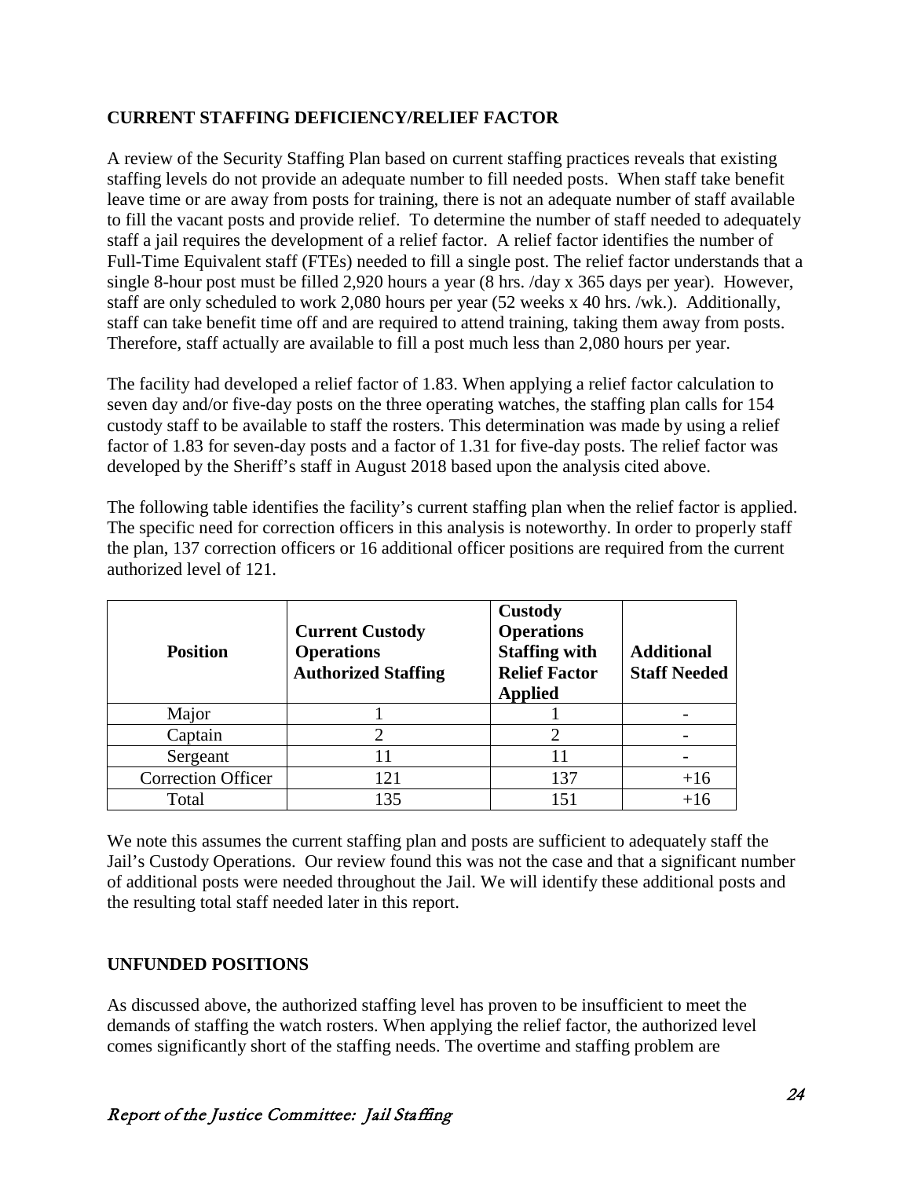## CURRENT STAFFING DEFICIENCY/RELIEF FACTOR

A review of the Security Staffing Plan based on current staffing practices reveals that existing staffing levels do not provide an adequate number to fill needed posts. When staff take benefit leave time or are away from posts for training, there is not an adequate number of staff available to fill the vacant posts and provide relief. To determine the number of staff needed to adequately staff a jail requires the development of a relief factor. A relief factor identifies the number of Full-Time Equivalent staff (FTEs) needed to fill a single post. The relief factor understands that a single 8-hour post must be filled 2,920 hours a year (8 hrs. /day x 365 days per year). However, staff are only scheduled to work 2,080 hours per year (52 weeks x 40 hrs. /wk.). Additionally, staff can take benefit time off and are required to attend training, taking them away from posts. Therefore, staff actually are available to fill a post much less than 2,080 hours per year.

The facility had developed a relief factor of 1.83. When applying a relief factor calculation to seven day and/or five-day posts on the three operating watches, the staffing plan calls for 154 custody staff to be available to staff the rosters. This determination was made by using a relief factor of 1.83 for seven-day posts and a factor of 1.31 for five-day posts. The relief factor was developed by the Sheriff's staff in August 2018 based upon the analysis cited above.

The following table identifies the facility's current staffing plan when the relief factor is applied. The specific need for correction officers in this analysis is noteworthy. In order to properly staff the plan, 137 correction officers or 16 additional officer positions are required from the current authorized level of 121.

| Position | Current Custody Operations Authorized Staffing | Custody Operations Staffing with Relief Factor Applied | Additional Staff Needed |
|---|---|---|---|
| Major | 1 | 1 | - |
| Captain | 2 | 2 | - |
| Sergeant | 11 | 11 | - |
| Correction Officer | 121 | 137 | +16 |
| Total | 135 | 151 | +16 |

We note this assumes the current staffing plan and posts are sufficient to adequately staff the Jail's Custody Operations. Our review found this was not the case and that a significant number of additional posts were needed throughout the Jail. We will identify these additional posts and the resulting total staff needed later in this report.

## UNFUNDED POSITIONS

As discussed above, the authorized staffing level has proven to be insufficient to meet the demands of staffing the watch rosters. When applying the relief factor, the authorized level comes significantly short of the staffing needs. The overtime and staffing problem are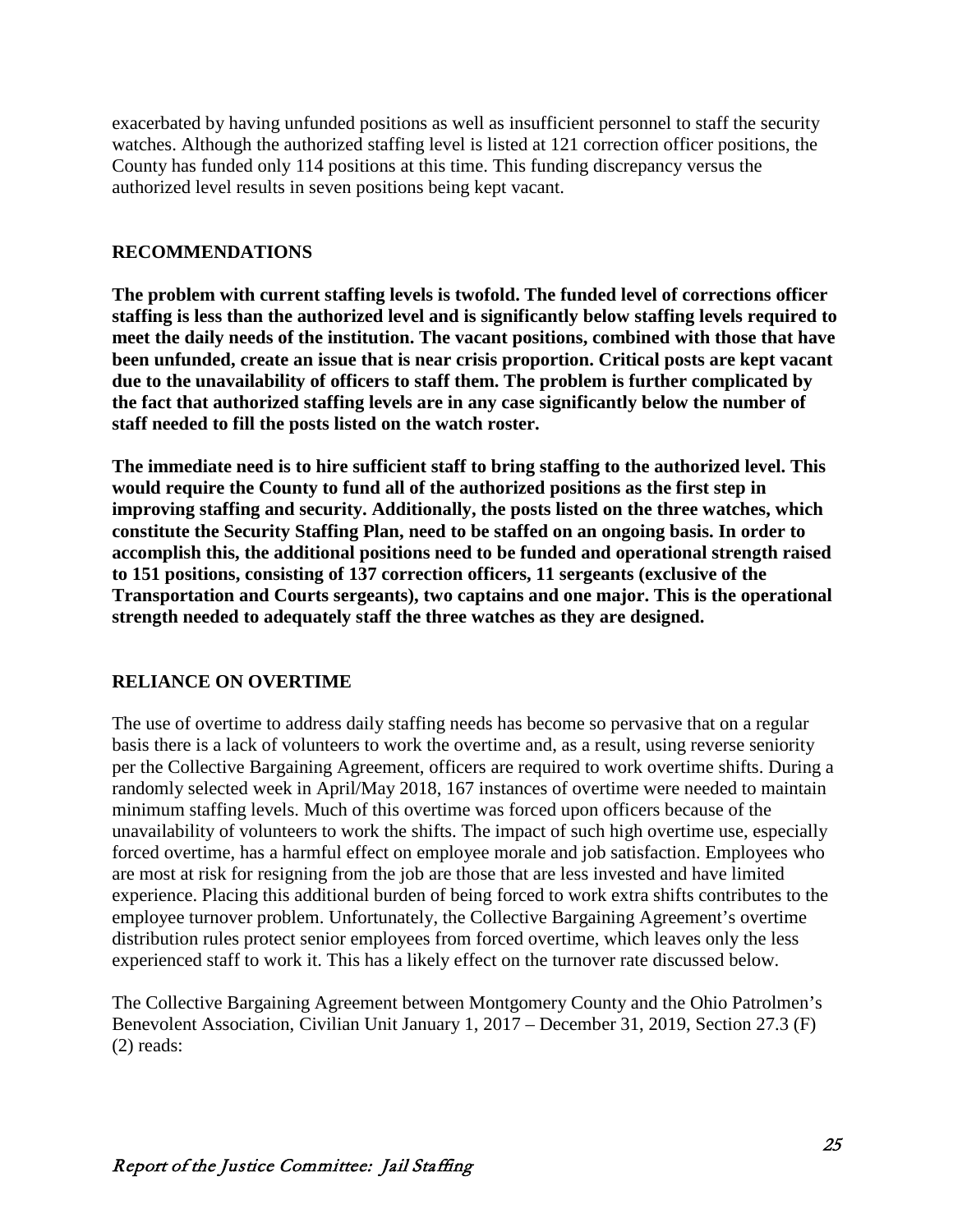exacerbated by having unfunded positions as well as insufficient personnel to staff the security watches. Although the authorized staffing level is listed at 121 correction officer positions, the County has funded only 114 positions at this time. This funding discrepancy versus the authorized level results in seven positions being kept vacant.

## RECOMMENDATIONS

**The problem with current staffing levels is twofold. The funded level of corrections officer staffing is less than the authorized level and is significantly below staffing levels required to meet the daily needs of the institution. The vacant positions, combined with those that have been unfunded, create an issue that is near crisis proportion. Critical posts are kept vacant due to the unavailability of officers to staff them. The problem is further complicated by the fact that authorized staffing levels are in any case significantly below the number of staff needed to fill the posts listed on the watch roster.**

**The immediate need is to hire sufficient staff to bring staffing to the authorized level. This would require the County to fund all of the authorized positions as the first step in improving staffing and security. Additionally, the posts listed on the three watches, which constitute the Security Staffing Plan, need to be staffed on an ongoing basis. In order to accomplish this, the additional positions need to be funded and operational strength raised to 151 positions, consisting of 137 correction officers, 11 sergeants (exclusive of the Transportation and Courts sergeants), two captains and one major. This is the operational strength needed to adequately staff the three watches as they are designed.**

## RELIANCE ON OVERTIME

The use of overtime to address daily staffing needs has become so pervasive that on a regular basis there is a lack of volunteers to work the overtime and, as a result, using reverse seniority per the Collective Bargaining Agreement, officers are required to work overtime shifts. During a randomly selected week in April/May 2018, 167 instances of overtime were needed to maintain minimum staffing levels. Much of this overtime was forced upon officers because of the unavailability of volunteers to work the shifts. The impact of such high overtime use, especially forced overtime, has a harmful effect on employee morale and job satisfaction. Employees who are most at risk for resigning from the job are those that are less invested and have limited experience. Placing this additional burden of being forced to work extra shifts contributes to the employee turnover problem. Unfortunately, the Collective Bargaining Agreement's overtime distribution rules protect senior employees from forced overtime, which leaves only the less experienced staff to work it. This has a likely effect on the turnover rate discussed below.

The Collective Bargaining Agreement between Montgomery County and the Ohio Patrolmen's Benevolent Association, Civilian Unit January 1, 2017 – December 31, 2019, Section 27.3 (F) (2) reads: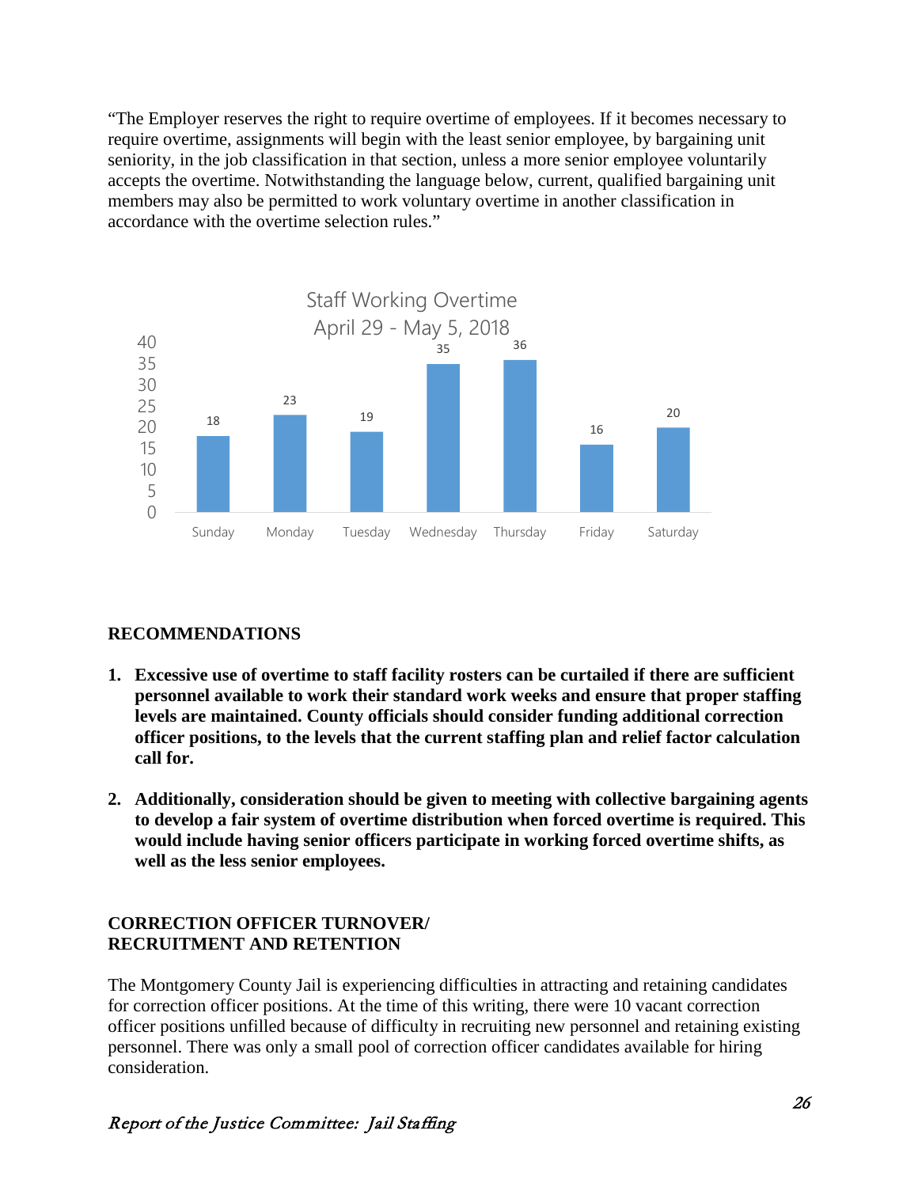"The Employer reserves the right to require overtime of employees. If it becomes necessary to require overtime, assignments will begin with the least senior employee, by bargaining unit seniority, in the job classification in that section, unless a more senior employee voluntarily accepts the overtime. Notwithstanding the language below, current, qualified bargaining unit members may also be permitted to work voluntary overtime in another classification in accordance with the overtime selection rules."

Staff Working Overtime
April 29 - May 5, 2018

| Sunday | Monday | Tuesday | Wednesday | Thursday | Friday | Saturday |
|---|---|---|---|---|---|---|
| 18 | 23 | 19 | 35 | 36 | 16 | 20 |

## RECOMMENDATIONS

1. **Excessive use of overtime to staff facility rosters can be curtailed if there are sufficient personnel available to work their standard work weeks and ensure that proper staffing levels are maintained. County officials should consider funding additional correction officer positions, to the levels that the current staffing plan and relief factor calculation call for.**

2. **Additionally, consideration should be given to meeting with collective bargaining agents to develop a fair system of overtime distribution when forced overtime is required. This would include having senior officers participate in working forced overtime shifts, as well as the less senior employees.**

## CORRECTION OFFICER TURNOVER/ RECRUITMENT AND RETENTION

The Montgomery County Jail is experiencing difficulties in attracting and retaining candidates for correction officer positions. At the time of this writing, there were 10 vacant correction officer positions unfilled because of difficulty in recruiting new personnel and retaining existing personnel. There was only a small pool of correction officer candidates available for hiring consideration.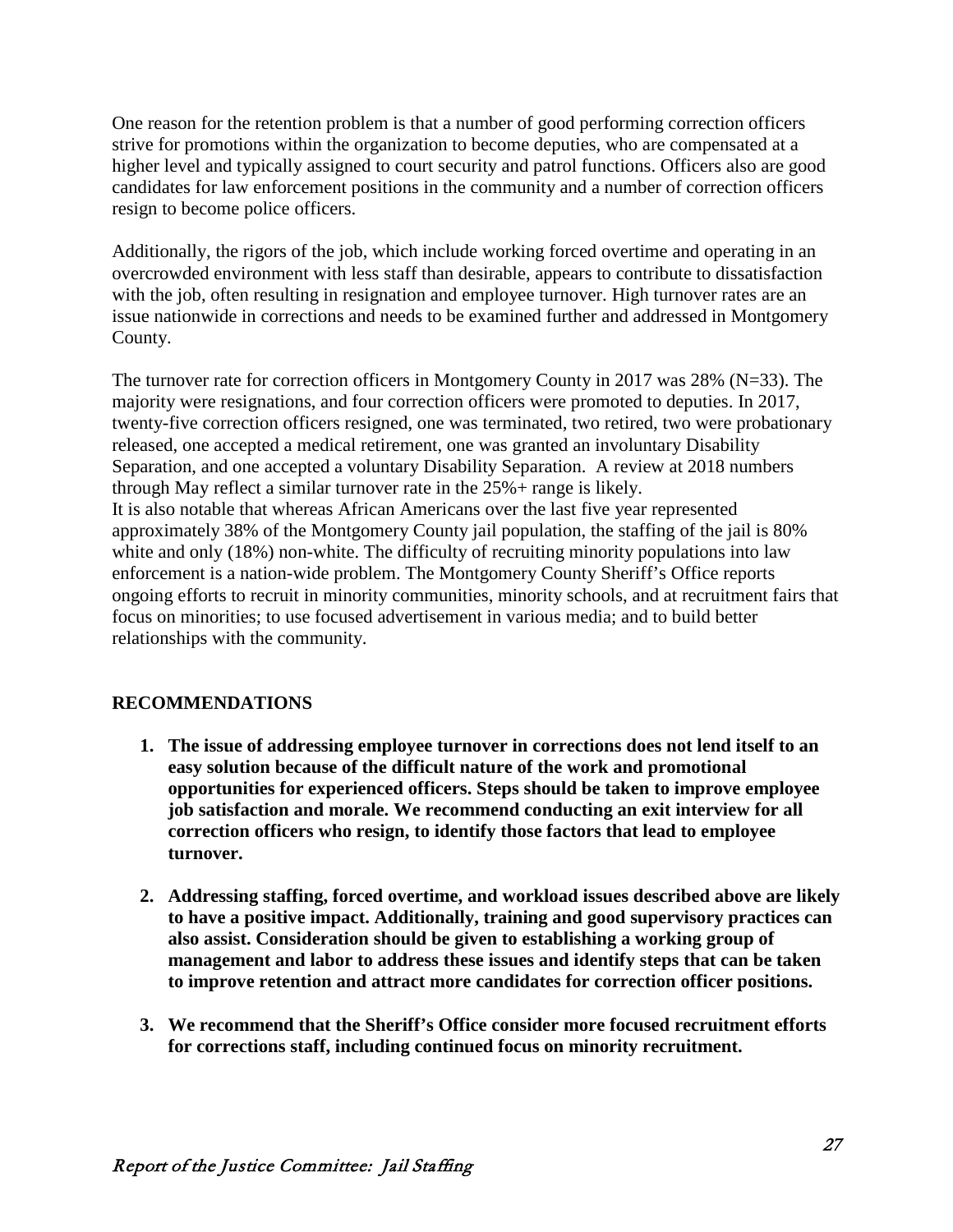One reason for the retention problem is that a number of good performing correction officers strive for promotions within the organization to become deputies, who are compensated at a higher level and typically assigned to court security and patrol functions. Officers also are good candidates for law enforcement positions in the community and a number of correction officers resign to become police officers.

Additionally, the rigors of the job, which include working forced overtime and operating in an overcrowded environment with less staff than desirable, appears to contribute to dissatisfaction with the job, often resulting in resignation and employee turnover. High turnover rates are an issue nationwide in corrections and needs to be examined further and addressed in Montgomery County.

The turnover rate for correction officers in Montgomery County in 2017 was 28% (N=33). The majority were resignations, and four correction officers were promoted to deputies. In 2017, twenty-five correction officers resigned, one was terminated, two retired, two were probationary released, one accepted a medical retirement, one was granted an involuntary Disability Separation, and one accepted a voluntary Disability Separation. A review at 2018 numbers through May reflect a similar turnover rate in the 25%+ range is likely.
It is also notable that whereas African Americans over the last five year represented approximately 38% of the Montgomery County jail population, the staffing of the jail is 80% white and only (18%) non-white. The difficulty of recruiting minority populations into law enforcement is a nation-wide problem. The Montgomery County Sheriff's Office reports ongoing efforts to recruit in minority communities, minority schools, and at recruitment fairs that focus on minorities; to use focused advertisement in various media; and to build better relationships with the community.

## RECOMMENDATIONS

1. **The issue of addressing employee turnover in corrections does not lend itself to an easy solution because of the difficult nature of the work and promotional opportunities for experienced officers. Steps should be taken to improve employee job satisfaction and morale. We recommend conducting an exit interview for all correction officers who resign, to identify those factors that lead to employee turnover.**

2. **Addressing staffing, forced overtime, and workload issues described above are likely to have a positive impact. Additionally, training and good supervisory practices can also assist. Consideration should be given to establishing a working group of management and labor to address these issues and identify steps that can be taken to improve retention and attract more candidates for correction officer positions.**

3. **We recommend that the Sheriff's Office consider more focused recruitment efforts for corrections staff, including continued focus on minority recruitment.**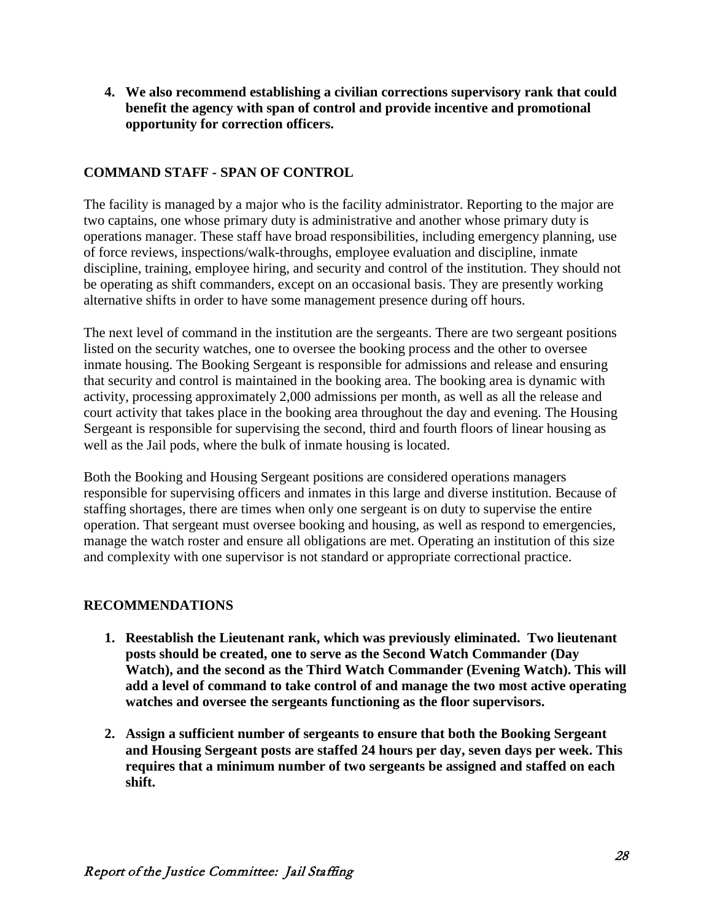4. **We also recommend establishing a civilian corrections supervisory rank that could benefit the agency with span of control and provide incentive and promotional opportunity for correction officers.**

## COMMAND STAFF - SPAN OF CONTROL

The facility is managed by a major who is the facility administrator. Reporting to the major are two captains, one whose primary duty is administrative and another whose primary duty is operations manager. These staff have broad responsibilities, including emergency planning, use of force reviews, inspections/walk-throughs, employee evaluation and discipline, inmate discipline, training, employee hiring, and security and control of the institution. They should not be operating as shift commanders, except on an occasional basis. They are presently working alternative shifts in order to have some management presence during off hours.

The next level of command in the institution are the sergeants. There are two sergeant positions listed on the security watches, one to oversee the booking process and the other to oversee inmate housing. The Booking Sergeant is responsible for admissions and release and ensuring that security and control is maintained in the booking area. The booking area is dynamic with activity, processing approximately 2,000 admissions per month, as well as all the release and court activity that takes place in the booking area throughout the day and evening. The Housing Sergeant is responsible for supervising the second, third and fourth floors of linear housing as well as the Jail pods, where the bulk of inmate housing is located.

Both the Booking and Housing Sergeant positions are considered operations managers responsible for supervising officers and inmates in this large and diverse institution. Because of staffing shortages, there are times when only one sergeant is on duty to supervise the entire operation. That sergeant must oversee booking and housing, as well as respond to emergencies, manage the watch roster and ensure all obligations are met. Operating an institution of this size and complexity with one supervisor is not standard or appropriate correctional practice.

## RECOMMENDATIONS

1. **Reestablish the Lieutenant rank, which was previously eliminated. Two lieutenant posts should be created, one to serve as the Second Watch Commander (Day Watch), and the second as the Third Watch Commander (Evening Watch). This will add a level of command to take control of and manage the two most active operating watches and oversee the sergeants functioning as the floor supervisors.**

2. **Assign a sufficient number of sergeants to ensure that both the Booking Sergeant and Housing Sergeant posts are staffed 24 hours per day, seven days per week. This requires that a minimum number of two sergeants be assigned and staffed on each shift.**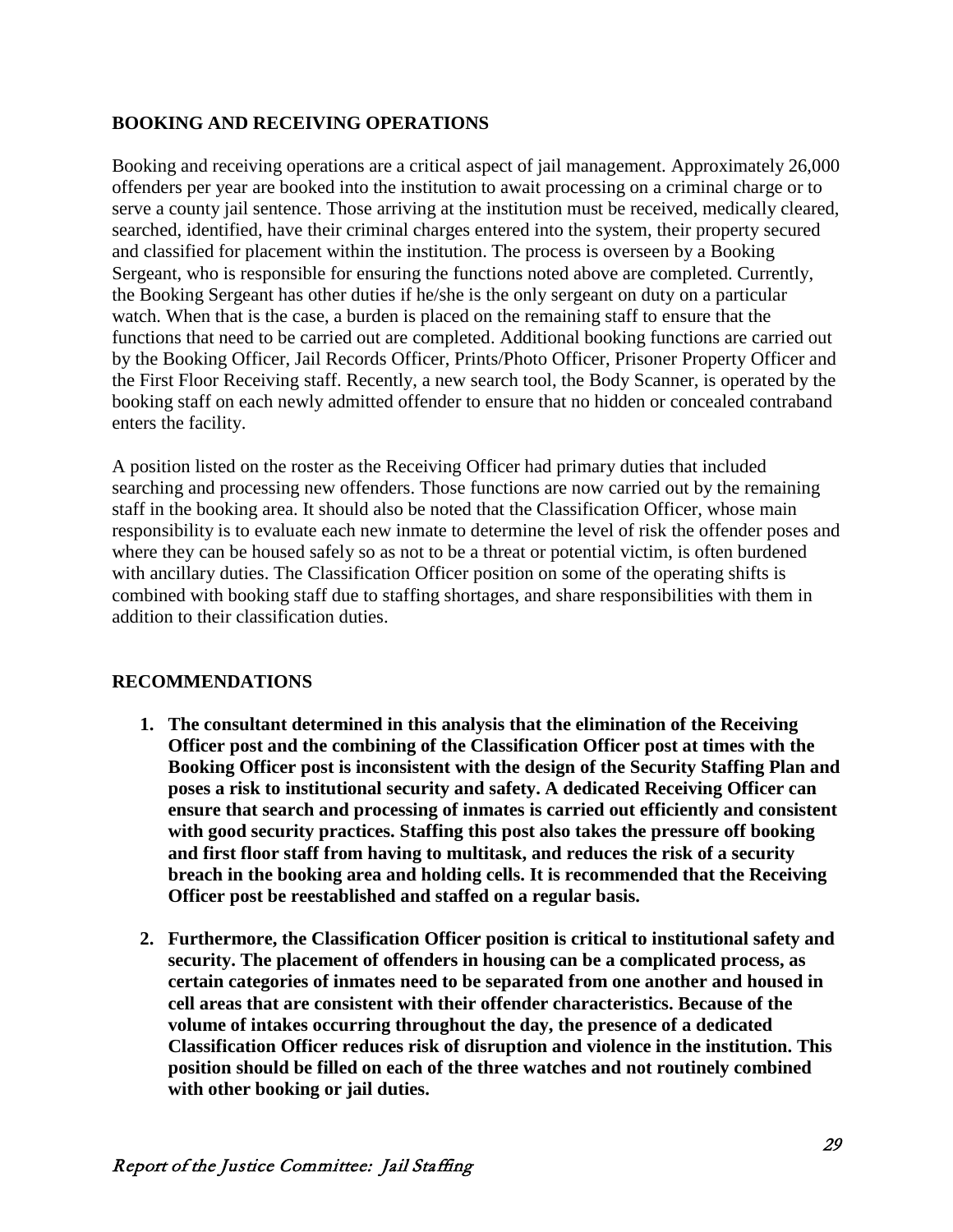## BOOKING AND RECEIVING OPERATIONS

Booking and receiving operations are a critical aspect of jail management. Approximately 26,000 offenders per year are booked into the institution to await processing on a criminal charge or to serve a county jail sentence. Those arriving at the institution must be received, medically cleared, searched, identified, have their criminal charges entered into the system, their property secured and classified for placement within the institution. The process is overseen by a Booking Sergeant, who is responsible for ensuring the functions noted above are completed. Currently, the Booking Sergeant has other duties if he/she is the only sergeant on duty on a particular watch. When that is the case, a burden is placed on the remaining staff to ensure that the functions that need to be carried out are completed. Additional booking functions are carried out by the Booking Officer, Jail Records Officer, Prints/Photo Officer, Prisoner Property Officer and the First Floor Receiving staff. Recently, a new search tool, the Body Scanner, is operated by the booking staff on each newly admitted offender to ensure that no hidden or concealed contraband enters the facility.

A position listed on the roster as the Receiving Officer had primary duties that included searching and processing new offenders. Those functions are now carried out by the remaining staff in the booking area. It should also be noted that the Classification Officer, whose main responsibility is to evaluate each new inmate to determine the level of risk the offender poses and where they can be housed safely so as not to be a threat or potential victim, is often burdened with ancillary duties. The Classification Officer position on some of the operating shifts is combined with booking staff due to staffing shortages, and share responsibilities with them in addition to their classification duties.

## RECOMMENDATIONS

1. **The consultant determined in this analysis that the elimination of the Receiving Officer post and the combining of the Classification Officer post at times with the Booking Officer post is inconsistent with the design of the Security Staffing Plan and poses a risk to institutional security and safety. A dedicated Receiving Officer can ensure that search and processing of inmates is carried out efficiently and consistent with good security practices. Staffing this post also takes the pressure off booking and first floor staff from having to multitask, and reduces the risk of a security breach in the booking area and holding cells. It is recommended that the Receiving Officer post be reestablished and staffed on a regular basis.**

2. **Furthermore, the Classification Officer position is critical to institutional safety and security. The placement of offenders in housing can be a complicated process, as certain categories of inmates need to be separated from one another and housed in cell areas that are consistent with their offender characteristics. Because of the volume of intakes occurring throughout the day, the presence of a dedicated Classification Officer reduces risk of disruption and violence in the institution. This position should be filled on each of the three watches and not routinely combined with other booking or jail duties.**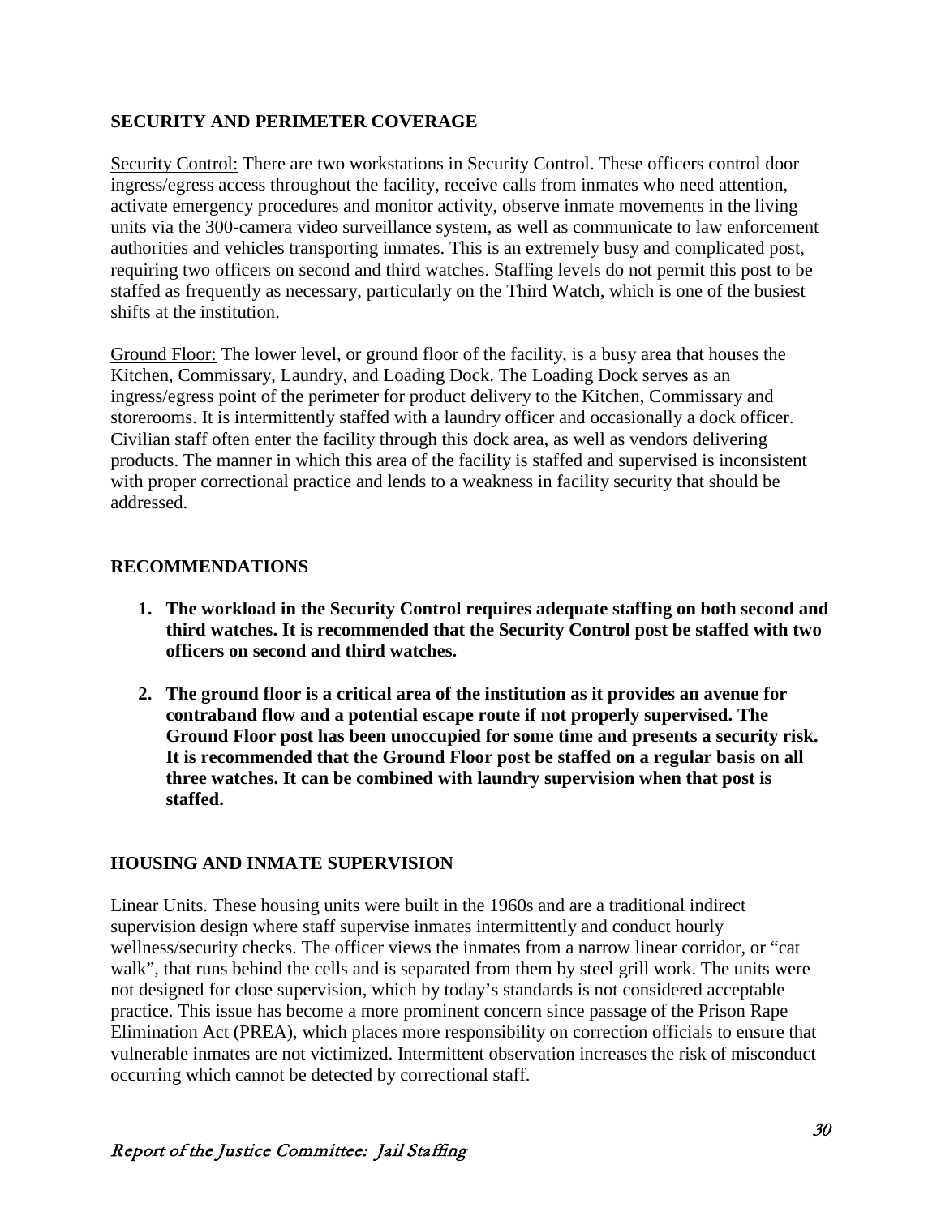## SECURITY AND PERIMETER COVERAGE

Security Control: There are two workstations in Security Control. These officers control door ingress/egress access throughout the facility, receive calls from inmates who need attention, activate emergency procedures and monitor activity, observe inmate movements in the living units via the 300-camera video surveillance system, as well as communicate to law enforcement authorities and vehicles transporting inmates. This is an extremely busy and complicated post, requiring two officers on second and third watches. Staffing levels do not permit this post to be staffed as frequently as necessary, particularly on the Third Watch, which is one of the busiest shifts at the institution.

Ground Floor: The lower level, or ground floor of the facility, is a busy area that houses the Kitchen, Commissary, Laundry, and Loading Dock. The Loading Dock serves as an ingress/egress point of the perimeter for product delivery to the Kitchen, Commissary and storerooms. It is intermittently staffed with a laundry officer and occasionally a dock officer. Civilian staff often enter the facility through this dock area, as well as vendors delivering products. The manner in which this area of the facility is staffed and supervised is inconsistent with proper correctional practice and lends to a weakness in facility security that should be addressed.

## RECOMMENDATIONS

1. **The workload in the Security Control requires adequate staffing on both second and third watches. It is recommended that the Security Control post be staffed with two officers on second and third watches.**

2. **The ground floor is a critical area of the institution as it provides an avenue for contraband flow and a potential escape route if not properly supervised. The Ground Floor post has been unoccupied for some time and presents a security risk. It is recommended that the Ground Floor post be staffed on a regular basis on all three watches. It can be combined with laundry supervision when that post is staffed.**

## HOUSING AND INMATE SUPERVISION

Linear Units. These housing units were built in the 1960s and are a traditional indirect supervision design where staff supervise inmates intermittently and conduct hourly wellness/security checks. The officer views the inmates from a narrow linear corridor, or "cat walk", that runs behind the cells and is separated from them by steel grill work. The units were not designed for close supervision, which by today's standards is not considered acceptable practice. This issue has become a more prominent concern since passage of the Prison Rape Elimination Act (PREA), which places more responsibility on correction officials to ensure that vulnerable inmates are not victimized. Intermittent observation increases the risk of misconduct occurring which cannot be detected by correctional staff.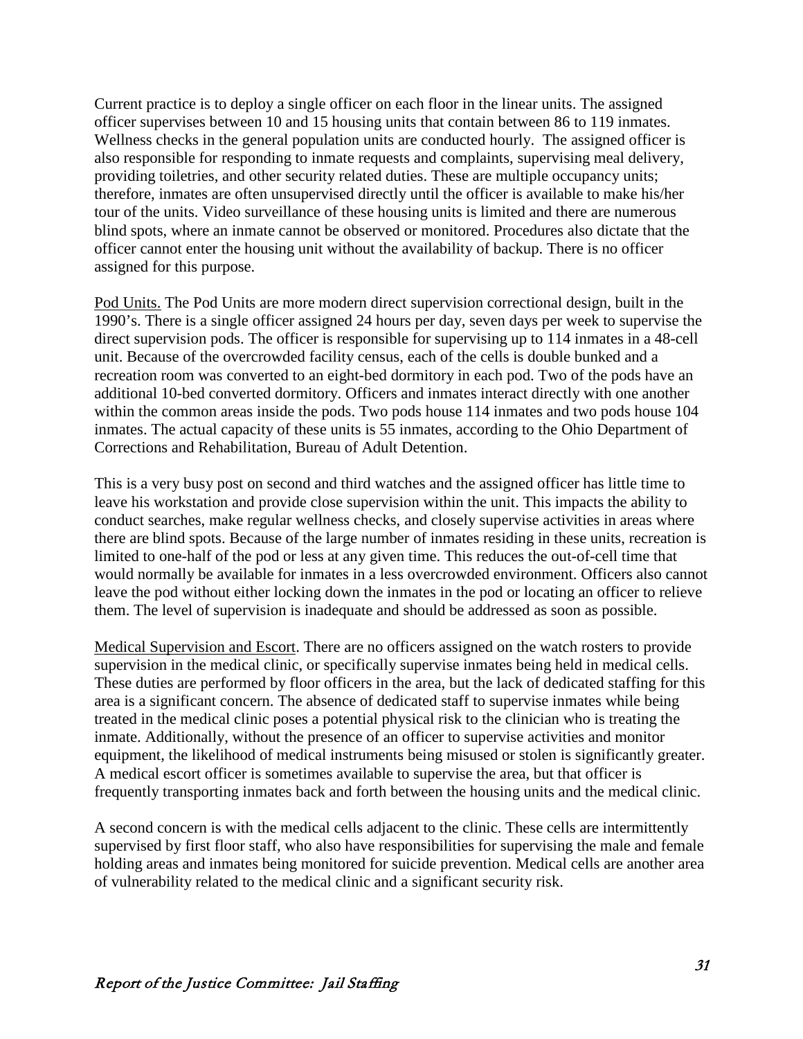Current practice is to deploy a single officer on each floor in the linear units. The assigned officer supervises between 10 and 15 housing units that contain between 86 to 119 inmates. Wellness checks in the general population units are conducted hourly. The assigned officer is also responsible for responding to inmate requests and complaints, supervising meal delivery, providing toiletries, and other security related duties. These are multiple occupancy units; therefore, inmates are often unsupervised directly until the officer is available to make his/her tour of the units. Video surveillance of these housing units is limited and there are numerous blind spots, where an inmate cannot be observed or monitored. Procedures also dictate that the officer cannot enter the housing unit without the availability of backup. There is no officer assigned for this purpose.

Pod Units. The Pod Units are more modern direct supervision correctional design, built in the 1990's. There is a single officer assigned 24 hours per day, seven days per week to supervise the direct supervision pods. The officer is responsible for supervising up to 114 inmates in a 48-cell unit. Because of the overcrowded facility census, each of the cells is double bunked and a recreation room was converted to an eight-bed dormitory in each pod. Two of the pods have an additional 10-bed converted dormitory. Officers and inmates interact directly with one another within the common areas inside the pods. Two pods house 114 inmates and two pods house 104 inmates. The actual capacity of these units is 55 inmates, according to the Ohio Department of Corrections and Rehabilitation, Bureau of Adult Detention.

This is a very busy post on second and third watches and the assigned officer has little time to leave his workstation and provide close supervision within the unit. This impacts the ability to conduct searches, make regular wellness checks, and closely supervise activities in areas where there are blind spots. Because of the large number of inmates residing in these units, recreation is limited to one-half of the pod or less at any given time. This reduces the out-of-cell time that would normally be available for inmates in a less overcrowded environment. Officers also cannot leave the pod without either locking down the inmates in the pod or locating an officer to relieve them. The level of supervision is inadequate and should be addressed as soon as possible.

Medical Supervision and Escort. There are no officers assigned on the watch rosters to provide supervision in the medical clinic, or specifically supervise inmates being held in medical cells. These duties are performed by floor officers in the area, but the lack of dedicated staffing for this area is a significant concern. The absence of dedicated staff to supervise inmates while being treated in the medical clinic poses a potential physical risk to the clinician who is treating the inmate. Additionally, without the presence of an officer to supervise activities and monitor equipment, the likelihood of medical instruments being misused or stolen is significantly greater. A medical escort officer is sometimes available to supervise the area, but that officer is frequently transporting inmates back and forth between the housing units and the medical clinic.

A second concern is with the medical cells adjacent to the clinic. These cells are intermittently supervised by first floor staff, who also have responsibilities for supervising the male and female holding areas and inmates being monitored for suicide prevention. Medical cells are another area of vulnerability related to the medical clinic and a significant security risk.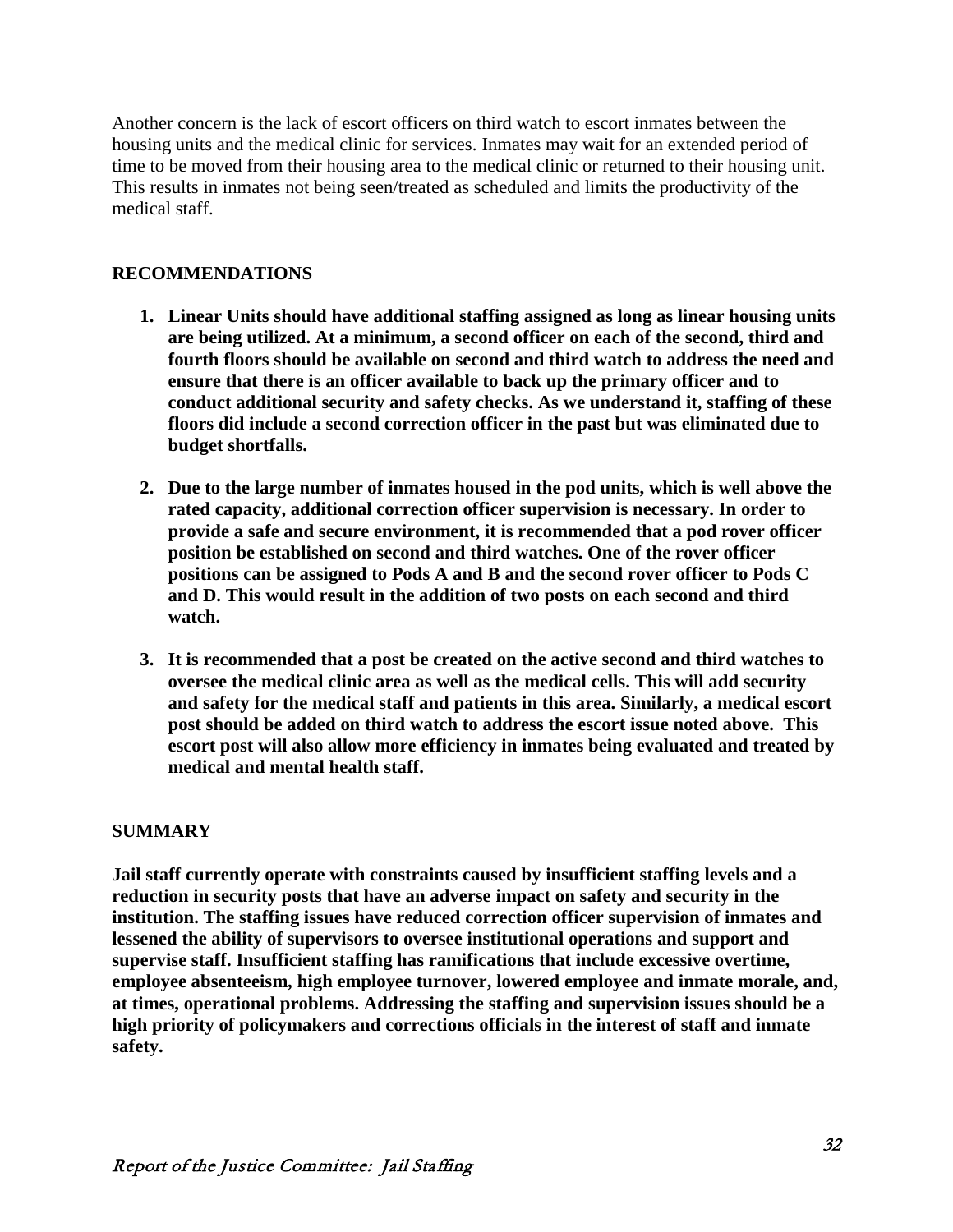Another concern is the lack of escort officers on third watch to escort inmates between the housing units and the medical clinic for services. Inmates may wait for an extended period of time to be moved from their housing area to the medical clinic or returned to their housing unit. This results in inmates not being seen/treated as scheduled and limits the productivity of the medical staff.

## RECOMMENDATIONS

1. **Linear Units should have additional staffing assigned as long as linear housing units are being utilized. At a minimum, a second officer on each of the second, third and fourth floors should be available on second and third watch to address the need and ensure that there is an officer available to back up the primary officer and to conduct additional security and safety checks. As we understand it, staffing of these floors did include a second correction officer in the past but was eliminated due to budget shortfalls.**

2. **Due to the large number of inmates housed in the pod units, which is well above the rated capacity, additional correction officer supervision is necessary. In order to provide a safe and secure environment, it is recommended that a pod rover officer position be established on second and third watches. One of the rover officer positions can be assigned to Pods A and B and the second rover officer to Pods C and D. This would result in the addition of two posts on each second and third watch.**

3. **It is recommended that a post be created on the active second and third watches to oversee the medical clinic area as well as the medical cells. This will add security and safety for the medical staff and patients in this area. Similarly, a medical escort post should be added on third watch to address the escort issue noted above. This escort post will also allow more efficiency in inmates being evaluated and treated by medical and mental health staff.**

## SUMMARY

**Jail staff currently operate with constraints caused by insufficient staffing levels and a reduction in security posts that have an adverse impact on safety and security in the institution. The staffing issues have reduced correction officer supervision of inmates and lessened the ability of supervisors to oversee institutional operations and support and supervise staff. Insufficient staffing has ramifications that include excessive overtime, employee absenteeism, high employee turnover, lowered employee and inmate morale, and, at times, operational problems. Addressing the staffing and supervision issues should be a high priority of policymakers and corrections officials in the interest of staff and inmate safety.**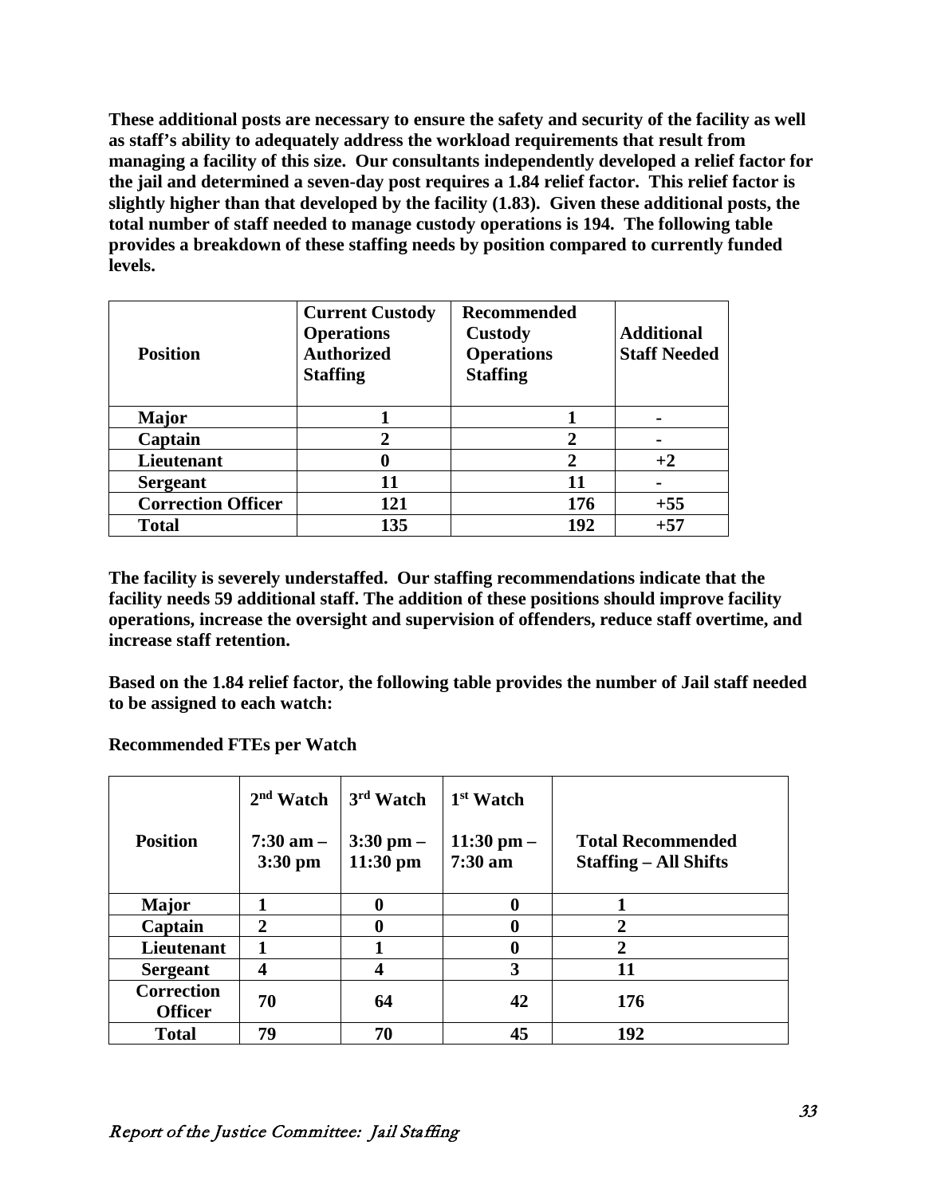**These additional posts are necessary to ensure the safety and security of the facility as well as staff's ability to adequately address the workload requirements that result from managing a facility of this size. Our consultants independently developed a relief factor for the jail and determined a seven-day post requires a 1.84 relief factor. This relief factor is slightly higher than that developed by the facility (1.83). Given these additional posts, the total number of staff needed to manage custody operations is 194. The following table provides a breakdown of these staffing needs by position compared to currently funded levels.**

| Position | Current Custody Operations Authorized Staffing | Recommended Custody Operations Staffing | Additional Staff Needed |
|---|---|---|---|
| Major | 1 | 1 | - |
| Captain | 2 | 2 | - |
| Lieutenant | 0 | 2 | +2 |
| Sergeant | 11 | 11 | - |
| Correction Officer | 121 | 176 | +55 |
| Total | 135 | 192 | +57 |

**The facility is severely understaffed. Our staffing recommendations indicate that the facility needs 59 additional staff. The addition of these positions should improve facility operations, increase the oversight and supervision of offenders, reduce staff overtime, and increase staff retention.**

**Based on the 1.84 relief factor, the following table provides the number of Jail staff needed to be assigned to each watch:**

**Recommended FTEs per Watch**

| Position | 2nd Watch 7:30 am – 3:30 pm | 3rd Watch 3:30 pm – 11:30 pm | 1st Watch 11:30 pm – 7:30 am | Total Recommended Staffing – All Shifts |
|---|---|---|---|---|
| Major | 1 | 0 | 0 | 1 |
| Captain | 2 | 0 | 0 | 2 |
| Lieutenant | 1 | 1 | 0 | 2 |
| Sergeant | 4 | 4 | 3 | 11 |
| Correction Officer | 70 | 64 | 42 | 176 |
| Total | 79 | 70 | 45 | 192 |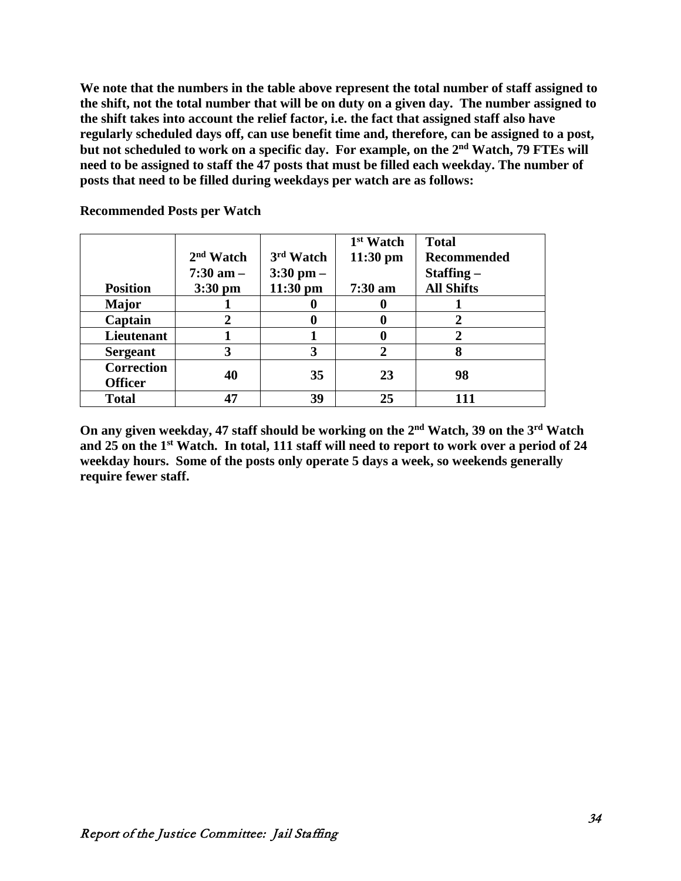**We note that the numbers in the table above represent the total number of staff assigned to the shift, not the total number that will be on duty on a given day. The number assigned to the shift takes into account the relief factor, i.e. the fact that assigned staff also have regularly scheduled days off, can use benefit time and, therefore, can be assigned to a post, but not scheduled to work on a specific day. For example, on the 2nd Watch, 79 FTEs will need to be assigned to staff the 47 posts that must be filled each weekday. The number of posts that need to be filled during weekdays per watch are as follows:**

**Recommended Posts per Watch**

| Position | 2nd Watch 7:30 am – 3:30 pm | 3rd Watch 3:30 pm – 11:30 pm | 1st Watch 11:30 pm 7:30 am | Total Recommended Staffing – All Shifts |
|---|---|---|---|---|
| Major | 1 | 0 | 0 | 1 |
| Captain | 2 | 0 | 0 | 2 |
| Lieutenant | 1 | 1 | 0 | 2 |
| Sergeant | 3 | 3 | 2 | 8 |
| Correction Officer | 40 | 35 | 23 | 98 |
| Total | 47 | 39 | 25 | 111 |

**On any given weekday, 47 staff should be working on the 2nd Watch, 39 on the 3rd Watch and 25 on the 1st Watch. In total, 111 staff will need to report to work over a period of 24 weekday hours. Some of the posts only operate 5 days a week, so weekends generally require fewer staff.**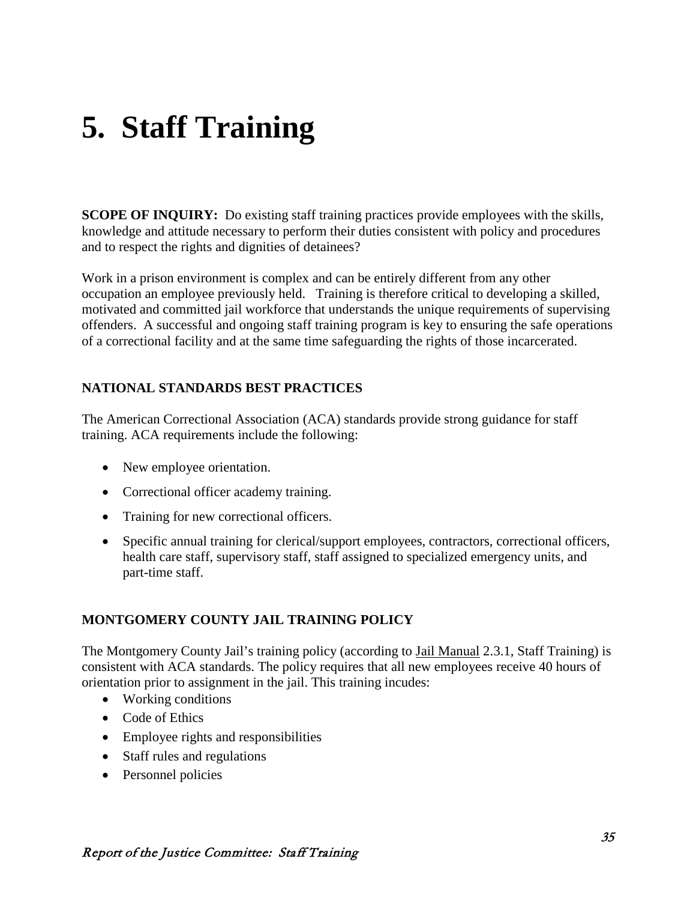# 5. Staff Training

**SCOPE OF INQUIRY:** Do existing staff training practices provide employees with the skills, knowledge and attitude necessary to perform their duties consistent with policy and procedures and to respect the rights and dignities of detainees?

Work in a prison environment is complex and can be entirely different from any other occupation an employee previously held. Training is therefore critical to developing a skilled, motivated and committed jail workforce that understands the unique requirements of supervising offenders. A successful and ongoing staff training program is key to ensuring the safe operations of a correctional facility and at the same time safeguarding the rights of those incarcerated.

### NATIONAL STANDARDS BEST PRACTICES

The American Correctional Association (ACA) standards provide strong guidance for staff training. ACA requirements include the following:

- New employee orientation.
- Correctional officer academy training.
- Training for new correctional officers.
- Specific annual training for clerical/support employees, contractors, correctional officers, health care staff, supervisory staff, staff assigned to specialized emergency units, and part-time staff.

### MONTGOMERY COUNTY JAIL TRAINING POLICY

The Montgomery County Jail's training policy (according to Jail Manual 2.3.1, Staff Training) is consistent with ACA standards. The policy requires that all new employees receive 40 hours of orientation prior to assignment in the jail. This training incudes:

- Working conditions
- Code of Ethics
- Employee rights and responsibilities
- Staff rules and regulations
- Personnel policies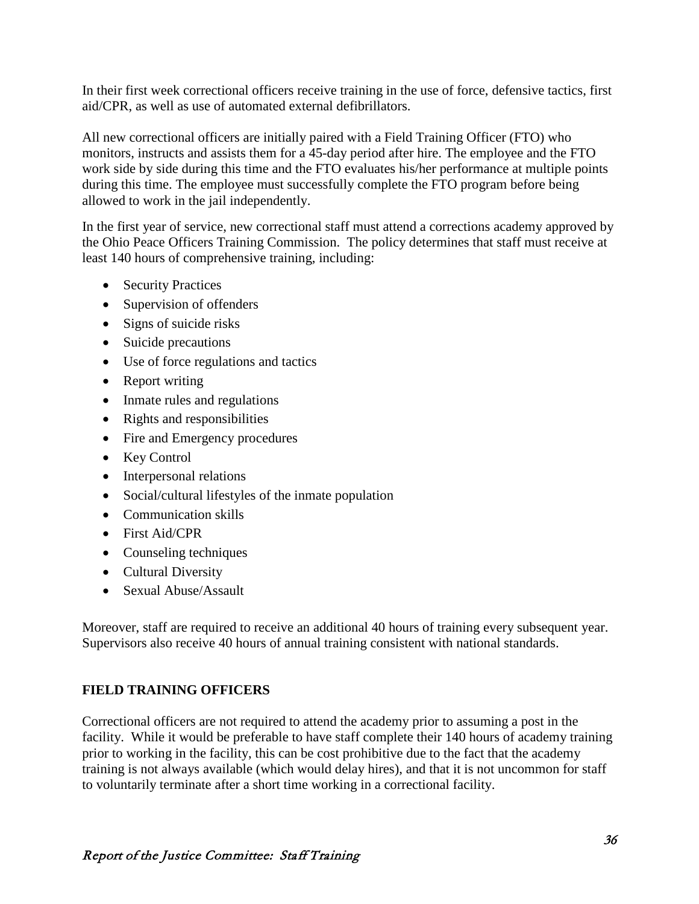In their first week correctional officers receive training in the use of force, defensive tactics, first aid/CPR, as well as use of automated external defibrillators.

All new correctional officers are initially paired with a Field Training Officer (FTO) who monitors, instructs and assists them for a 45-day period after hire. The employee and the FTO work side by side during this time and the FTO evaluates his/her performance at multiple points during this time. The employee must successfully complete the FTO program before being allowed to work in the jail independently.

In the first year of service, new correctional staff must attend a corrections academy approved by the Ohio Peace Officers Training Commission. The policy determines that staff must receive at least 140 hours of comprehensive training, including:

- Security Practices
- Supervision of offenders
- Signs of suicide risks
- Suicide precautions
- Use of force regulations and tactics
- Report writing
- Inmate rules and regulations
- Rights and responsibilities
- Fire and Emergency procedures
- Key Control
- Interpersonal relations
- Social/cultural lifestyles of the inmate population
- Communication skills
- First Aid/CPR
- Counseling techniques
- Cultural Diversity
- Sexual Abuse/Assault

Moreover, staff are required to receive an additional 40 hours of training every subsequent year. Supervisors also receive 40 hours of annual training consistent with national standards.

## FIELD TRAINING OFFICERS

Correctional officers are not required to attend the academy prior to assuming a post in the facility. While it would be preferable to have staff complete their 140 hours of academy training prior to working in the facility, this can be cost prohibitive due to the fact that the academy training is not always available (which would delay hires), and that it is not uncommon for staff to voluntarily terminate after a short time working in a correctional facility.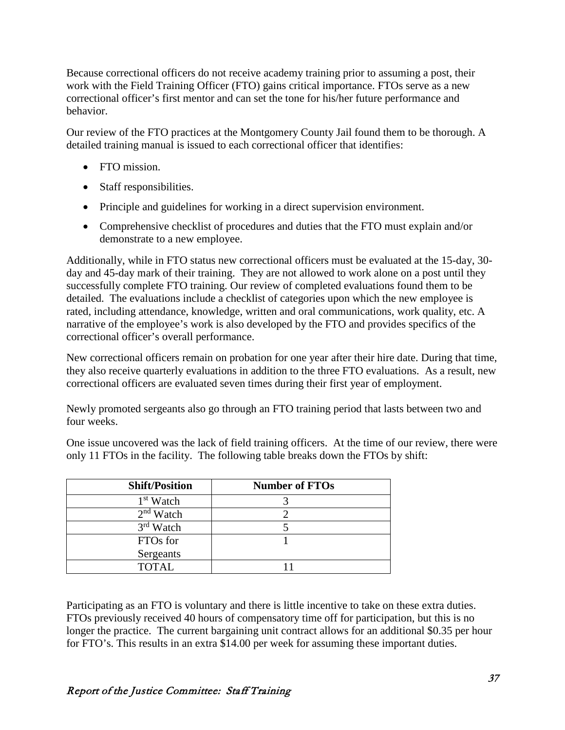Because correctional officers do not receive academy training prior to assuming a post, their work with the Field Training Officer (FTO) gains critical importance. FTOs serve as a new correctional officer's first mentor and can set the tone for his/her future performance and behavior.

Our review of the FTO practices at the Montgomery County Jail found them to be thorough. A detailed training manual is issued to each correctional officer that identifies:

- FTO mission.
- Staff responsibilities.
- Principle and guidelines for working in a direct supervision environment.
- Comprehensive checklist of procedures and duties that the FTO must explain and/or demonstrate to a new employee.

Additionally, while in FTO status new correctional officers must be evaluated at the 15-day, 30-day and 45-day mark of their training. They are not allowed to work alone on a post until they successfully complete FTO training. Our review of completed evaluations found them to be detailed. The evaluations include a checklist of categories upon which the new employee is rated, including attendance, knowledge, written and oral communications, work quality, etc. A narrative of the employee's work is also developed by the FTO and provides specifics of the correctional officer's overall performance.

New correctional officers remain on probation for one year after their hire date. During that time, they also receive quarterly evaluations in addition to the three FTO evaluations. As a result, new correctional officers are evaluated seven times during their first year of employment.

Newly promoted sergeants also go through an FTO training period that lasts between two and four weeks.

One issue uncovered was the lack of field training officers. At the time of our review, there were only 11 FTOs in the facility. The following table breaks down the FTOs by shift:

| Shift/Position | Number of FTOs |
|---|---|
| 1st Watch | 3 |
| 2nd Watch | 2 |
| 3rd Watch | 5 |
| FTOs for Sergeants | 1 |
| TOTAL | 11 |

Participating as an FTO is voluntary and there is little incentive to take on these extra duties. FTOs previously received 40 hours of compensatory time off for participation, but this is no longer the practice. The current bargaining unit contract allows for an additional $0.35 per hour for FTO's. This results in an extra $14.00 per week for assuming these important duties.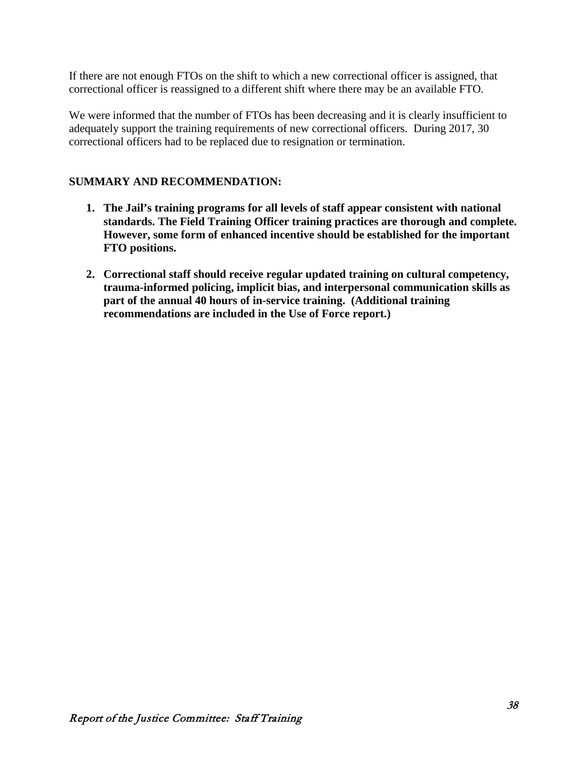If there are not enough FTOs on the shift to which a new correctional officer is assigned, that correctional officer is reassigned to a different shift where there may be an available FTO.

We were informed that the number of FTOs has been decreasing and it is clearly insufficient to adequately support the training requirements of new correctional officers. During 2017, 30 correctional officers had to be replaced due to resignation or termination.

**SUMMARY AND RECOMMENDATION:**

1. **The Jail's training programs for all levels of staff appear consistent with national standards. The Field Training Officer training practices are thorough and complete. However, some form of enhanced incentive should be established for the important FTO positions.**

2. **Correctional staff should receive regular updated training on cultural competency, trauma-informed policing, implicit bias, and interpersonal communication skills as part of the annual 40 hours of in-service training. (Additional training recommendations are included in the Use of Force report.)**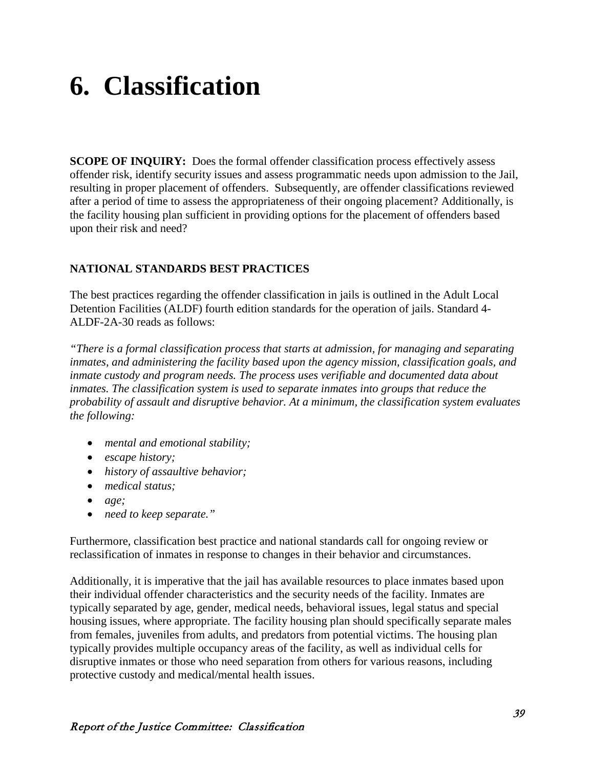# 6. Classification

**SCOPE OF INQUIRY:** Does the formal offender classification process effectively assess offender risk, identify security issues and assess programmatic needs upon admission to the Jail, resulting in proper placement of offenders. Subsequently, are offender classifications reviewed after a period of time to assess the appropriateness of their ongoing placement? Additionally, is the facility housing plan sufficient in providing options for the placement of offenders based upon their risk and need?

**NATIONAL STANDARDS BEST PRACTICES**

The best practices regarding the offender classification in jails is outlined in the Adult Local Detention Facilities (ALDF) fourth edition standards for the operation of jails. Standard 4-ALDF-2A-30 reads as follows:

*"There is a formal classification process that starts at admission, for managing and separating inmates, and administering the facility based upon the agency mission, classification goals, and inmate custody and program needs. The process uses verifiable and documented data about inmates. The classification system is used to separate inmates into groups that reduce the probability of assault and disruptive behavior. At a minimum, the classification system evaluates the following:*

- *mental and emotional stability;*
- *escape history;*
- *history of assaultive behavior;*
- *medical status;*
- *age;*
- *need to keep separate."*

Furthermore, classification best practice and national standards call for ongoing review or reclassification of inmates in response to changes in their behavior and circumstances.

Additionally, it is imperative that the jail has available resources to place inmates based upon their individual offender characteristics and the security needs of the facility. Inmates are typically separated by age, gender, medical needs, behavioral issues, legal status and special housing issues, where appropriate. The facility housing plan should specifically separate males from females, juveniles from adults, and predators from potential victims. The housing plan typically provides multiple occupancy areas of the facility, as well as individual cells for disruptive inmates or those who need separation from others for various reasons, including protective custody and medical/mental health issues.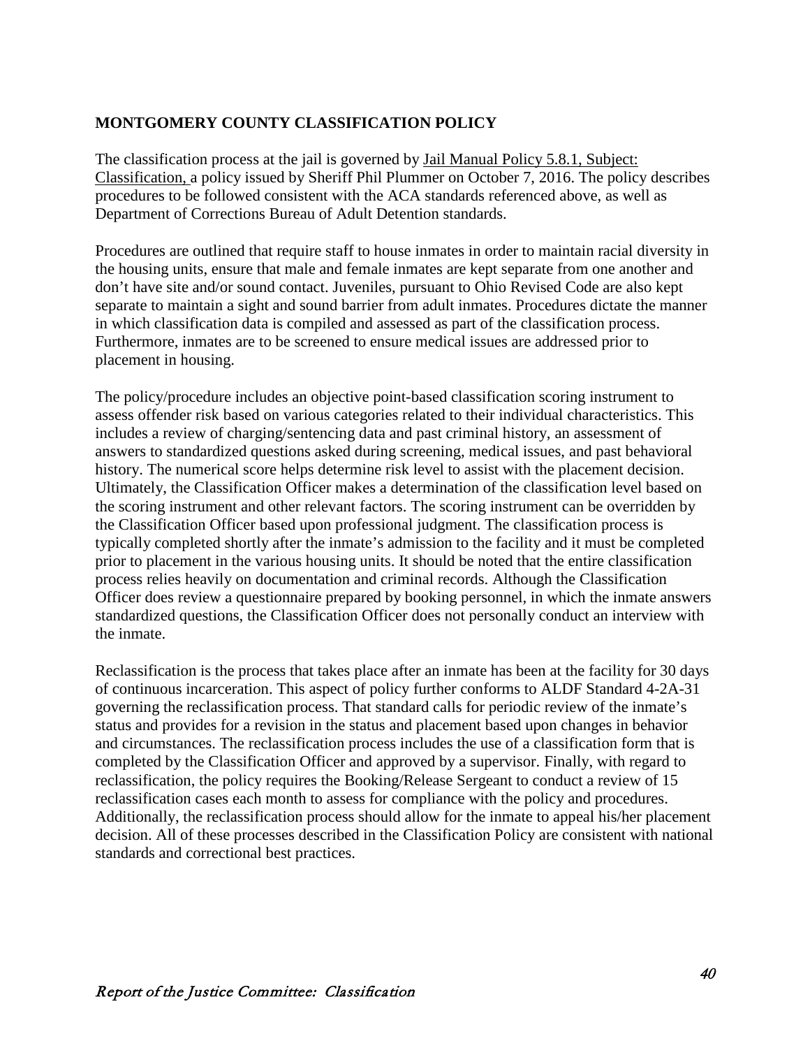**MONTGOMERY COUNTY CLASSIFICATION POLICY**

The classification process at the jail is governed by Jail Manual Policy 5.8.1, Subject: Classification, a policy issued by Sheriff Phil Plummer on October 7, 2016. The policy describes procedures to be followed consistent with the ACA standards referenced above, as well as Department of Corrections Bureau of Adult Detention standards.

Procedures are outlined that require staff to house inmates in order to maintain racial diversity in the housing units, ensure that male and female inmates are kept separate from one another and don't have site and/or sound contact. Juveniles, pursuant to Ohio Revised Code are also kept separate to maintain a sight and sound barrier from adult inmates. Procedures dictate the manner in which classification data is compiled and assessed as part of the classification process. Furthermore, inmates are to be screened to ensure medical issues are addressed prior to placement in housing.

The policy/procedure includes an objective point-based classification scoring instrument to assess offender risk based on various categories related to their individual characteristics. This includes a review of charging/sentencing data and past criminal history, an assessment of answers to standardized questions asked during screening, medical issues, and past behavioral history. The numerical score helps determine risk level to assist with the placement decision. Ultimately, the Classification Officer makes a determination of the classification level based on the scoring instrument and other relevant factors. The scoring instrument can be overridden by the Classification Officer based upon professional judgment. The classification process is typically completed shortly after the inmate's admission to the facility and it must be completed prior to placement in the various housing units. It should be noted that the entire classification process relies heavily on documentation and criminal records. Although the Classification Officer does review a questionnaire prepared by booking personnel, in which the inmate answers standardized questions, the Classification Officer does not personally conduct an interview with the inmate.

Reclassification is the process that takes place after an inmate has been at the facility for 30 days of continuous incarceration. This aspect of policy further conforms to ALDF Standard 4-2A-31 governing the reclassification process. That standard calls for periodic review of the inmate's status and provides for a revision in the status and placement based upon changes in behavior and circumstances. The reclassification process includes the use of a classification form that is completed by the Classification Officer and approved by a supervisor. Finally, with regard to reclassification, the policy requires the Booking/Release Sergeant to conduct a review of 15 reclassification cases each month to assess for compliance with the policy and procedures. Additionally, the reclassification process should allow for the inmate to appeal his/her placement decision. All of these processes described in the Classification Policy are consistent with national standards and correctional best practices.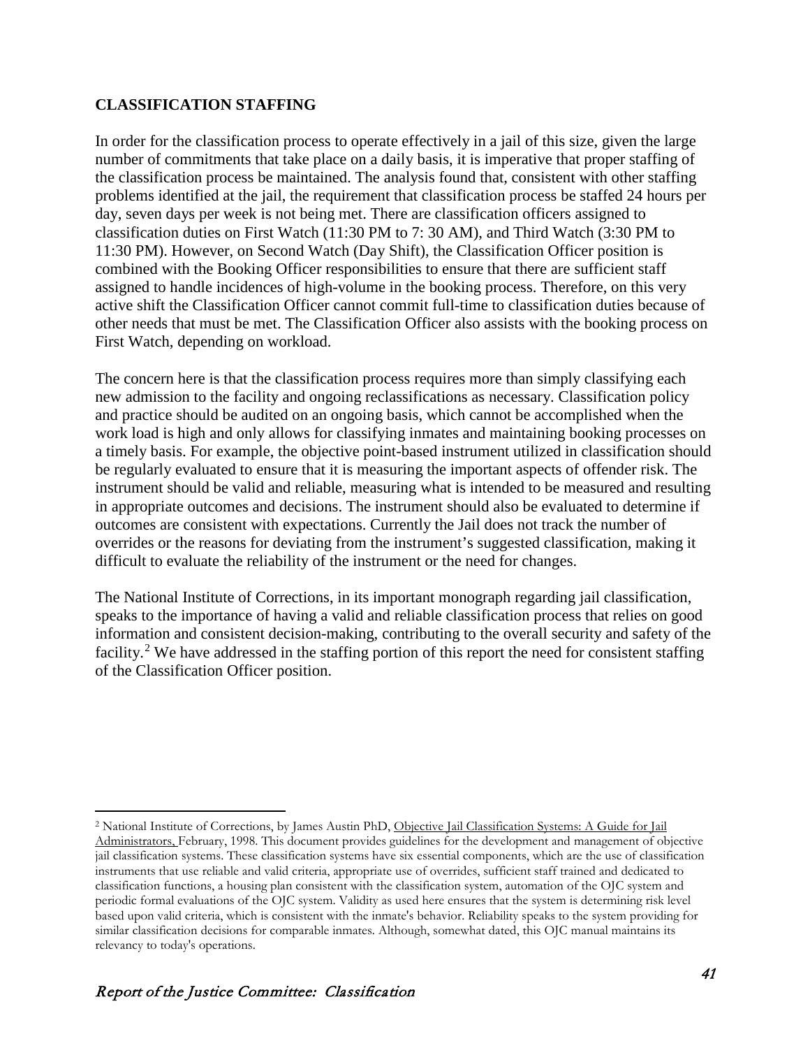## CLASSIFICATION STAFFING

In order for the classification process to operate effectively in a jail of this size, given the large number of commitments that take place on a daily basis, it is imperative that proper staffing of the classification process be maintained. The analysis found that, consistent with other staffing problems identified at the jail, the requirement that classification process be staffed 24 hours per day, seven days per week is not being met. There are classification officers assigned to classification duties on First Watch (11:30 PM to 7: 30 AM), and Third Watch (3:30 PM to 11:30 PM). However, on Second Watch (Day Shift), the Classification Officer position is combined with the Booking Officer responsibilities to ensure that there are sufficient staff assigned to handle incidences of high-volume in the booking process. Therefore, on this very active shift the Classification Officer cannot commit full-time to classification duties because of other needs that must be met. The Classification Officer also assists with the booking process on First Watch, depending on workload.

The concern here is that the classification process requires more than simply classifying each new admission to the facility and ongoing reclassifications as necessary. Classification policy and practice should be audited on an ongoing basis, which cannot be accomplished when the work load is high and only allows for classifying inmates and maintaining booking processes on a timely basis. For example, the objective point-based instrument utilized in classification should be regularly evaluated to ensure that it is measuring the important aspects of offender risk. The instrument should be valid and reliable, measuring what is intended to be measured and resulting in appropriate outcomes and decisions. The instrument should also be evaluated to determine if outcomes are consistent with expectations. Currently the Jail does not track the number of overrides or the reasons for deviating from the instrument's suggested classification, making it difficult to evaluate the reliability of the instrument or the need for changes.

The National Institute of Corrections, in its important monograph regarding jail classification, speaks to the importance of having a valid and reliable classification process that relies on good information and consistent decision-making, contributing to the overall security and safety of the facility.[2] We have addressed in the staffing portion of this report the need for consistent staffing of the Classification Officer position.

---

[2] National Institute of Corrections, by James Austin PhD, Objective Jail Classification Systems: A Guide for Jail Administrators, February, 1998. This document provides guidelines for the development and management of objective jail classification systems. These classification systems have six essential components, which are the use of classification instruments that use reliable and valid criteria, appropriate use of overrides, sufficient staff trained and dedicated to classification functions, a housing plan consistent with the classification system, automation of the OJC system and periodic formal evaluations of the OJC system. Validity as used here ensures that the system is determining risk level based upon valid criteria, which is consistent with the inmate's behavior. Reliability speaks to the system providing for similar classification decisions for comparable inmates. Although, somewhat dated, this OJC manual maintains its relevancy to today's operations.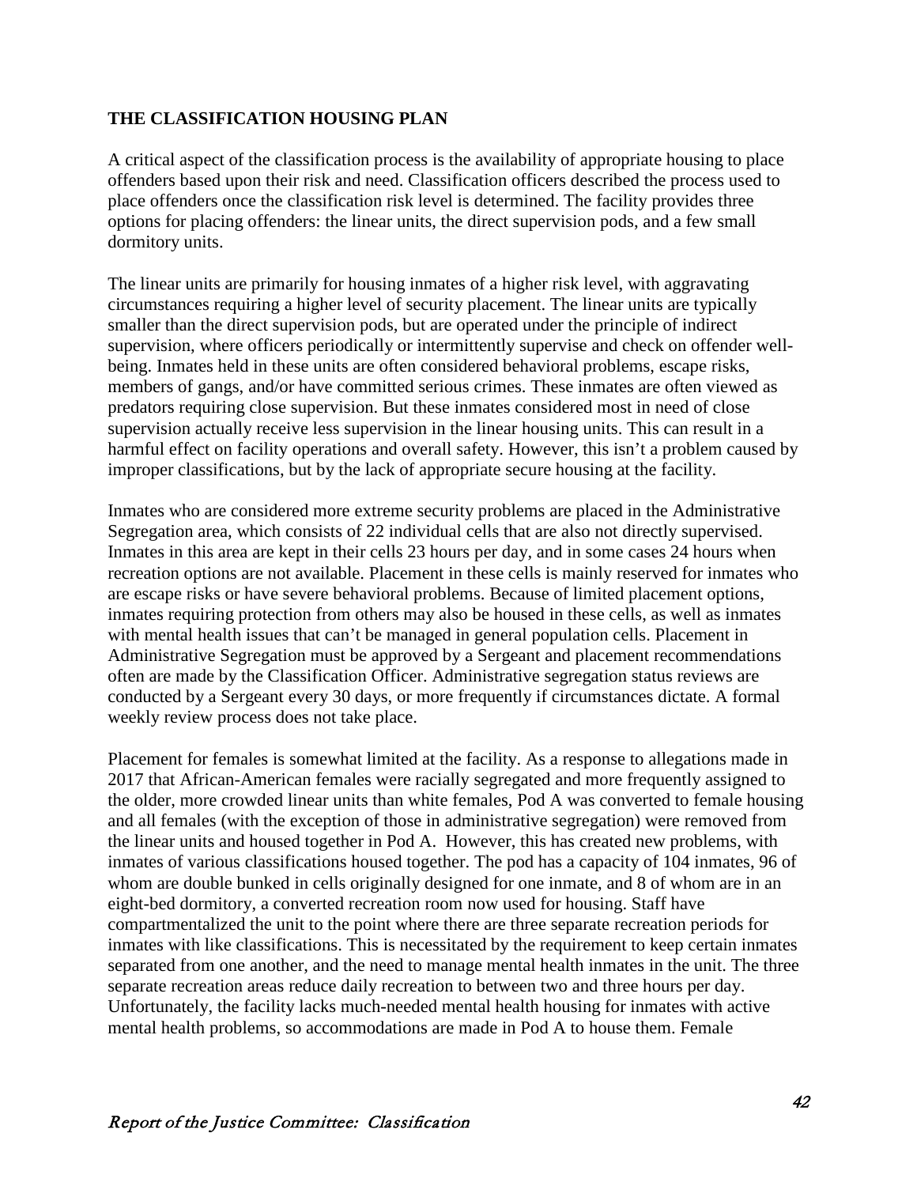## THE CLASSIFICATION HOUSING PLAN

A critical aspect of the classification process is the availability of appropriate housing to place offenders based upon their risk and need. Classification officers described the process used to place offenders once the classification risk level is determined. The facility provides three options for placing offenders: the linear units, the direct supervision pods, and a few small dormitory units.

The linear units are primarily for housing inmates of a higher risk level, with aggravating circumstances requiring a higher level of security placement. The linear units are typically smaller than the direct supervision pods, but are operated under the principle of indirect supervision, where officers periodically or intermittently supervise and check on offender well-being. Inmates held in these units are often considered behavioral problems, escape risks, members of gangs, and/or have committed serious crimes. These inmates are often viewed as predators requiring close supervision. But these inmates considered most in need of close supervision actually receive less supervision in the linear housing units. This can result in a harmful effect on facility operations and overall safety. However, this isn't a problem caused by improper classifications, but by the lack of appropriate secure housing at the facility.

Inmates who are considered more extreme security problems are placed in the Administrative Segregation area, which consists of 22 individual cells that are also not directly supervised. Inmates in this area are kept in their cells 23 hours per day, and in some cases 24 hours when recreation options are not available. Placement in these cells is mainly reserved for inmates who are escape risks or have severe behavioral problems. Because of limited placement options, inmates requiring protection from others may also be housed in these cells, as well as inmates with mental health issues that can't be managed in general population cells. Placement in Administrative Segregation must be approved by a Sergeant and placement recommendations often are made by the Classification Officer. Administrative segregation status reviews are conducted by a Sergeant every 30 days, or more frequently if circumstances dictate. A formal weekly review process does not take place.

Placement for females is somewhat limited at the facility. As a response to allegations made in 2017 that African-American females were racially segregated and more frequently assigned to the older, more crowded linear units than white females, Pod A was converted to female housing and all females (with the exception of those in administrative segregation) were removed from the linear units and housed together in Pod A. However, this has created new problems, with inmates of various classifications housed together. The pod has a capacity of 104 inmates, 96 of whom are double bunked in cells originally designed for one inmate, and 8 of whom are in an eight-bed dormitory, a converted recreation room now used for housing. Staff have compartmentalized the unit to the point where there are three separate recreation periods for inmates with like classifications. This is necessitated by the requirement to keep certain inmates separated from one another, and the need to manage mental health inmates in the unit. The three separate recreation areas reduce daily recreation to between two and three hours per day. Unfortunately, the facility lacks much-needed mental health housing for inmates with active mental health problems, so accommodations are made in Pod A to house them. Female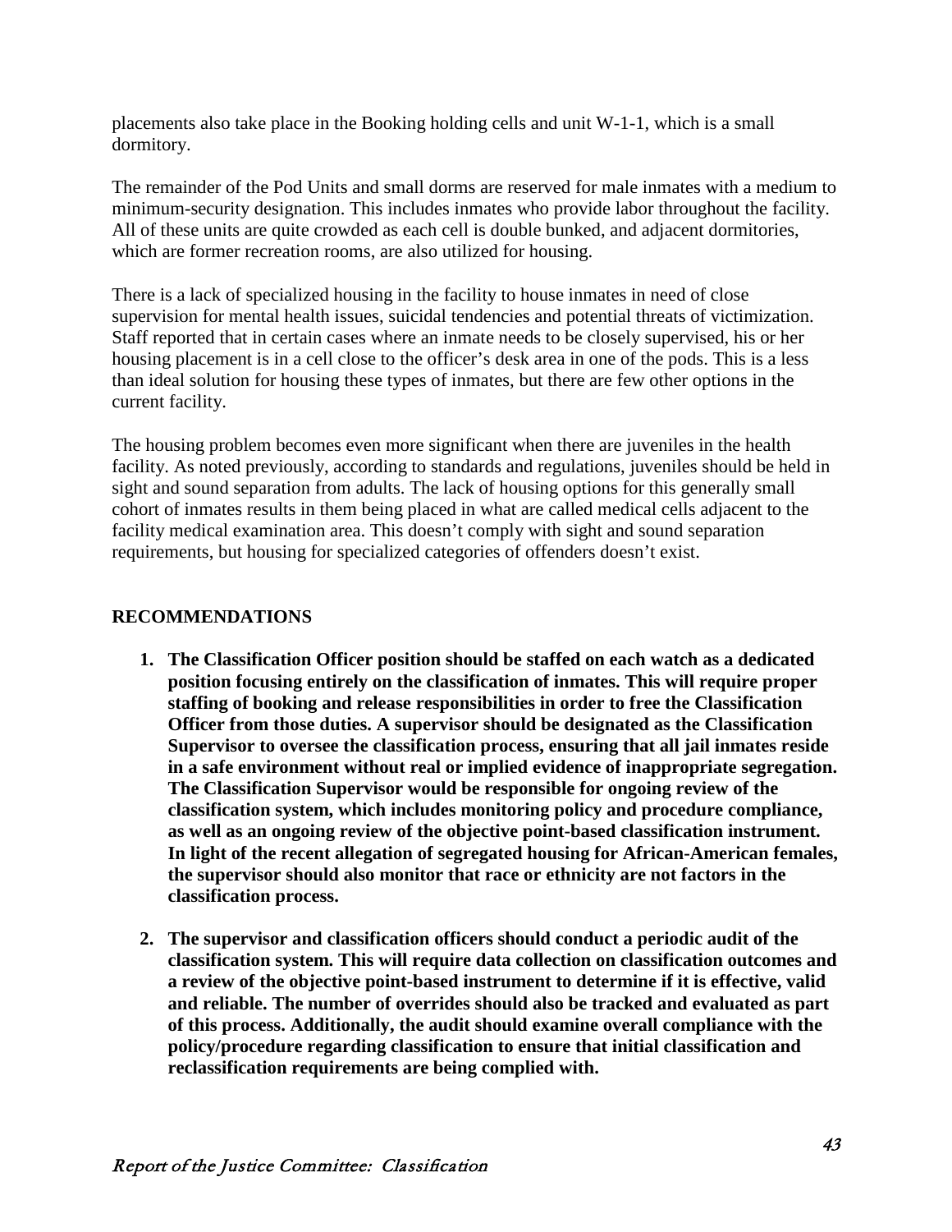placements also take place in the Booking holding cells and unit W-1-1, which is a small dormitory.

The remainder of the Pod Units and small dorms are reserved for male inmates with a medium to minimum-security designation. This includes inmates who provide labor throughout the facility. All of these units are quite crowded as each cell is double bunked, and adjacent dormitories, which are former recreation rooms, are also utilized for housing.

There is a lack of specialized housing in the facility to house inmates in need of close supervision for mental health issues, suicidal tendencies and potential threats of victimization. Staff reported that in certain cases where an inmate needs to be closely supervised, his or her housing placement is in a cell close to the officer's desk area in one of the pods. This is a less than ideal solution for housing these types of inmates, but there are few other options in the current facility.

The housing problem becomes even more significant when there are juveniles in the health facility. As noted previously, according to standards and regulations, juveniles should be held in sight and sound separation from adults. The lack of housing options for this generally small cohort of inmates results in them being placed in what are called medical cells adjacent to the facility medical examination area. This doesn't comply with sight and sound separation requirements, but housing for specialized categories of offenders doesn't exist.

## RECOMMENDATIONS

1. **The Classification Officer position should be staffed on each watch as a dedicated position focusing entirely on the classification of inmates. This will require proper staffing of booking and release responsibilities in order to free the Classification Officer from those duties. A supervisor should be designated as the Classification Supervisor to oversee the classification process, ensuring that all jail inmates reside in a safe environment without real or implied evidence of inappropriate segregation. The Classification Supervisor would be responsible for ongoing review of the classification system, which includes monitoring policy and procedure compliance, as well as an ongoing review of the objective point-based classification instrument. In light of the recent allegation of segregated housing for African-American females, the supervisor should also monitor that race or ethnicity are not factors in the classification process.**

2. **The supervisor and classification officers should conduct a periodic audit of the classification system. This will require data collection on classification outcomes and a review of the objective point-based instrument to determine if it is effective, valid and reliable. The number of overrides should also be tracked and evaluated as part of this process. Additionally, the audit should examine overall compliance with the policy/procedure regarding classification to ensure that initial classification and reclassification requirements are being complied with.**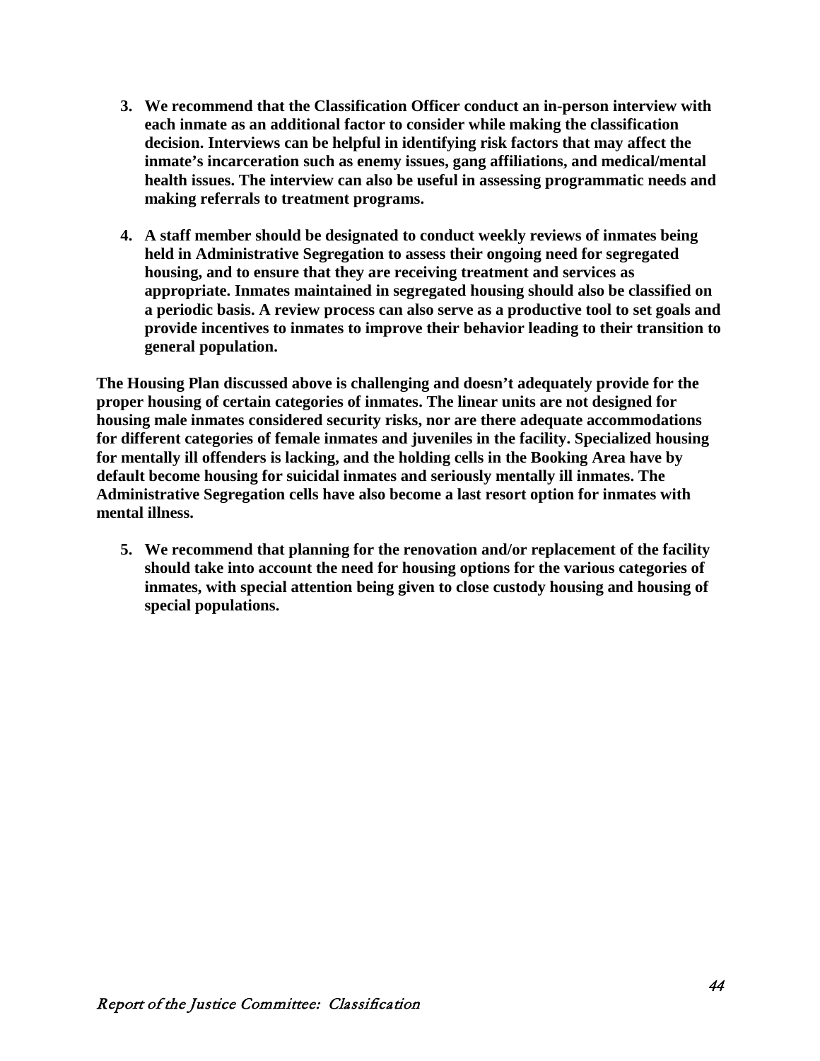3. **We recommend that the Classification Officer conduct an in-person interview with each inmate as an additional factor to consider while making the classification decision. Interviews can be helpful in identifying risk factors that may affect the inmate's incarceration such as enemy issues, gang affiliations, and medical/mental health issues. The interview can also be useful in assessing programmatic needs and making referrals to treatment programs.**

4. **A staff member should be designated to conduct weekly reviews of inmates being held in Administrative Segregation to assess their ongoing need for segregated housing, and to ensure that they are receiving treatment and services as appropriate. Inmates maintained in segregated housing should also be classified on a periodic basis. A review process can also serve as a productive tool to set goals and provide incentives to inmates to improve their behavior leading to their transition to general population.**

**The Housing Plan discussed above is challenging and doesn't adequately provide for the proper housing of certain categories of inmates. The linear units are not designed for housing male inmates considered security risks, nor are there adequate accommodations for different categories of female inmates and juveniles in the facility. Specialized housing for mentally ill offenders is lacking, and the holding cells in the Booking Area have by default become housing for suicidal inmates and seriously mentally ill inmates. The Administrative Segregation cells have also become a last resort option for inmates with mental illness.**

5. **We recommend that planning for the renovation and/or replacement of the facility should take into account the need for housing options for the various categories of inmates, with special attention being given to close custody housing and housing of special populations.**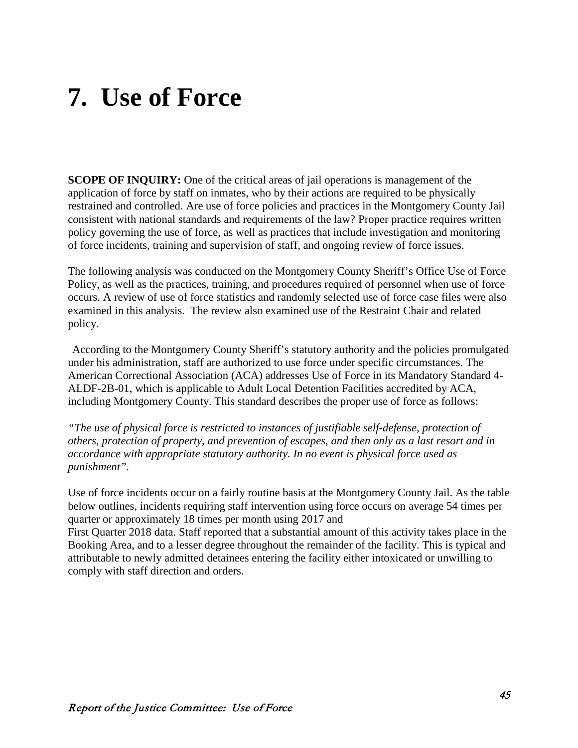# 7. Use of Force

**SCOPE OF INQUIRY:** One of the critical areas of jail operations is management of the application of force by staff on inmates, who by their actions are required to be physically restrained and controlled. Are use of force policies and practices in the Montgomery County Jail consistent with national standards and requirements of the law? Proper practice requires written policy governing the use of force, as well as practices that include investigation and monitoring of force incidents, training and supervision of staff, and ongoing review of force issues.

The following analysis was conducted on the Montgomery County Sheriff's Office Use of Force Policy, as well as the practices, training, and procedures required of personnel when use of force occurs. A review of use of force statistics and randomly selected use of force case files were also examined in this analysis. The review also examined use of the Restraint Chair and related policy.

According to the Montgomery County Sheriff's statutory authority and the policies promulgated under his administration, staff are authorized to use force under specific circumstances. The American Correctional Association (ACA) addresses Use of Force in its Mandatory Standard 4-ALDF-2B-01, which is applicable to Adult Local Detention Facilities accredited by ACA, including Montgomery County. This standard describes the proper use of force as follows:

*"The use of physical force is restricted to instances of justifiable self-defense, protection of others, protection of property, and prevention of escapes, and then only as a last resort and in accordance with appropriate statutory authority. In no event is physical force used as punishment".*

Use of force incidents occur on a fairly routine basis at the Montgomery County Jail. As the table below outlines, incidents requiring staff intervention using force occurs on average 54 times per quarter or approximately 18 times per month using 2017 and First Quarter 2018 data. Staff reported that a substantial amount of this activity takes place in the Booking Area, and to a lesser degree throughout the remainder of the facility. This is typical and attributable to newly admitted detainees entering the facility either intoxicated or unwilling to comply with staff direction and orders.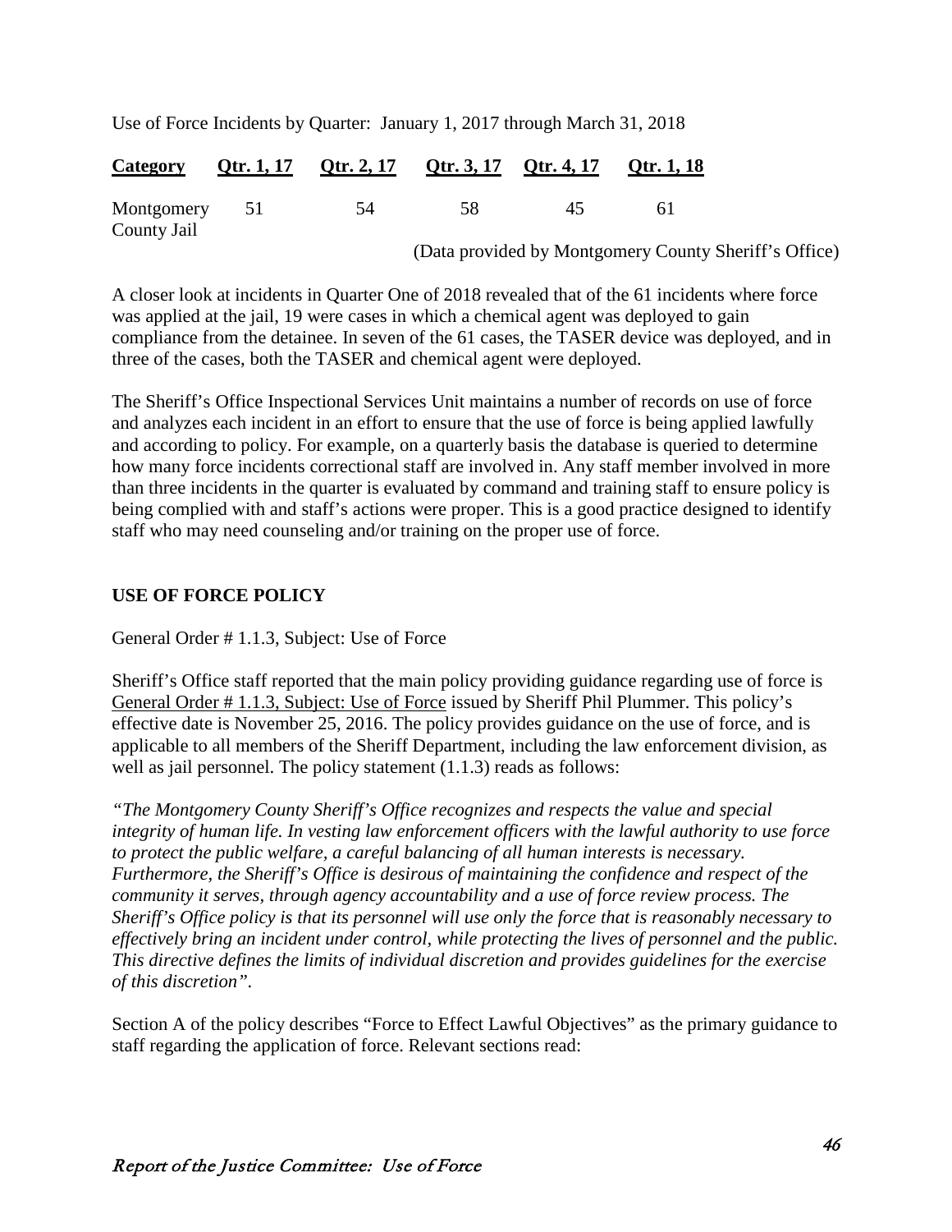Use of Force Incidents by Quarter: January 1, 2017 through March 31, 2018

| Category | Qtr. 1, 17 | Qtr. 2, 17 | Qtr. 3, 17 | Qtr. 4, 17 | Qtr. 1, 18 |
|---|---|---|---|---|---|
| Montgomery County Jail | 51 | 54 | 58 | 45 | 61 |

(Data provided by Montgomery County Sheriff's Office)

A closer look at incidents in Quarter One of 2018 revealed that of the 61 incidents where force was applied at the jail, 19 were cases in which a chemical agent was deployed to gain compliance from the detainee. In seven of the 61 cases, the TASER device was deployed, and in three of the cases, both the TASER and chemical agent were deployed.

The Sheriff's Office Inspectional Services Unit maintains a number of records on use of force and analyzes each incident in an effort to ensure that the use of force is being applied lawfully and according to policy. For example, on a quarterly basis the database is queried to determine how many force incidents correctional staff are involved in. Any staff member involved in more than three incidents in the quarter is evaluated by command and training staff to ensure policy is being complied with and staff's actions were proper. This is a good practice designed to identify staff who may need counseling and/or training on the proper use of force.

## USE OF FORCE POLICY

General Order # 1.1.3, Subject: Use of Force

Sheriff's Office staff reported that the main policy providing guidance regarding use of force is General Order # 1.1.3, Subject: Use of Force issued by Sheriff Phil Plummer. This policy's effective date is November 25, 2016. The policy provides guidance on the use of force, and is applicable to all members of the Sheriff Department, including the law enforcement division, as well as jail personnel. The policy statement (1.1.3) reads as follows:

*"The Montgomery County Sheriff's Office recognizes and respects the value and special integrity of human life. In vesting law enforcement officers with the lawful authority to use force to protect the public welfare, a careful balancing of all human interests is necessary. Furthermore, the Sheriff's Office is desirous of maintaining the confidence and respect of the community it serves, through agency accountability and a use of force review process. The Sheriff's Office policy is that its personnel will use only the force that is reasonably necessary to effectively bring an incident under control, while protecting the lives of personnel and the public. This directive defines the limits of individual discretion and provides guidelines for the exercise of this discretion".*

Section A of the policy describes "Force to Effect Lawful Objectives" as the primary guidance to staff regarding the application of force. Relevant sections read: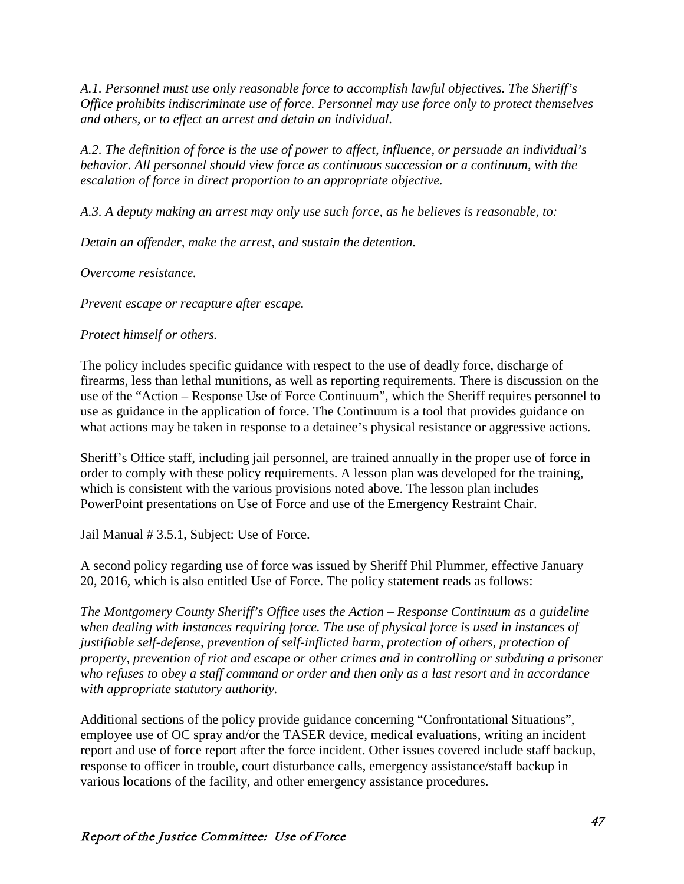*A.1. Personnel must use only reasonable force to accomplish lawful objectives. The Sheriff's Office prohibits indiscriminate use of force. Personnel may use force only to protect themselves and others, or to effect an arrest and detain an individual.*

*A.2. The definition of force is the use of power to affect, influence, or persuade an individual's behavior. All personnel should view force as continuous succession or a continuum, with the escalation of force in direct proportion to an appropriate objective.*

*A.3. A deputy making an arrest may only use such force, as he believes is reasonable, to:*

*Detain an offender, make the arrest, and sustain the detention.*

*Overcome resistance.*

*Prevent escape or recapture after escape.*

*Protect himself or others.*

The policy includes specific guidance with respect to the use of deadly force, discharge of firearms, less than lethal munitions, as well as reporting requirements. There is discussion on the use of the "Action – Response Use of Force Continuum", which the Sheriff requires personnel to use as guidance in the application of force. The Continuum is a tool that provides guidance on what actions may be taken in response to a detainee's physical resistance or aggressive actions.

Sheriff's Office staff, including jail personnel, are trained annually in the proper use of force in order to comply with these policy requirements. A lesson plan was developed for the training, which is consistent with the various provisions noted above. The lesson plan includes PowerPoint presentations on Use of Force and use of the Emergency Restraint Chair.

Jail Manual # 3.5.1, Subject: Use of Force.

A second policy regarding use of force was issued by Sheriff Phil Plummer, effective January 20, 2016, which is also entitled Use of Force. The policy statement reads as follows:

*The Montgomery County Sheriff's Office uses the Action – Response Continuum as a guideline when dealing with instances requiring force. The use of physical force is used in instances of justifiable self-defense, prevention of self-inflicted harm, protection of others, protection of property, prevention of riot and escape or other crimes and in controlling or subduing a prisoner who refuses to obey a staff command or order and then only as a last resort and in accordance with appropriate statutory authority.*

Additional sections of the policy provide guidance concerning "Confrontational Situations", employee use of OC spray and/or the TASER device, medical evaluations, writing an incident report and use of force report after the force incident. Other issues covered include staff backup, response to officer in trouble, court disturbance calls, emergency assistance/staff backup in various locations of the facility, and other emergency assistance procedures.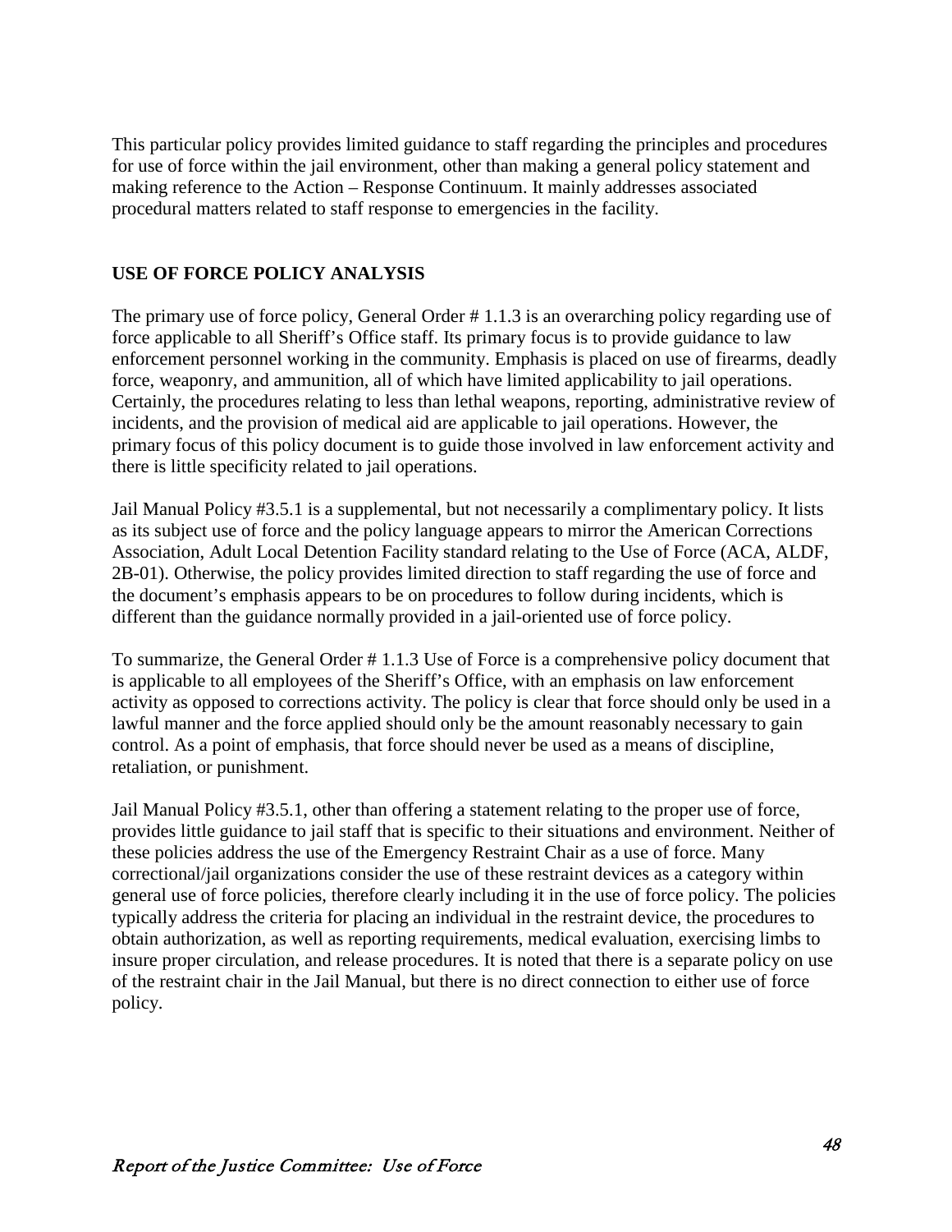This particular policy provides limited guidance to staff regarding the principles and procedures for use of force within the jail environment, other than making a general policy statement and making reference to the Action – Response Continuum. It mainly addresses associated procedural matters related to staff response to emergencies in the facility.

## USE OF FORCE POLICY ANALYSIS

The primary use of force policy, General Order # 1.1.3 is an overarching policy regarding use of force applicable to all Sheriff's Office staff. Its primary focus is to provide guidance to law enforcement personnel working in the community. Emphasis is placed on use of firearms, deadly force, weaponry, and ammunition, all of which have limited applicability to jail operations. Certainly, the procedures relating to less than lethal weapons, reporting, administrative review of incidents, and the provision of medical aid are applicable to jail operations. However, the primary focus of this policy document is to guide those involved in law enforcement activity and there is little specificity related to jail operations.

Jail Manual Policy #3.5.1 is a supplemental, but not necessarily a complimentary policy. It lists as its subject use of force and the policy language appears to mirror the American Corrections Association, Adult Local Detention Facility standard relating to the Use of Force (ACA, ALDF, 2B-01). Otherwise, the policy provides limited direction to staff regarding the use of force and the document's emphasis appears to be on procedures to follow during incidents, which is different than the guidance normally provided in a jail-oriented use of force policy.

To summarize, the General Order # 1.1.3 Use of Force is a comprehensive policy document that is applicable to all employees of the Sheriff's Office, with an emphasis on law enforcement activity as opposed to corrections activity. The policy is clear that force should only be used in a lawful manner and the force applied should only be the amount reasonably necessary to gain control. As a point of emphasis, that force should never be used as a means of discipline, retaliation, or punishment.

Jail Manual Policy #3.5.1, other than offering a statement relating to the proper use of force, provides little guidance to jail staff that is specific to their situations and environment. Neither of these policies address the use of the Emergency Restraint Chair as a use of force. Many correctional/jail organizations consider the use of these restraint devices as a category within general use of force policies, therefore clearly including it in the use of force policy. The policies typically address the criteria for placing an individual in the restraint device, the procedures to obtain authorization, as well as reporting requirements, medical evaluation, exercising limbs to insure proper circulation, and release procedures. It is noted that there is a separate policy on use of the restraint chair in the Jail Manual, but there is no direct connection to either use of force policy.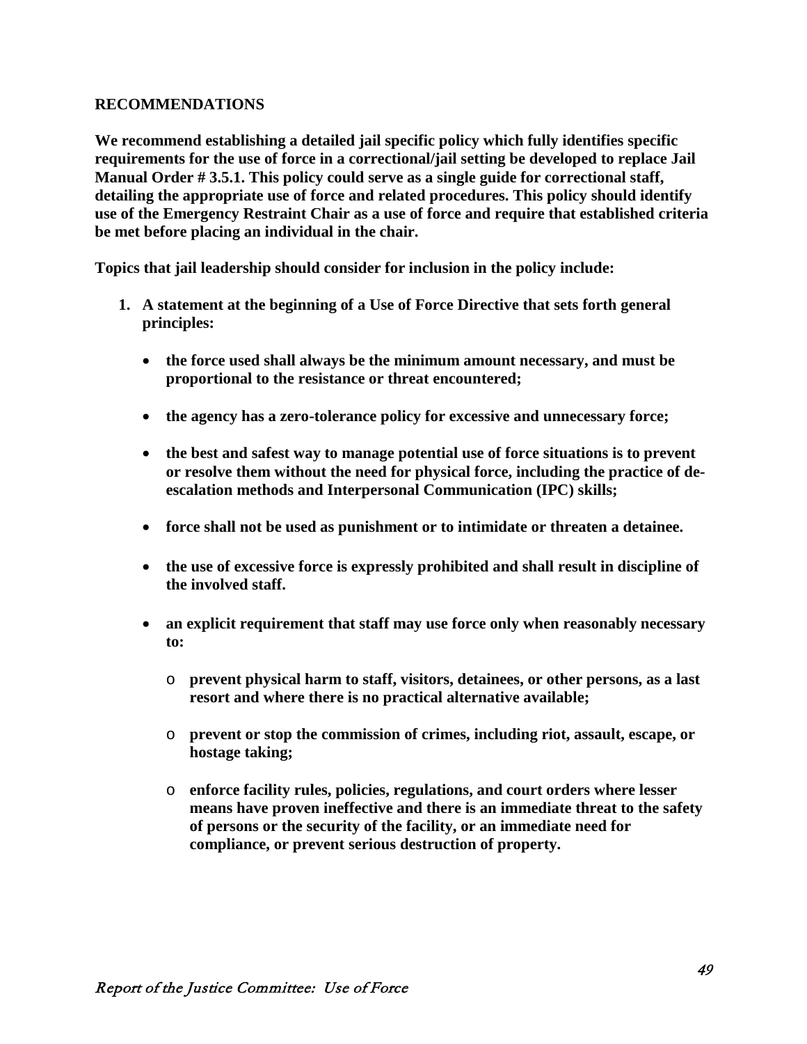## RECOMMENDATIONS

**We recommend establishing a detailed jail specific policy which fully identifies specific requirements for the use of force in a correctional/jail setting be developed to replace Jail Manual Order # 3.5.1. This policy could serve as a single guide for correctional staff, detailing the appropriate use of force and related procedures. This policy should identify use of the Emergency Restraint Chair as a use of force and require that established criteria be met before placing an individual in the chair.**

**Topics that jail leadership should consider for inclusion in the policy include:**

1. **A statement at the beginning of a Use of Force Directive that sets forth general principles:**

    - **the force used shall always be the minimum amount necessary, and must be proportional to the resistance or threat encountered;**

    - **the agency has a zero-tolerance policy for excessive and unnecessary force;**

    - **the best and safest way to manage potential use of force situations is to prevent or resolve them without the need for physical force, including the practice of de-escalation methods and Interpersonal Communication (IPC) skills;**

    - **force shall not be used as punishment or to intimidate or threaten a detainee.**

    - **the use of excessive force is expressly prohibited and shall result in discipline of the involved staff.**

    - **an explicit requirement that staff may use force only when reasonably necessary to:**

        - **prevent physical harm to staff, visitors, detainees, or other persons, as a last resort and where there is no practical alternative available;**

        - **prevent or stop the commission of crimes, including riot, assault, escape, or hostage taking;**

        - **enforce facility rules, policies, regulations, and court orders where lesser means have proven ineffective and there is an immediate threat to the safety of persons or the security of the facility, or an immediate need for compliance, or prevent serious destruction of property.**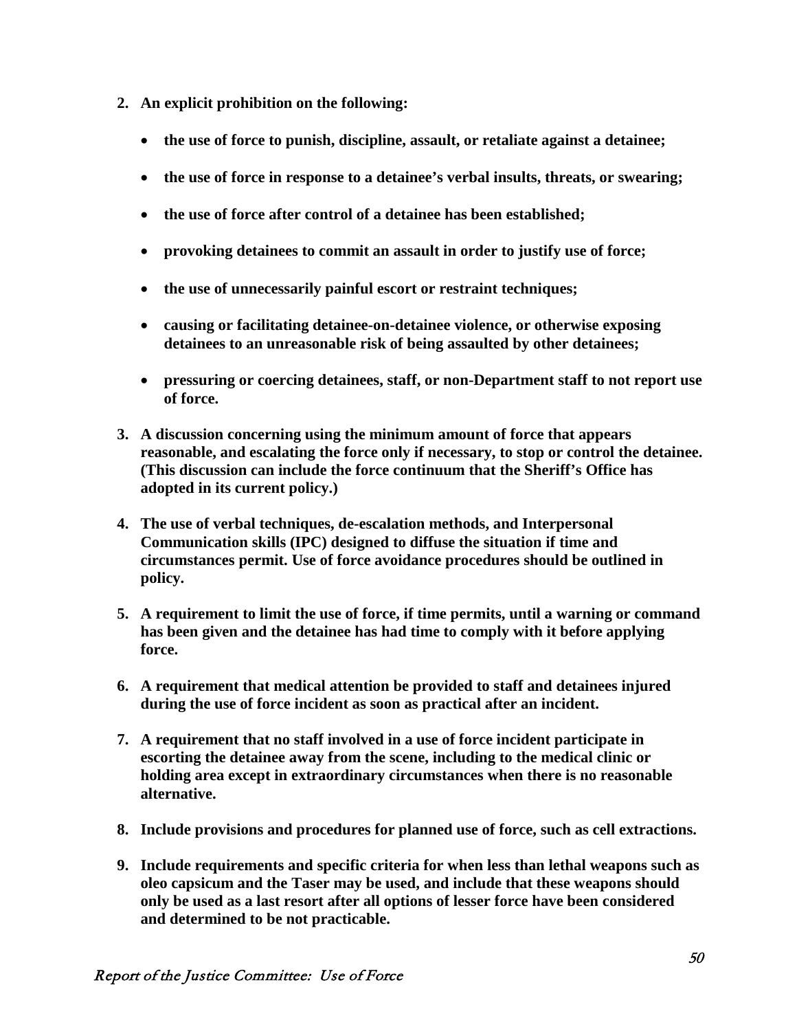2. **An explicit prohibition on the following:**

    - **the use of force to punish, discipline, assault, or retaliate against a detainee;**
    - **the use of force in response to a detainee's verbal insults, threats, or swearing;**
    - **the use of force after control of a detainee has been established;**
    - **provoking detainees to commit an assault in order to justify use of force;**
    - **the use of unnecessarily painful escort or restraint techniques;**
    - **causing or facilitating detainee-on-detainee violence, or otherwise exposing detainees to an unreasonable risk of being assaulted by other detainees;**
    - **pressuring or coercing detainees, staff, or non-Department staff to not report use of force.**

3. **A discussion concerning using the minimum amount of force that appears reasonable, and escalating the force only if necessary, to stop or control the detainee. (This discussion can include the force continuum that the Sheriff's Office has adopted in its current policy.)**

4. **The use of verbal techniques, de-escalation methods, and Interpersonal Communication skills (IPC) designed to diffuse the situation if time and circumstances permit. Use of force avoidance procedures should be outlined in policy.**

5. **A requirement to limit the use of force, if time permits, until a warning or command has been given and the detainee has had time to comply with it before applying force.**

6. **A requirement that medical attention be provided to staff and detainees injured during the use of force incident as soon as practical after an incident.**

7. **A requirement that no staff involved in a use of force incident participate in escorting the detainee away from the scene, including to the medical clinic or holding area except in extraordinary circumstances when there is no reasonable alternative.**

8. **Include provisions and procedures for planned use of force, such as cell extractions.**

9. **Include requirements and specific criteria for when less than lethal weapons such as oleo capsicum and the Taser may be used, and include that these weapons should only be used as a last resort after all options of lesser force have been considered and determined to be not practicable.**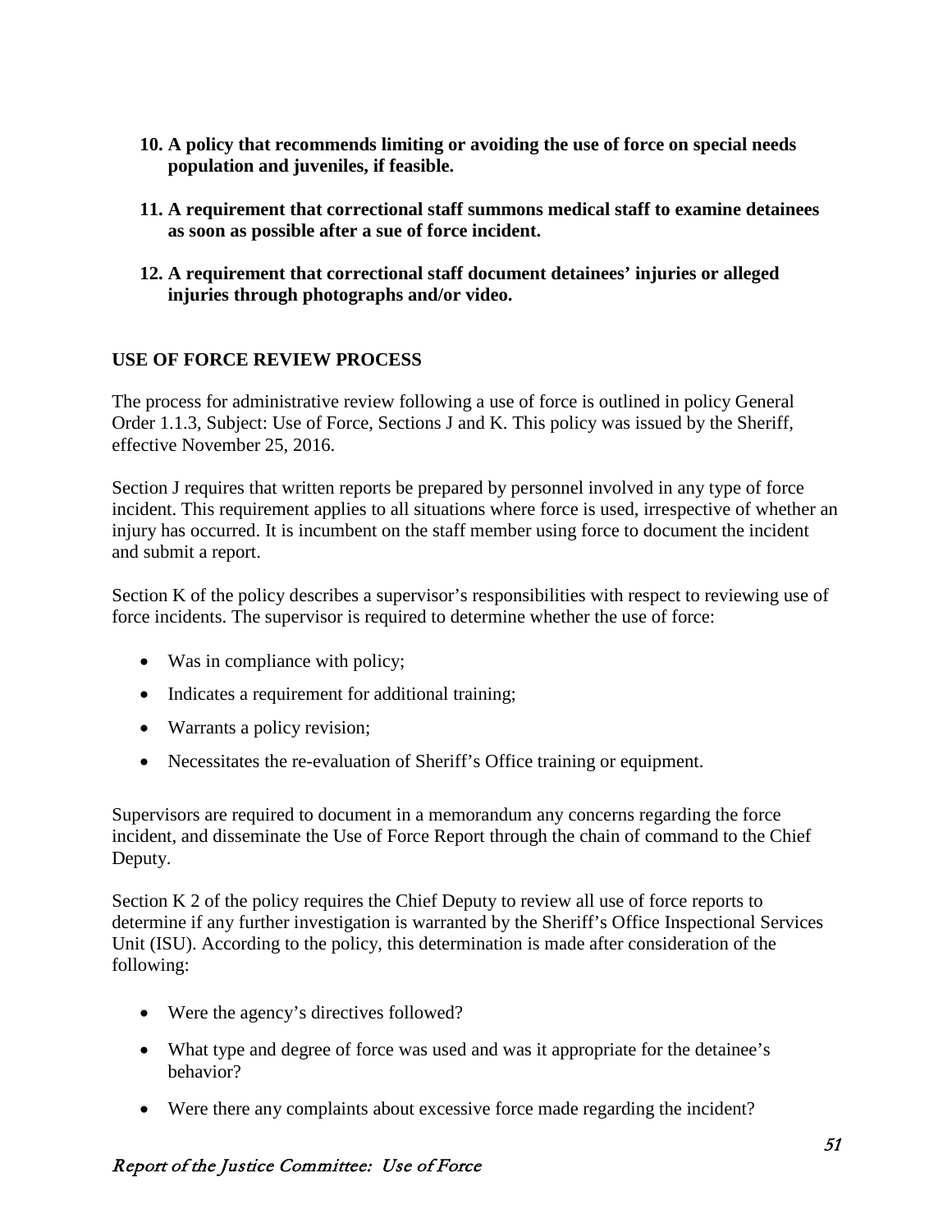10. **A policy that recommends limiting or avoiding the use of force on special needs population and juveniles, if feasible.**

11. **A requirement that correctional staff summons medical staff to examine detainees as soon as possible after a sue of force incident.**

12. **A requirement that correctional staff document detainees' injuries or alleged injuries through photographs and/or video.**

## USE OF FORCE REVIEW PROCESS

The process for administrative review following a use of force is outlined in policy General Order 1.1.3, Subject: Use of Force, Sections J and K. This policy was issued by the Sheriff, effective November 25, 2016.

Section J requires that written reports be prepared by personnel involved in any type of force incident. This requirement applies to all situations where force is used, irrespective of whether an injury has occurred. It is incumbent on the staff member using force to document the incident and submit a report.

Section K of the policy describes a supervisor's responsibilities with respect to reviewing use of force incidents. The supervisor is required to determine whether the use of force:

- Was in compliance with policy;
- Indicates a requirement for additional training;
- Warrants a policy revision;
- Necessitates the re-evaluation of Sheriff's Office training or equipment.

Supervisors are required to document in a memorandum any concerns regarding the force incident, and disseminate the Use of Force Report through the chain of command to the Chief Deputy.

Section K 2 of the policy requires the Chief Deputy to review all use of force reports to determine if any further investigation is warranted by the Sheriff's Office Inspectional Services Unit (ISU). According to the policy, this determination is made after consideration of the following:

- Were the agency's directives followed?
- What type and degree of force was used and was it appropriate for the detainee's behavior?
- Were there any complaints about excessive force made regarding the incident?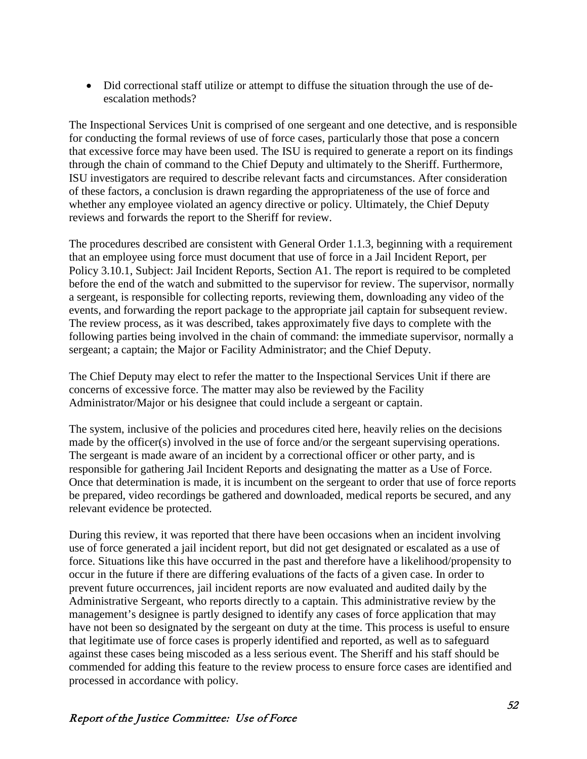- Did correctional staff utilize or attempt to diffuse the situation through the use of de-escalation methods?

The Inspectional Services Unit is comprised of one sergeant and one detective, and is responsible for conducting the formal reviews of use of force cases, particularly those that pose a concern that excessive force may have been used. The ISU is required to generate a report on its findings through the chain of command to the Chief Deputy and ultimately to the Sheriff. Furthermore, ISU investigators are required to describe relevant facts and circumstances. After consideration of these factors, a conclusion is drawn regarding the appropriateness of the use of force and whether any employee violated an agency directive or policy. Ultimately, the Chief Deputy reviews and forwards the report to the Sheriff for review.

The procedures described are consistent with General Order 1.1.3, beginning with a requirement that an employee using force must document that use of force in a Jail Incident Report, per Policy 3.10.1, Subject: Jail Incident Reports, Section A1. The report is required to be completed before the end of the watch and submitted to the supervisor for review. The supervisor, normally a sergeant, is responsible for collecting reports, reviewing them, downloading any video of the events, and forwarding the report package to the appropriate jail captain for subsequent review. The review process, as it was described, takes approximately five days to complete with the following parties being involved in the chain of command: the immediate supervisor, normally a sergeant; a captain; the Major or Facility Administrator; and the Chief Deputy.

The Chief Deputy may elect to refer the matter to the Inspectional Services Unit if there are concerns of excessive force. The matter may also be reviewed by the Facility Administrator/Major or his designee that could include a sergeant or captain.

The system, inclusive of the policies and procedures cited here, heavily relies on the decisions made by the officer(s) involved in the use of force and/or the sergeant supervising operations. The sergeant is made aware of an incident by a correctional officer or other party, and is responsible for gathering Jail Incident Reports and designating the matter as a Use of Force. Once that determination is made, it is incumbent on the sergeant to order that use of force reports be prepared, video recordings be gathered and downloaded, medical reports be secured, and any relevant evidence be protected.

During this review, it was reported that there have been occasions when an incident involving use of force generated a jail incident report, but did not get designated or escalated as a use of force. Situations like this have occurred in the past and therefore have a likelihood/propensity to occur in the future if there are differing evaluations of the facts of a given case. In order to prevent future occurrences, jail incident reports are now evaluated and audited daily by the Administrative Sergeant, who reports directly to a captain. This administrative review by the management's designee is partly designed to identify any cases of force application that may have not been so designated by the sergeant on duty at the time. This process is useful to ensure that legitimate use of force cases is properly identified and reported, as well as to safeguard against these cases being miscoded as a less serious event. The Sheriff and his staff should be commended for adding this feature to the review process to ensure force cases are identified and processed in accordance with policy.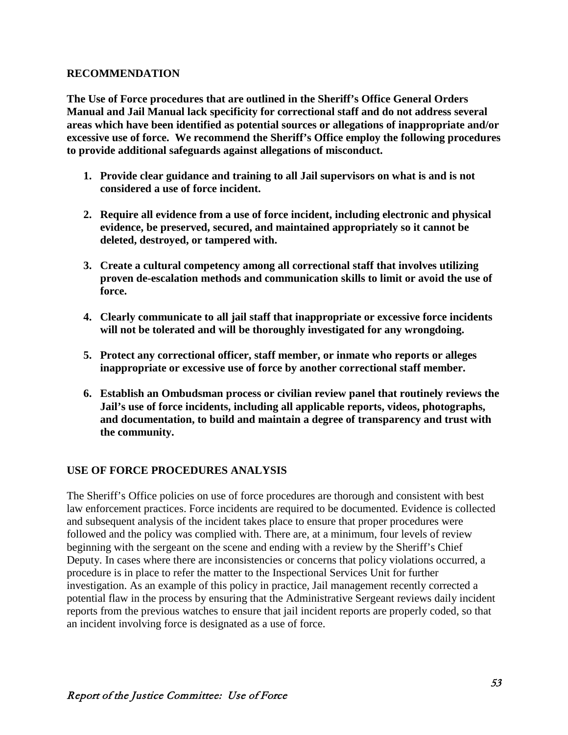## RECOMMENDATION

**The Use of Force procedures that are outlined in the Sheriff's Office General Orders Manual and Jail Manual lack specificity for correctional staff and do not address several areas which have been identified as potential sources or allegations of inappropriate and/or excessive use of force. We recommend the Sheriff's Office employ the following procedures to provide additional safeguards against allegations of misconduct.**

1. **Provide clear guidance and training to all Jail supervisors on what is and is not considered a use of force incident.**
2. **Require all evidence from a use of force incident, including electronic and physical evidence, be preserved, secured, and maintained appropriately so it cannot be deleted, destroyed, or tampered with.**
3. **Create a cultural competency among all correctional staff that involves utilizing proven de-escalation methods and communication skills to limit or avoid the use of force.**
4. **Clearly communicate to all jail staff that inappropriate or excessive force incidents will not be tolerated and will be thoroughly investigated for any wrongdoing.**
5. **Protect any correctional officer, staff member, or inmate who reports or alleges inappropriate or excessive use of force by another correctional staff member.**
6. **Establish an Ombudsman process or civilian review panel that routinely reviews the Jail's use of force incidents, including all applicable reports, videos, photographs, and documentation, to build and maintain a degree of transparency and trust with the community.**

## USE OF FORCE PROCEDURES ANALYSIS

The Sheriff's Office policies on use of force procedures are thorough and consistent with best law enforcement practices. Force incidents are required to be documented. Evidence is collected and subsequent analysis of the incident takes place to ensure that proper procedures were followed and the policy was complied with. There are, at a minimum, four levels of review beginning with the sergeant on the scene and ending with a review by the Sheriff's Chief Deputy. In cases where there are inconsistencies or concerns that policy violations occurred, a procedure is in place to refer the matter to the Inspectional Services Unit for further investigation. As an example of this policy in practice, Jail management recently corrected a potential flaw in the process by ensuring that the Administrative Sergeant reviews daily incident reports from the previous watches to ensure that jail incident reports are properly coded, so that an incident involving force is designated as a use of force.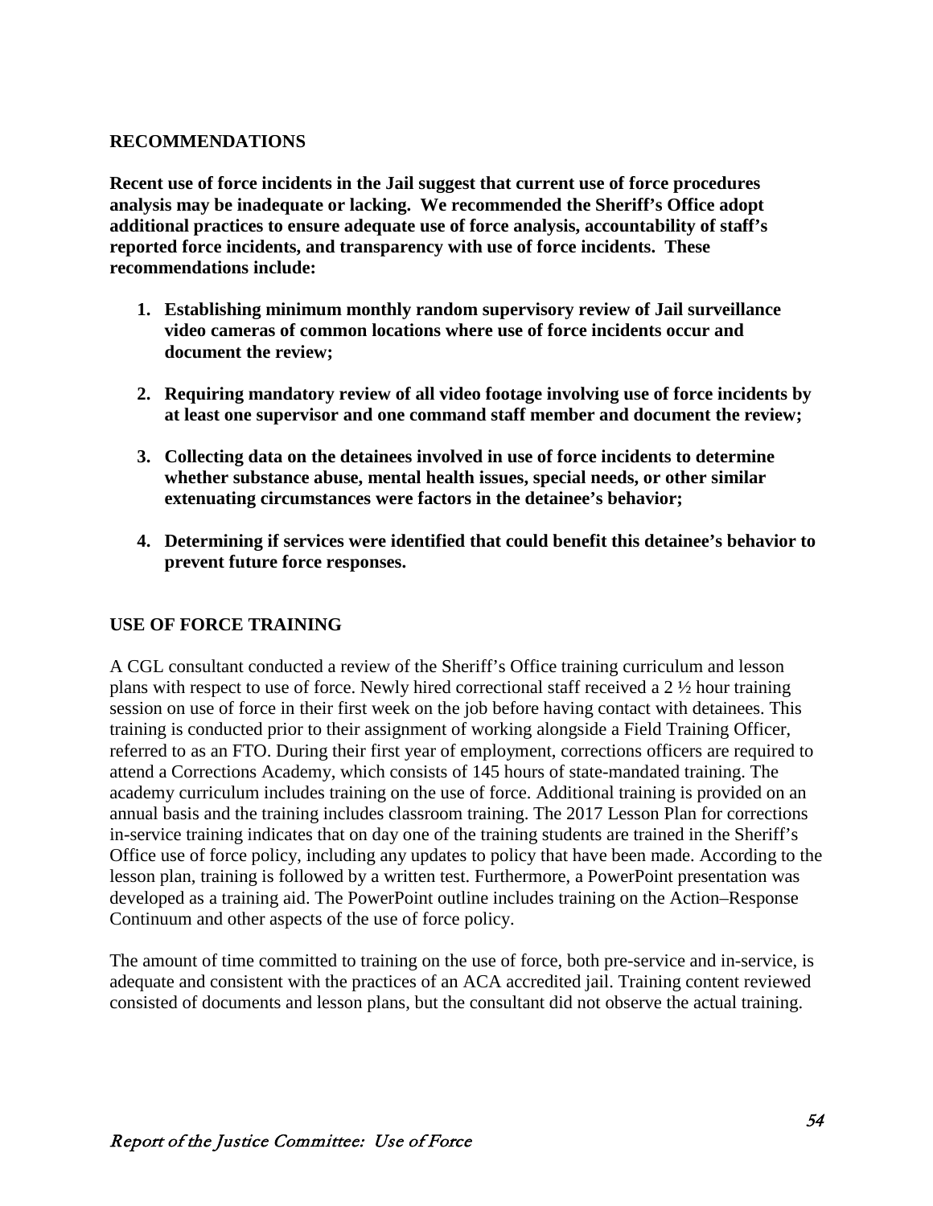## RECOMMENDATIONS

**Recent use of force incidents in the Jail suggest that current use of force procedures analysis may be inadequate or lacking. We recommended the Sheriff's Office adopt additional practices to ensure adequate use of force analysis, accountability of staff's reported force incidents, and transparency with use of force incidents. These recommendations include:**

1. **Establishing minimum monthly random supervisory review of Jail surveillance video cameras of common locations where use of force incidents occur and document the review;**
2. **Requiring mandatory review of all video footage involving use of force incidents by at least one supervisor and one command staff member and document the review;**
3. **Collecting data on the detainees involved in use of force incidents to determine whether substance abuse, mental health issues, special needs, or other similar extenuating circumstances were factors in the detainee's behavior;**
4. **Determining if services were identified that could benefit this detainee's behavior to prevent future force responses.**

## USE OF FORCE TRAINING

A CGL consultant conducted a review of the Sheriff's Office training curriculum and lesson plans with respect to use of force. Newly hired correctional staff received a 2 ½ hour training session on use of force in their first week on the job before having contact with detainees. This training is conducted prior to their assignment of working alongside a Field Training Officer, referred to as an FTO. During their first year of employment, corrections officers are required to attend a Corrections Academy, which consists of 145 hours of state-mandated training. The academy curriculum includes training on the use of force. Additional training is provided on an annual basis and the training includes classroom training. The 2017 Lesson Plan for corrections in-service training indicates that on day one of the training students are trained in the Sheriff's Office use of force policy, including any updates to policy that have been made. According to the lesson plan, training is followed by a written test. Furthermore, a PowerPoint presentation was developed as a training aid. The PowerPoint outline includes training on the Action–Response Continuum and other aspects of the use of force policy.

The amount of time committed to training on the use of force, both pre-service and in-service, is adequate and consistent with the practices of an ACA accredited jail. Training content reviewed consisted of documents and lesson plans, but the consultant did not observe the actual training.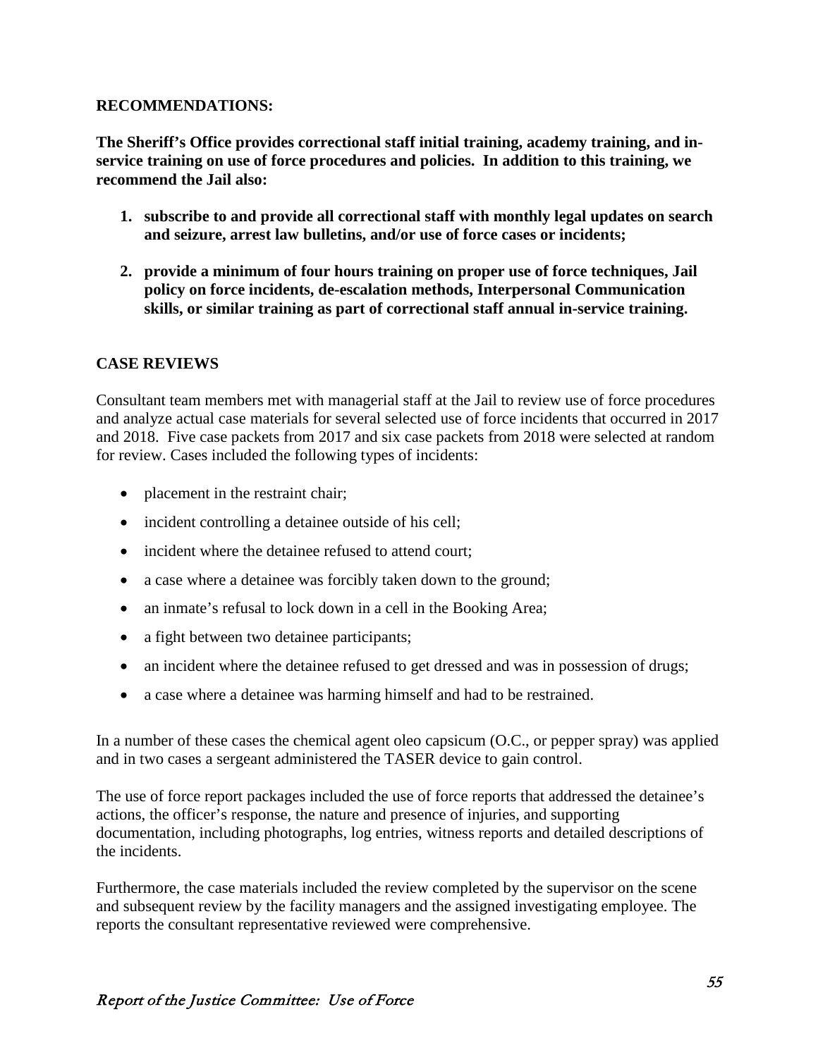**RECOMMENDATIONS:**

**The Sheriff's Office provides correctional staff initial training, academy training, and in-service training on use of force procedures and policies. In addition to this training, we recommend the Jail also:**

1. **subscribe to and provide all correctional staff with monthly legal updates on search and seizure, arrest law bulletins, and/or use of force cases or incidents;**

2. **provide a minimum of four hours training on proper use of force techniques, Jail policy on force incidents, de-escalation methods, Interpersonal Communication skills, or similar training as part of correctional staff annual in-service training.**

**CASE REVIEWS**

Consultant team members met with managerial staff at the Jail to review use of force procedures and analyze actual case materials for several selected use of force incidents that occurred in 2017 and 2018. Five case packets from 2017 and six case packets from 2018 were selected at random for review. Cases included the following types of incidents:

- placement in the restraint chair;
- incident controlling a detainee outside of his cell;
- incident where the detainee refused to attend court;
- a case where a detainee was forcibly taken down to the ground;
- an inmate's refusal to lock down in a cell in the Booking Area;
- a fight between two detainee participants;
- an incident where the detainee refused to get dressed and was in possession of drugs;
- a case where a detainee was harming himself and had to be restrained.

In a number of these cases the chemical agent oleo capsicum (O.C., or pepper spray) was applied and in two cases a sergeant administered the TASER device to gain control.

The use of force report packages included the use of force reports that addressed the detainee's actions, the officer's response, the nature and presence of injuries, and supporting documentation, including photographs, log entries, witness reports and detailed descriptions of the incidents.

Furthermore, the case materials included the review completed by the supervisor on the scene and subsequent review by the facility managers and the assigned investigating employee. The reports the consultant representative reviewed were comprehensive.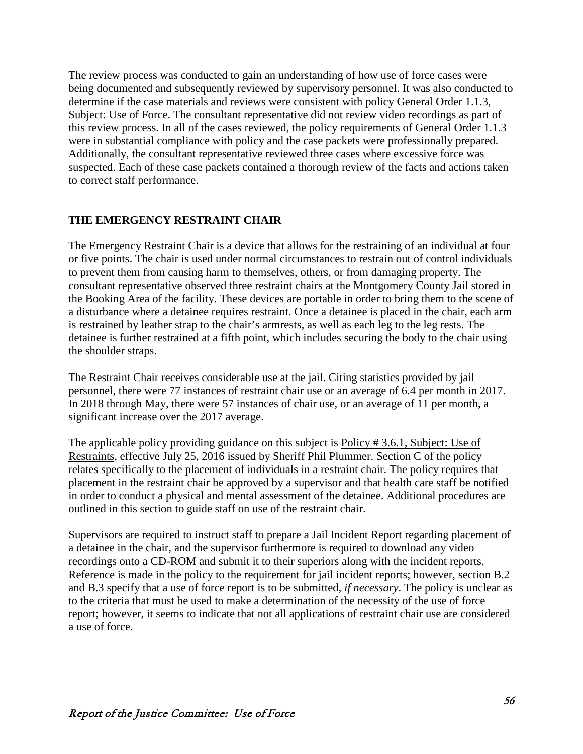The review process was conducted to gain an understanding of how use of force cases were being documented and subsequently reviewed by supervisory personnel. It was also conducted to determine if the case materials and reviews were consistent with policy General Order 1.1.3, Subject: Use of Force. The consultant representative did not review video recordings as part of this review process. In all of the cases reviewed, the policy requirements of General Order 1.1.3 were in substantial compliance with policy and the case packets were professionally prepared. Additionally, the consultant representative reviewed three cases where excessive force was suspected. Each of these case packets contained a thorough review of the facts and actions taken to correct staff performance.

## THE EMERGENCY RESTRAINT CHAIR

The Emergency Restraint Chair is a device that allows for the restraining of an individual at four or five points. The chair is used under normal circumstances to restrain out of control individuals to prevent them from causing harm to themselves, others, or from damaging property. The consultant representative observed three restraint chairs at the Montgomery County Jail stored in the Booking Area of the facility. These devices are portable in order to bring them to the scene of a disturbance where a detainee requires restraint. Once a detainee is placed in the chair, each arm is restrained by leather strap to the chair's armrests, as well as each leg to the leg rests. The detainee is further restrained at a fifth point, which includes securing the body to the chair using the shoulder straps.

The Restraint Chair receives considerable use at the jail. Citing statistics provided by jail personnel, there were 77 instances of restraint chair use or an average of 6.4 per month in 2017. In 2018 through May, there were 57 instances of chair use, or an average of 11 per month, a significant increase over the 2017 average.

The applicable policy providing guidance on this subject is Policy # 3.6.1, Subject: Use of Restraints, effective July 25, 2016 issued by Sheriff Phil Plummer. Section C of the policy relates specifically to the placement of individuals in a restraint chair. The policy requires that placement in the restraint chair be approved by a supervisor and that health care staff be notified in order to conduct a physical and mental assessment of the detainee. Additional procedures are outlined in this section to guide staff on use of the restraint chair.

Supervisors are required to instruct staff to prepare a Jail Incident Report regarding placement of a detainee in the chair, and the supervisor furthermore is required to download any video recordings onto a CD-ROM and submit it to their superiors along with the incident reports. Reference is made in the policy to the requirement for jail incident reports; however, section B.2 and B.3 specify that a use of force report is to be submitted, *if necessary*. The policy is unclear as to the criteria that must be used to make a determination of the necessity of the use of force report; however, it seems to indicate that not all applications of restraint chair use are considered a use of force.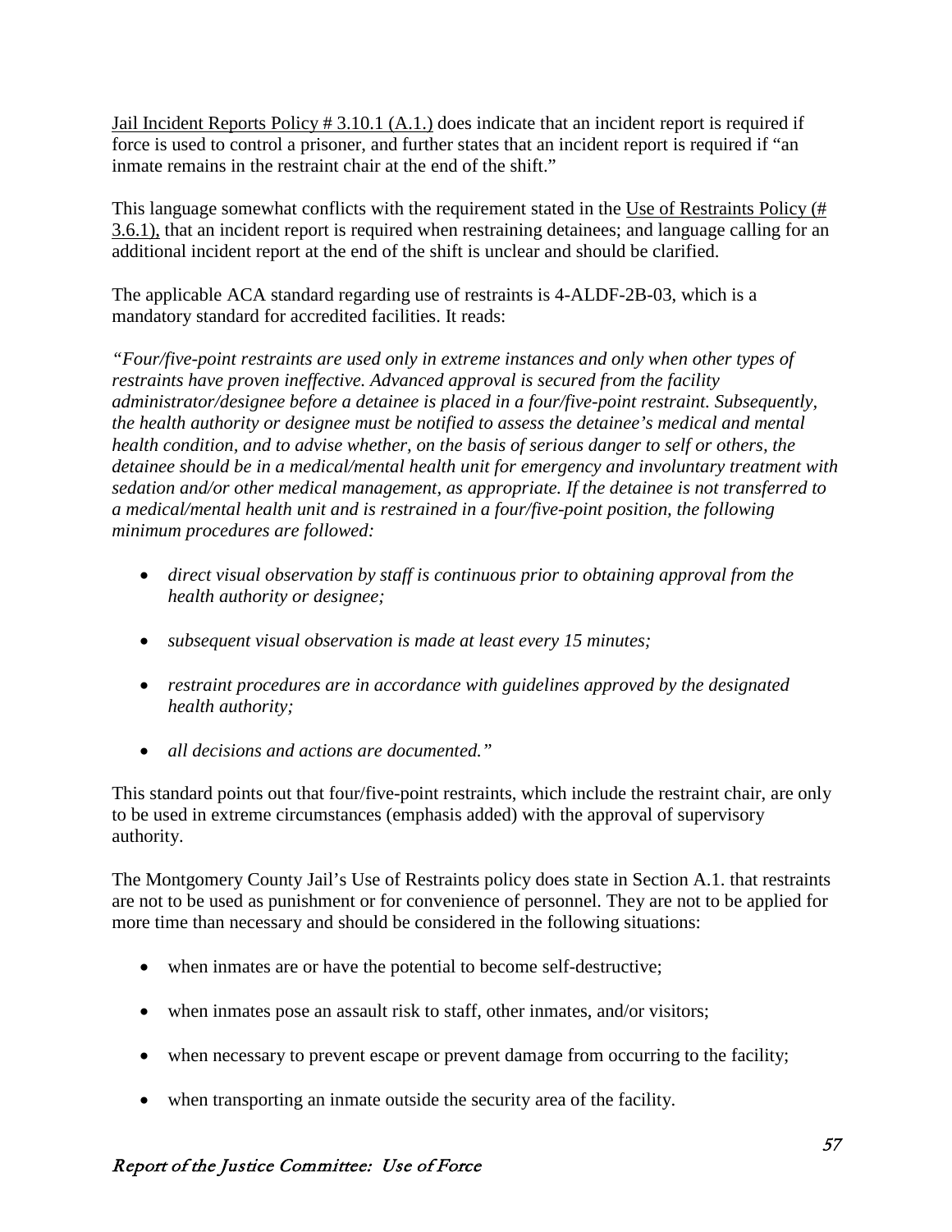Jail Incident Reports Policy # 3.10.1 (A.1.) does indicate that an incident report is required if force is used to control a prisoner, and further states that an incident report is required if "an inmate remains in the restraint chair at the end of the shift."

This language somewhat conflicts with the requirement stated in the Use of Restraints Policy (# 3.6.1), that an incident report is required when restraining detainees; and language calling for an additional incident report at the end of the shift is unclear and should be clarified.

The applicable ACA standard regarding use of restraints is 4-ALDF-2B-03, which is a mandatory standard for accredited facilities. It reads:

*"Four/five-point restraints are used only in extreme instances and only when other types of restraints have proven ineffective. Advanced approval is secured from the facility administrator/designee before a detainee is placed in a four/five-point restraint. Subsequently, the health authority or designee must be notified to assess the detainee's medical and mental health condition, and to advise whether, on the basis of serious danger to self or others, the detainee should be in a medical/mental health unit for emergency and involuntary treatment with sedation and/or other medical management, as appropriate. If the detainee is not transferred to a medical/mental health unit and is restrained in a four/five-point position, the following minimum procedures are followed:*

- *direct visual observation by staff is continuous prior to obtaining approval from the health authority or designee;*
- *subsequent visual observation is made at least every 15 minutes;*
- *restraint procedures are in accordance with guidelines approved by the designated health authority;*
- *all decisions and actions are documented."*

This standard points out that four/five-point restraints, which include the restraint chair, are only to be used in extreme circumstances (emphasis added) with the approval of supervisory authority.

The Montgomery County Jail's Use of Restraints policy does state in Section A.1. that restraints are not to be used as punishment or for convenience of personnel. They are not to be applied for more time than necessary and should be considered in the following situations:

- when inmates are or have the potential to become self-destructive;
- when inmates pose an assault risk to staff, other inmates, and/or visitors;
- when necessary to prevent escape or prevent damage from occurring to the facility;
- when transporting an inmate outside the security area of the facility.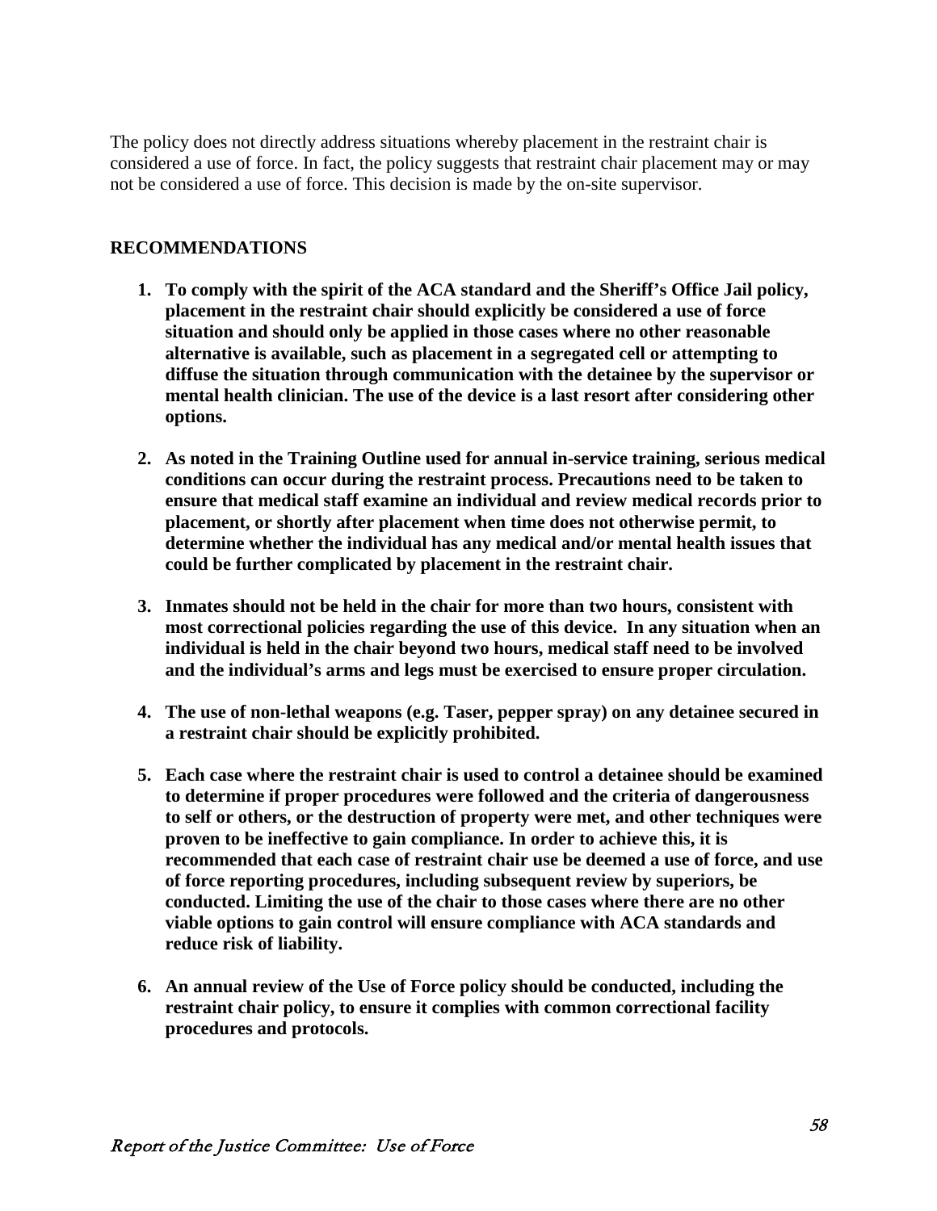The policy does not directly address situations whereby placement in the restraint chair is considered a use of force. In fact, the policy suggests that restraint chair placement may or may not be considered a use of force. This decision is made by the on-site supervisor.

## RECOMMENDATIONS

1. **To comply with the spirit of the ACA standard and the Sheriff's Office Jail policy, placement in the restraint chair should explicitly be considered a use of force situation and should only be applied in those cases where no other reasonable alternative is available, such as placement in a segregated cell or attempting to diffuse the situation through communication with the detainee by the supervisor or mental health clinician. The use of the device is a last resort after considering other options.**

2. **As noted in the Training Outline used for annual in-service training, serious medical conditions can occur during the restraint process. Precautions need to be taken to ensure that medical staff examine an individual and review medical records prior to placement, or shortly after placement when time does not otherwise permit, to determine whether the individual has any medical and/or mental health issues that could be further complicated by placement in the restraint chair.**

3. **Inmates should not be held in the chair for more than two hours, consistent with most correctional policies regarding the use of this device. In any situation when an individual is held in the chair beyond two hours, medical staff need to be involved and the individual's arms and legs must be exercised to ensure proper circulation.**

4. **The use of non-lethal weapons (e.g. Taser, pepper spray) on any detainee secured in a restraint chair should be explicitly prohibited.**

5. **Each case where the restraint chair is used to control a detainee should be examined to determine if proper procedures were followed and the criteria of dangerousness to self or others, or the destruction of property were met, and other techniques were proven to be ineffective to gain compliance. In order to achieve this, it is recommended that each case of restraint chair use be deemed a use of force, and use of force reporting procedures, including subsequent review by superiors, be conducted. Limiting the use of the chair to those cases where there are no other viable options to gain control will ensure compliance with ACA standards and reduce risk of liability.**

6. **An annual review of the Use of Force policy should be conducted, including the restraint chair policy, to ensure it complies with common correctional facility procedures and protocols.**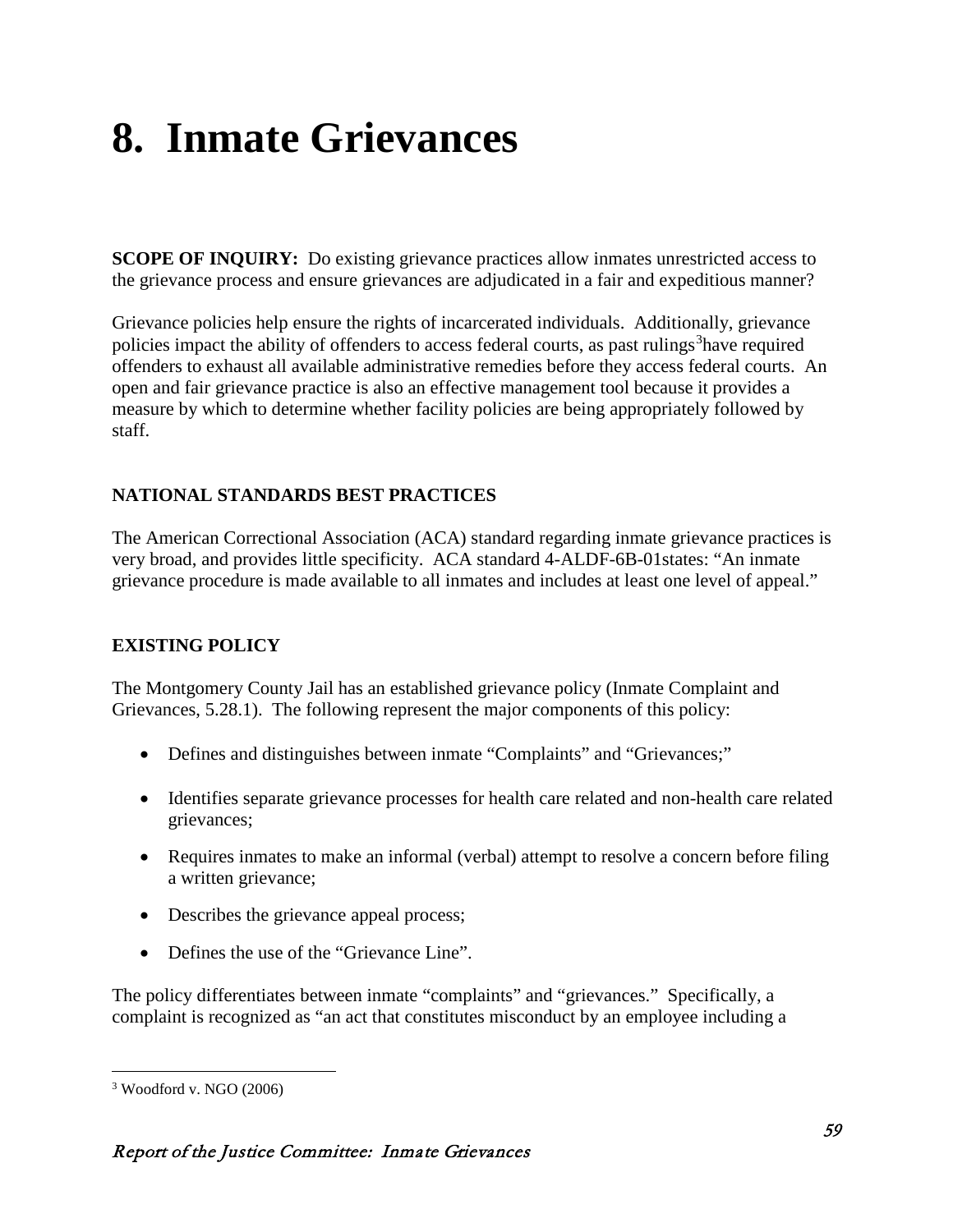# 8. Inmate Grievances

**SCOPE OF INQUIRY:** Do existing grievance practices allow inmates unrestricted access to the grievance process and ensure grievances are adjudicated in a fair and expeditious manner?

Grievance policies help ensure the rights of incarcerated individuals. Additionally, grievance policies impact the ability of offenders to access federal courts, as past rulings[3]have required offenders to exhaust all available administrative remedies before they access federal courts. An open and fair grievance practice is also an effective management tool because it provides a measure by which to determine whether facility policies are being appropriately followed by staff.

**NATIONAL STANDARDS BEST PRACTICES**

The American Correctional Association (ACA) standard regarding inmate grievance practices is very broad, and provides little specificity. ACA standard 4-ALDF-6B-01states: "An inmate grievance procedure is made available to all inmates and includes at least one level of appeal."

**EXISTING POLICY**

The Montgomery County Jail has an established grievance policy (Inmate Complaint and Grievances, 5.28.1). The following represent the major components of this policy:

- Defines and distinguishes between inmate "Complaints" and "Grievances;"
- Identifies separate grievance processes for health care related and non-health care related grievances;
- Requires inmates to make an informal (verbal) attempt to resolve a concern before filing a written grievance;
- Describes the grievance appeal process;
- Defines the use of the "Grievance Line".

The policy differentiates between inmate "complaints" and "grievances." Specifically, a complaint is recognized as "an act that constitutes misconduct by an employee including a

[3] Woodford v. NGO (2006)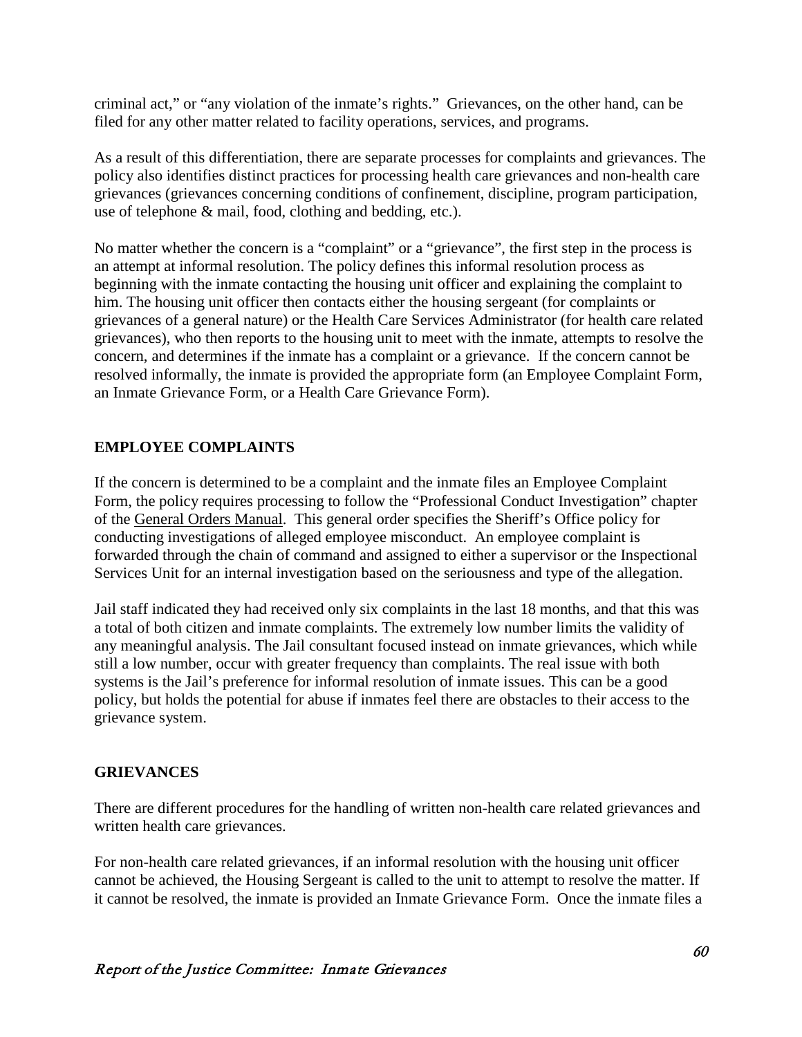criminal act," or "any violation of the inmate's rights." Grievances, on the other hand, can be filed for any other matter related to facility operations, services, and programs.

As a result of this differentiation, there are separate processes for complaints and grievances. The policy also identifies distinct practices for processing health care grievances and non-health care grievances (grievances concerning conditions of confinement, discipline, program participation, use of telephone & mail, food, clothing and bedding, etc.).

No matter whether the concern is a "complaint" or a "grievance", the first step in the process is an attempt at informal resolution. The policy defines this informal resolution process as beginning with the inmate contacting the housing unit officer and explaining the complaint to him. The housing unit officer then contacts either the housing sergeant (for complaints or grievances of a general nature) or the Health Care Services Administrator (for health care related grievances), who then reports to the housing unit to meet with the inmate, attempts to resolve the concern, and determines if the inmate has a complaint or a grievance. If the concern cannot be resolved informally, the inmate is provided the appropriate form (an Employee Complaint Form, an Inmate Grievance Form, or a Health Care Grievance Form).

## EMPLOYEE COMPLAINTS

If the concern is determined to be a complaint and the inmate files an Employee Complaint Form, the policy requires processing to follow the "Professional Conduct Investigation" chapter of the General Orders Manual. This general order specifies the Sheriff's Office policy for conducting investigations of alleged employee misconduct. An employee complaint is forwarded through the chain of command and assigned to either a supervisor or the Inspectional Services Unit for an internal investigation based on the seriousness and type of the allegation.

Jail staff indicated they had received only six complaints in the last 18 months, and that this was a total of both citizen and inmate complaints. The extremely low number limits the validity of any meaningful analysis. The Jail consultant focused instead on inmate grievances, which while still a low number, occur with greater frequency than complaints. The real issue with both systems is the Jail's preference for informal resolution of inmate issues. This can be a good policy, but holds the potential for abuse if inmates feel there are obstacles to their access to the grievance system.

## GRIEVANCES

There are different procedures for the handling of written non-health care related grievances and written health care grievances.

For non-health care related grievances, if an informal resolution with the housing unit officer cannot be achieved, the Housing Sergeant is called to the unit to attempt to resolve the matter. If it cannot be resolved, the inmate is provided an Inmate Grievance Form. Once the inmate files a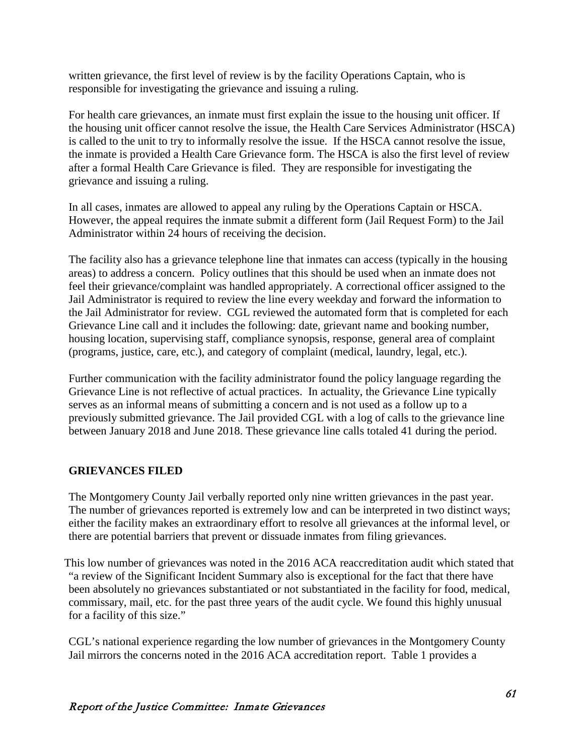written grievance, the first level of review is by the facility Operations Captain, who is responsible for investigating the grievance and issuing a ruling.

For health care grievances, an inmate must first explain the issue to the housing unit officer. If the housing unit officer cannot resolve the issue, the Health Care Services Administrator (HSCA) is called to the unit to try to informally resolve the issue. If the HSCA cannot resolve the issue, the inmate is provided a Health Care Grievance form. The HSCA is also the first level of review after a formal Health Care Grievance is filed. They are responsible for investigating the grievance and issuing a ruling.

In all cases, inmates are allowed to appeal any ruling by the Operations Captain or HSCA. However, the appeal requires the inmate submit a different form (Jail Request Form) to the Jail Administrator within 24 hours of receiving the decision.

The facility also has a grievance telephone line that inmates can access (typically in the housing areas) to address a concern. Policy outlines that this should be used when an inmate does not feel their grievance/complaint was handled appropriately. A correctional officer assigned to the Jail Administrator is required to review the line every weekday and forward the information to the Jail Administrator for review. CGL reviewed the automated form that is completed for each Grievance Line call and it includes the following: date, grievant name and booking number, housing location, supervising staff, compliance synopsis, response, general area of complaint (programs, justice, care, etc.), and category of complaint (medical, laundry, legal, etc.).

Further communication with the facility administrator found the policy language regarding the Grievance Line is not reflective of actual practices. In actuality, the Grievance Line typically serves as an informal means of submitting a concern and is not used as a follow up to a previously submitted grievance. The Jail provided CGL with a log of calls to the grievance line between January 2018 and June 2018. These grievance line calls totaled 41 during the period.

## GRIEVANCES FILED

The Montgomery County Jail verbally reported only nine written grievances in the past year. The number of grievances reported is extremely low and can be interpreted in two distinct ways; either the facility makes an extraordinary effort to resolve all grievances at the informal level, or there are potential barriers that prevent or dissuade inmates from filing grievances.

This low number of grievances was noted in the 2016 ACA reaccreditation audit which stated that "a review of the Significant Incident Summary also is exceptional for the fact that there have been absolutely no grievances substantiated or not substantiated in the facility for food, medical, commissary, mail, etc. for the past three years of the audit cycle. We found this highly unusual for a facility of this size."

CGL's national experience regarding the low number of grievances in the Montgomery County Jail mirrors the concerns noted in the 2016 ACA accreditation report. Table 1 provides a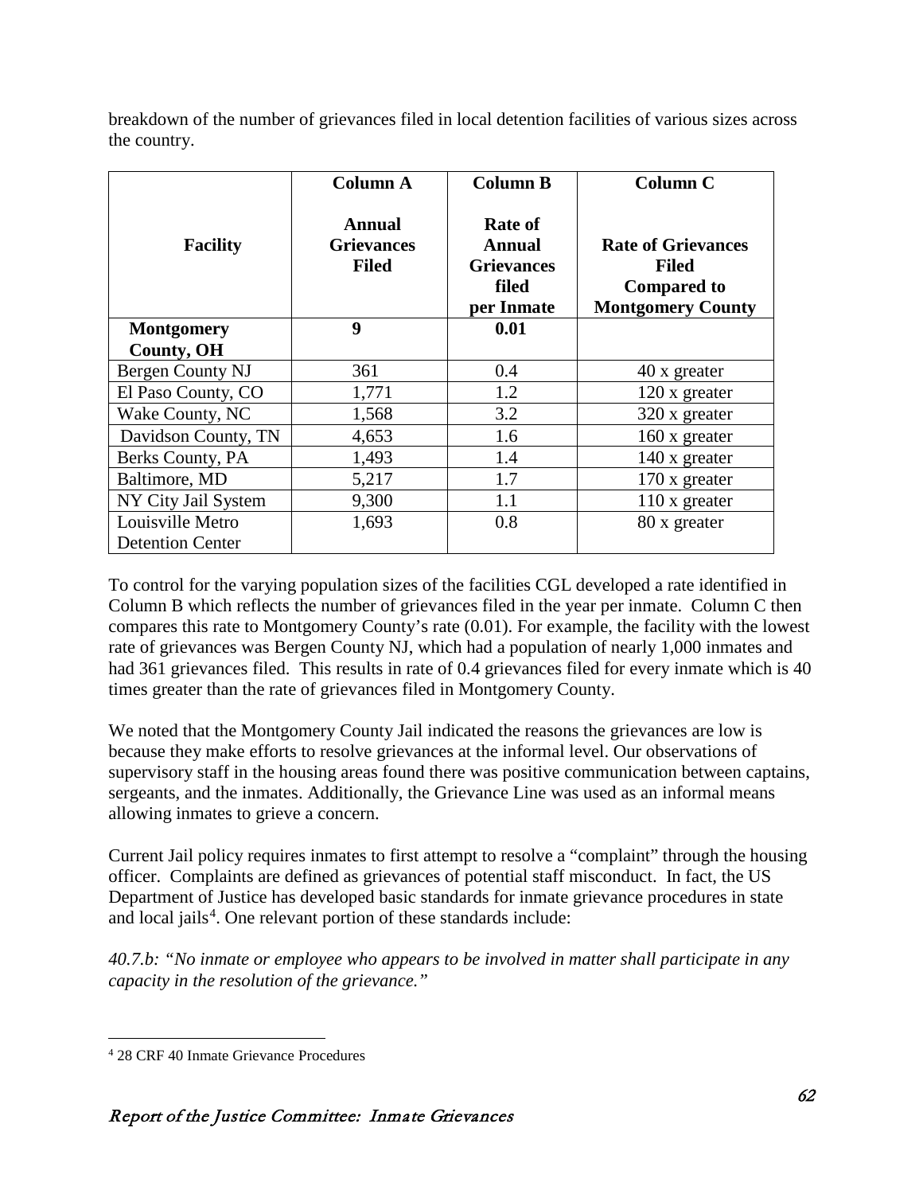breakdown of the number of grievances filed in local detention facilities of various sizes across the country.

| Facility | Column A<br><br>Annual Grievances Filed | Column B<br><br>Rate of Annual Grievances filed per Inmate | Column C<br><br>Rate of Grievances Filed Compared to Montgomery County |
|---|---|---|---|
| **Montgomery County, OH** | **9** | **0.01** | |
| Bergen County NJ | 361 | 0.4 | 40 x greater |
| El Paso County, CO | 1,771 | 1.2 | 120 x greater |
| Wake County, NC | 1,568 | 3.2 | 320 x greater |
| Davidson County, TN | 4,653 | 1.6 | 160 x greater |
| Berks County, PA | 1,493 | 1.4 | 140 x greater |
| Baltimore, MD | 5,217 | 1.7 | 170 x greater |
| NY City Jail System | 9,300 | 1.1 | 110 x greater |
| Louisville Metro Detention Center | 1,693 | 0.8 | 80 x greater |

To control for the varying population sizes of the facilities CGL developed a rate identified in Column B which reflects the number of grievances filed in the year per inmate. Column C then compares this rate to Montgomery County's rate (0.01). For example, the facility with the lowest rate of grievances was Bergen County NJ, which had a population of nearly 1,000 inmates and had 361 grievances filed. This results in rate of 0.4 grievances filed for every inmate which is 40 times greater than the rate of grievances filed in Montgomery County.

We noted that the Montgomery County Jail indicated the reasons the grievances are low is because they make efforts to resolve grievances at the informal level. Our observations of supervisory staff in the housing areas found there was positive communication between captains, sergeants, and the inmates. Additionally, the Grievance Line was used as an informal means allowing inmates to grieve a concern.

Current Jail policy requires inmates to first attempt to resolve a "complaint" through the housing officer. Complaints are defined as grievances of potential staff misconduct. In fact, the US Department of Justice has developed basic standards for inmate grievance procedures in state and local jails[4]. One relevant portion of these standards include:

*40.7.b: "No inmate or employee who appears to be involved in matter shall participate in any capacity in the resolution of the grievance."*

[4] 28 CRF 40 Inmate Grievance Procedures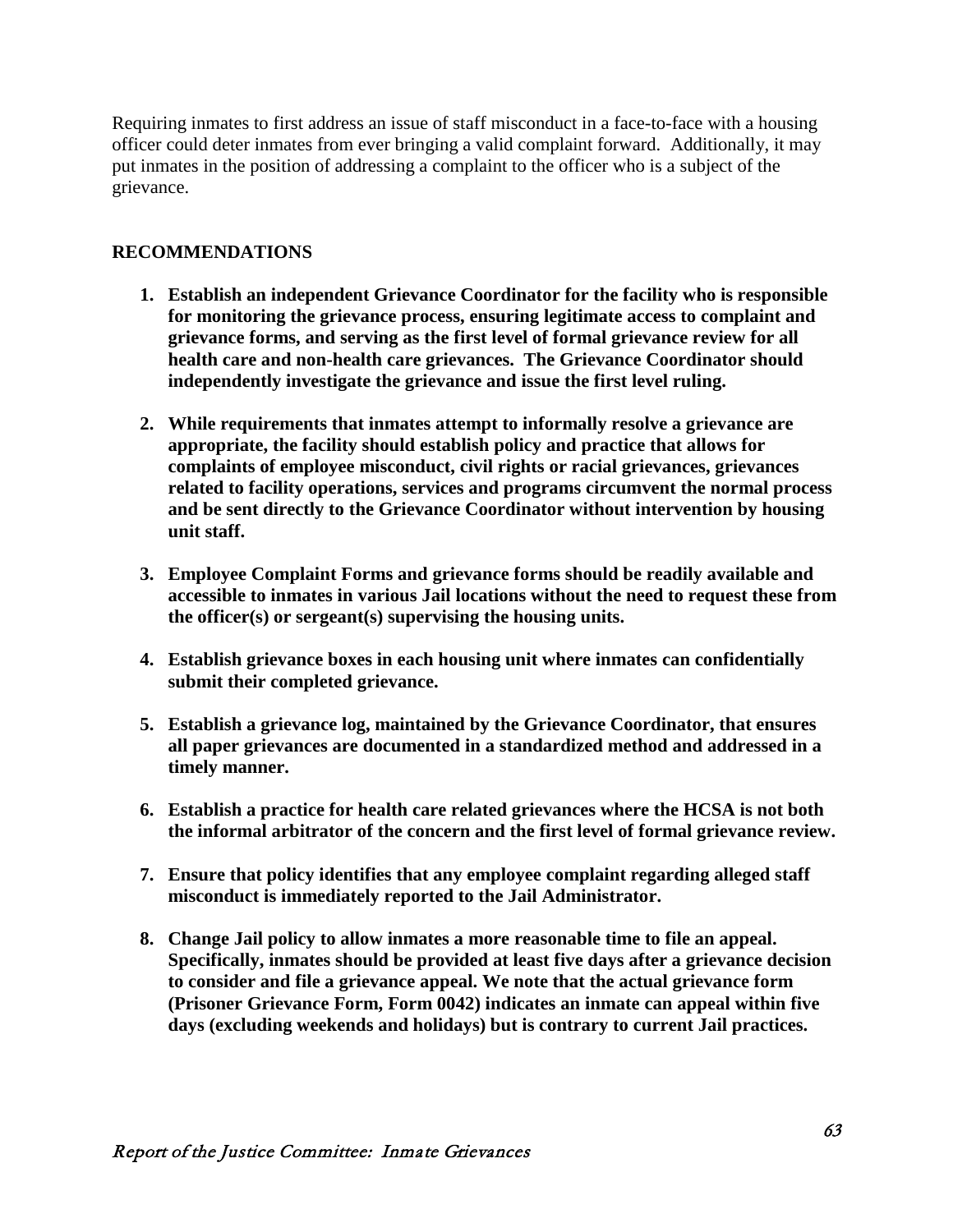Requiring inmates to first address an issue of staff misconduct in a face-to-face with a housing officer could deter inmates from ever bringing a valid complaint forward. Additionally, it may put inmates in the position of addressing a complaint to the officer who is a subject of the grievance.

## RECOMMENDATIONS

1. **Establish an independent Grievance Coordinator for the facility who is responsible for monitoring the grievance process, ensuring legitimate access to complaint and grievance forms, and serving as the first level of formal grievance review for all health care and non-health care grievances. The Grievance Coordinator should independently investigate the grievance and issue the first level ruling.**

2. **While requirements that inmates attempt to informally resolve a grievance are appropriate, the facility should establish policy and practice that allows for complaints of employee misconduct, civil rights or racial grievances, grievances related to facility operations, services and programs circumvent the normal process and be sent directly to the Grievance Coordinator without intervention by housing unit staff.**

3. **Employee Complaint Forms and grievance forms should be readily available and accessible to inmates in various Jail locations without the need to request these from the officer(s) or sergeant(s) supervising the housing units.**

4. **Establish grievance boxes in each housing unit where inmates can confidentially submit their completed grievance.**

5. **Establish a grievance log, maintained by the Grievance Coordinator, that ensures all paper grievances are documented in a standardized method and addressed in a timely manner.**

6. **Establish a practice for health care related grievances where the HCSA is not both the informal arbitrator of the concern and the first level of formal grievance review.**

7. **Ensure that policy identifies that any employee complaint regarding alleged staff misconduct is immediately reported to the Jail Administrator.**

8. **Change Jail policy to allow inmates a more reasonable time to file an appeal. Specifically, inmates should be provided at least five days after a grievance decision to consider and file a grievance appeal. We note that the actual grievance form (Prisoner Grievance Form, Form 0042) indicates an inmate can appeal within five days (excluding weekends and holidays) but is contrary to current Jail practices.**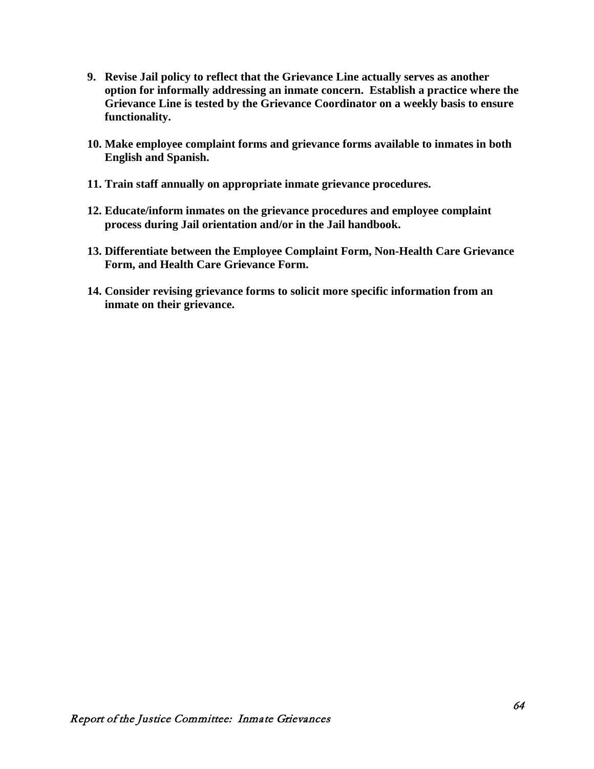9. **Revise Jail policy to reflect that the Grievance Line actually serves as another option for informally addressing an inmate concern. Establish a practice where the Grievance Line is tested by the Grievance Coordinator on a weekly basis to ensure functionality.**

10. **Make employee complaint forms and grievance forms available to inmates in both English and Spanish.**

11. **Train staff annually on appropriate inmate grievance procedures.**

12. **Educate/inform inmates on the grievance procedures and employee complaint process during Jail orientation and/or in the Jail handbook.**

13. **Differentiate between the Employee Complaint Form, Non-Health Care Grievance Form, and Health Care Grievance Form.**

14. **Consider revising grievance forms to solicit more specific information from an inmate on their grievance.**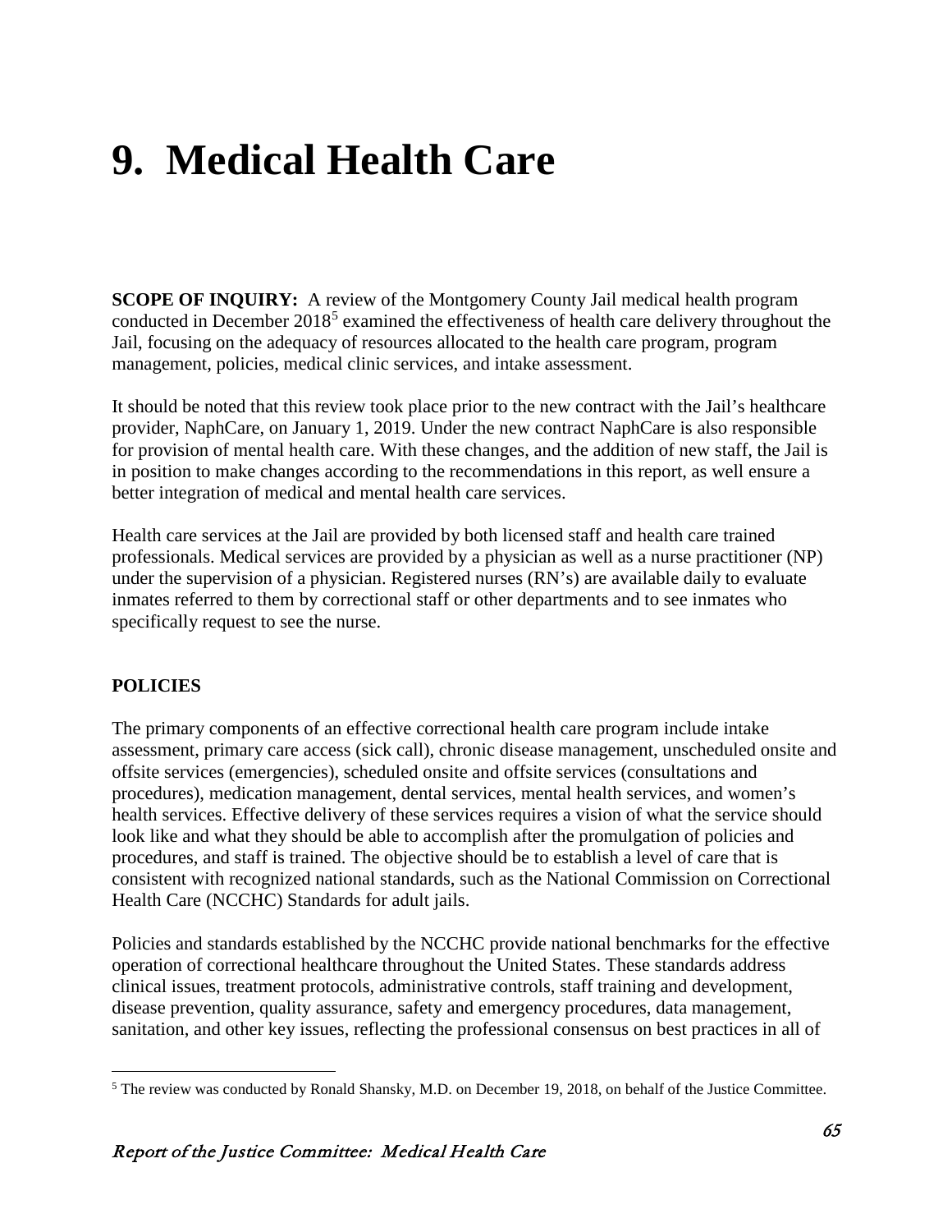# 9. Medical Health Care

**SCOPE OF INQUIRY:** A review of the Montgomery County Jail medical health program conducted in December 2018[5] examined the effectiveness of health care delivery throughout the Jail, focusing on the adequacy of resources allocated to the health care program, program management, policies, medical clinic services, and intake assessment.

It should be noted that this review took place prior to the new contract with the Jail's healthcare provider, NaphCare, on January 1, 2019. Under the new contract NaphCare is also responsible for provision of mental health care. With these changes, and the addition of new staff, the Jail is in position to make changes according to the recommendations in this report, as well ensure a better integration of medical and mental health care services.

Health care services at the Jail are provided by both licensed staff and health care trained professionals. Medical services are provided by a physician as well as a nurse practitioner (NP) under the supervision of a physician. Registered nurses (RN's) are available daily to evaluate inmates referred to them by correctional staff or other departments and to see inmates who specifically request to see the nurse.

**POLICIES**

The primary components of an effective correctional health care program include intake assessment, primary care access (sick call), chronic disease management, unscheduled onsite and offsite services (emergencies), scheduled onsite and offsite services (consultations and procedures), medication management, dental services, mental health services, and women's health services. Effective delivery of these services requires a vision of what the service should look like and what they should be able to accomplish after the promulgation of policies and procedures, and staff is trained. The objective should be to establish a level of care that is consistent with recognized national standards, such as the National Commission on Correctional Health Care (NCCHC) Standards for adult jails.

Policies and standards established by the NCCHC provide national benchmarks for the effective operation of correctional healthcare throughout the United States. These standards address clinical issues, treatment protocols, administrative controls, staff training and development, disease prevention, quality assurance, safety and emergency procedures, data management, sanitation, and other key issues, reflecting the professional consensus on best practices in all of

[5] The review was conducted by Ronald Shansky, M.D. on December 19, 2018, on behalf of the Justice Committee.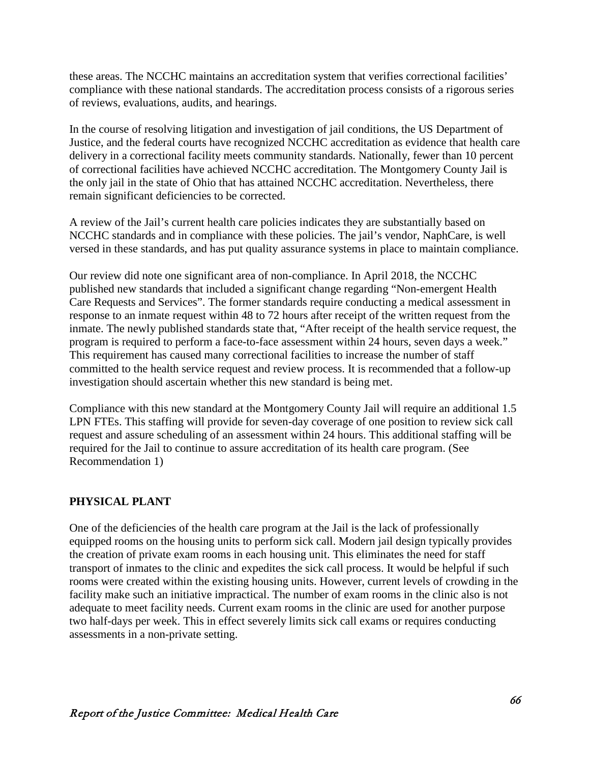these areas. The NCCHC maintains an accreditation system that verifies correctional facilities' compliance with these national standards. The accreditation process consists of a rigorous series of reviews, evaluations, audits, and hearings.

In the course of resolving litigation and investigation of jail conditions, the US Department of Justice, and the federal courts have recognized NCCHC accreditation as evidence that health care delivery in a correctional facility meets community standards. Nationally, fewer than 10 percent of correctional facilities have achieved NCCHC accreditation. The Montgomery County Jail is the only jail in the state of Ohio that has attained NCCHC accreditation. Nevertheless, there remain significant deficiencies to be corrected.

A review of the Jail's current health care policies indicates they are substantially based on NCCHC standards and in compliance with these policies. The jail's vendor, NaphCare, is well versed in these standards, and has put quality assurance systems in place to maintain compliance.

Our review did note one significant area of non-compliance. In April 2018, the NCCHC published new standards that included a significant change regarding "Non-emergent Health Care Requests and Services". The former standards require conducting a medical assessment in response to an inmate request within 48 to 72 hours after receipt of the written request from the inmate. The newly published standards state that, "After receipt of the health service request, the program is required to perform a face-to-face assessment within 24 hours, seven days a week." This requirement has caused many correctional facilities to increase the number of staff committed to the health service request and review process. It is recommended that a follow-up investigation should ascertain whether this new standard is being met.

Compliance with this new standard at the Montgomery County Jail will require an additional 1.5 LPN FTEs. This staffing will provide for seven-day coverage of one position to review sick call request and assure scheduling of an assessment within 24 hours. This additional staffing will be required for the Jail to continue to assure accreditation of its health care program. (See Recommendation 1)

## PHYSICAL PLANT

One of the deficiencies of the health care program at the Jail is the lack of professionally equipped rooms on the housing units to perform sick call. Modern jail design typically provides the creation of private exam rooms in each housing unit. This eliminates the need for staff transport of inmates to the clinic and expedites the sick call process. It would be helpful if such rooms were created within the existing housing units. However, current levels of crowding in the facility make such an initiative impractical. The number of exam rooms in the clinic also is not adequate to meet facility needs. Current exam rooms in the clinic are used for another purpose two half-days per week. This in effect severely limits sick call exams or requires conducting assessments in a non-private setting.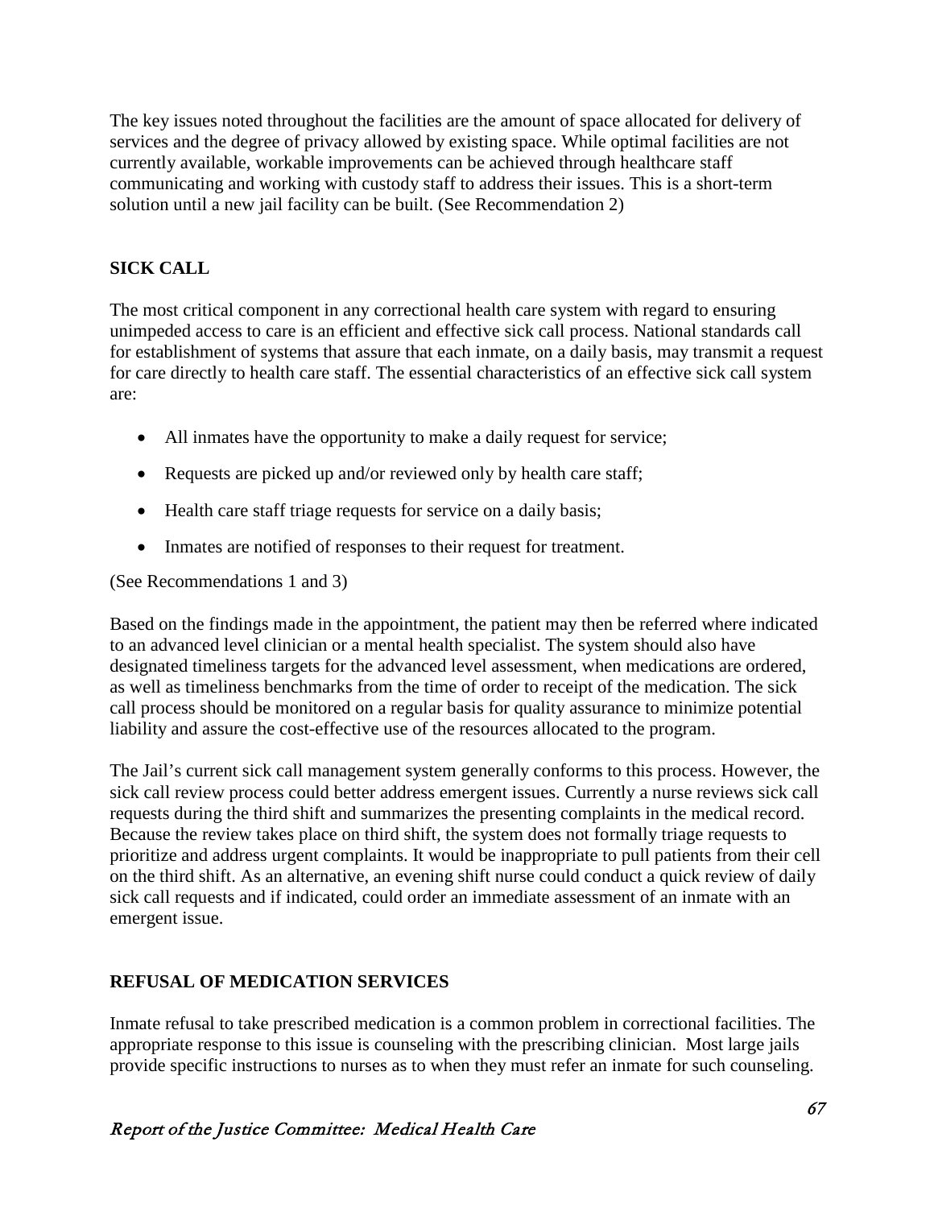The key issues noted throughout the facilities are the amount of space allocated for delivery of services and the degree of privacy allowed by existing space. While optimal facilities are not currently available, workable improvements can be achieved through healthcare staff communicating and working with custody staff to address their issues. This is a short-term solution until a new jail facility can be built. (See Recommendation 2)

## SICK CALL

The most critical component in any correctional health care system with regard to ensuring unimpeded access to care is an efficient and effective sick call process. National standards call for establishment of systems that assure that each inmate, on a daily basis, may transmit a request for care directly to health care staff. The essential characteristics of an effective sick call system are:

- All inmates have the opportunity to make a daily request for service;
- Requests are picked up and/or reviewed only by health care staff;
- Health care staff triage requests for service on a daily basis;
- Inmates are notified of responses to their request for treatment.

(See Recommendations 1 and 3)

Based on the findings made in the appointment, the patient may then be referred where indicated to an advanced level clinician or a mental health specialist. The system should also have designated timeliness targets for the advanced level assessment, when medications are ordered, as well as timeliness benchmarks from the time of order to receipt of the medication. The sick call process should be monitored on a regular basis for quality assurance to minimize potential liability and assure the cost-effective use of the resources allocated to the program.

The Jail's current sick call management system generally conforms to this process. However, the sick call review process could better address emergent issues. Currently a nurse reviews sick call requests during the third shift and summarizes the presenting complaints in the medical record. Because the review takes place on third shift, the system does not formally triage requests to prioritize and address urgent complaints. It would be inappropriate to pull patients from their cell on the third shift. As an alternative, an evening shift nurse could conduct a quick review of daily sick call requests and if indicated, could order an immediate assessment of an inmate with an emergent issue.

## REFUSAL OF MEDICATION SERVICES

Inmate refusal to take prescribed medication is a common problem in correctional facilities. The appropriate response to this issue is counseling with the prescribing clinician. Most large jails provide specific instructions to nurses as to when they must refer an inmate for such counseling.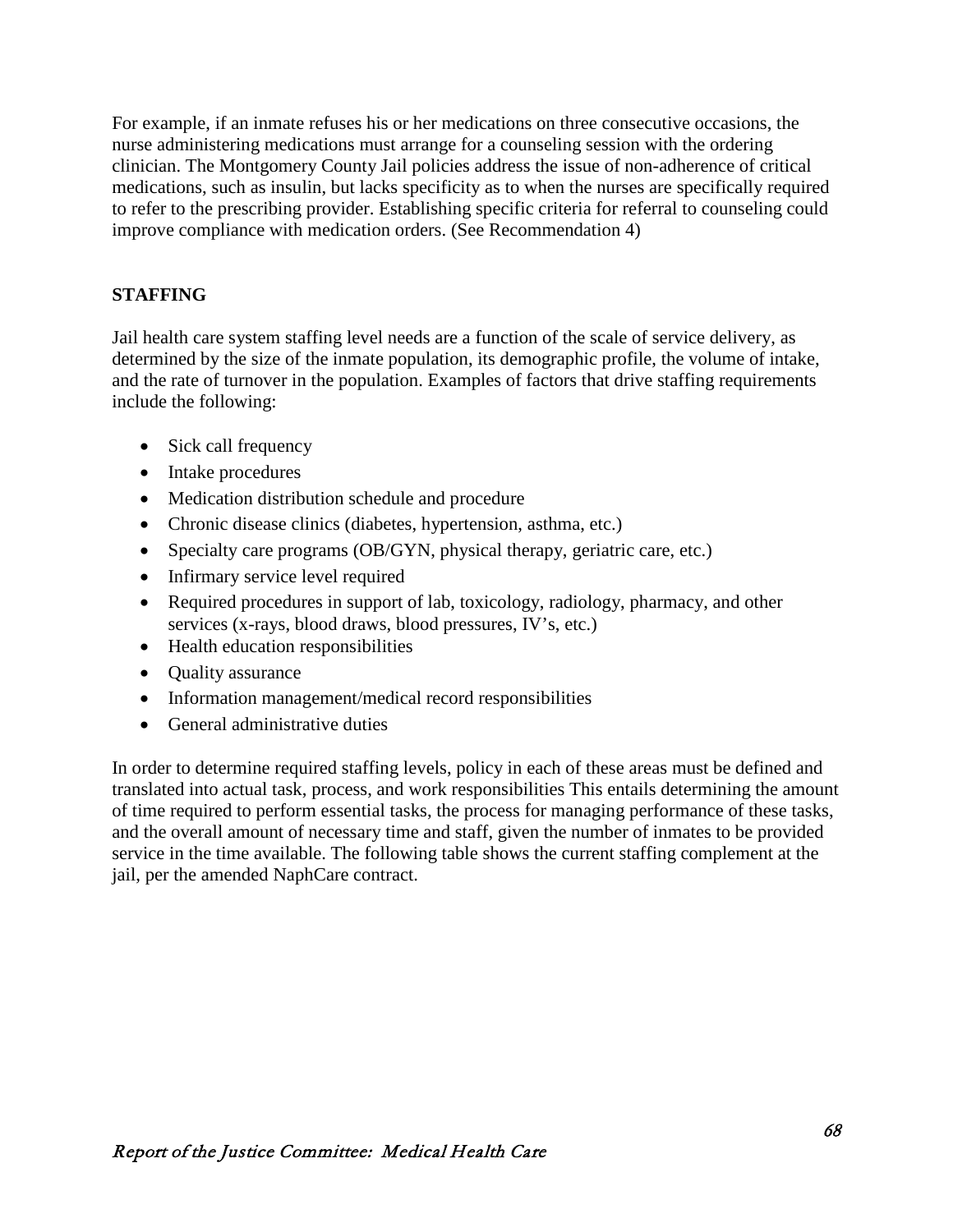For example, if an inmate refuses his or her medications on three consecutive occasions, the nurse administering medications must arrange for a counseling session with the ordering clinician. The Montgomery County Jail policies address the issue of non-adherence of critical medications, such as insulin, but lacks specificity as to when the nurses are specifically required to refer to the prescribing provider. Establishing specific criteria for referral to counseling could improve compliance with medication orders. (See Recommendation 4)

## STAFFING

Jail health care system staffing level needs are a function of the scale of service delivery, as determined by the size of the inmate population, its demographic profile, the volume of intake, and the rate of turnover in the population. Examples of factors that drive staffing requirements include the following:

- Sick call frequency
- Intake procedures
- Medication distribution schedule and procedure
- Chronic disease clinics (diabetes, hypertension, asthma, etc.)
- Specialty care programs (OB/GYN, physical therapy, geriatric care, etc.)
- Infirmary service level required
- Required procedures in support of lab, toxicology, radiology, pharmacy, and other services (x-rays, blood draws, blood pressures, IV's, etc.)
- Health education responsibilities
- Quality assurance
- Information management/medical record responsibilities
- General administrative duties

In order to determine required staffing levels, policy in each of these areas must be defined and translated into actual task, process, and work responsibilities This entails determining the amount of time required to perform essential tasks, the process for managing performance of these tasks, and the overall amount of necessary time and staff, given the number of inmates to be provided service in the time available. The following table shows the current staffing complement at the jail, per the amended NaphCare contract.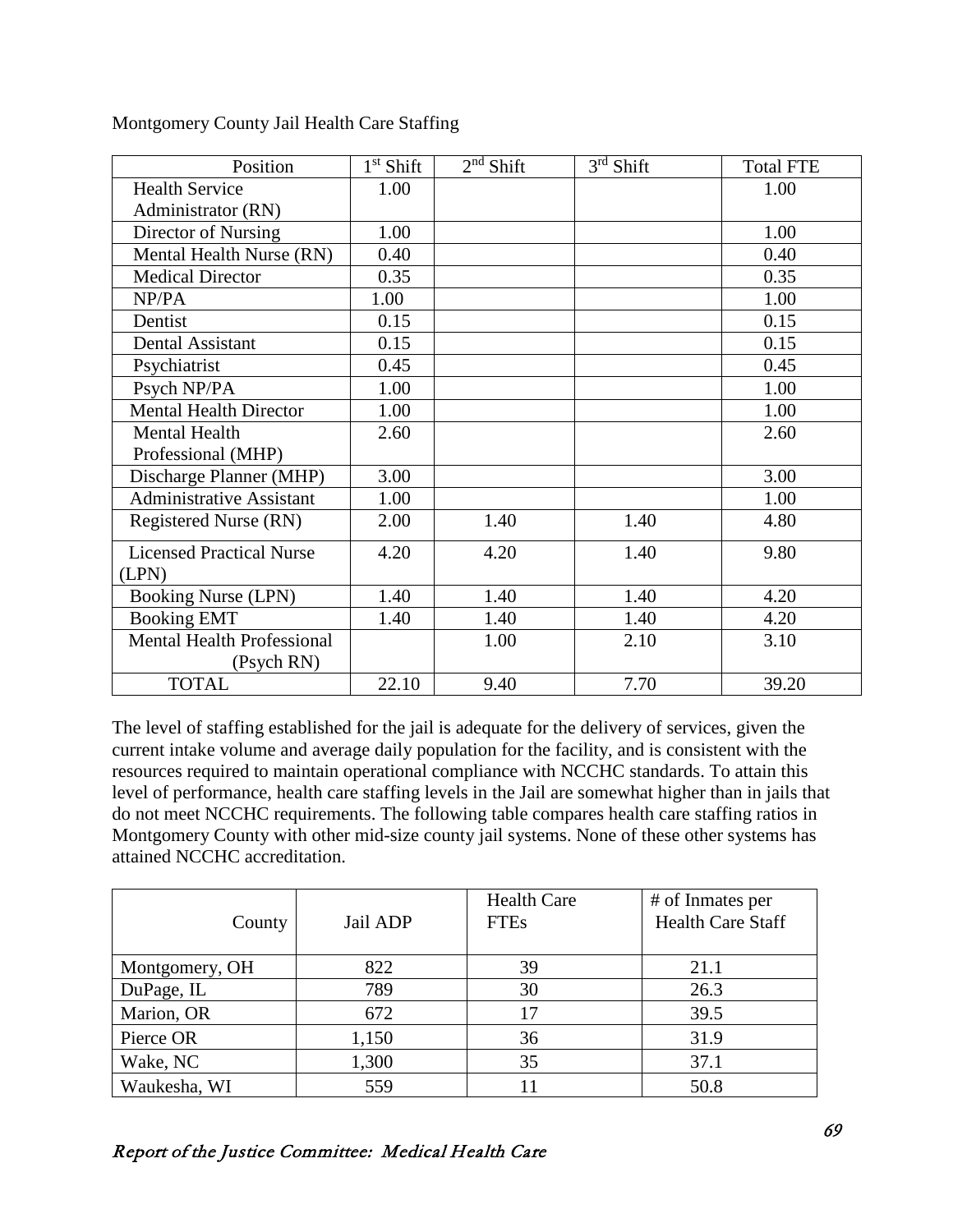Montgomery County Jail Health Care Staffing

| Position | 1st Shift | 2nd Shift | 3rd Shift | Total FTE |
|---|---|---|---|---|
| Health Service Administrator (RN) | 1.00 | | | 1.00 |
| Director of Nursing | 1.00 | | | 1.00 |
| Mental Health Nurse (RN) | 0.40 | | | 0.40 |
| Medical Director | 0.35 | | | 0.35 |
| NP/PA | 1.00 | | | 1.00 |
| Dentist | 0.15 | | | 0.15 |
| Dental Assistant | 0.15 | | | 0.15 |
| Psychiatrist | 0.45 | | | 0.45 |
| Psych NP/PA | 1.00 | | | 1.00 |
| Mental Health Director | 1.00 | | | 1.00 |
| Mental Health Professional (MHP) | 2.60 | | | 2.60 |
| Discharge Planner (MHP) | 3.00 | | | 3.00 |
| Administrative Assistant | 1.00 | | | 1.00 |
| Registered Nurse (RN) | 2.00 | 1.40 | 1.40 | 4.80 |
| Licensed Practical Nurse (LPN) | 4.20 | 4.20 | 1.40 | 9.80 |
| Booking Nurse (LPN) | 1.40 | 1.40 | 1.40 | 4.20 |
| Booking EMT | 1.40 | 1.40 | 1.40 | 4.20 |
| Mental Health Professional (Psych RN) | | 1.00 | 2.10 | 3.10 |
| TOTAL | 22.10 | 9.40 | 7.70 | 39.20 |

The level of staffing established for the jail is adequate for the delivery of services, given the current intake volume and average daily population for the facility, and is consistent with the resources required to maintain operational compliance with NCCHC standards. To attain this level of performance, health care staffing levels in the Jail are somewhat higher than in jails that do not meet NCCHC requirements. The following table compares health care staffing ratios in Montgomery County with other mid-size county jail systems. None of these other systems has attained NCCHC accreditation.

| County | Jail ADP | Health Care FTEs | # of Inmates per Health Care Staff |
|---|---|---|---|
| Montgomery, OH | 822 | 39 | 21.1 |
| DuPage, IL | 789 | 30 | 26.3 |
| Marion, OR | 672 | 17 | 39.5 |
| Pierce OR | 1,150 | 36 | 31.9 |
| Wake, NC | 1,300 | 35 | 37.1 |
| Waukesha, WI | 559 | 11 | 50.8 |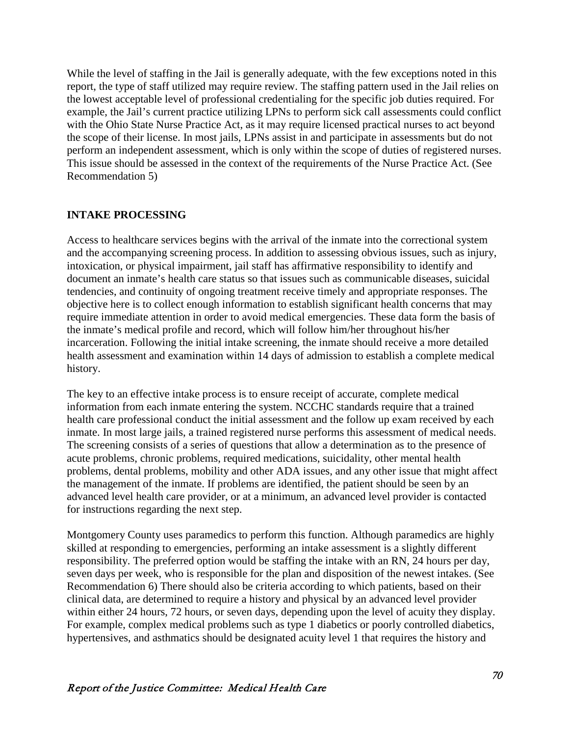While the level of staffing in the Jail is generally adequate, with the few exceptions noted in this report, the type of staff utilized may require review. The staffing pattern used in the Jail relies on the lowest acceptable level of professional credentialing for the specific job duties required. For example, the Jail's current practice utilizing LPNs to perform sick call assessments could conflict with the Ohio State Nurse Practice Act, as it may require licensed practical nurses to act beyond the scope of their license. In most jails, LPNs assist in and participate in assessments but do not perform an independent assessment, which is only within the scope of duties of registered nurses. This issue should be assessed in the context of the requirements of the Nurse Practice Act. (See Recommendation 5)

## INTAKE PROCESSING

Access to healthcare services begins with the arrival of the inmate into the correctional system and the accompanying screening process. In addition to assessing obvious issues, such as injury, intoxication, or physical impairment, jail staff has affirmative responsibility to identify and document an inmate's health care status so that issues such as communicable diseases, suicidal tendencies, and continuity of ongoing treatment receive timely and appropriate responses. The objective here is to collect enough information to establish significant health concerns that may require immediate attention in order to avoid medical emergencies. These data form the basis of the inmate's medical profile and record, which will follow him/her throughout his/her incarceration. Following the initial intake screening, the inmate should receive a more detailed health assessment and examination within 14 days of admission to establish a complete medical history.

The key to an effective intake process is to ensure receipt of accurate, complete medical information from each inmate entering the system. NCCHC standards require that a trained health care professional conduct the initial assessment and the follow up exam received by each inmate. In most large jails, a trained registered nurse performs this assessment of medical needs. The screening consists of a series of questions that allow a determination as to the presence of acute problems, chronic problems, required medications, suicidality, other mental health problems, dental problems, mobility and other ADA issues, and any other issue that might affect the management of the inmate. If problems are identified, the patient should be seen by an advanced level health care provider, or at a minimum, an advanced level provider is contacted for instructions regarding the next step.

Montgomery County uses paramedics to perform this function. Although paramedics are highly skilled at responding to emergencies, performing an intake assessment is a slightly different responsibility. The preferred option would be staffing the intake with an RN, 24 hours per day, seven days per week, who is responsible for the plan and disposition of the newest intakes. (See Recommendation 6) There should also be criteria according to which patients, based on their clinical data, are determined to require a history and physical by an advanced level provider within either 24 hours, 72 hours, or seven days, depending upon the level of acuity they display. For example, complex medical problems such as type 1 diabetics or poorly controlled diabetics, hypertensives, and asthmatics should be designated acuity level 1 that requires the history and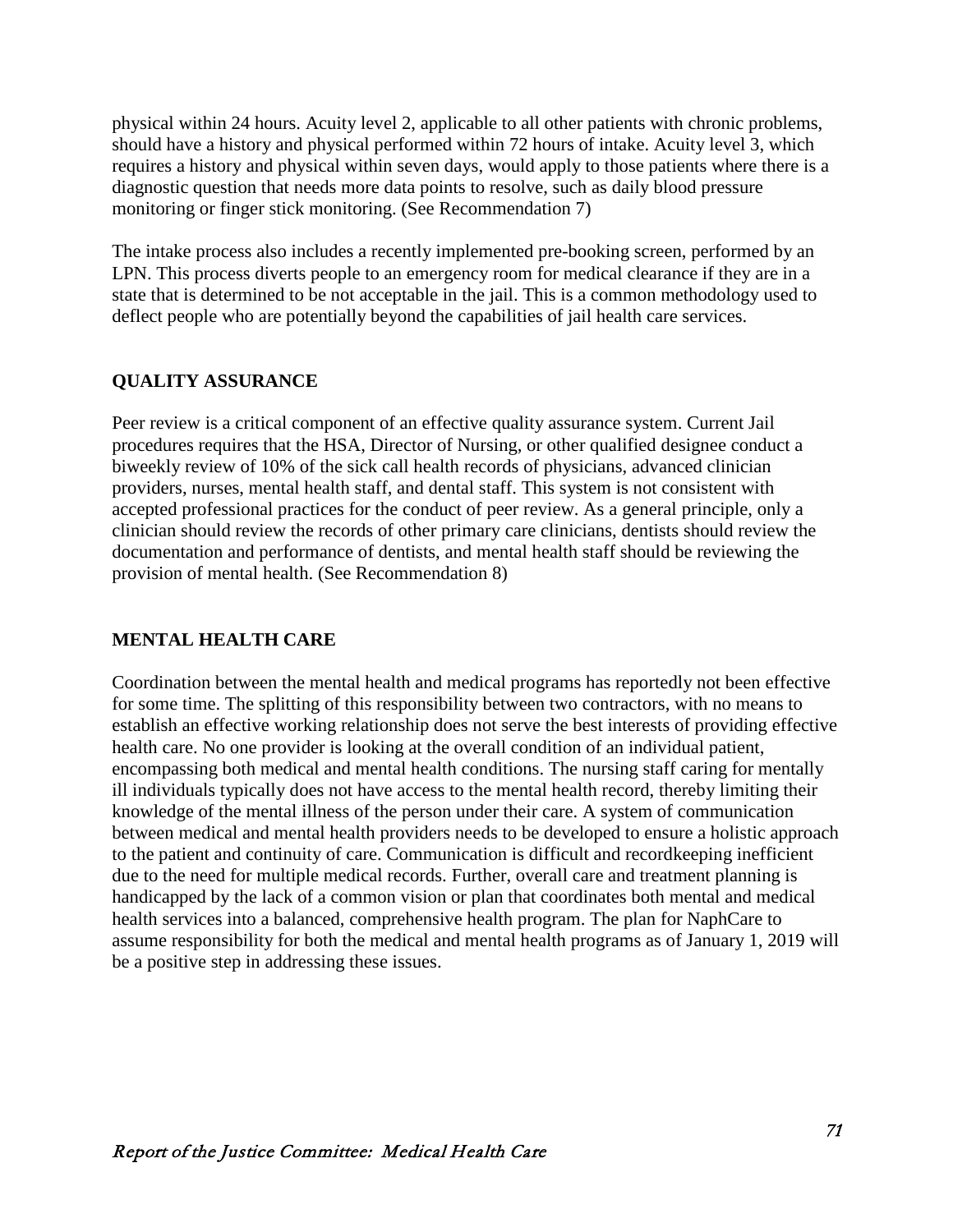physical within 24 hours. Acuity level 2, applicable to all other patients with chronic problems, should have a history and physical performed within 72 hours of intake. Acuity level 3, which requires a history and physical within seven days, would apply to those patients where there is a diagnostic question that needs more data points to resolve, such as daily blood pressure monitoring or finger stick monitoring. (See Recommendation 7)

The intake process also includes a recently implemented pre-booking screen, performed by an LPN. This process diverts people to an emergency room for medical clearance if they are in a state that is determined to be not acceptable in the jail. This is a common methodology used to deflect people who are potentially beyond the capabilities of jail health care services.

## QUALITY ASSURANCE

Peer review is a critical component of an effective quality assurance system. Current Jail procedures requires that the HSA, Director of Nursing, or other qualified designee conduct a biweekly review of 10% of the sick call health records of physicians, advanced clinician providers, nurses, mental health staff, and dental staff. This system is not consistent with accepted professional practices for the conduct of peer review. As a general principle, only a clinician should review the records of other primary care clinicians, dentists should review the documentation and performance of dentists, and mental health staff should be reviewing the provision of mental health. (See Recommendation 8)

## MENTAL HEALTH CARE

Coordination between the mental health and medical programs has reportedly not been effective for some time. The splitting of this responsibility between two contractors, with no means to establish an effective working relationship does not serve the best interests of providing effective health care. No one provider is looking at the overall condition of an individual patient, encompassing both medical and mental health conditions. The nursing staff caring for mentally ill individuals typically does not have access to the mental health record, thereby limiting their knowledge of the mental illness of the person under their care. A system of communication between medical and mental health providers needs to be developed to ensure a holistic approach to the patient and continuity of care. Communication is difficult and recordkeeping inefficient due to the need for multiple medical records. Further, overall care and treatment planning is handicapped by the lack of a common vision or plan that coordinates both mental and medical health services into a balanced, comprehensive health program. The plan for NaphCare to assume responsibility for both the medical and mental health programs as of January 1, 2019 will be a positive step in addressing these issues.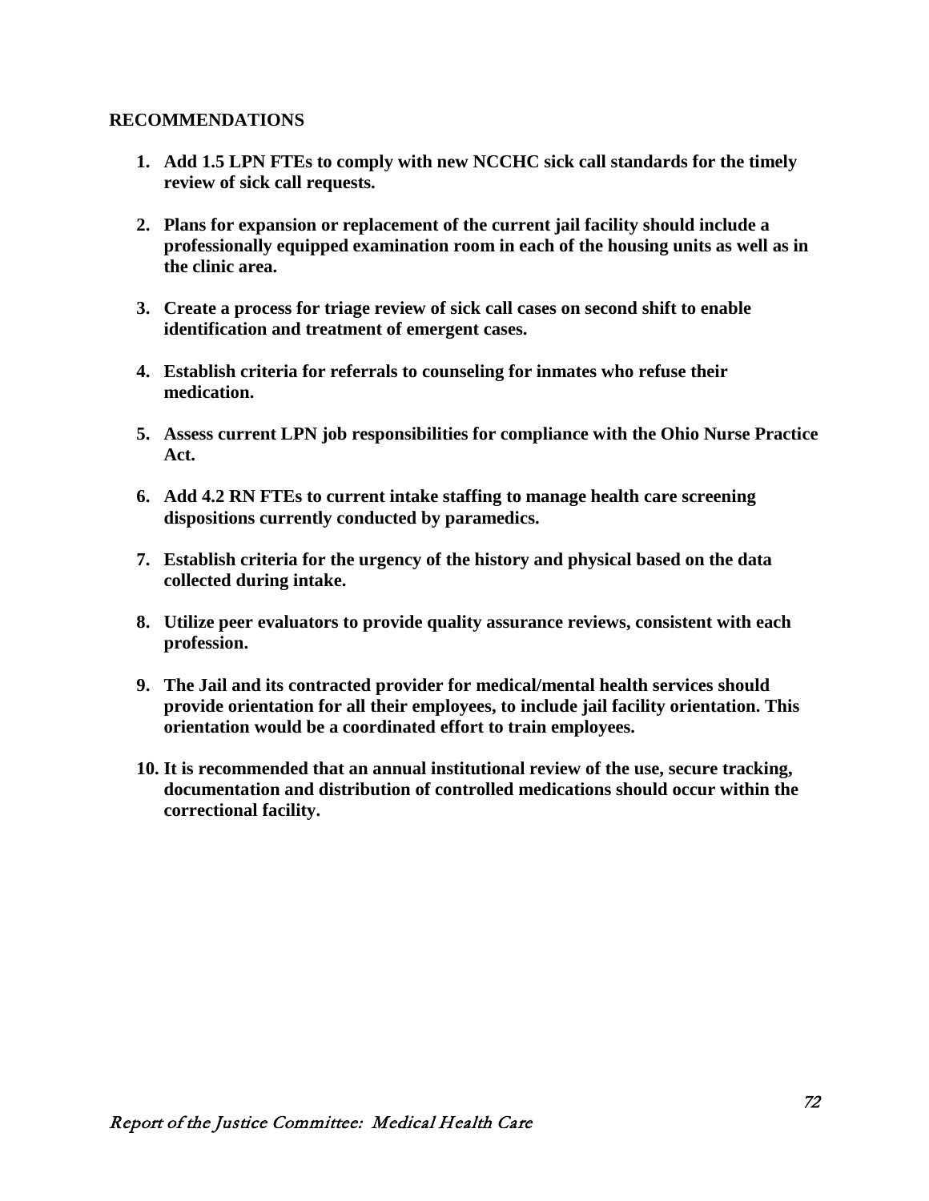## RECOMMENDATIONS

1. **Add 1.5 LPN FTEs to comply with new NCCHC sick call standards for the timely review of sick call requests.**

2. **Plans for expansion or replacement of the current jail facility should include a professionally equipped examination room in each of the housing units as well as in the clinic area.**

3. **Create a process for triage review of sick call cases on second shift to enable identification and treatment of emergent cases.**

4. **Establish criteria for referrals to counseling for inmates who refuse their medication.**

5. **Assess current LPN job responsibilities for compliance with the Ohio Nurse Practice Act.**

6. **Add 4.2 RN FTEs to current intake staffing to manage health care screening dispositions currently conducted by paramedics.**

7. **Establish criteria for the urgency of the history and physical based on the data collected during intake.**

8. **Utilize peer evaluators to provide quality assurance reviews, consistent with each profession.**

9. **The Jail and its contracted provider for medical/mental health services should provide orientation for all their employees, to include jail facility orientation. This orientation would be a coordinated effort to train employees.**

10. **It is recommended that an annual institutional review of the use, secure tracking, documentation and distribution of controlled medications should occur within the correctional facility.**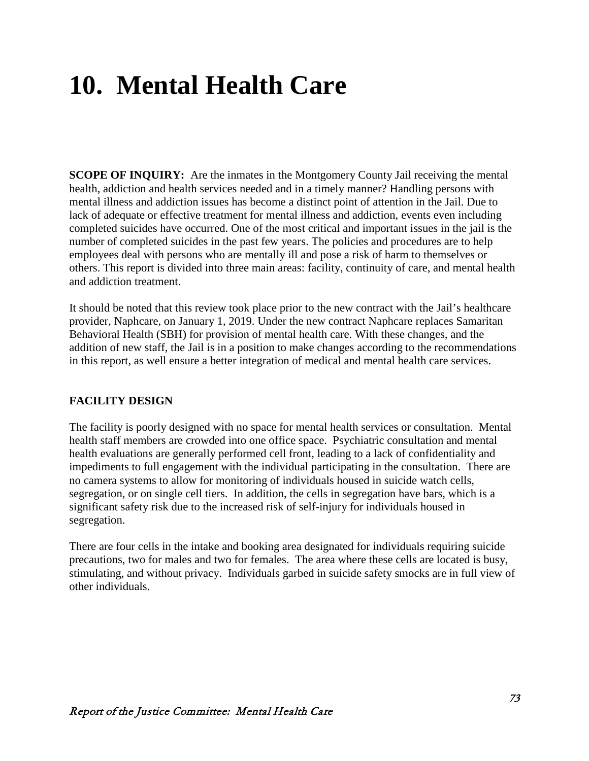# 10. Mental Health Care

**SCOPE OF INQUIRY:** Are the inmates in the Montgomery County Jail receiving the mental health, addiction and health services needed and in a timely manner? Handling persons with mental illness and addiction issues has become a distinct point of attention in the Jail. Due to lack of adequate or effective treatment for mental illness and addiction, events even including completed suicides have occurred. One of the most critical and important issues in the jail is the number of completed suicides in the past few years. The policies and procedures are to help employees deal with persons who are mentally ill and pose a risk of harm to themselves or others. This report is divided into three main areas: facility, continuity of care, and mental health and addiction treatment.

It should be noted that this review took place prior to the new contract with the Jail's healthcare provider, Naphcare, on January 1, 2019. Under the new contract Naphcare replaces Samaritan Behavioral Health (SBH) for provision of mental health care. With these changes, and the addition of new staff, the Jail is in a position to make changes according to the recommendations in this report, as well ensure a better integration of medical and mental health care services.

**FACILITY DESIGN**

The facility is poorly designed with no space for mental health services or consultation. Mental health staff members are crowded into one office space. Psychiatric consultation and mental health evaluations are generally performed cell front, leading to a lack of confidentiality and impediments to full engagement with the individual participating in the consultation. There are no camera systems to allow for monitoring of individuals housed in suicide watch cells, segregation, or on single cell tiers. In addition, the cells in segregation have bars, which is a significant safety risk due to the increased risk of self-injury for individuals housed in segregation.

There are four cells in the intake and booking area designated for individuals requiring suicide precautions, two for males and two for females. The area where these cells are located is busy, stimulating, and without privacy. Individuals garbed in suicide safety smocks are in full view of other individuals.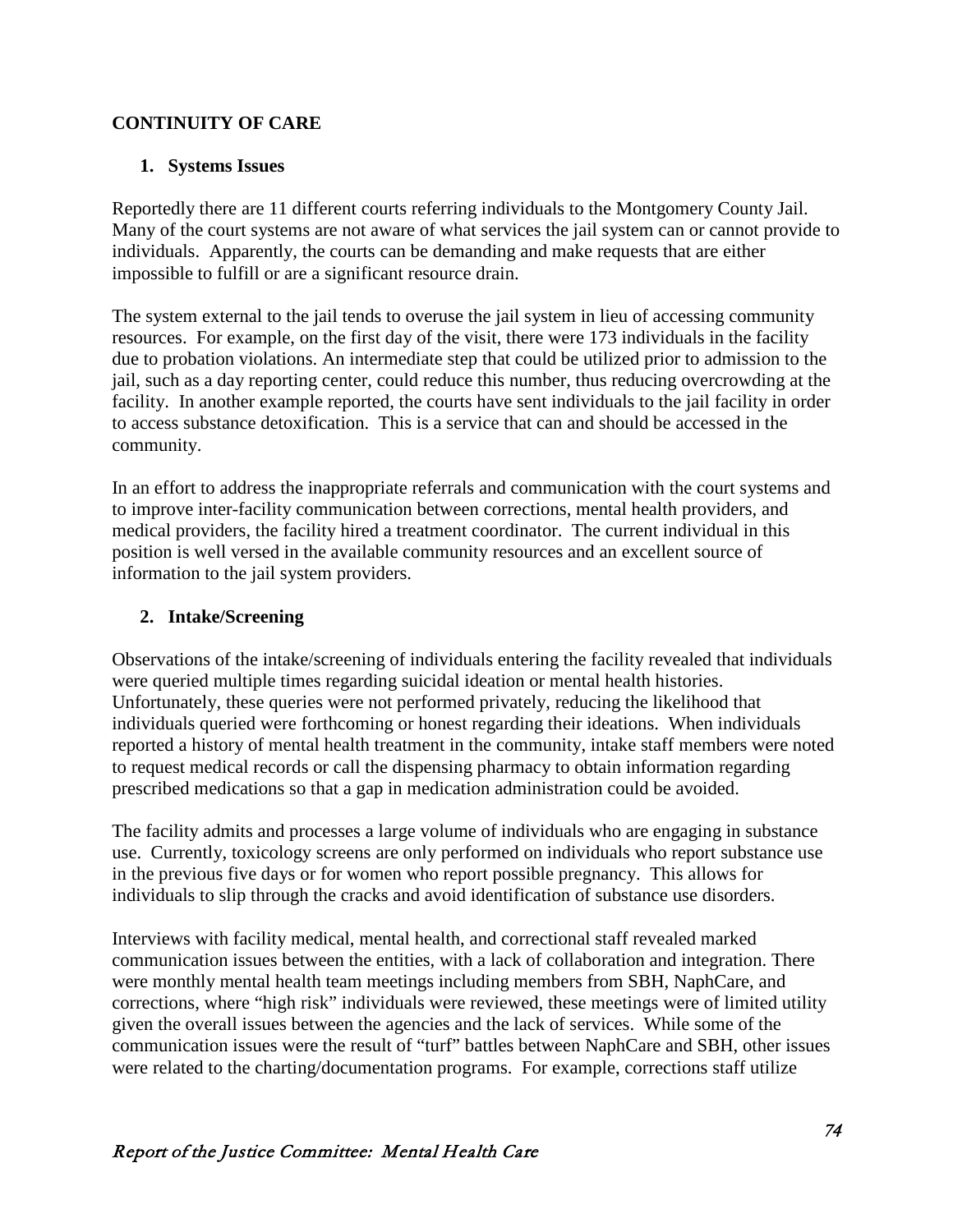## CONTINUITY OF CARE

### 1. Systems Issues

Reportedly there are 11 different courts referring individuals to the Montgomery County Jail. Many of the court systems are not aware of what services the jail system can or cannot provide to individuals. Apparently, the courts can be demanding and make requests that are either impossible to fulfill or are a significant resource drain.

The system external to the jail tends to overuse the jail system in lieu of accessing community resources. For example, on the first day of the visit, there were 173 individuals in the facility due to probation violations. An intermediate step that could be utilized prior to admission to the jail, such as a day reporting center, could reduce this number, thus reducing overcrowding at the facility. In another example reported, the courts have sent individuals to the jail facility in order to access substance detoxification. This is a service that can and should be accessed in the community.

In an effort to address the inappropriate referrals and communication with the court systems and to improve inter-facility communication between corrections, mental health providers, and medical providers, the facility hired a treatment coordinator. The current individual in this position is well versed in the available community resources and an excellent source of information to the jail system providers.

### 2. Intake/Screening

Observations of the intake/screening of individuals entering the facility revealed that individuals were queried multiple times regarding suicidal ideation or mental health histories. Unfortunately, these queries were not performed privately, reducing the likelihood that individuals queried were forthcoming or honest regarding their ideations. When individuals reported a history of mental health treatment in the community, intake staff members were noted to request medical records or call the dispensing pharmacy to obtain information regarding prescribed medications so that a gap in medication administration could be avoided.

The facility admits and processes a large volume of individuals who are engaging in substance use. Currently, toxicology screens are only performed on individuals who report substance use in the previous five days or for women who report possible pregnancy. This allows for individuals to slip through the cracks and avoid identification of substance use disorders.

Interviews with facility medical, mental health, and correctional staff revealed marked communication issues between the entities, with a lack of collaboration and integration. There were monthly mental health team meetings including members from SBH, NaphCare, and corrections, where "high risk" individuals were reviewed, these meetings were of limited utility given the overall issues between the agencies and the lack of services. While some of the communication issues were the result of "turf" battles between NaphCare and SBH, other issues were related to the charting/documentation programs. For example, corrections staff utilize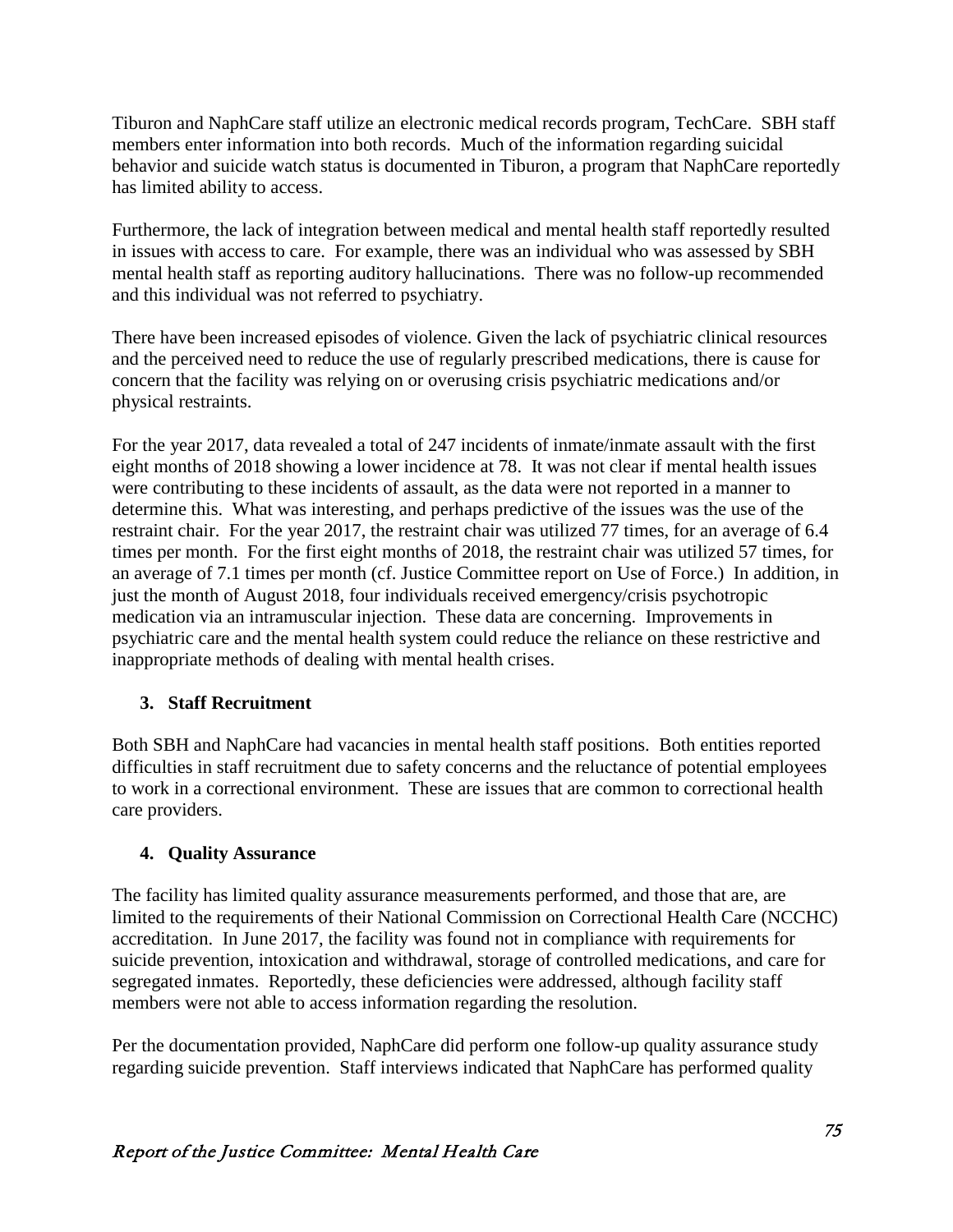Tiburon and NaphCare staff utilize an electronic medical records program, TechCare. SBH staff members enter information into both records. Much of the information regarding suicidal behavior and suicide watch status is documented in Tiburon, a program that NaphCare reportedly has limited ability to access.

Furthermore, the lack of integration between medical and mental health staff reportedly resulted in issues with access to care. For example, there was an individual who was assessed by SBH mental health staff as reporting auditory hallucinations. There was no follow-up recommended and this individual was not referred to psychiatry.

There have been increased episodes of violence. Given the lack of psychiatric clinical resources and the perceived need to reduce the use of regularly prescribed medications, there is cause for concern that the facility was relying on or overusing crisis psychiatric medications and/or physical restraints.

For the year 2017, data revealed a total of 247 incidents of inmate/inmate assault with the first eight months of 2018 showing a lower incidence at 78. It was not clear if mental health issues were contributing to these incidents of assault, as the data were not reported in a manner to determine this. What was interesting, and perhaps predictive of the issues was the use of the restraint chair. For the year 2017, the restraint chair was utilized 77 times, for an average of 6.4 times per month. For the first eight months of 2018, the restraint chair was utilized 57 times, for an average of 7.1 times per month (cf. Justice Committee report on Use of Force.) In addition, in just the month of August 2018, four individuals received emergency/crisis psychotropic medication via an intramuscular injection. These data are concerning. Improvements in psychiatric care and the mental health system could reduce the reliance on these restrictive and inappropriate methods of dealing with mental health crises.

### 3. Staff Recruitment

Both SBH and NaphCare had vacancies in mental health staff positions. Both entities reported difficulties in staff recruitment due to safety concerns and the reluctance of potential employees to work in a correctional environment. These are issues that are common to correctional health care providers.

### 4. Quality Assurance

The facility has limited quality assurance measurements performed, and those that are, are limited to the requirements of their National Commission on Correctional Health Care (NCCHC) accreditation. In June 2017, the facility was found not in compliance with requirements for suicide prevention, intoxication and withdrawal, storage of controlled medications, and care for segregated inmates. Reportedly, these deficiencies were addressed, although facility staff members were not able to access information regarding the resolution.

Per the documentation provided, NaphCare did perform one follow-up quality assurance study regarding suicide prevention. Staff interviews indicated that NaphCare has performed quality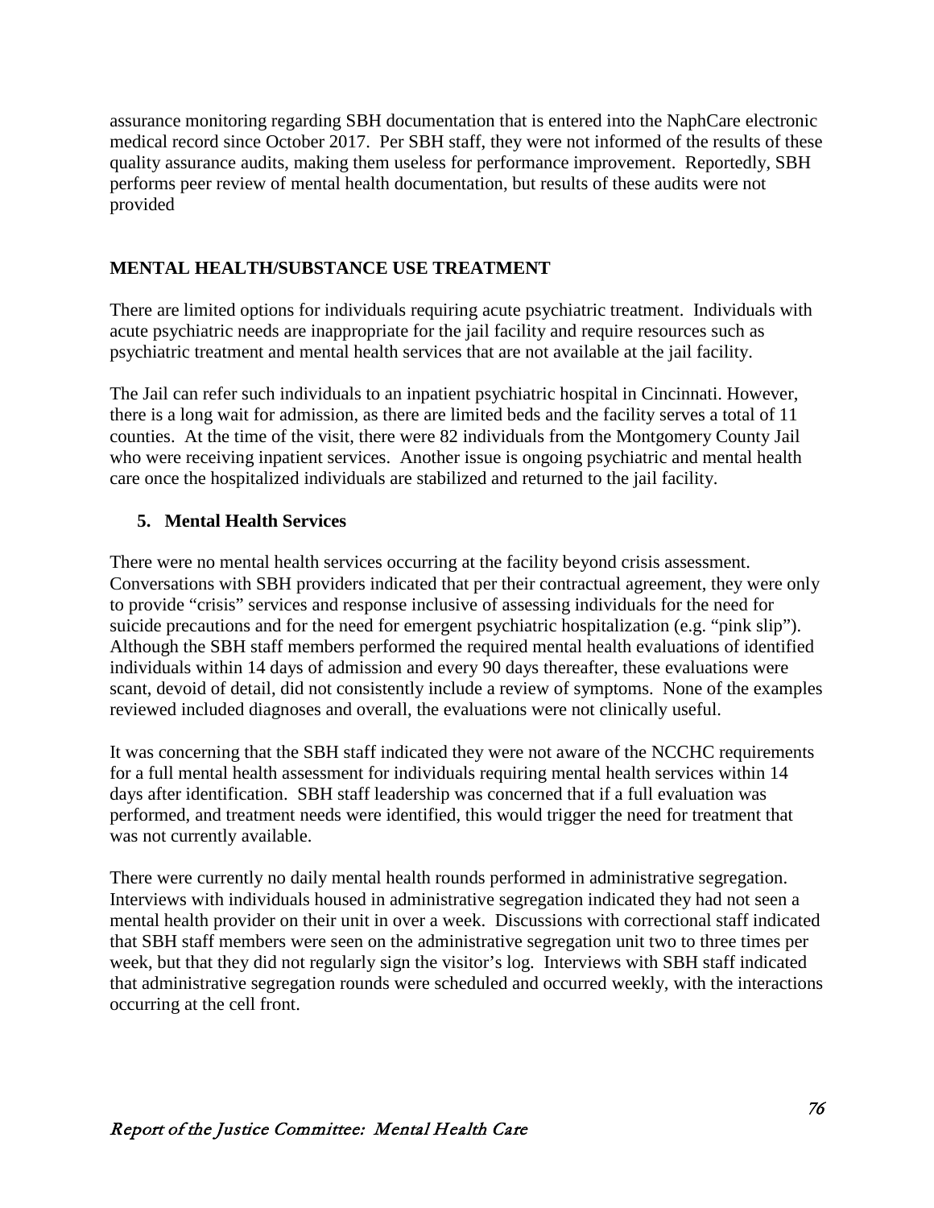assurance monitoring regarding SBH documentation that is entered into the NaphCare electronic medical record since October 2017. Per SBH staff, they were not informed of the results of these quality assurance audits, making them useless for performance improvement. Reportedly, SBH performs peer review of mental health documentation, but results of these audits were not provided

## MENTAL HEALTH/SUBSTANCE USE TREATMENT

There are limited options for individuals requiring acute psychiatric treatment. Individuals with acute psychiatric needs are inappropriate for the jail facility and require resources such as psychiatric treatment and mental health services that are not available at the jail facility.

The Jail can refer such individuals to an inpatient psychiatric hospital in Cincinnati. However, there is a long wait for admission, as there are limited beds and the facility serves a total of 11 counties. At the time of the visit, there were 82 individuals from the Montgomery County Jail who were receiving inpatient services. Another issue is ongoing psychiatric and mental health care once the hospitalized individuals are stabilized and returned to the jail facility.

### 5. Mental Health Services

There were no mental health services occurring at the facility beyond crisis assessment. Conversations with SBH providers indicated that per their contractual agreement, they were only to provide "crisis" services and response inclusive of assessing individuals for the need for suicide precautions and for the need for emergent psychiatric hospitalization (e.g. "pink slip"). Although the SBH staff members performed the required mental health evaluations of identified individuals within 14 days of admission and every 90 days thereafter, these evaluations were scant, devoid of detail, did not consistently include a review of symptoms. None of the examples reviewed included diagnoses and overall, the evaluations were not clinically useful.

It was concerning that the SBH staff indicated they were not aware of the NCCHC requirements for a full mental health assessment for individuals requiring mental health services within 14 days after identification. SBH staff leadership was concerned that if a full evaluation was performed, and treatment needs were identified, this would trigger the need for treatment that was not currently available.

There were currently no daily mental health rounds performed in administrative segregation. Interviews with individuals housed in administrative segregation indicated they had not seen a mental health provider on their unit in over a week. Discussions with correctional staff indicated that SBH staff members were seen on the administrative segregation unit two to three times per week, but that they did not regularly sign the visitor's log. Interviews with SBH staff indicated that administrative segregation rounds were scheduled and occurred weekly, with the interactions occurring at the cell front.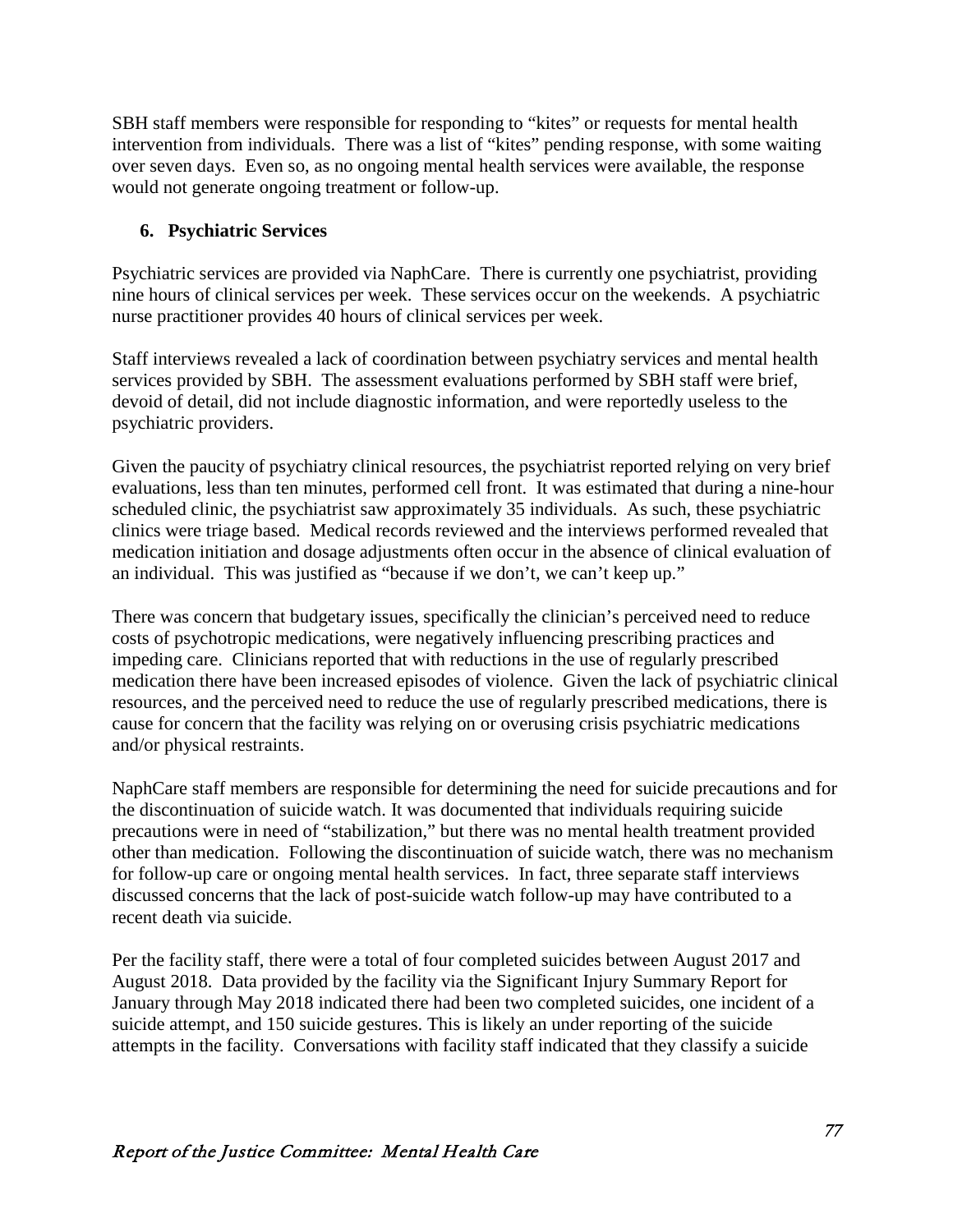SBH staff members were responsible for responding to "kites" or requests for mental health intervention from individuals. There was a list of "kites" pending response, with some waiting over seven days. Even so, as no ongoing mental health services were available, the response would not generate ongoing treatment or follow-up.

### 6. Psychiatric Services

Psychiatric services are provided via NaphCare. There is currently one psychiatrist, providing nine hours of clinical services per week. These services occur on the weekends. A psychiatric nurse practitioner provides 40 hours of clinical services per week.

Staff interviews revealed a lack of coordination between psychiatry services and mental health services provided by SBH. The assessment evaluations performed by SBH staff were brief, devoid of detail, did not include diagnostic information, and were reportedly useless to the psychiatric providers.

Given the paucity of psychiatry clinical resources, the psychiatrist reported relying on very brief evaluations, less than ten minutes, performed cell front. It was estimated that during a nine-hour scheduled clinic, the psychiatrist saw approximately 35 individuals. As such, these psychiatric clinics were triage based. Medical records reviewed and the interviews performed revealed that medication initiation and dosage adjustments often occur in the absence of clinical evaluation of an individual. This was justified as "because if we don't, we can't keep up."

There was concern that budgetary issues, specifically the clinician's perceived need to reduce costs of psychotropic medications, were negatively influencing prescribing practices and impeding care. Clinicians reported that with reductions in the use of regularly prescribed medication there have been increased episodes of violence. Given the lack of psychiatric clinical resources, and the perceived need to reduce the use of regularly prescribed medications, there is cause for concern that the facility was relying on or overusing crisis psychiatric medications and/or physical restraints.

NaphCare staff members are responsible for determining the need for suicide precautions and for the discontinuation of suicide watch. It was documented that individuals requiring suicide precautions were in need of "stabilization," but there was no mental health treatment provided other than medication. Following the discontinuation of suicide watch, there was no mechanism for follow-up care or ongoing mental health services. In fact, three separate staff interviews discussed concerns that the lack of post-suicide watch follow-up may have contributed to a recent death via suicide.

Per the facility staff, there were a total of four completed suicides between August 2017 and August 2018. Data provided by the facility via the Significant Injury Summary Report for January through May 2018 indicated there had been two completed suicides, one incident of a suicide attempt, and 150 suicide gestures. This is likely an under reporting of the suicide attempts in the facility. Conversations with facility staff indicated that they classify a suicide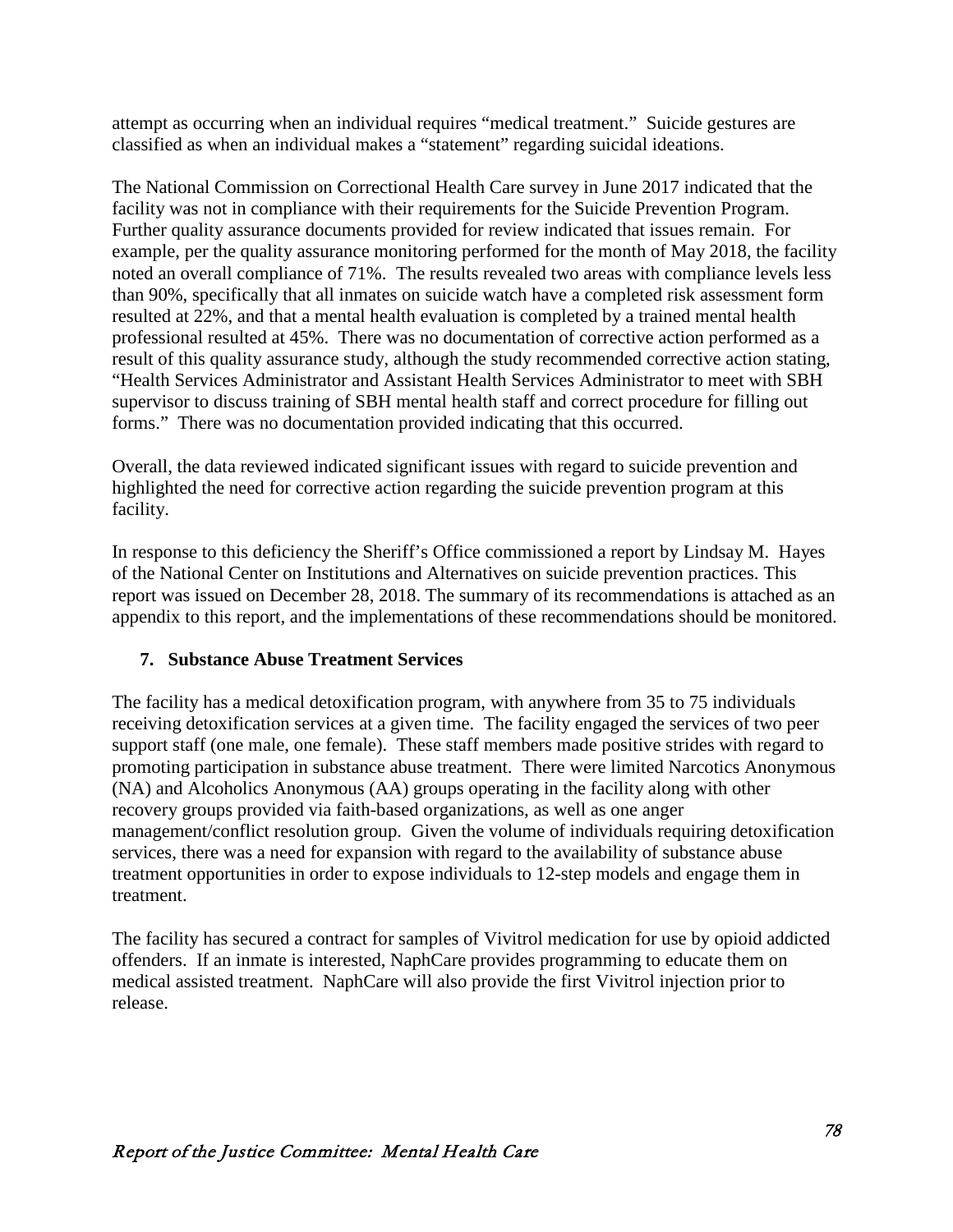attempt as occurring when an individual requires "medical treatment." Suicide gestures are classified as when an individual makes a "statement" regarding suicidal ideations.

The National Commission on Correctional Health Care survey in June 2017 indicated that the facility was not in compliance with their requirements for the Suicide Prevention Program. Further quality assurance documents provided for review indicated that issues remain. For example, per the quality assurance monitoring performed for the month of May 2018, the facility noted an overall compliance of 71%. The results revealed two areas with compliance levels less than 90%, specifically that all inmates on suicide watch have a completed risk assessment form resulted at 22%, and that a mental health evaluation is completed by a trained mental health professional resulted at 45%. There was no documentation of corrective action performed as a result of this quality assurance study, although the study recommended corrective action stating, "Health Services Administrator and Assistant Health Services Administrator to meet with SBH supervisor to discuss training of SBH mental health staff and correct procedure for filling out forms." There was no documentation provided indicating that this occurred.

Overall, the data reviewed indicated significant issues with regard to suicide prevention and highlighted the need for corrective action regarding the suicide prevention program at this facility.

In response to this deficiency the Sheriff's Office commissioned a report by Lindsay M. Hayes of the National Center on Institutions and Alternatives on suicide prevention practices. This report was issued on December 28, 2018. The summary of its recommendations is attached as an appendix to this report, and the implementations of these recommendations should be monitored.

### 7. Substance Abuse Treatment Services

The facility has a medical detoxification program, with anywhere from 35 to 75 individuals receiving detoxification services at a given time. The facility engaged the services of two peer support staff (one male, one female). These staff members made positive strides with regard to promoting participation in substance abuse treatment. There were limited Narcotics Anonymous (NA) and Alcoholics Anonymous (AA) groups operating in the facility along with other recovery groups provided via faith-based organizations, as well as one anger management/conflict resolution group. Given the volume of individuals requiring detoxification services, there was a need for expansion with regard to the availability of substance abuse treatment opportunities in order to expose individuals to 12-step models and engage them in treatment.

The facility has secured a contract for samples of Vivitrol medication for use by opioid addicted offenders. If an inmate is interested, NaphCare provides programming to educate them on medical assisted treatment. NaphCare will also provide the first Vivitrol injection prior to release.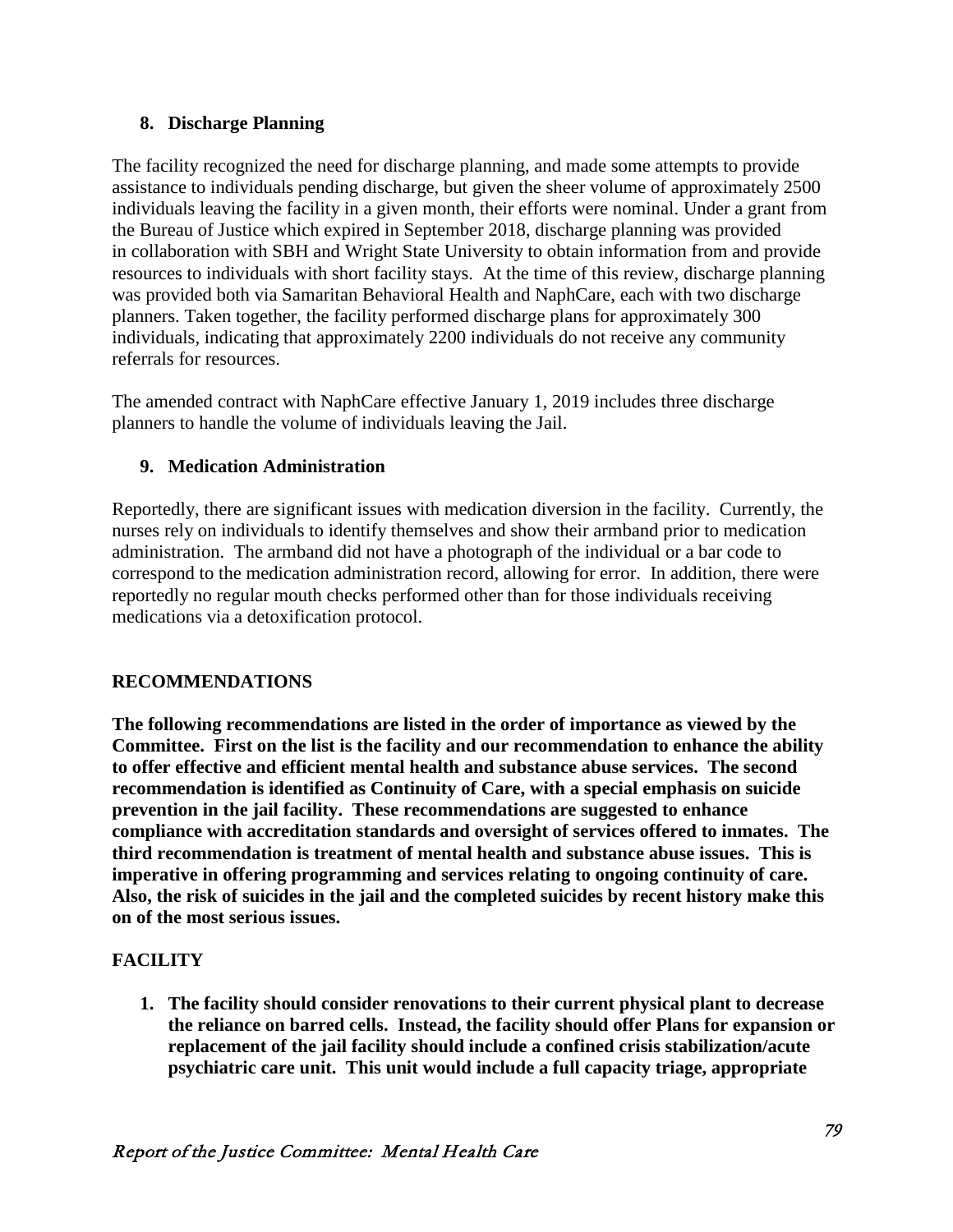## 8. Discharge Planning

The facility recognized the need for discharge planning, and made some attempts to provide assistance to individuals pending discharge, but given the sheer volume of approximately 2500 individuals leaving the facility in a given month, their efforts were nominal. Under a grant from the Bureau of Justice which expired in September 2018, discharge planning was provided in collaboration with SBH and Wright State University to obtain information from and provide resources to individuals with short facility stays. At the time of this review, discharge planning was provided both via Samaritan Behavioral Health and NaphCare, each with two discharge planners. Taken together, the facility performed discharge plans for approximately 300 individuals, indicating that approximately 2200 individuals do not receive any community referrals for resources.

The amended contract with NaphCare effective January 1, 2019 includes three discharge planners to handle the volume of individuals leaving the Jail.

## 9. Medication Administration

Reportedly, there are significant issues with medication diversion in the facility. Currently, the nurses rely on individuals to identify themselves and show their armband prior to medication administration. The armband did not have a photograph of the individual or a bar code to correspond to the medication administration record, allowing for error. In addition, there were reportedly no regular mouth checks performed other than for those individuals receiving medications via a detoxification protocol.

## RECOMMENDATIONS

**The following recommendations are listed in the order of importance as viewed by the Committee. First on the list is the facility and our recommendation to enhance the ability to offer effective and efficient mental health and substance abuse services. The second recommendation is identified as Continuity of Care, with a special emphasis on suicide prevention in the jail facility. These recommendations are suggested to enhance compliance with accreditation standards and oversight of services offered to inmates. The third recommendation is treatment of mental health and substance abuse issues. This is imperative in offering programming and services relating to ongoing continuity of care. Also, the risk of suicides in the jail and the completed suicides by recent history make this on of the most serious issues.**

## FACILITY

1. **The facility should consider renovations to their current physical plant to decrease the reliance on barred cells. Instead, the facility should offer Plans for expansion or replacement of the jail facility should include a confined crisis stabilization/acute psychiatric care unit. This unit would include a full capacity triage, appropriate**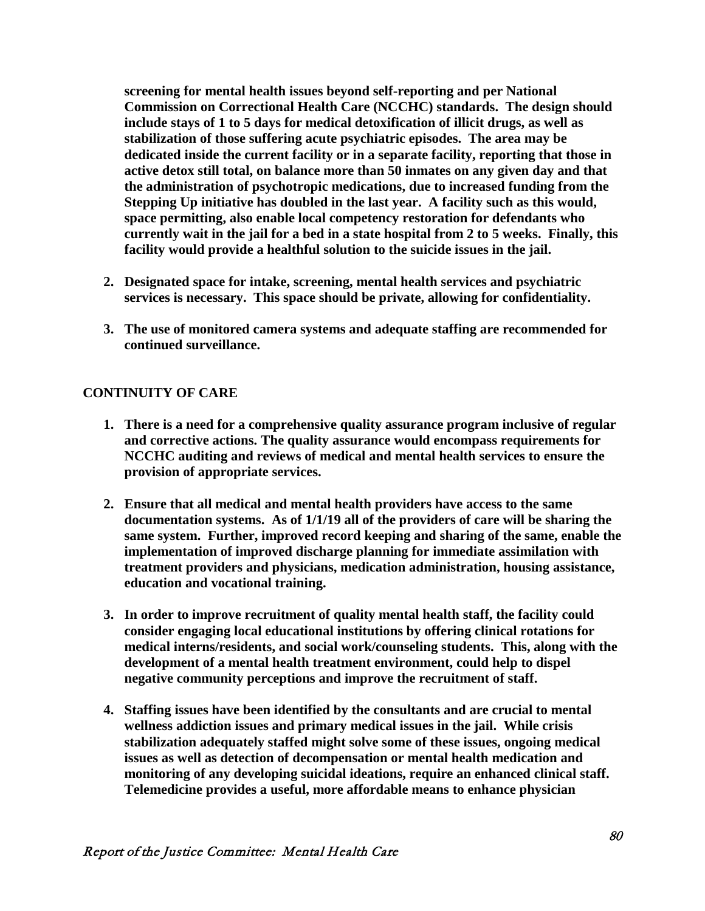**screening for mental health issues beyond self-reporting and per National Commission on Correctional Health Care (NCCHC) standards. The design should include stays of 1 to 5 days for medical detoxification of illicit drugs, as well as stabilization of those suffering acute psychiatric episodes. The area may be dedicated inside the current facility or in a separate facility, reporting that those in active detox still total, on balance more than 50 inmates on any given day and that the administration of psychotropic medications, due to increased funding from the Stepping Up initiative has doubled in the last year. A facility such as this would, space permitting, also enable local competency restoration for defendants who currently wait in the jail for a bed in a state hospital from 2 to 5 weeks. Finally, this facility would provide a healthful solution to the suicide issues in the jail.**

2. **Designated space for intake, screening, mental health services and psychiatric services is necessary. This space should be private, allowing for confidentiality.**

3. **The use of monitored camera systems and adequate staffing are recommended for continued surveillance.**

**CONTINUITY OF CARE**

1. **There is a need for a comprehensive quality assurance program inclusive of regular and corrective actions. The quality assurance would encompass requirements for NCCHC auditing and reviews of medical and mental health services to ensure the provision of appropriate services.**

2. **Ensure that all medical and mental health providers have access to the same documentation systems. As of 1/1/19 all of the providers of care will be sharing the same system. Further, improved record keeping and sharing of the same, enable the implementation of improved discharge planning for immediate assimilation with treatment providers and physicians, medication administration, housing assistance, education and vocational training.**

3. **In order to improve recruitment of quality mental health staff, the facility could consider engaging local educational institutions by offering clinical rotations for medical interns/residents, and social work/counseling students. This, along with the development of a mental health treatment environment, could help to dispel negative community perceptions and improve the recruitment of staff.**

4. **Staffing issues have been identified by the consultants and are crucial to mental wellness addiction issues and primary medical issues in the jail. While crisis stabilization adequately staffed might solve some of these issues, ongoing medical issues as well as detection of decompensation or mental health medication and monitoring of any developing suicidal ideations, require an enhanced clinical staff. Telemedicine provides a useful, more affordable means to enhance physician**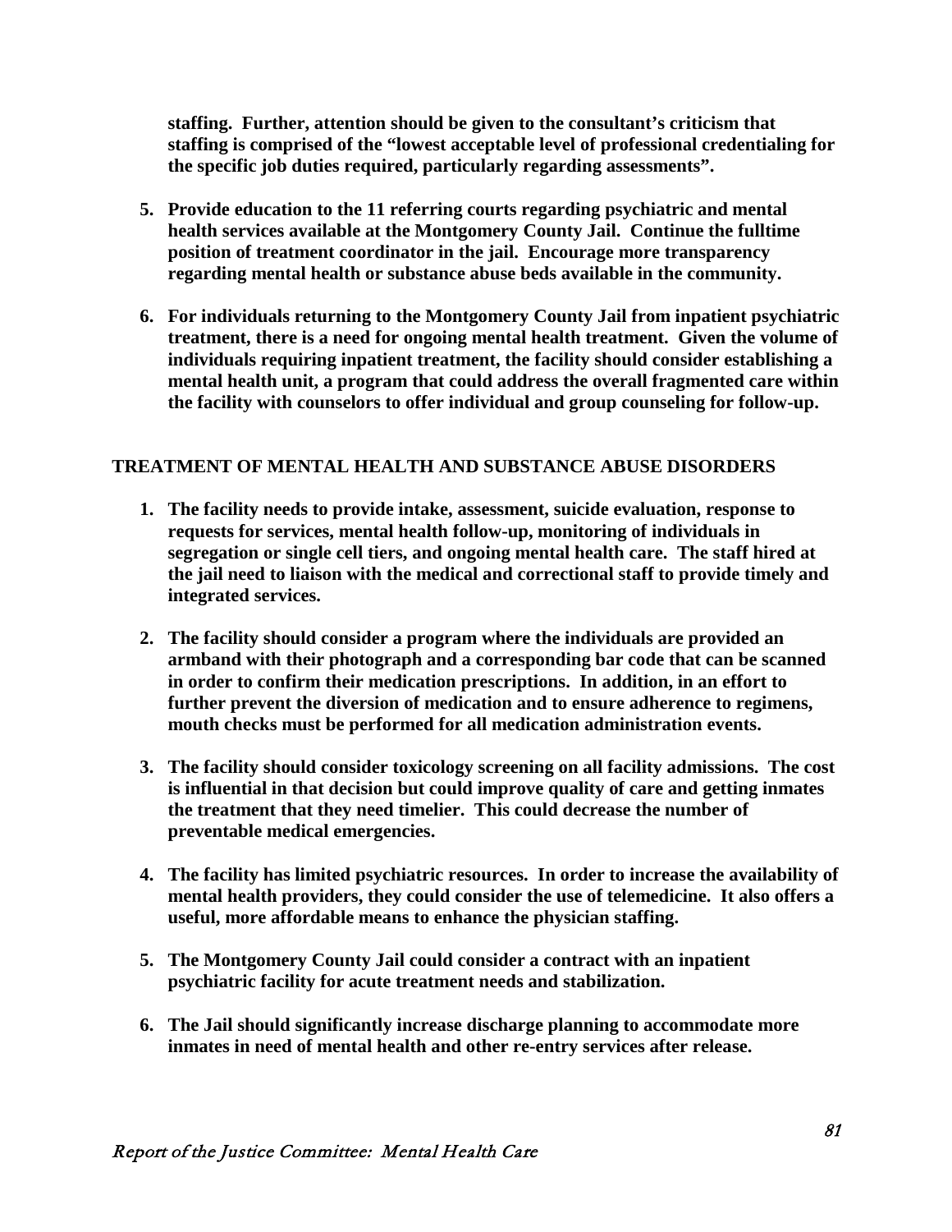**staffing. Further, attention should be given to the consultant's criticism that staffing is comprised of the "lowest acceptable level of professional credentialing for the specific job duties required, particularly regarding assessments".**

5. **Provide education to the 11 referring courts regarding psychiatric and mental health services available at the Montgomery County Jail. Continue the fulltime position of treatment coordinator in the jail. Encourage more transparency regarding mental health or substance abuse beds available in the community.**

6. **For individuals returning to the Montgomery County Jail from inpatient psychiatric treatment, there is a need for ongoing mental health treatment. Given the volume of individuals requiring inpatient treatment, the facility should consider establishing a mental health unit, a program that could address the overall fragmented care within the facility with counselors to offer individual and group counseling for follow-up.**

## TREATMENT OF MENTAL HEALTH AND SUBSTANCE ABUSE DISORDERS

1. **The facility needs to provide intake, assessment, suicide evaluation, response to requests for services, mental health follow-up, monitoring of individuals in segregation or single cell tiers, and ongoing mental health care. The staff hired at the jail need to liaison with the medical and correctional staff to provide timely and integrated services.**

2. **The facility should consider a program where the individuals are provided an armband with their photograph and a corresponding bar code that can be scanned in order to confirm their medication prescriptions. In addition, in an effort to further prevent the diversion of medication and to ensure adherence to regimens, mouth checks must be performed for all medication administration events.**

3. **The facility should consider toxicology screening on all facility admissions. The cost is influential in that decision but could improve quality of care and getting inmates the treatment that they need timelier. This could decrease the number of preventable medical emergencies.**

4. **The facility has limited psychiatric resources. In order to increase the availability of mental health providers, they could consider the use of telemedicine. It also offers a useful, more affordable means to enhance the physician staffing.**

5. **The Montgomery County Jail could consider a contract with an inpatient psychiatric facility for acute treatment needs and stabilization.**

6. **The Jail should significantly increase discharge planning to accommodate more inmates in need of mental health and other re-entry services after release.**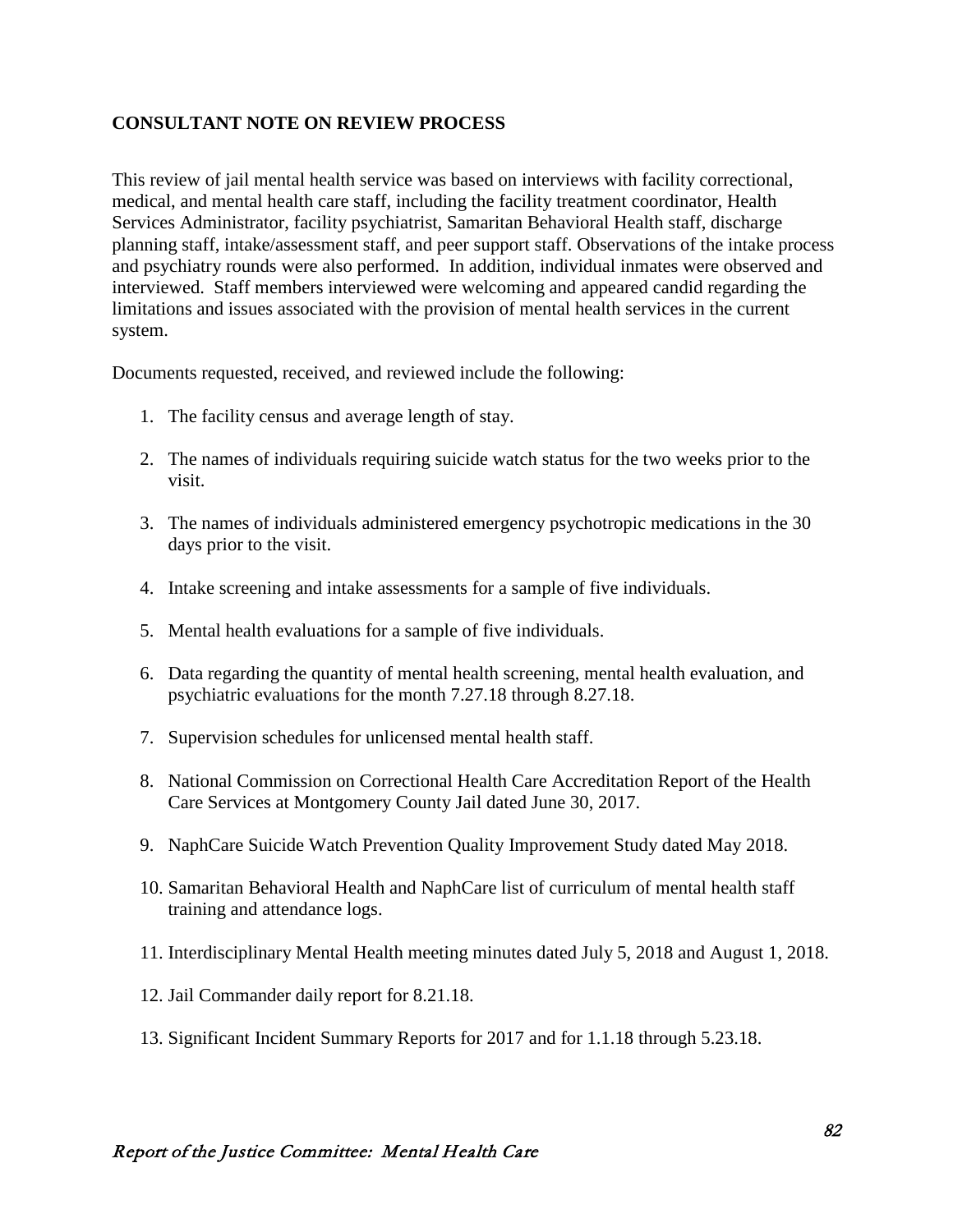## CONSULTANT NOTE ON REVIEW PROCESS

This review of jail mental health service was based on interviews with facility correctional, medical, and mental health care staff, including the facility treatment coordinator, Health Services Administrator, facility psychiatrist, Samaritan Behavioral Health staff, discharge planning staff, intake/assessment staff, and peer support staff. Observations of the intake process and psychiatry rounds were also performed. In addition, individual inmates were observed and interviewed. Staff members interviewed were welcoming and appeared candid regarding the limitations and issues associated with the provision of mental health services in the current system.

Documents requested, received, and reviewed include the following:

1. The facility census and average length of stay.

2. The names of individuals requiring suicide watch status for the two weeks prior to the visit.

3. The names of individuals administered emergency psychotropic medications in the 30 days prior to the visit.

4. Intake screening and intake assessments for a sample of five individuals.

5. Mental health evaluations for a sample of five individuals.

6. Data regarding the quantity of mental health screening, mental health evaluation, and psychiatric evaluations for the month 7.27.18 through 8.27.18.

7. Supervision schedules for unlicensed mental health staff.

8. National Commission on Correctional Health Care Accreditation Report of the Health Care Services at Montgomery County Jail dated June 30, 2017.

9. NaphCare Suicide Watch Prevention Quality Improvement Study dated May 2018.

10. Samaritan Behavioral Health and NaphCare list of curriculum of mental health staff training and attendance logs.

11. Interdisciplinary Mental Health meeting minutes dated July 5, 2018 and August 1, 2018.

12. Jail Commander daily report for 8.21.18.

13. Significant Incident Summary Reports for 2017 and for 1.1.18 through 5.23.18.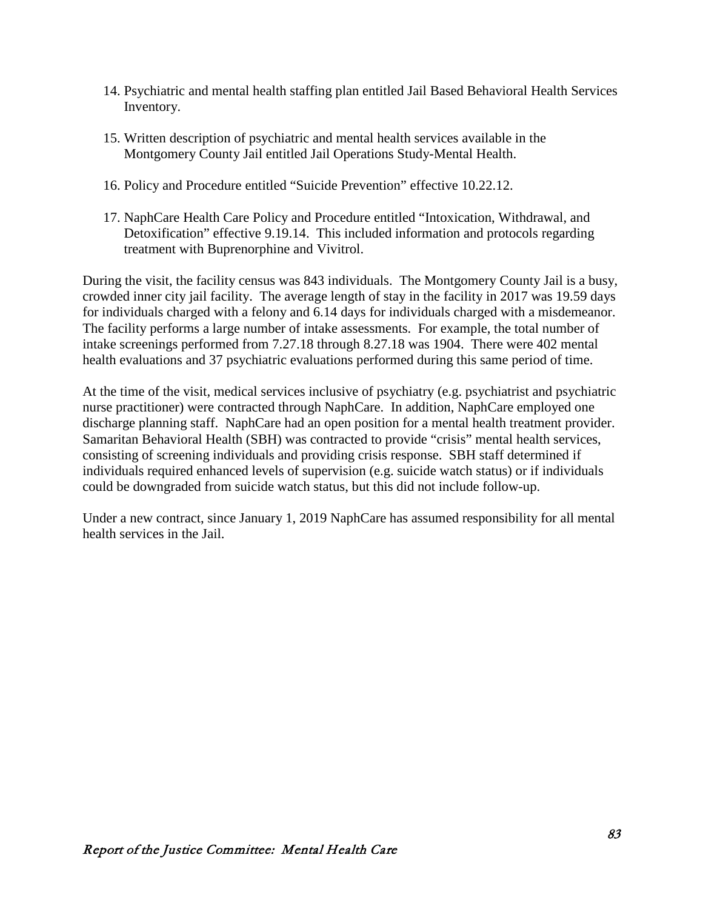14. Psychiatric and mental health staffing plan entitled Jail Based Behavioral Health Services Inventory.

15. Written description of psychiatric and mental health services available in the Montgomery County Jail entitled Jail Operations Study-Mental Health.

16. Policy and Procedure entitled "Suicide Prevention" effective 10.22.12.

17. NaphCare Health Care Policy and Procedure entitled "Intoxication, Withdrawal, and Detoxification" effective 9.19.14. This included information and protocols regarding treatment with Buprenorphine and Vivitrol.

During the visit, the facility census was 843 individuals. The Montgomery County Jail is a busy, crowded inner city jail facility. The average length of stay in the facility in 2017 was 19.59 days for individuals charged with a felony and 6.14 days for individuals charged with a misdemeanor. The facility performs a large number of intake assessments. For example, the total number of intake screenings performed from 7.27.18 through 8.27.18 was 1904. There were 402 mental health evaluations and 37 psychiatric evaluations performed during this same period of time.

At the time of the visit, medical services inclusive of psychiatry (e.g. psychiatrist and psychiatric nurse practitioner) were contracted through NaphCare. In addition, NaphCare employed one discharge planning staff. NaphCare had an open position for a mental health treatment provider. Samaritan Behavioral Health (SBH) was contracted to provide "crisis" mental health services, consisting of screening individuals and providing crisis response. SBH staff determined if individuals required enhanced levels of supervision (e.g. suicide watch status) or if individuals could be downgraded from suicide watch status, but this did not include follow-up.

Under a new contract, since January 1, 2019 NaphCare has assumed responsibility for all mental health services in the Jail.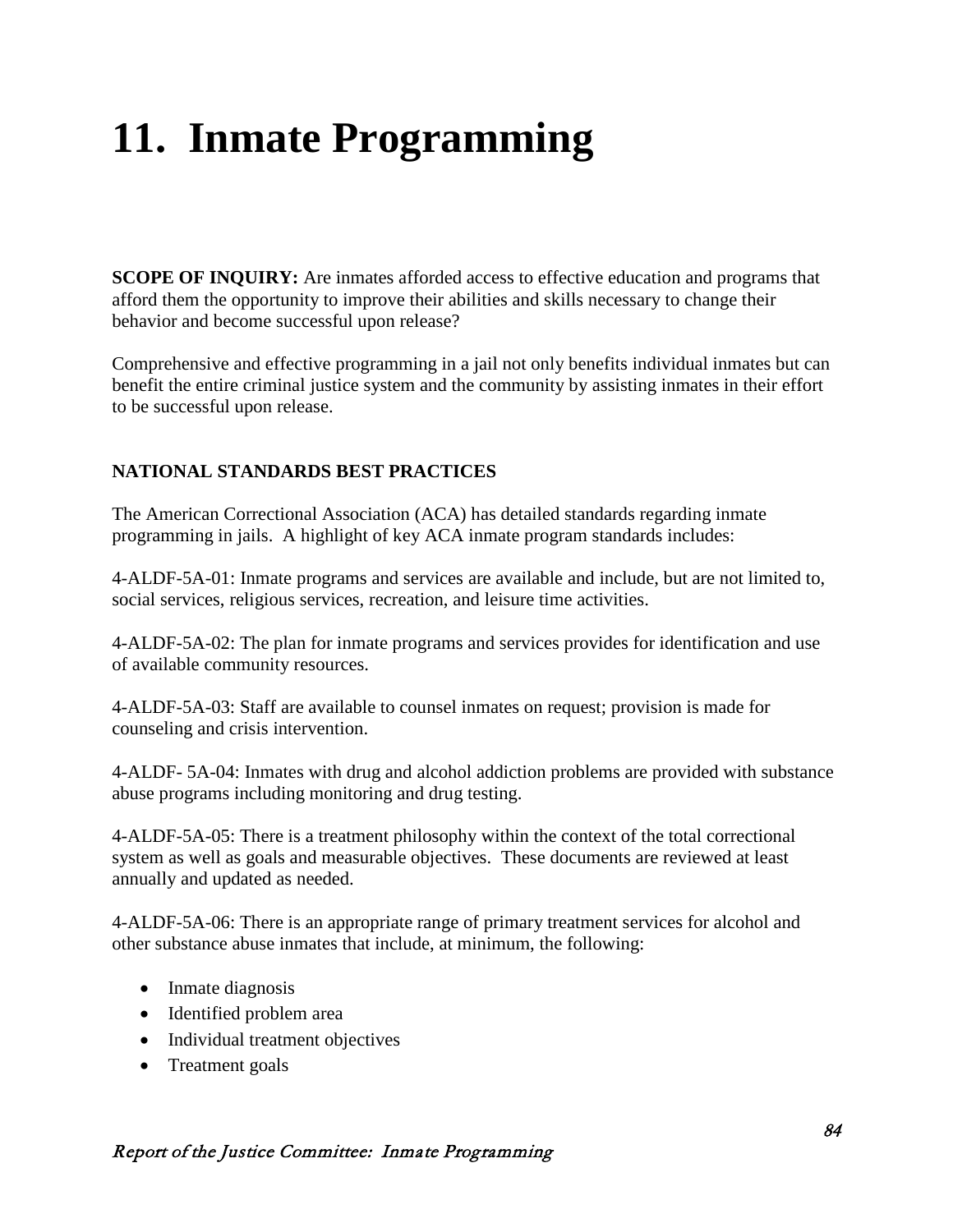# 11. Inmate Programming

**SCOPE OF INQUIRY:** Are inmates afforded access to effective education and programs that afford them the opportunity to improve their abilities and skills necessary to change their behavior and become successful upon release?

Comprehensive and effective programming in a jail not only benefits individual inmates but can benefit the entire criminal justice system and the community by assisting inmates in their effort to be successful upon release.

**NATIONAL STANDARDS BEST PRACTICES**

The American Correctional Association (ACA) has detailed standards regarding inmate programming in jails. A highlight of key ACA inmate program standards includes:

4-ALDF-5A-01: Inmate programs and services are available and include, but are not limited to, social services, religious services, recreation, and leisure time activities.

4-ALDF-5A-02: The plan for inmate programs and services provides for identification and use of available community resources.

4-ALDF-5A-03: Staff are available to counsel inmates on request; provision is made for counseling and crisis intervention.

4-ALDF- 5A-04: Inmates with drug and alcohol addiction problems are provided with substance abuse programs including monitoring and drug testing.

4-ALDF-5A-05: There is a treatment philosophy within the context of the total correctional system as well as goals and measurable objectives. These documents are reviewed at least annually and updated as needed.

4-ALDF-5A-06: There is an appropriate range of primary treatment services for alcohol and other substance abuse inmates that include, at minimum, the following:

- Inmate diagnosis
- Identified problem area
- Individual treatment objectives
- Treatment goals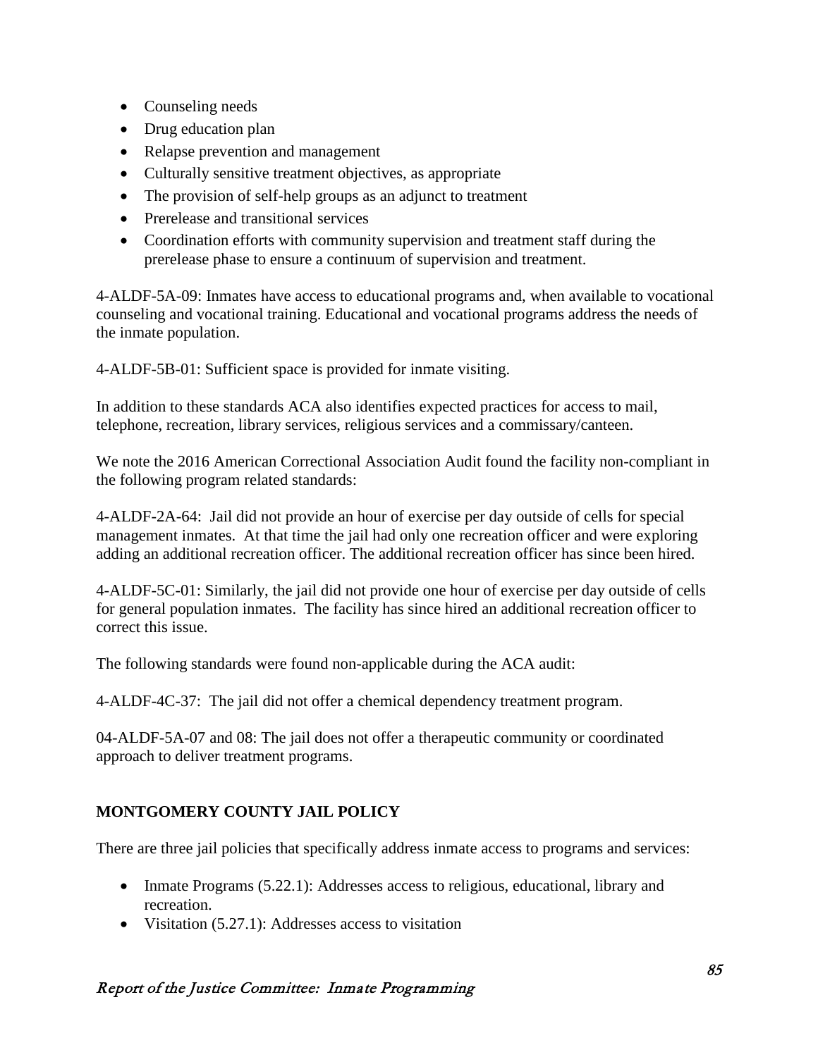- Counseling needs
- Drug education plan
- Relapse prevention and management
- Culturally sensitive treatment objectives, as appropriate
- The provision of self-help groups as an adjunct to treatment
- Prerelease and transitional services
- Coordination efforts with community supervision and treatment staff during the prerelease phase to ensure a continuum of supervision and treatment.

4-ALDF-5A-09: Inmates have access to educational programs and, when available to vocational counseling and vocational training. Educational and vocational programs address the needs of the inmate population.

4-ALDF-5B-01: Sufficient space is provided for inmate visiting.

In addition to these standards ACA also identifies expected practices for access to mail, telephone, recreation, library services, religious services and a commissary/canteen.

We note the 2016 American Correctional Association Audit found the facility non-compliant in the following program related standards:

4-ALDF-2A-64: Jail did not provide an hour of exercise per day outside of cells for special management inmates. At that time the jail had only one recreation officer and were exploring adding an additional recreation officer. The additional recreation officer has since been hired.

4-ALDF-5C-01: Similarly, the jail did not provide one hour of exercise per day outside of cells for general population inmates. The facility has since hired an additional recreation officer to correct this issue.

The following standards were found non-applicable during the ACA audit:

4-ALDF-4C-37: The jail did not offer a chemical dependency treatment program.

04-ALDF-5A-07 and 08: The jail does not offer a therapeutic community or coordinated approach to deliver treatment programs.

## MONTGOMERY COUNTY JAIL POLICY

There are three jail policies that specifically address inmate access to programs and services:

- Inmate Programs (5.22.1): Addresses access to religious, educational, library and recreation.
- Visitation (5.27.1): Addresses access to visitation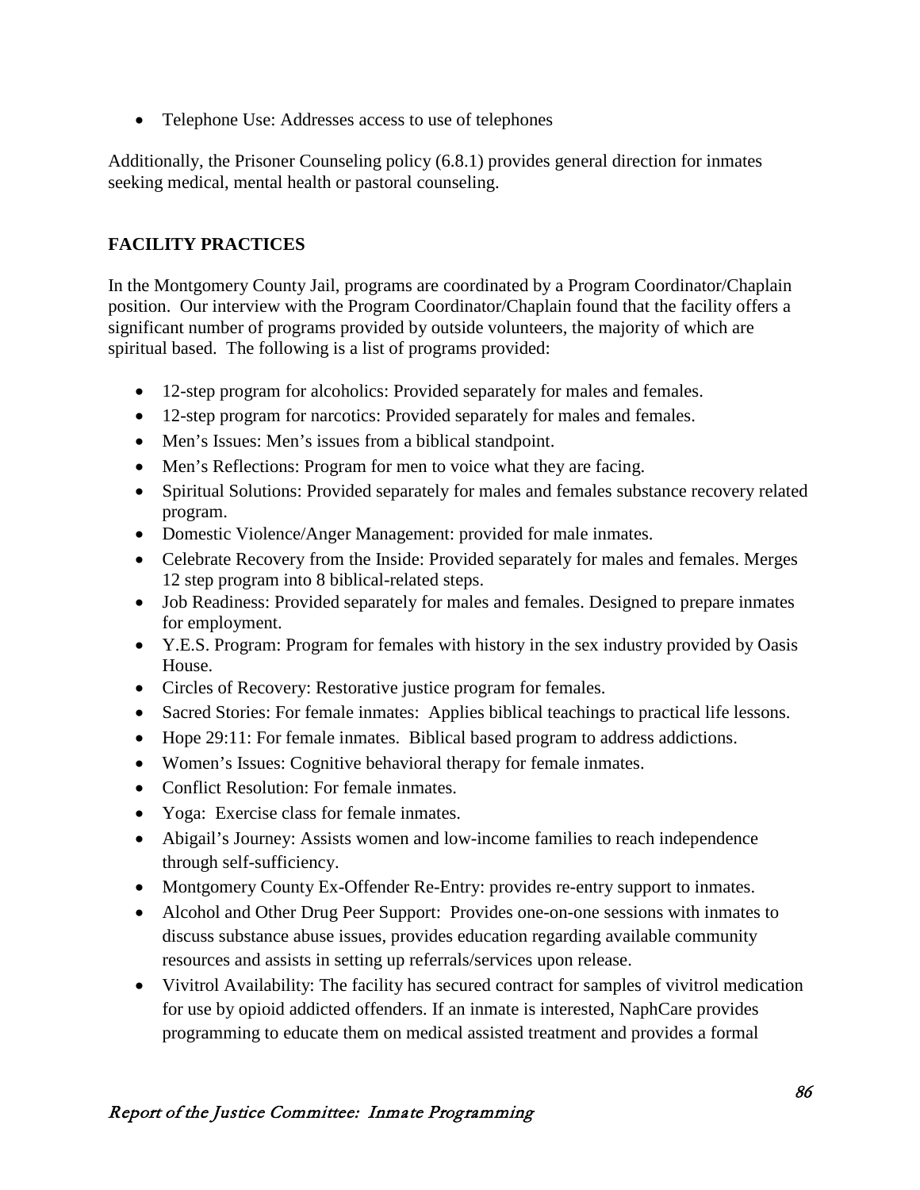- Telephone Use: Addresses access to use of telephones

Additionally, the Prisoner Counseling policy (6.8.1) provides general direction for inmates seeking medical, mental health or pastoral counseling.

## FACILITY PRACTICES

In the Montgomery County Jail, programs are coordinated by a Program Coordinator/Chaplain position. Our interview with the Program Coordinator/Chaplain found that the facility offers a significant number of programs provided by outside volunteers, the majority of which are spiritual based. The following is a list of programs provided:

- 12-step program for alcoholics: Provided separately for males and females.
- 12-step program for narcotics: Provided separately for males and females.
- Men's Issues: Men's issues from a biblical standpoint.
- Men's Reflections: Program for men to voice what they are facing.
- Spiritual Solutions: Provided separately for males and females substance recovery related program.
- Domestic Violence/Anger Management: provided for male inmates.
- Celebrate Recovery from the Inside: Provided separately for males and females. Merges 12 step program into 8 biblical-related steps.
- Job Readiness: Provided separately for males and females. Designed to prepare inmates for employment.
- Y.E.S. Program: Program for females with history in the sex industry provided by Oasis House.
- Circles of Recovery: Restorative justice program for females.
- Sacred Stories: For female inmates: Applies biblical teachings to practical life lessons.
- Hope 29:11: For female inmates. Biblical based program to address addictions.
- Women's Issues: Cognitive behavioral therapy for female inmates.
- Conflict Resolution: For female inmates.
- Yoga: Exercise class for female inmates.
- Abigail's Journey: Assists women and low-income families to reach independence through self-sufficiency.
- Montgomery County Ex-Offender Re-Entry: provides re-entry support to inmates.
- Alcohol and Other Drug Peer Support: Provides one-on-one sessions with inmates to discuss substance abuse issues, provides education regarding available community resources and assists in setting up referrals/services upon release.
- Vivitrol Availability: The facility has secured contract for samples of vivitrol medication for use by opioid addicted offenders. If an inmate is interested, NaphCare provides programming to educate them on medical assisted treatment and provides a formal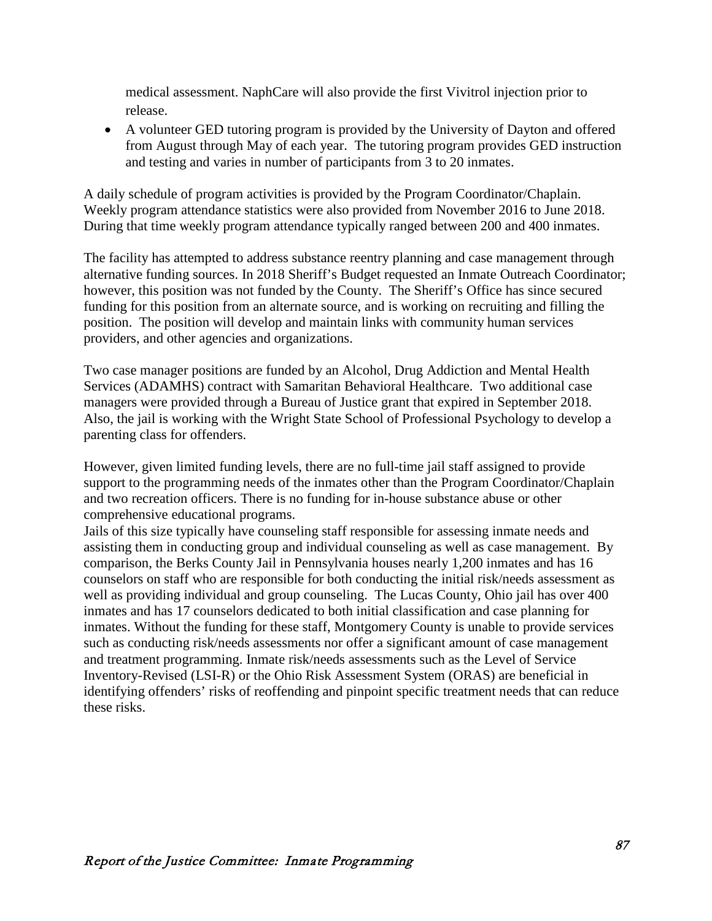medical assessment. NaphCare will also provide the first Vivitrol injection prior to release.

- A volunteer GED tutoring program is provided by the University of Dayton and offered from August through May of each year. The tutoring program provides GED instruction and testing and varies in number of participants from 3 to 20 inmates.

A daily schedule of program activities is provided by the Program Coordinator/Chaplain. Weekly program attendance statistics were also provided from November 2016 to June 2018. During that time weekly program attendance typically ranged between 200 and 400 inmates.

The facility has attempted to address substance reentry planning and case management through alternative funding sources. In 2018 Sheriff's Budget requested an Inmate Outreach Coordinator; however, this position was not funded by the County. The Sheriff's Office has since secured funding for this position from an alternate source, and is working on recruiting and filling the position. The position will develop and maintain links with community human services providers, and other agencies and organizations.

Two case manager positions are funded by an Alcohol, Drug Addiction and Mental Health Services (ADAMHS) contract with Samaritan Behavioral Healthcare. Two additional case managers were provided through a Bureau of Justice grant that expired in September 2018. Also, the jail is working with the Wright State School of Professional Psychology to develop a parenting class for offenders.

However, given limited funding levels, there are no full-time jail staff assigned to provide support to the programming needs of the inmates other than the Program Coordinator/Chaplain and two recreation officers. There is no funding for in-house substance abuse or other comprehensive educational programs.

Jails of this size typically have counseling staff responsible for assessing inmate needs and assisting them in conducting group and individual counseling as well as case management. By comparison, the Berks County Jail in Pennsylvania houses nearly 1,200 inmates and has 16 counselors on staff who are responsible for both conducting the initial risk/needs assessment as well as providing individual and group counseling. The Lucas County, Ohio jail has over 400 inmates and has 17 counselors dedicated to both initial classification and case planning for inmates. Without the funding for these staff, Montgomery County is unable to provide services such as conducting risk/needs assessments nor offer a significant amount of case management and treatment programming. Inmate risk/needs assessments such as the Level of Service Inventory-Revised (LSI-R) or the Ohio Risk Assessment System (ORAS) are beneficial in identifying offenders' risks of reoffending and pinpoint specific treatment needs that can reduce these risks.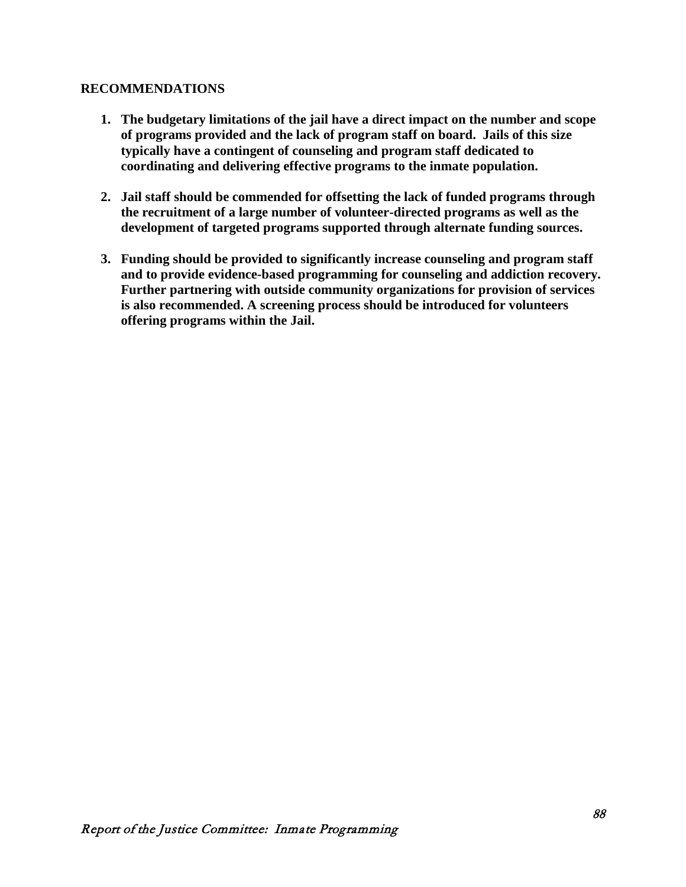**RECOMMENDATIONS**

1. **The budgetary limitations of the jail have a direct impact on the number and scope of programs provided and the lack of program staff on board. Jails of this size typically have a contingent of counseling and program staff dedicated to coordinating and delivering effective programs to the inmate population.**

2. **Jail staff should be commended for offsetting the lack of funded programs through the recruitment of a large number of volunteer-directed programs as well as the development of targeted programs supported through alternate funding sources.**

3. **Funding should be provided to significantly increase counseling and program staff and to provide evidence-based programming for counseling and addiction recovery. Further partnering with outside community organizations for provision of services is also recommended. A screening process should be introduced for volunteers offering programs within the Jail.**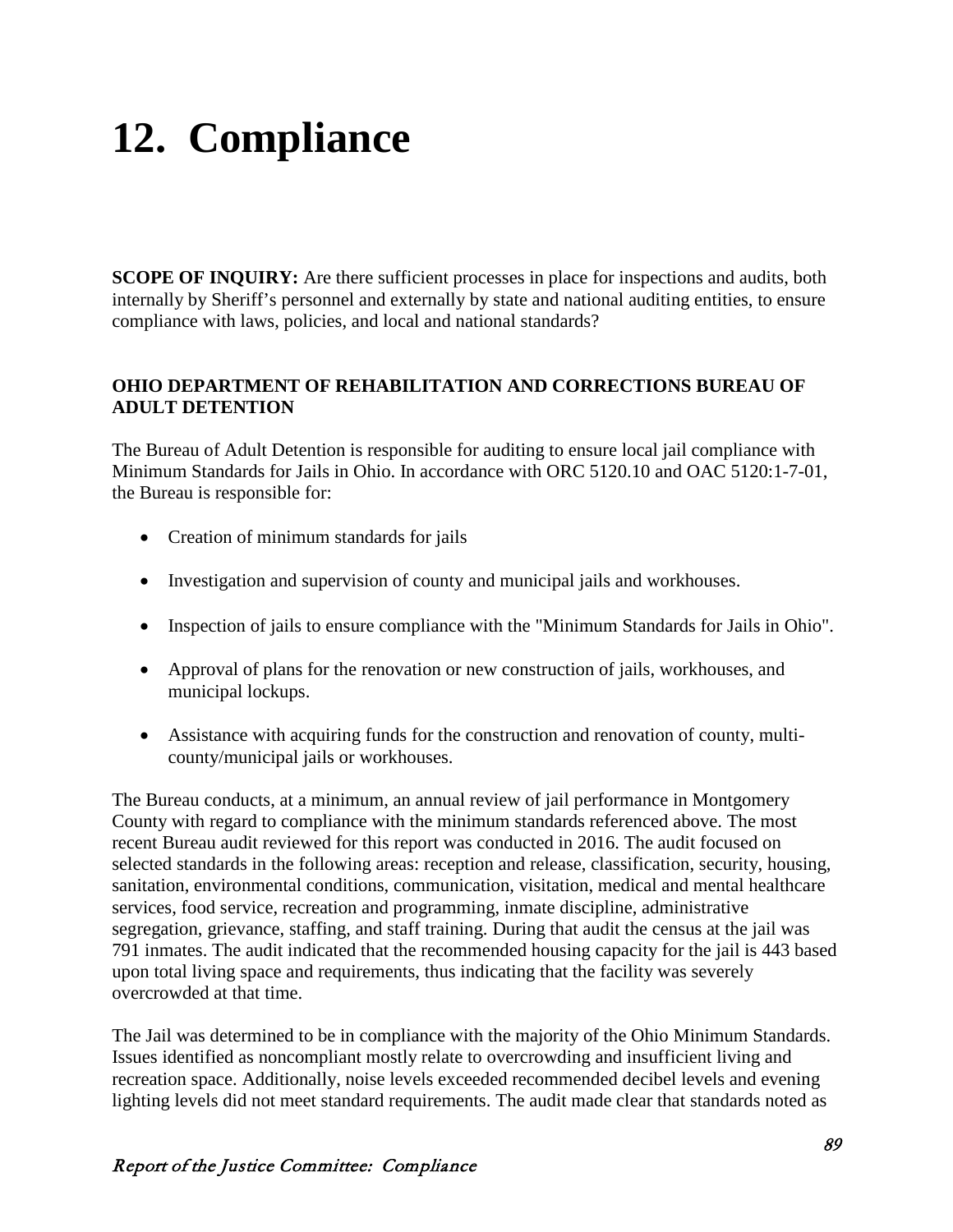# 12. Compliance

**SCOPE OF INQUIRY:** Are there sufficient processes in place for inspections and audits, both internally by Sheriff's personnel and externally by state and national auditing entities, to ensure compliance with laws, policies, and local and national standards?

**OHIO DEPARTMENT OF REHABILITATION AND CORRECTIONS BUREAU OF ADULT DETENTION**

The Bureau of Adult Detention is responsible for auditing to ensure local jail compliance with Minimum Standards for Jails in Ohio. In accordance with ORC 5120.10 and OAC 5120:1-7-01, the Bureau is responsible for:

- Creation of minimum standards for jails
- Investigation and supervision of county and municipal jails and workhouses.
- Inspection of jails to ensure compliance with the "Minimum Standards for Jails in Ohio".
- Approval of plans for the renovation or new construction of jails, workhouses, and municipal lockups.
- Assistance with acquiring funds for the construction and renovation of county, multi-county/municipal jails or workhouses.

The Bureau conducts, at a minimum, an annual review of jail performance in Montgomery County with regard to compliance with the minimum standards referenced above. The most recent Bureau audit reviewed for this report was conducted in 2016. The audit focused on selected standards in the following areas: reception and release, classification, security, housing, sanitation, environmental conditions, communication, visitation, medical and mental healthcare services, food service, recreation and programming, inmate discipline, administrative segregation, grievance, staffing, and staff training. During that audit the census at the jail was 791 inmates. The audit indicated that the recommended housing capacity for the jail is 443 based upon total living space and requirements, thus indicating that the facility was severely overcrowded at that time.

The Jail was determined to be in compliance with the majority of the Ohio Minimum Standards. Issues identified as noncompliant mostly relate to overcrowding and insufficient living and recreation space. Additionally, noise levels exceeded recommended decibel levels and evening lighting levels did not meet standard requirements. The audit made clear that standards noted as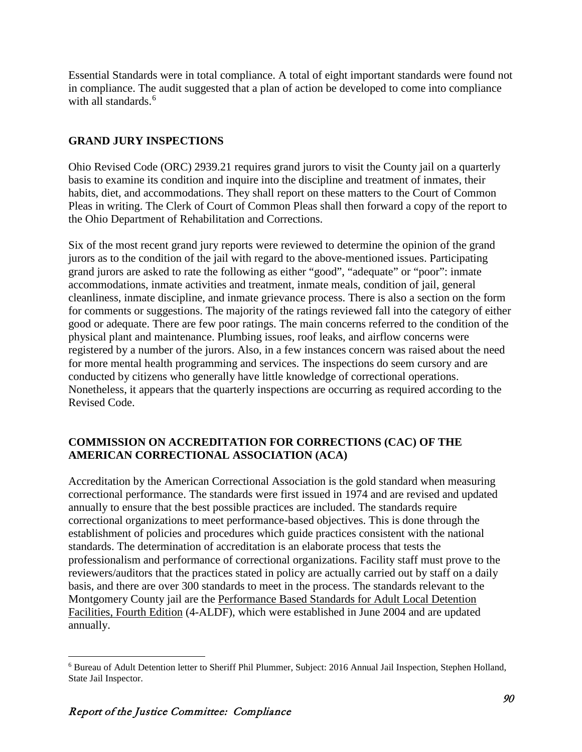Essential Standards were in total compliance. A total of eight important standards were found not in compliance. The audit suggested that a plan of action be developed to come into compliance with all standards.[6]

## GRAND JURY INSPECTIONS

Ohio Revised Code (ORC) 2939.21 requires grand jurors to visit the County jail on a quarterly basis to examine its condition and inquire into the discipline and treatment of inmates, their habits, diet, and accommodations. They shall report on these matters to the Court of Common Pleas in writing. The Clerk of Court of Common Pleas shall then forward a copy of the report to the Ohio Department of Rehabilitation and Corrections.

Six of the most recent grand jury reports were reviewed to determine the opinion of the grand jurors as to the condition of the jail with regard to the above-mentioned issues. Participating grand jurors are asked to rate the following as either "good", "adequate" or "poor": inmate accommodations, inmate activities and treatment, inmate meals, condition of jail, general cleanliness, inmate discipline, and inmate grievance process. There is also a section on the form for comments or suggestions. The majority of the ratings reviewed fall into the category of either good or adequate. There are few poor ratings. The main concerns referred to the condition of the physical plant and maintenance. Plumbing issues, roof leaks, and airflow concerns were registered by a number of the jurors. Also, in a few instances concern was raised about the need for more mental health programming and services. The inspections do seem cursory and are conducted by citizens who generally have little knowledge of correctional operations. Nonetheless, it appears that the quarterly inspections are occurring as required according to the Revised Code.

## COMMISSION ON ACCREDITATION FOR CORRECTIONS (CAC) OF THE AMERICAN CORRECTIONAL ASSOCIATION (ACA)

Accreditation by the American Correctional Association is the gold standard when measuring correctional performance. The standards were first issued in 1974 and are revised and updated annually to ensure that the best possible practices are included. The standards require correctional organizations to meet performance-based objectives. This is done through the establishment of policies and procedures which guide practices consistent with the national standards. The determination of accreditation is an elaborate process that tests the professionalism and performance of correctional organizations. Facility staff must prove to the reviewers/auditors that the practices stated in policy are actually carried out by staff on a daily basis, and there are over 300 standards to meet in the process. The standards relevant to the Montgomery County jail are the Performance Based Standards for Adult Local Detention Facilities, Fourth Edition (4-ALDF), which were established in June 2004 and are updated annually.

---

[6] Bureau of Adult Detention letter to Sheriff Phil Plummer, Subject: 2016 Annual Jail Inspection, Stephen Holland, State Jail Inspector.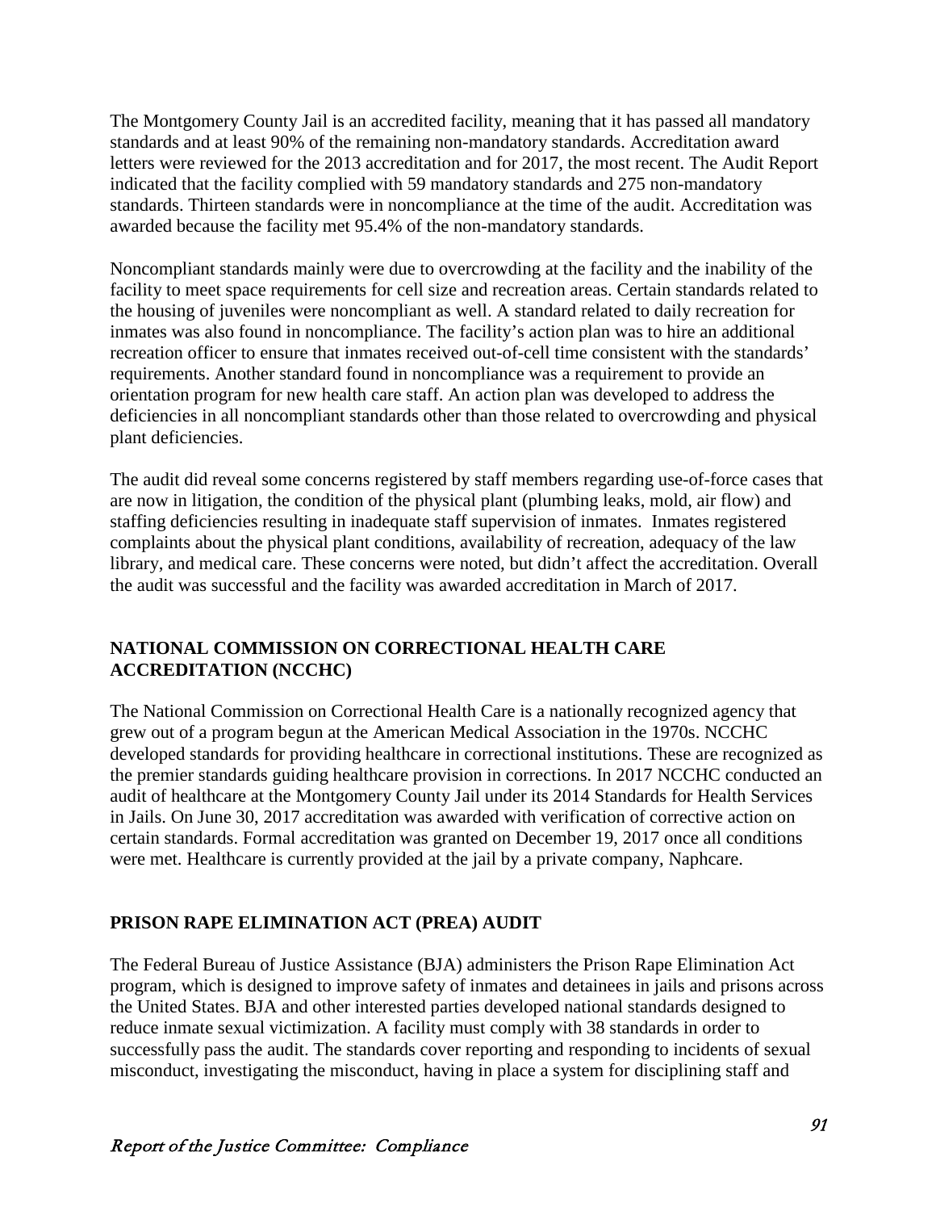The Montgomery County Jail is an accredited facility, meaning that it has passed all mandatory standards and at least 90% of the remaining non-mandatory standards. Accreditation award letters were reviewed for the 2013 accreditation and for 2017, the most recent. The Audit Report indicated that the facility complied with 59 mandatory standards and 275 non-mandatory standards. Thirteen standards were in noncompliance at the time of the audit. Accreditation was awarded because the facility met 95.4% of the non-mandatory standards.

Noncompliant standards mainly were due to overcrowding at the facility and the inability of the facility to meet space requirements for cell size and recreation areas. Certain standards related to the housing of juveniles were noncompliant as well. A standard related to daily recreation for inmates was also found in noncompliance. The facility's action plan was to hire an additional recreation officer to ensure that inmates received out-of-cell time consistent with the standards' requirements. Another standard found in noncompliance was a requirement to provide an orientation program for new health care staff. An action plan was developed to address the deficiencies in all noncompliant standards other than those related to overcrowding and physical plant deficiencies.

The audit did reveal some concerns registered by staff members regarding use-of-force cases that are now in litigation, the condition of the physical plant (plumbing leaks, mold, air flow) and staffing deficiencies resulting in inadequate staff supervision of inmates. Inmates registered complaints about the physical plant conditions, availability of recreation, adequacy of the law library, and medical care. These concerns were noted, but didn't affect the accreditation. Overall the audit was successful and the facility was awarded accreditation in March of 2017.

## NATIONAL COMMISSION ON CORRECTIONAL HEALTH CARE ACCREDITATION (NCCHC)

The National Commission on Correctional Health Care is a nationally recognized agency that grew out of a program begun at the American Medical Association in the 1970s. NCCHC developed standards for providing healthcare in correctional institutions. These are recognized as the premier standards guiding healthcare provision in corrections. In 2017 NCCHC conducted an audit of healthcare at the Montgomery County Jail under its 2014 Standards for Health Services in Jails. On June 30, 2017 accreditation was awarded with verification of corrective action on certain standards. Formal accreditation was granted on December 19, 2017 once all conditions were met. Healthcare is currently provided at the jail by a private company, Naphcare.

## PRISON RAPE ELIMINATION ACT (PREA) AUDIT

The Federal Bureau of Justice Assistance (BJA) administers the Prison Rape Elimination Act program, which is designed to improve safety of inmates and detainees in jails and prisons across the United States. BJA and other interested parties developed national standards designed to reduce inmate sexual victimization. A facility must comply with 38 standards in order to successfully pass the audit. The standards cover reporting and responding to incidents of sexual misconduct, investigating the misconduct, having in place a system for disciplining staff and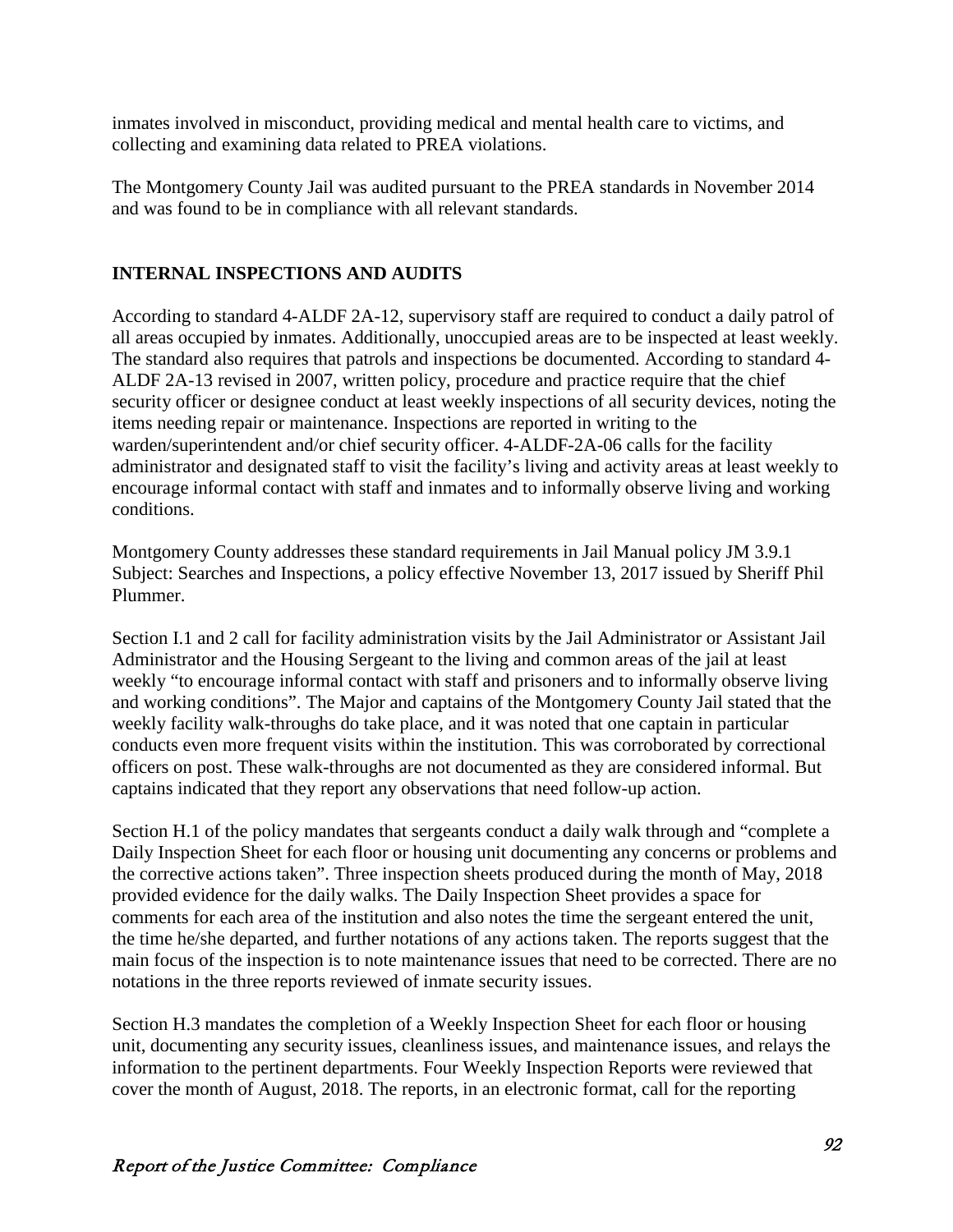inmates involved in misconduct, providing medical and mental health care to victims, and collecting and examining data related to PREA violations.

The Montgomery County Jail was audited pursuant to the PREA standards in November 2014 and was found to be in compliance with all relevant standards.

## INTERNAL INSPECTIONS AND AUDITS

According to standard 4-ALDF 2A-12, supervisory staff are required to conduct a daily patrol of all areas occupied by inmates. Additionally, unoccupied areas are to be inspected at least weekly. The standard also requires that patrols and inspections be documented. According to standard 4-ALDF 2A-13 revised in 2007, written policy, procedure and practice require that the chief security officer or designee conduct at least weekly inspections of all security devices, noting the items needing repair or maintenance. Inspections are reported in writing to the warden/superintendent and/or chief security officer. 4-ALDF-2A-06 calls for the facility administrator and designated staff to visit the facility's living and activity areas at least weekly to encourage informal contact with staff and inmates and to informally observe living and working conditions.

Montgomery County addresses these standard requirements in Jail Manual policy JM 3.9.1 Subject: Searches and Inspections, a policy effective November 13, 2017 issued by Sheriff Phil Plummer.

Section I.1 and 2 call for facility administration visits by the Jail Administrator or Assistant Jail Administrator and the Housing Sergeant to the living and common areas of the jail at least weekly "to encourage informal contact with staff and prisoners and to informally observe living and working conditions". The Major and captains of the Montgomery County Jail stated that the weekly facility walk-throughs do take place, and it was noted that one captain in particular conducts even more frequent visits within the institution. This was corroborated by correctional officers on post. These walk-throughs are not documented as they are considered informal. But captains indicated that they report any observations that need follow-up action.

Section H.1 of the policy mandates that sergeants conduct a daily walk through and "complete a Daily Inspection Sheet for each floor or housing unit documenting any concerns or problems and the corrective actions taken". Three inspection sheets produced during the month of May, 2018 provided evidence for the daily walks. The Daily Inspection Sheet provides a space for comments for each area of the institution and also notes the time the sergeant entered the unit, the time he/she departed, and further notations of any actions taken. The reports suggest that the main focus of the inspection is to note maintenance issues that need to be corrected. There are no notations in the three reports reviewed of inmate security issues.

Section H.3 mandates the completion of a Weekly Inspection Sheet for each floor or housing unit, documenting any security issues, cleanliness issues, and maintenance issues, and relays the information to the pertinent departments. Four Weekly Inspection Reports were reviewed that cover the month of August, 2018. The reports, in an electronic format, call for the reporting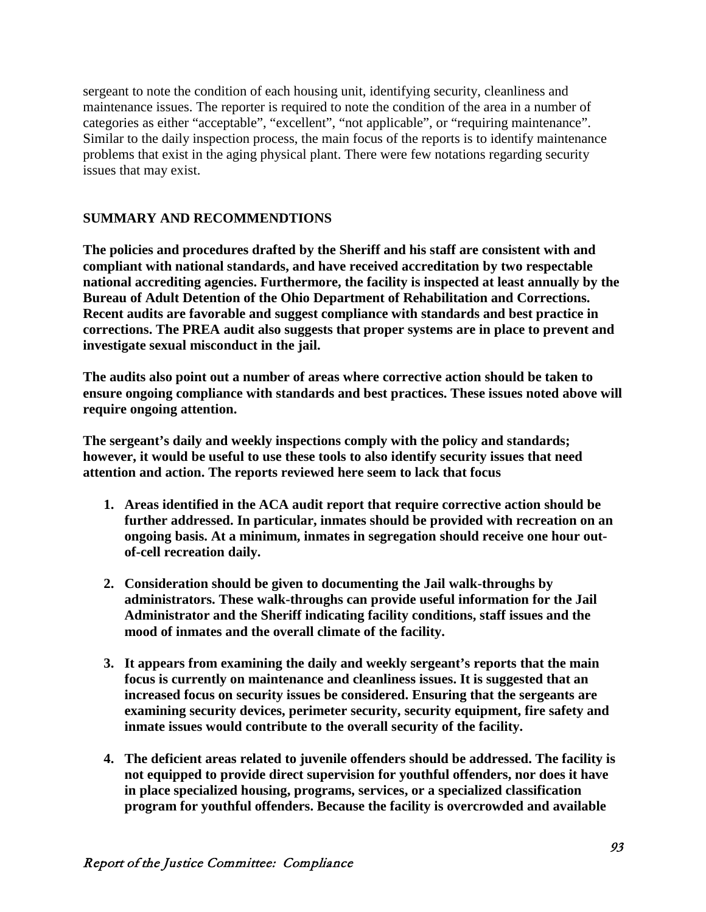sergeant to note the condition of each housing unit, identifying security, cleanliness and maintenance issues. The reporter is required to note the condition of the area in a number of categories as either "acceptable", "excellent", "not applicable", or "requiring maintenance". Similar to the daily inspection process, the main focus of the reports is to identify maintenance problems that exist in the aging physical plant. There were few notations regarding security issues that may exist.

## SUMMARY AND RECOMMENDTIONS

**The policies and procedures drafted by the Sheriff and his staff are consistent with and compliant with national standards, and have received accreditation by two respectable national accrediting agencies. Furthermore, the facility is inspected at least annually by the Bureau of Adult Detention of the Ohio Department of Rehabilitation and Corrections. Recent audits are favorable and suggest compliance with standards and best practice in corrections. The PREA audit also suggests that proper systems are in place to prevent and investigate sexual misconduct in the jail.**

**The audits also point out a number of areas where corrective action should be taken to ensure ongoing compliance with standards and best practices. These issues noted above will require ongoing attention.**

**The sergeant's daily and weekly inspections comply with the policy and standards; however, it would be useful to use these tools to also identify security issues that need attention and action. The reports reviewed here seem to lack that focus**

1. **Areas identified in the ACA audit report that require corrective action should be further addressed. In particular, inmates should be provided with recreation on an ongoing basis. At a minimum, inmates in segregation should receive one hour out-of-cell recreation daily.**

2. **Consideration should be given to documenting the Jail walk-throughs by administrators. These walk-throughs can provide useful information for the Jail Administrator and the Sheriff indicating facility conditions, staff issues and the mood of inmates and the overall climate of the facility.**

3. **It appears from examining the daily and weekly sergeant's reports that the main focus is currently on maintenance and cleanliness issues. It is suggested that an increased focus on security issues be considered. Ensuring that the sergeants are examining security devices, perimeter security, security equipment, fire safety and inmate issues would contribute to the overall security of the facility.**

4. **The deficient areas related to juvenile offenders should be addressed. The facility is not equipped to provide direct supervision for youthful offenders, nor does it have in place specialized housing, programs, services, or a specialized classification program for youthful offenders. Because the facility is overcrowded and available**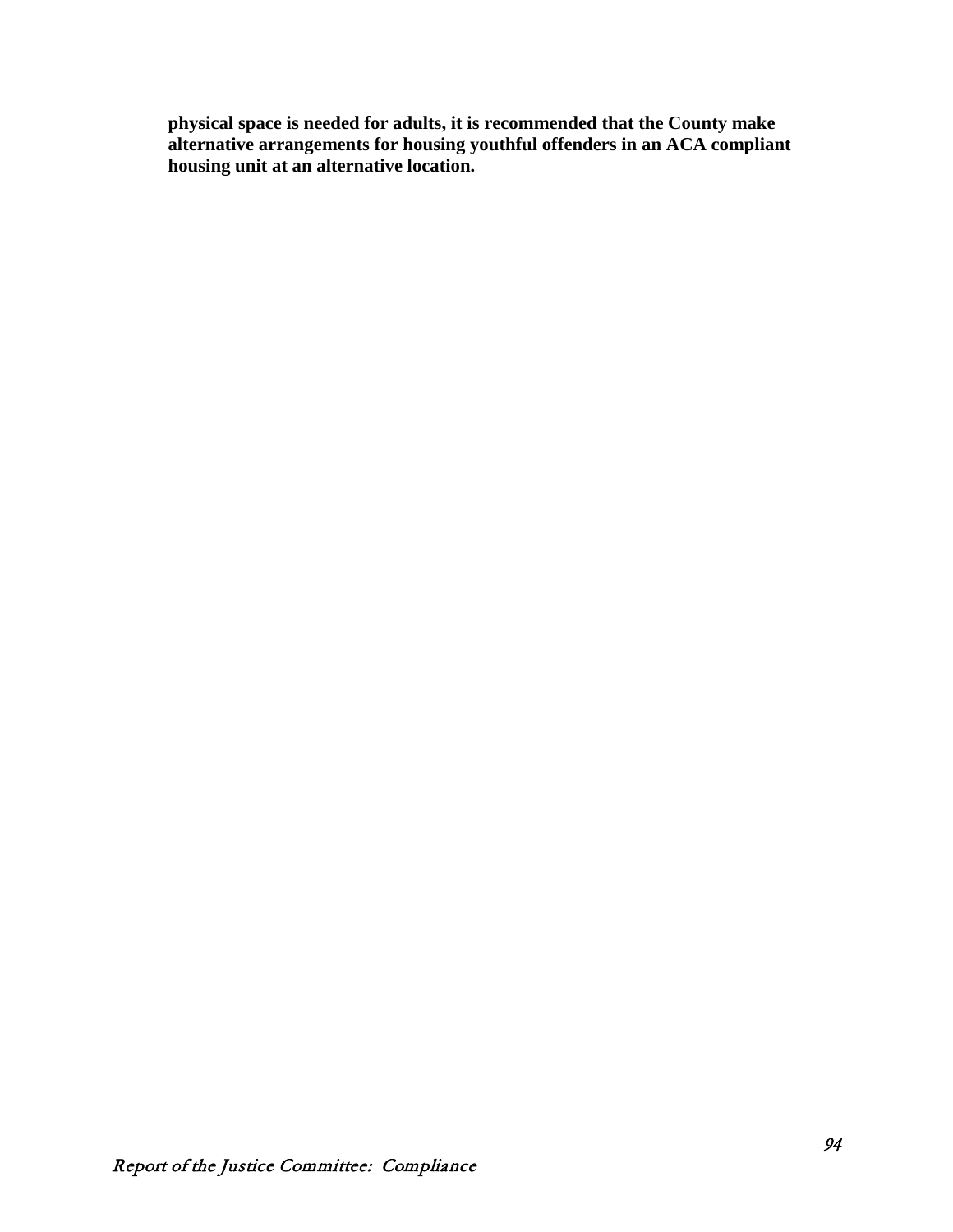**physical space is needed for adults, it is recommended that the County make alternative arrangements for housing youthful offenders in an ACA compliant housing unit at an alternative location.**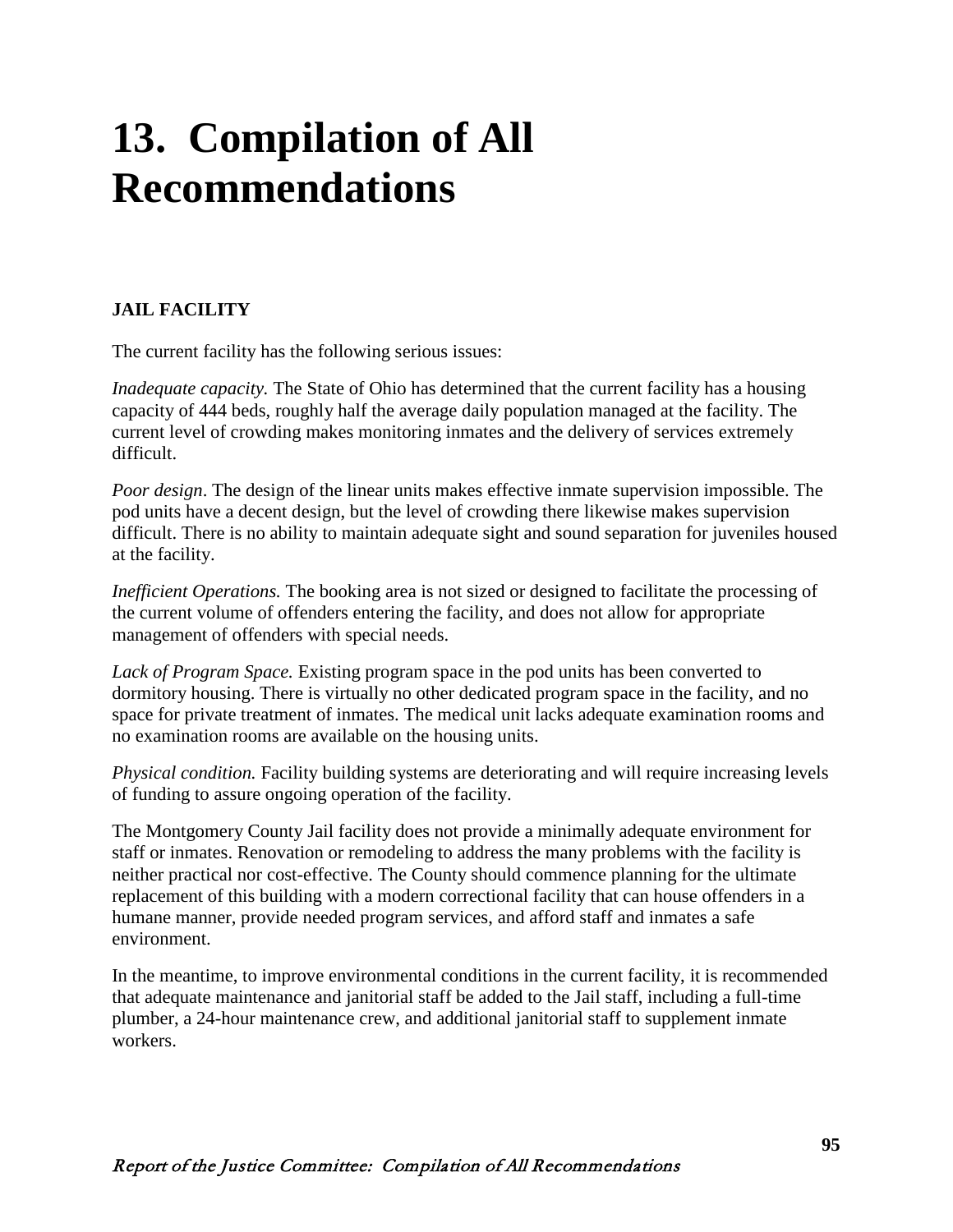# 13. Compilation of All Recommendations

## JAIL FACILITY

The current facility has the following serious issues:

*Inadequate capacity.* The State of Ohio has determined that the current facility has a housing capacity of 444 beds, roughly half the average daily population managed at the facility. The current level of crowding makes monitoring inmates and the delivery of services extremely difficult.

*Poor design*. The design of the linear units makes effective inmate supervision impossible. The pod units have a decent design, but the level of crowding there likewise makes supervision difficult. There is no ability to maintain adequate sight and sound separation for juveniles housed at the facility.

*Inefficient Operations.* The booking area is not sized or designed to facilitate the processing of the current volume of offenders entering the facility, and does not allow for appropriate management of offenders with special needs.

*Lack of Program Space.* Existing program space in the pod units has been converted to dormitory housing. There is virtually no other dedicated program space in the facility, and no space for private treatment of inmates. The medical unit lacks adequate examination rooms and no examination rooms are available on the housing units.

*Physical condition.* Facility building systems are deteriorating and will require increasing levels of funding to assure ongoing operation of the facility.

The Montgomery County Jail facility does not provide a minimally adequate environment for staff or inmates. Renovation or remodeling to address the many problems with the facility is neither practical nor cost-effective. The County should commence planning for the ultimate replacement of this building with a modern correctional facility that can house offenders in a humane manner, provide needed program services, and afford staff and inmates a safe environment.

In the meantime, to improve environmental conditions in the current facility, it is recommended that adequate maintenance and janitorial staff be added to the Jail staff, including a full-time plumber, a 24-hour maintenance crew, and additional janitorial staff to supplement inmate workers.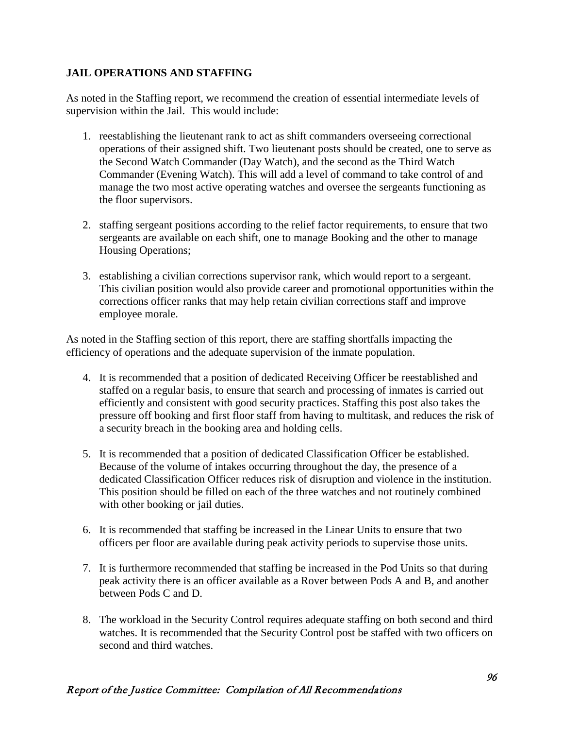## JAIL OPERATIONS AND STAFFING

As noted in the Staffing report, we recommend the creation of essential intermediate levels of supervision within the Jail. This would include:

1. reestablishing the lieutenant rank to act as shift commanders overseeing correctional operations of their assigned shift. Two lieutenant posts should be created, one to serve as the Second Watch Commander (Day Watch), and the second as the Third Watch Commander (Evening Watch). This will add a level of command to take control of and manage the two most active operating watches and oversee the sergeants functioning as the floor supervisors.

2. staffing sergeant positions according to the relief factor requirements, to ensure that two sergeants are available on each shift, one to manage Booking and the other to manage Housing Operations;

3. establishing a civilian corrections supervisor rank, which would report to a sergeant. This civilian position would also provide career and promotional opportunities within the corrections officer ranks that may help retain civilian corrections staff and improve employee morale.

As noted in the Staffing section of this report, there are staffing shortfalls impacting the efficiency of operations and the adequate supervision of the inmate population.

4. It is recommended that a position of dedicated Receiving Officer be reestablished and staffed on a regular basis, to ensure that search and processing of inmates is carried out efficiently and consistent with good security practices. Staffing this post also takes the pressure off booking and first floor staff from having to multitask, and reduces the risk of a security breach in the booking area and holding cells.

5. It is recommended that a position of dedicated Classification Officer be established. Because of the volume of intakes occurring throughout the day, the presence of a dedicated Classification Officer reduces risk of disruption and violence in the institution. This position should be filled on each of the three watches and not routinely combined with other booking or jail duties.

6. It is recommended that staffing be increased in the Linear Units to ensure that two officers per floor are available during peak activity periods to supervise those units.

7. It is furthermore recommended that staffing be increased in the Pod Units so that during peak activity there is an officer available as a Rover between Pods A and B, and another between Pods C and D.

8. The workload in the Security Control requires adequate staffing on both second and third watches. It is recommended that the Security Control post be staffed with two officers on second and third watches.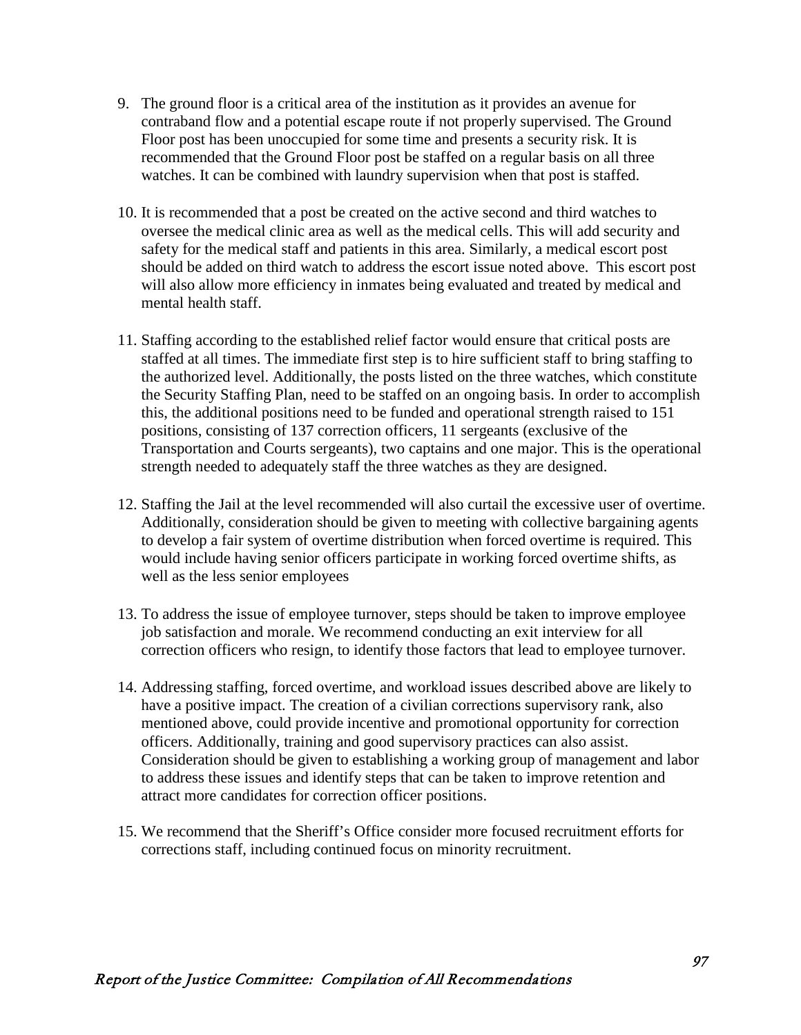9. The ground floor is a critical area of the institution as it provides an avenue for contraband flow and a potential escape route if not properly supervised. The Ground Floor post has been unoccupied for some time and presents a security risk. It is recommended that the Ground Floor post be staffed on a regular basis on all three watches. It can be combined with laundry supervision when that post is staffed.

10. It is recommended that a post be created on the active second and third watches to oversee the medical clinic area as well as the medical cells. This will add security and safety for the medical staff and patients in this area. Similarly, a medical escort post should be added on third watch to address the escort issue noted above. This escort post will also allow more efficiency in inmates being evaluated and treated by medical and mental health staff.

11. Staffing according to the established relief factor would ensure that critical posts are staffed at all times. The immediate first step is to hire sufficient staff to bring staffing to the authorized level. Additionally, the posts listed on the three watches, which constitute the Security Staffing Plan, need to be staffed on an ongoing basis. In order to accomplish this, the additional positions need to be funded and operational strength raised to 151 positions, consisting of 137 correction officers, 11 sergeants (exclusive of the Transportation and Courts sergeants), two captains and one major. This is the operational strength needed to adequately staff the three watches as they are designed.

12. Staffing the Jail at the level recommended will also curtail the excessive user of overtime. Additionally, consideration should be given to meeting with collective bargaining agents to develop a fair system of overtime distribution when forced overtime is required. This would include having senior officers participate in working forced overtime shifts, as well as the less senior employees

13. To address the issue of employee turnover, steps should be taken to improve employee job satisfaction and morale. We recommend conducting an exit interview for all correction officers who resign, to identify those factors that lead to employee turnover.

14. Addressing staffing, forced overtime, and workload issues described above are likely to have a positive impact. The creation of a civilian corrections supervisory rank, also mentioned above, could provide incentive and promotional opportunity for correction officers. Additionally, training and good supervisory practices can also assist. Consideration should be given to establishing a working group of management and labor to address these issues and identify steps that can be taken to improve retention and attract more candidates for correction officer positions.

15. We recommend that the Sheriff's Office consider more focused recruitment efforts for corrections staff, including continued focus on minority recruitment.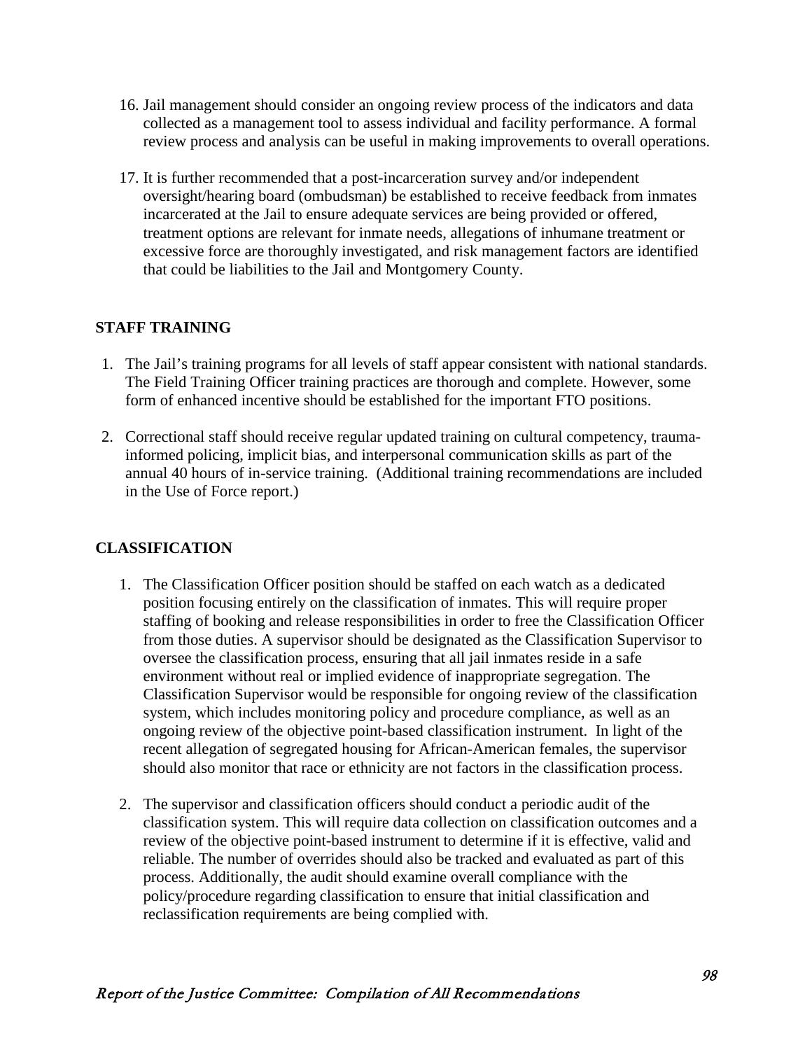16. Jail management should consider an ongoing review process of the indicators and data collected as a management tool to assess individual and facility performance. A formal review process and analysis can be useful in making improvements to overall operations.

17. It is further recommended that a post-incarceration survey and/or independent oversight/hearing board (ombudsman) be established to receive feedback from inmates incarcerated at the Jail to ensure adequate services are being provided or offered, treatment options are relevant for inmate needs, allegations of inhumane treatment or excessive force are thoroughly investigated, and risk management factors are identified that could be liabilities to the Jail and Montgomery County.

## STAFF TRAINING

1. The Jail's training programs for all levels of staff appear consistent with national standards. The Field Training Officer training practices are thorough and complete. However, some form of enhanced incentive should be established for the important FTO positions.

2. Correctional staff should receive regular updated training on cultural competency, trauma-informed policing, implicit bias, and interpersonal communication skills as part of the annual 40 hours of in-service training. (Additional training recommendations are included in the Use of Force report.)

## CLASSIFICATION

1. The Classification Officer position should be staffed on each watch as a dedicated position focusing entirely on the classification of inmates. This will require proper staffing of booking and release responsibilities in order to free the Classification Officer from those duties. A supervisor should be designated as the Classification Supervisor to oversee the classification process, ensuring that all jail inmates reside in a safe environment without real or implied evidence of inappropriate segregation. The Classification Supervisor would be responsible for ongoing review of the classification system, which includes monitoring policy and procedure compliance, as well as an ongoing review of the objective point-based classification instrument. In light of the recent allegation of segregated housing for African-American females, the supervisor should also monitor that race or ethnicity are not factors in the classification process.

2. The supervisor and classification officers should conduct a periodic audit of the classification system. This will require data collection on classification outcomes and a review of the objective point-based instrument to determine if it is effective, valid and reliable. The number of overrides should also be tracked and evaluated as part of this process. Additionally, the audit should examine overall compliance with the policy/procedure regarding classification to ensure that initial classification and reclassification requirements are being complied with.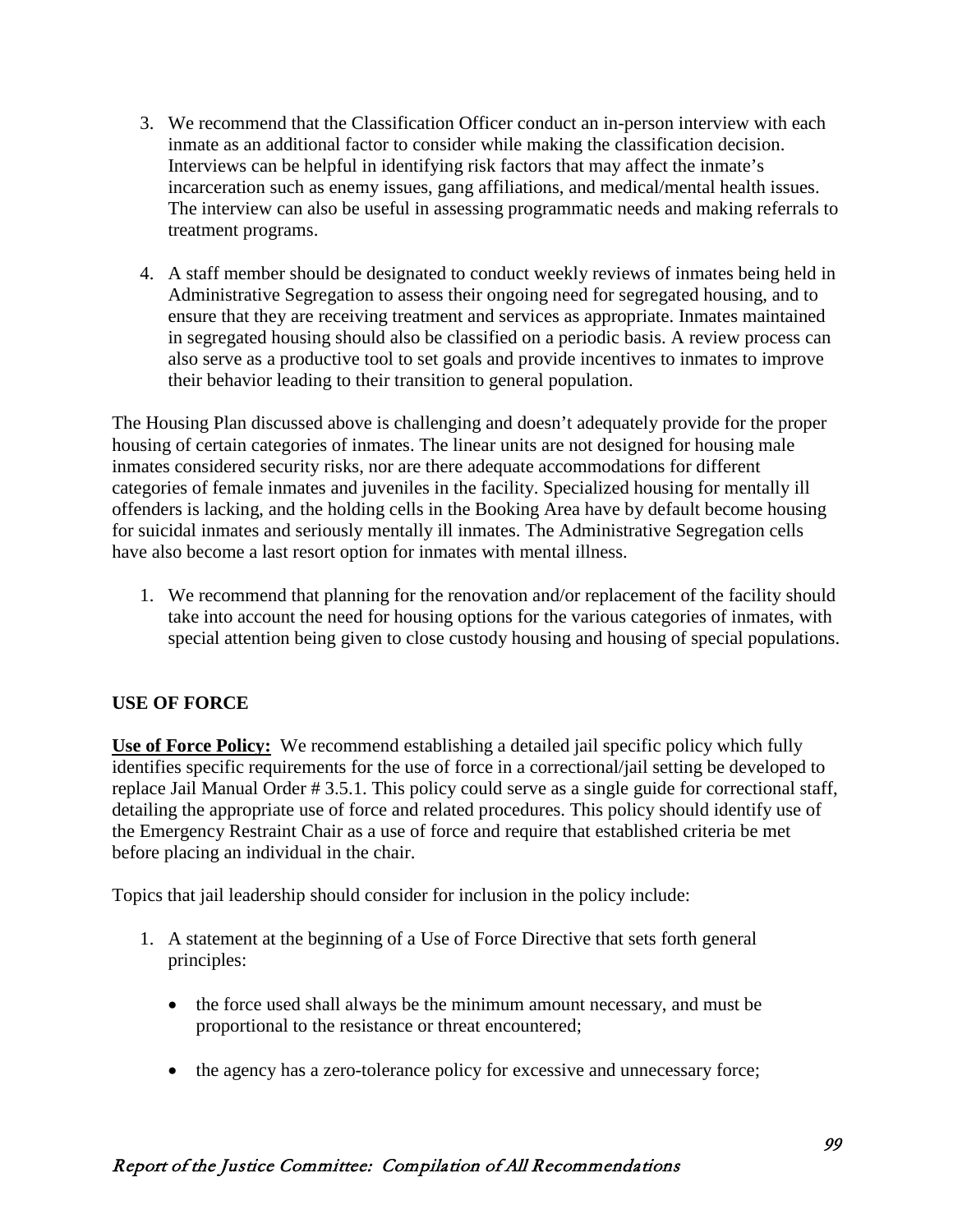3. We recommend that the Classification Officer conduct an in-person interview with each inmate as an additional factor to consider while making the classification decision. Interviews can be helpful in identifying risk factors that may affect the inmate's incarceration such as enemy issues, gang affiliations, and medical/mental health issues. The interview can also be useful in assessing programmatic needs and making referrals to treatment programs.

4. A staff member should be designated to conduct weekly reviews of inmates being held in Administrative Segregation to assess their ongoing need for segregated housing, and to ensure that they are receiving treatment and services as appropriate. Inmates maintained in segregated housing should also be classified on a periodic basis. A review process can also serve as a productive tool to set goals and provide incentives to inmates to improve their behavior leading to their transition to general population.

The Housing Plan discussed above is challenging and doesn't adequately provide for the proper housing of certain categories of inmates. The linear units are not designed for housing male inmates considered security risks, nor are there adequate accommodations for different categories of female inmates and juveniles in the facility. Specialized housing for mentally ill offenders is lacking, and the holding cells in the Booking Area have by default become housing for suicidal inmates and seriously mentally ill inmates. The Administrative Segregation cells have also become a last resort option for inmates with mental illness.

1. We recommend that planning for the renovation and/or replacement of the facility should take into account the need for housing options for the various categories of inmates, with special attention being given to close custody housing and housing of special populations.

## USE OF FORCE

**Use of Force Policy:** We recommend establishing a detailed jail specific policy which fully identifies specific requirements for the use of force in a correctional/jail setting be developed to replace Jail Manual Order # 3.5.1. This policy could serve as a single guide for correctional staff, detailing the appropriate use of force and related procedures. This policy should identify use of the Emergency Restraint Chair as a use of force and require that established criteria be met before placing an individual in the chair.

Topics that jail leadership should consider for inclusion in the policy include:

1. A statement at the beginning of a Use of Force Directive that sets forth general principles:

   - the force used shall always be the minimum amount necessary, and must be proportional to the resistance or threat encountered;

   - the agency has a zero-tolerance policy for excessive and unnecessary force;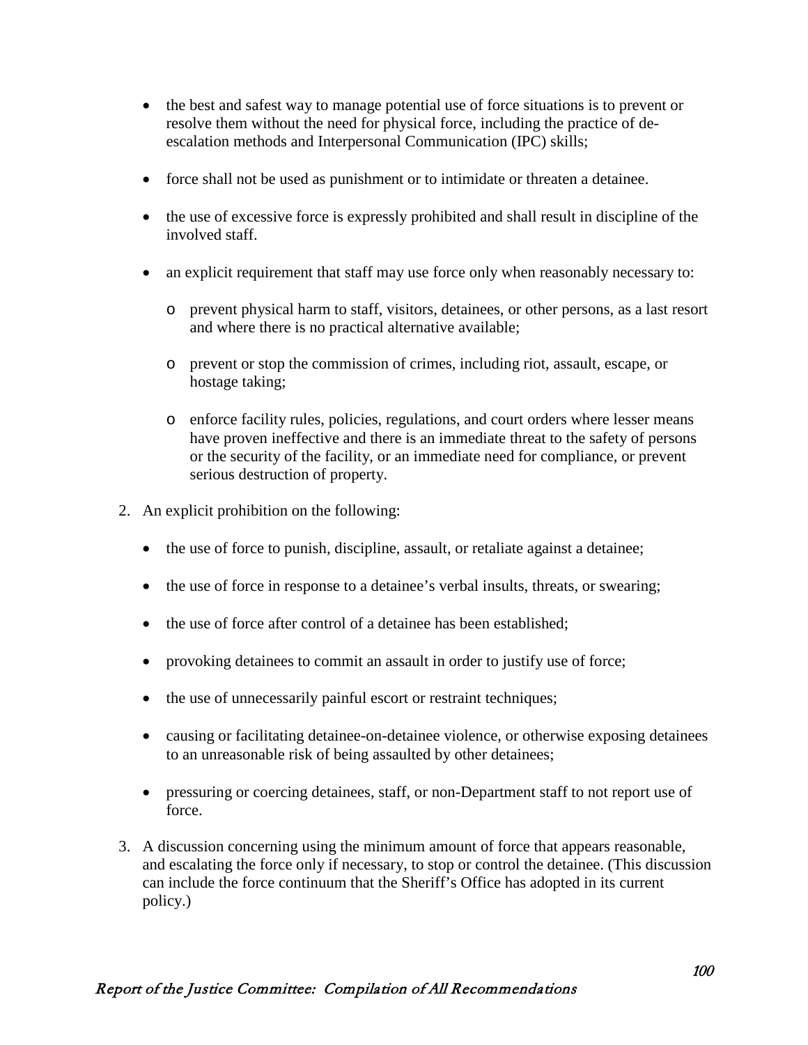- the best and safest way to manage potential use of force situations is to prevent or resolve them without the need for physical force, including the practice of de-escalation methods and Interpersonal Communication (IPC) skills;

- force shall not be used as punishment or to intimidate or threaten a detainee.

- the use of excessive force is expressly prohibited and shall result in discipline of the involved staff.

- an explicit requirement that staff may use force only when reasonably necessary to:

  - prevent physical harm to staff, visitors, detainees, or other persons, as a last resort and where there is no practical alternative available;

  - prevent or stop the commission of crimes, including riot, assault, escape, or hostage taking;

  - enforce facility rules, policies, regulations, and court orders where lesser means have proven ineffective and there is an immediate threat to the safety of persons or the security of the facility, or an immediate need for compliance, or prevent serious destruction of property.

2. An explicit prohibition on the following:

   - the use of force to punish, discipline, assault, or retaliate against a detainee;

   - the use of force in response to a detainee's verbal insults, threats, or swearing;

   - the use of force after control of a detainee has been established;

   - provoking detainees to commit an assault in order to justify use of force;

   - the use of unnecessarily painful escort or restraint techniques;

   - causing or facilitating detainee-on-detainee violence, or otherwise exposing detainees to an unreasonable risk of being assaulted by other detainees;

   - pressuring or coercing detainees, staff, or non-Department staff to not report use of force.

3. A discussion concerning using the minimum amount of force that appears reasonable, and escalating the force only if necessary, to stop or control the detainee. (This discussion can include the force continuum that the Sheriff's Office has adopted in its current policy.)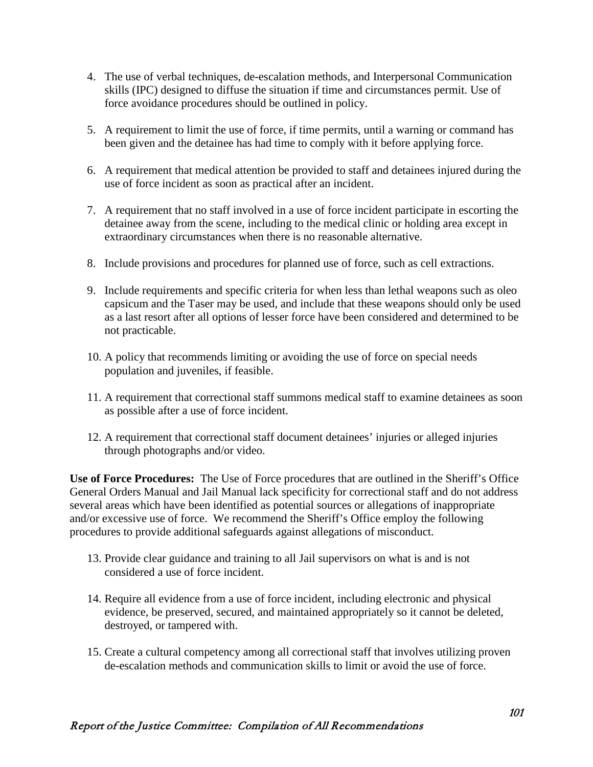4. The use of verbal techniques, de-escalation methods, and Interpersonal Communication skills (IPC) designed to diffuse the situation if time and circumstances permit. Use of force avoidance procedures should be outlined in policy.

5. A requirement to limit the use of force, if time permits, until a warning or command has been given and the detainee has had time to comply with it before applying force.

6. A requirement that medical attention be provided to staff and detainees injured during the use of force incident as soon as practical after an incident.

7. A requirement that no staff involved in a use of force incident participate in escorting the detainee away from the scene, including to the medical clinic or holding area except in extraordinary circumstances when there is no reasonable alternative.

8. Include provisions and procedures for planned use of force, such as cell extractions.

9. Include requirements and specific criteria for when less than lethal weapons such as oleo capsicum and the Taser may be used, and include that these weapons should only be used as a last resort after all options of lesser force have been considered and determined to be not practicable.

10. A policy that recommends limiting or avoiding the use of force on special needs population and juveniles, if feasible.

11. A requirement that correctional staff summons medical staff to examine detainees as soon as possible after a use of force incident.

12. A requirement that correctional staff document detainees' injuries or alleged injuries through photographs and/or video.

**Use of Force Procedures:** The Use of Force procedures that are outlined in the Sheriff's Office General Orders Manual and Jail Manual lack specificity for correctional staff and do not address several areas which have been identified as potential sources or allegations of inappropriate and/or excessive use of force. We recommend the Sheriff's Office employ the following procedures to provide additional safeguards against allegations of misconduct.

13. Provide clear guidance and training to all Jail supervisors on what is and is not considered a use of force incident.

14. Require all evidence from a use of force incident, including electronic and physical evidence, be preserved, secured, and maintained appropriately so it cannot be deleted, destroyed, or tampered with.

15. Create a cultural competency among all correctional staff that involves utilizing proven de-escalation methods and communication skills to limit or avoid the use of force.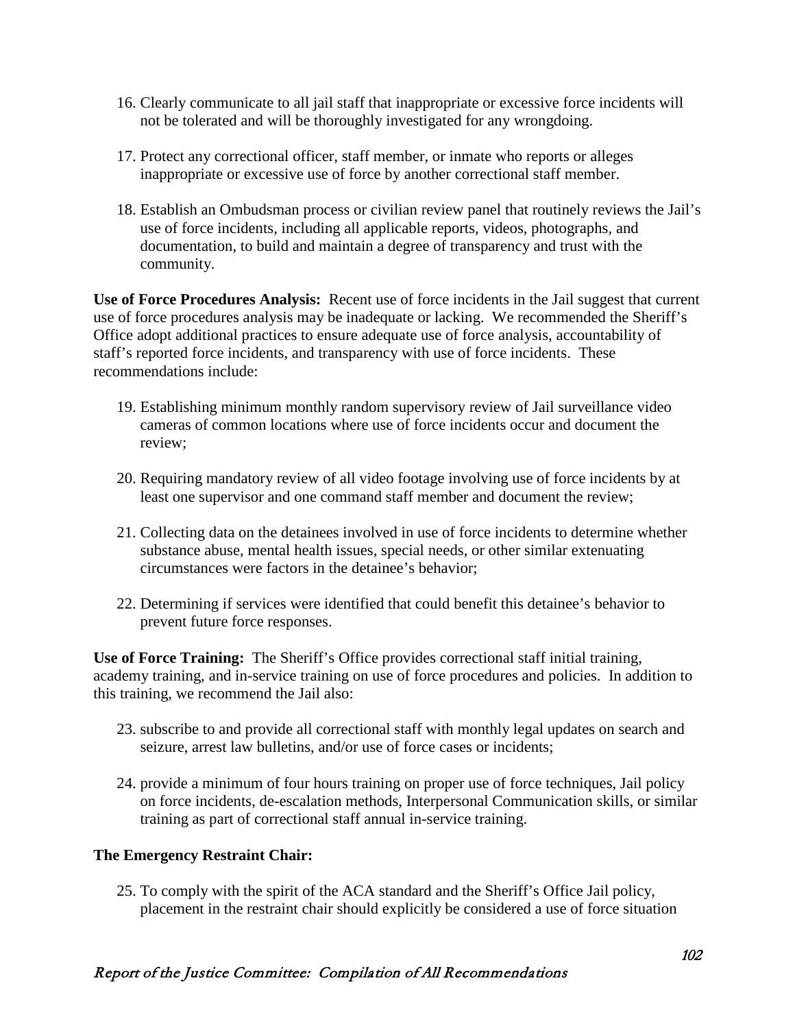16. Clearly communicate to all jail staff that inappropriate or excessive force incidents will not be tolerated and will be thoroughly investigated for any wrongdoing.

17. Protect any correctional officer, staff member, or inmate who reports or alleges inappropriate or excessive use of force by another correctional staff member.

18. Establish an Ombudsman process or civilian review panel that routinely reviews the Jail's use of force incidents, including all applicable reports, videos, photographs, and documentation, to build and maintain a degree of transparency and trust with the community.

**Use of Force Procedures Analysis:** Recent use of force incidents in the Jail suggest that current use of force procedures analysis may be inadequate or lacking. We recommended the Sheriff's Office adopt additional practices to ensure adequate use of force analysis, accountability of staff's reported force incidents, and transparency with use of force incidents. These recommendations include:

19. Establishing minimum monthly random supervisory review of Jail surveillance video cameras of common locations where use of force incidents occur and document the review;

20. Requiring mandatory review of all video footage involving use of force incidents by at least one supervisor and one command staff member and document the review;

21. Collecting data on the detainees involved in use of force incidents to determine whether substance abuse, mental health issues, special needs, or other similar extenuating circumstances were factors in the detainee's behavior;

22. Determining if services were identified that could benefit this detainee's behavior to prevent future force responses.

**Use of Force Training:** The Sheriff's Office provides correctional staff initial training, academy training, and in-service training on use of force procedures and policies. In addition to this training, we recommend the Jail also:

23. subscribe to and provide all correctional staff with monthly legal updates on search and seizure, arrest law bulletins, and/or use of force cases or incidents;

24. provide a minimum of four hours training on proper use of force techniques, Jail policy on force incidents, de-escalation methods, Interpersonal Communication skills, or similar training as part of correctional staff annual in-service training.

**The Emergency Restraint Chair:**

25. To comply with the spirit of the ACA standard and the Sheriff's Office Jail policy, placement in the restraint chair should explicitly be considered a use of force situation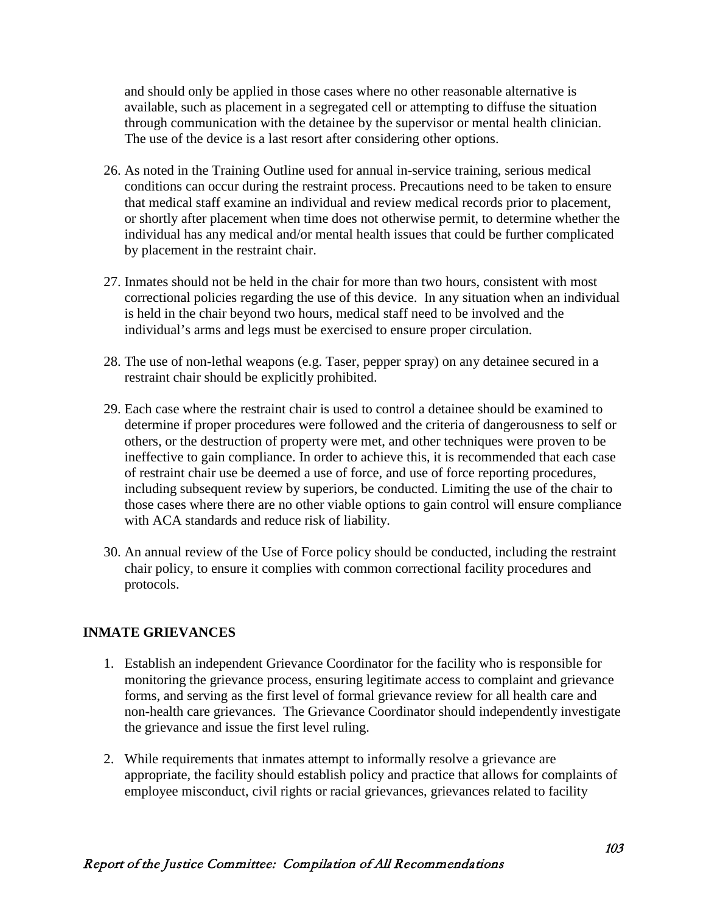and should only be applied in those cases where no other reasonable alternative is available, such as placement in a segregated cell or attempting to diffuse the situation through communication with the detainee by the supervisor or mental health clinician. The use of the device is a last resort after considering other options.

26. As noted in the Training Outline used for annual in-service training, serious medical conditions can occur during the restraint process. Precautions need to be taken to ensure that medical staff examine an individual and review medical records prior to placement, or shortly after placement when time does not otherwise permit, to determine whether the individual has any medical and/or mental health issues that could be further complicated by placement in the restraint chair.

27. Inmates should not be held in the chair for more than two hours, consistent with most correctional policies regarding the use of this device. In any situation when an individual is held in the chair beyond two hours, medical staff need to be involved and the individual's arms and legs must be exercised to ensure proper circulation.

28. The use of non-lethal weapons (e.g. Taser, pepper spray) on any detainee secured in a restraint chair should be explicitly prohibited.

29. Each case where the restraint chair is used to control a detainee should be examined to determine if proper procedures were followed and the criteria of dangerousness to self or others, or the destruction of property were met, and other techniques were proven to be ineffective to gain compliance. In order to achieve this, it is recommended that each case of restraint chair use be deemed a use of force, and use of force reporting procedures, including subsequent review by superiors, be conducted. Limiting the use of the chair to those cases where there are no other viable options to gain control will ensure compliance with ACA standards and reduce risk of liability.

30. An annual review of the Use of Force policy should be conducted, including the restraint chair policy, to ensure it complies with common correctional facility procedures and protocols.

## INMATE GRIEVANCES

1. Establish an independent Grievance Coordinator for the facility who is responsible for monitoring the grievance process, ensuring legitimate access to complaint and grievance forms, and serving as the first level of formal grievance review for all health care and non-health care grievances. The Grievance Coordinator should independently investigate the grievance and issue the first level ruling.

2. While requirements that inmates attempt to informally resolve a grievance are appropriate, the facility should establish policy and practice that allows for complaints of employee misconduct, civil rights or racial grievances, grievances related to facility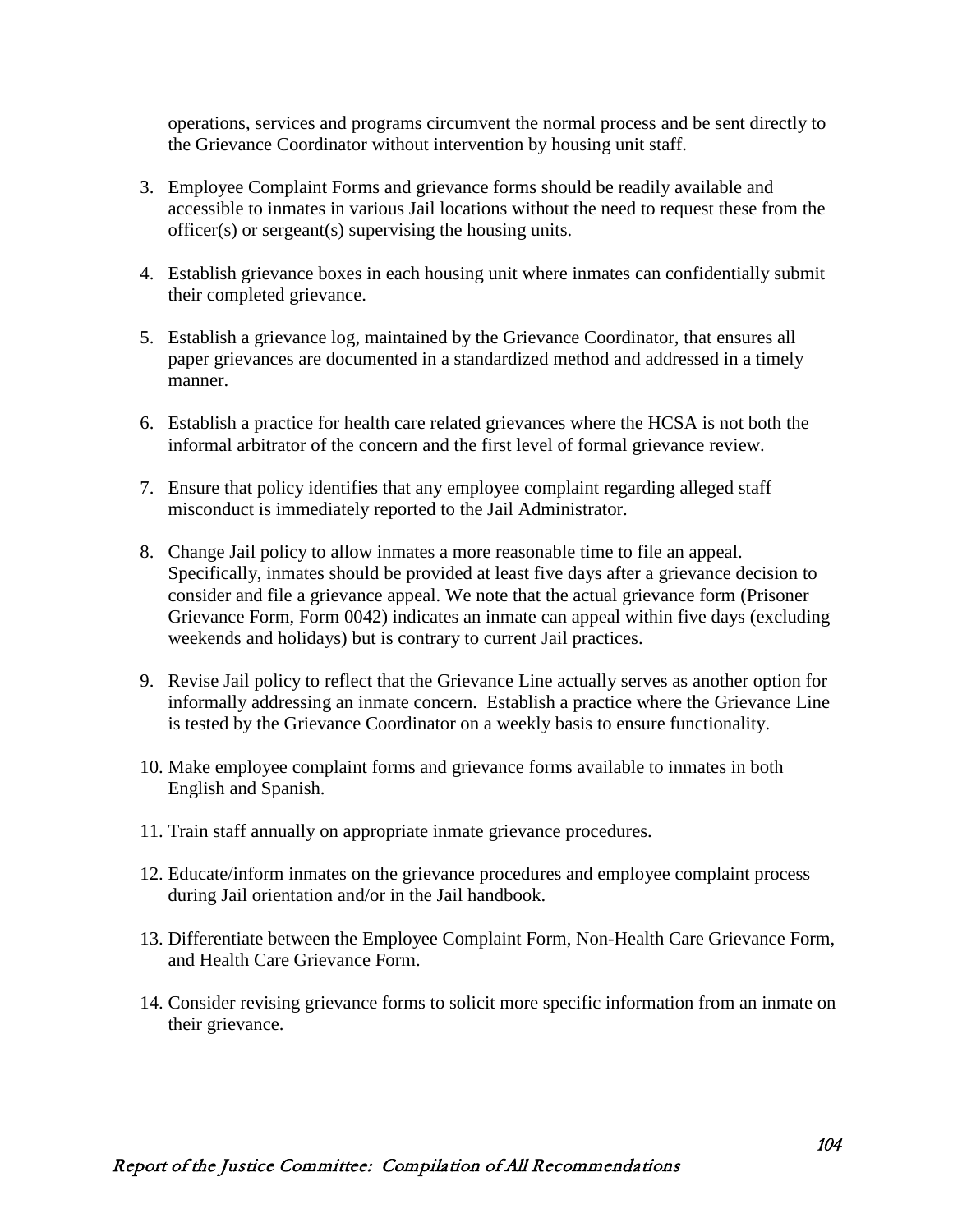operations, services and programs circumvent the normal process and be sent directly to the Grievance Coordinator without intervention by housing unit staff.

3. Employee Complaint Forms and grievance forms should be readily available and accessible to inmates in various Jail locations without the need to request these from the officer(s) or sergeant(s) supervising the housing units.

4. Establish grievance boxes in each housing unit where inmates can confidentially submit their completed grievance.

5. Establish a grievance log, maintained by the Grievance Coordinator, that ensures all paper grievances are documented in a standardized method and addressed in a timely manner.

6. Establish a practice for health care related grievances where the HCSA is not both the informal arbitrator of the concern and the first level of formal grievance review.

7. Ensure that policy identifies that any employee complaint regarding alleged staff misconduct is immediately reported to the Jail Administrator.

8. Change Jail policy to allow inmates a more reasonable time to file an appeal. Specifically, inmates should be provided at least five days after a grievance decision to consider and file a grievance appeal. We note that the actual grievance form (Prisoner Grievance Form, Form 0042) indicates an inmate can appeal within five days (excluding weekends and holidays) but is contrary to current Jail practices.

9. Revise Jail policy to reflect that the Grievance Line actually serves as another option for informally addressing an inmate concern. Establish a practice where the Grievance Line is tested by the Grievance Coordinator on a weekly basis to ensure functionality.

10. Make employee complaint forms and grievance forms available to inmates in both English and Spanish.

11. Train staff annually on appropriate inmate grievance procedures.

12. Educate/inform inmates on the grievance procedures and employee complaint process during Jail orientation and/or in the Jail handbook.

13. Differentiate between the Employee Complaint Form, Non-Health Care Grievance Form, and Health Care Grievance Form.

14. Consider revising grievance forms to solicit more specific information from an inmate on their grievance.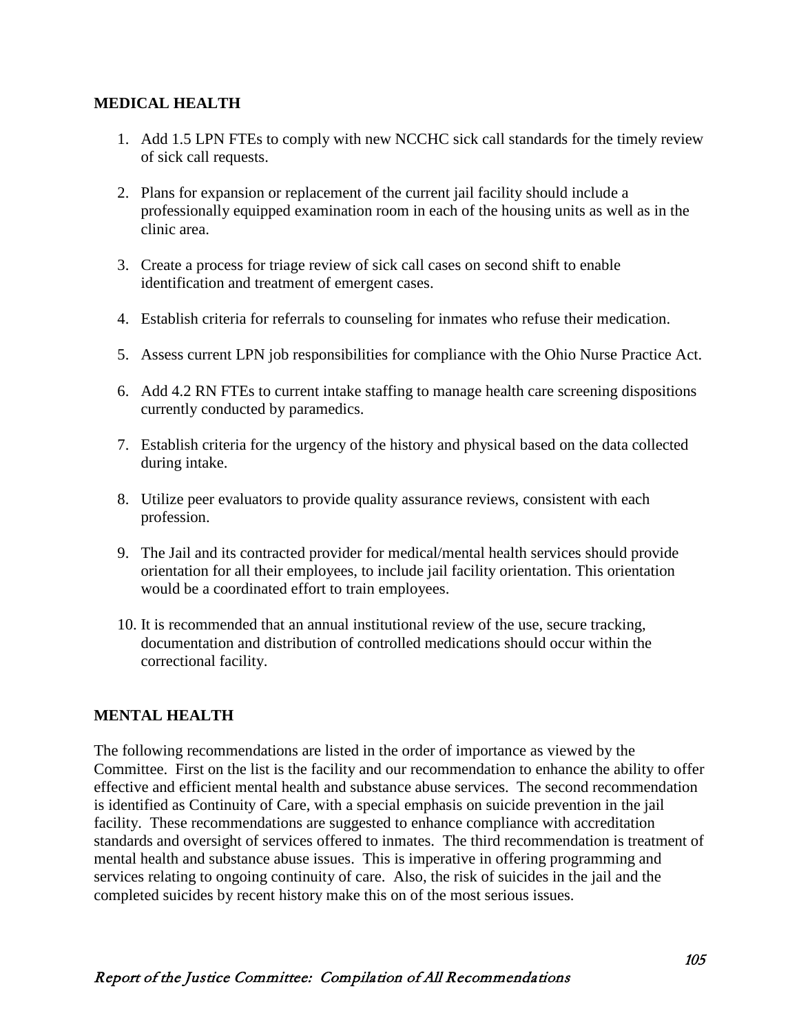**MEDICAL HEALTH**

1. Add 1.5 LPN FTEs to comply with new NCCHC sick call standards for the timely review of sick call requests.

2. Plans for expansion or replacement of the current jail facility should include a professionally equipped examination room in each of the housing units as well as in the clinic area.

3. Create a process for triage review of sick call cases on second shift to enable identification and treatment of emergent cases.

4. Establish criteria for referrals to counseling for inmates who refuse their medication.

5. Assess current LPN job responsibilities for compliance with the Ohio Nurse Practice Act.

6. Add 4.2 RN FTEs to current intake staffing to manage health care screening dispositions currently conducted by paramedics.

7. Establish criteria for the urgency of the history and physical based on the data collected during intake.

8. Utilize peer evaluators to provide quality assurance reviews, consistent with each profession.

9. The Jail and its contracted provider for medical/mental health services should provide orientation for all their employees, to include jail facility orientation. This orientation would be a coordinated effort to train employees.

10. It is recommended that an annual institutional review of the use, secure tracking, documentation and distribution of controlled medications should occur within the correctional facility.

**MENTAL HEALTH**

The following recommendations are listed in the order of importance as viewed by the Committee. First on the list is the facility and our recommendation to enhance the ability to offer effective and efficient mental health and substance abuse services. The second recommendation is identified as Continuity of Care, with a special emphasis on suicide prevention in the jail facility. These recommendations are suggested to enhance compliance with accreditation standards and oversight of services offered to inmates. The third recommendation is treatment of mental health and substance abuse issues. This is imperative in offering programming and services relating to ongoing continuity of care. Also, the risk of suicides in the jail and the completed suicides by recent history make this on of the most serious issues.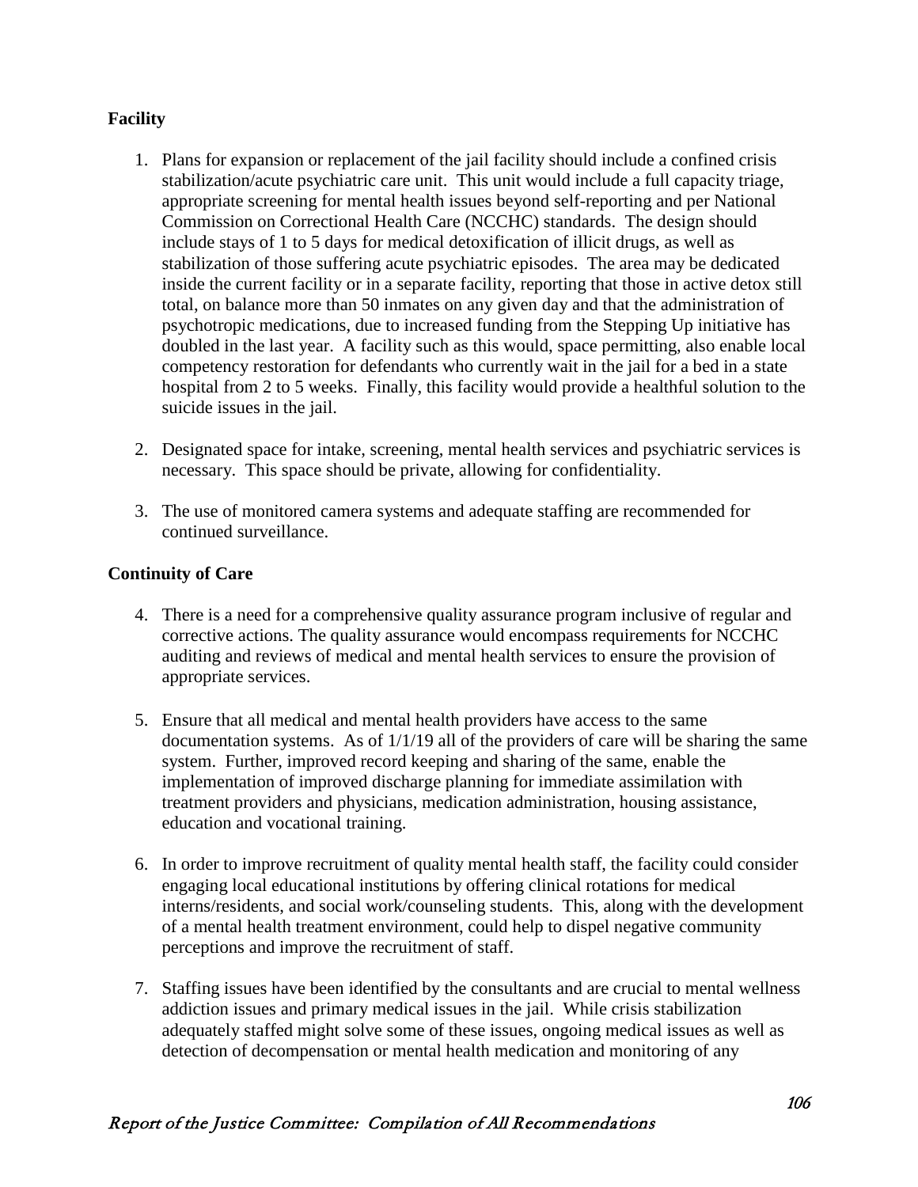**Facility**

1. Plans for expansion or replacement of the jail facility should include a confined crisis stabilization/acute psychiatric care unit. This unit would include a full capacity triage, appropriate screening for mental health issues beyond self-reporting and per National Commission on Correctional Health Care (NCCHC) standards. The design should include stays of 1 to 5 days for medical detoxification of illicit drugs, as well as stabilization of those suffering acute psychiatric episodes. The area may be dedicated inside the current facility or in a separate facility, reporting that those in active detox still total, on balance more than 50 inmates on any given day and that the administration of psychotropic medications, due to increased funding from the Stepping Up initiative has doubled in the last year. A facility such as this would, space permitting, also enable local competency restoration for defendants who currently wait in the jail for a bed in a state hospital from 2 to 5 weeks. Finally, this facility would provide a healthful solution to the suicide issues in the jail.

2. Designated space for intake, screening, mental health services and psychiatric services is necessary. This space should be private, allowing for confidentiality.

3. The use of monitored camera systems and adequate staffing are recommended for continued surveillance.

**Continuity of Care**

4. There is a need for a comprehensive quality assurance program inclusive of regular and corrective actions. The quality assurance would encompass requirements for NCCHC auditing and reviews of medical and mental health services to ensure the provision of appropriate services.

5. Ensure that all medical and mental health providers have access to the same documentation systems. As of 1/1/19 all of the providers of care will be sharing the same system. Further, improved record keeping and sharing of the same, enable the implementation of improved discharge planning for immediate assimilation with treatment providers and physicians, medication administration, housing assistance, education and vocational training.

6. In order to improve recruitment of quality mental health staff, the facility could consider engaging local educational institutions by offering clinical rotations for medical interns/residents, and social work/counseling students. This, along with the development of a mental health treatment environment, could help to dispel negative community perceptions and improve the recruitment of staff.

7. Staffing issues have been identified by the consultants and are crucial to mental wellness addiction issues and primary medical issues in the jail. While crisis stabilization adequately staffed might solve some of these issues, ongoing medical issues as well as detection of decompensation or mental health medication and monitoring of any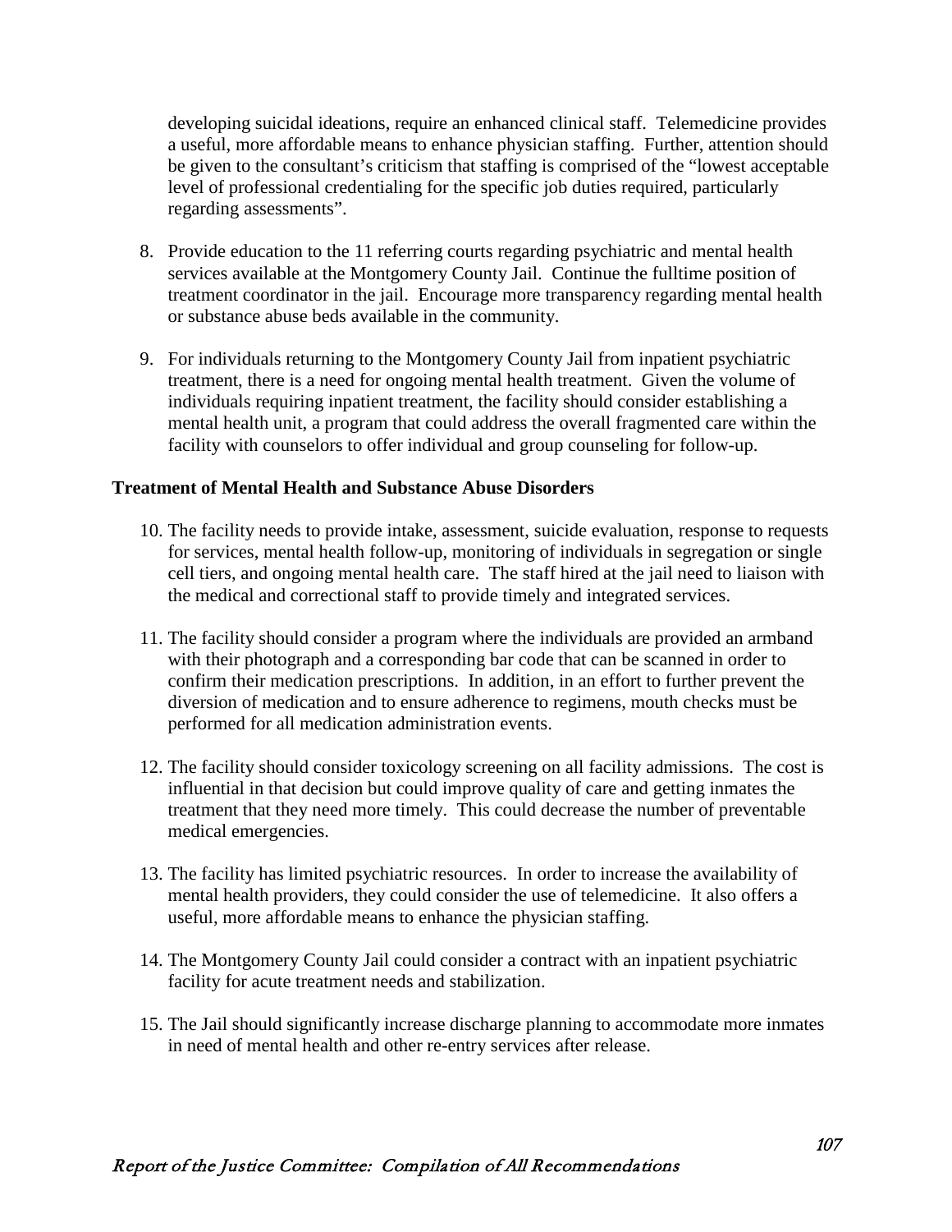developing suicidal ideations, require an enhanced clinical staff. Telemedicine provides a useful, more affordable means to enhance physician staffing. Further, attention should be given to the consultant's criticism that staffing is comprised of the "lowest acceptable level of professional credentialing for the specific job duties required, particularly regarding assessments".

8. Provide education to the 11 referring courts regarding psychiatric and mental health services available at the Montgomery County Jail. Continue the fulltime position of treatment coordinator in the jail. Encourage more transparency regarding mental health or substance abuse beds available in the community.

9. For individuals returning to the Montgomery County Jail from inpatient psychiatric treatment, there is a need for ongoing mental health treatment. Given the volume of individuals requiring inpatient treatment, the facility should consider establishing a mental health unit, a program that could address the overall fragmented care within the facility with counselors to offer individual and group counseling for follow-up.

**Treatment of Mental Health and Substance Abuse Disorders**

10. The facility needs to provide intake, assessment, suicide evaluation, response to requests for services, mental health follow-up, monitoring of individuals in segregation or single cell tiers, and ongoing mental health care. The staff hired at the jail need to liaison with the medical and correctional staff to provide timely and integrated services.

11. The facility should consider a program where the individuals are provided an armband with their photograph and a corresponding bar code that can be scanned in order to confirm their medication prescriptions. In addition, in an effort to further prevent the diversion of medication and to ensure adherence to regimens, mouth checks must be performed for all medication administration events.

12. The facility should consider toxicology screening on all facility admissions. The cost is influential in that decision but could improve quality of care and getting inmates the treatment that they need more timely. This could decrease the number of preventable medical emergencies.

13. The facility has limited psychiatric resources. In order to increase the availability of mental health providers, they could consider the use of telemedicine. It also offers a useful, more affordable means to enhance the physician staffing.

14. The Montgomery County Jail could consider a contract with an inpatient psychiatric facility for acute treatment needs and stabilization.

15. The Jail should significantly increase discharge planning to accommodate more inmates in need of mental health and other re-entry services after release.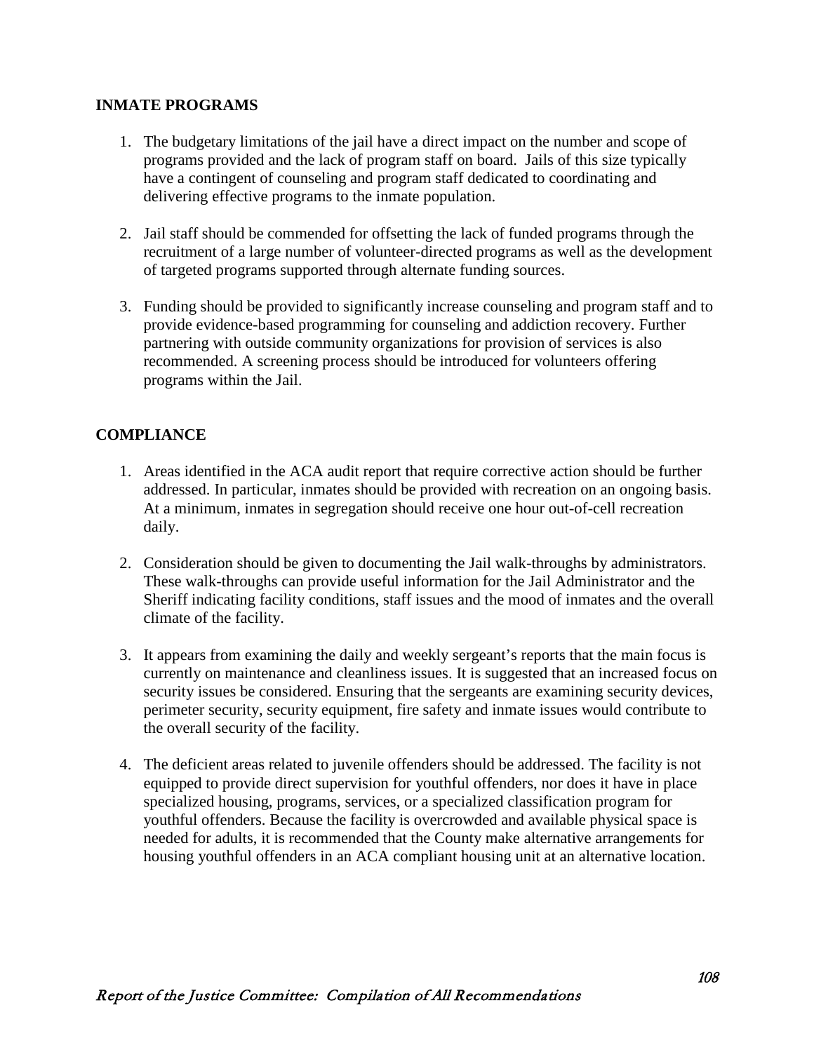## INMATE PROGRAMS

1. The budgetary limitations of the jail have a direct impact on the number and scope of programs provided and the lack of program staff on board. Jails of this size typically have a contingent of counseling and program staff dedicated to coordinating and delivering effective programs to the inmate population.

2. Jail staff should be commended for offsetting the lack of funded programs through the recruitment of a large number of volunteer-directed programs as well as the development of targeted programs supported through alternate funding sources.

3. Funding should be provided to significantly increase counseling and program staff and to provide evidence-based programming for counseling and addiction recovery. Further partnering with outside community organizations for provision of services is also recommended. A screening process should be introduced for volunteers offering programs within the Jail.

## COMPLIANCE

1. Areas identified in the ACA audit report that require corrective action should be further addressed. In particular, inmates should be provided with recreation on an ongoing basis. At a minimum, inmates in segregation should receive one hour out-of-cell recreation daily.

2. Consideration should be given to documenting the Jail walk-throughs by administrators. These walk-throughs can provide useful information for the Jail Administrator and the Sheriff indicating facility conditions, staff issues and the mood of inmates and the overall climate of the facility.

3. It appears from examining the daily and weekly sergeant's reports that the main focus is currently on maintenance and cleanliness issues. It is suggested that an increased focus on security issues be considered. Ensuring that the sergeants are examining security devices, perimeter security, security equipment, fire safety and inmate issues would contribute to the overall security of the facility.

4. The deficient areas related to juvenile offenders should be addressed. The facility is not equipped to provide direct supervision for youthful offenders, nor does it have in place specialized housing, programs, services, or a specialized classification program for youthful offenders. Because the facility is overcrowded and available physical space is needed for adults, it is recommended that the County make alternative arrangements for housing youthful offenders in an ACA compliant housing unit at an alternative location.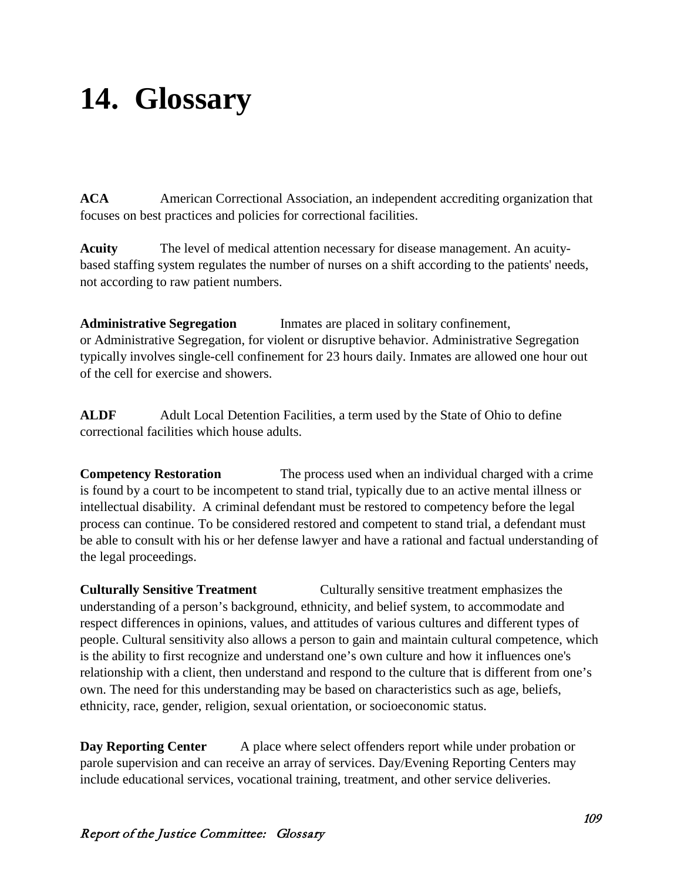# 14. Glossary

**ACA** American Correctional Association, an independent accrediting organization that focuses on best practices and policies for correctional facilities.

**Acuity** The level of medical attention necessary for disease management. An acuity-based staffing system regulates the number of nurses on a shift according to the patients' needs, not according to raw patient numbers.

**Administrative Segregation** Inmates are placed in solitary confinement, or Administrative Segregation, for violent or disruptive behavior. Administrative Segregation typically involves single-cell confinement for 23 hours daily. Inmates are allowed one hour out of the cell for exercise and showers.

**ALDF** Adult Local Detention Facilities, a term used by the State of Ohio to define correctional facilities which house adults.

**Competency Restoration** The process used when an individual charged with a crime is found by a court to be incompetent to stand trial, typically due to an active mental illness or intellectual disability. A criminal defendant must be restored to competency before the legal process can continue. To be considered restored and competent to stand trial, a defendant must be able to consult with his or her defense lawyer and have a rational and factual understanding of the legal proceedings.

**Culturally Sensitive Treatment** Culturally sensitive treatment emphasizes the understanding of a person's background, ethnicity, and belief system, to accommodate and respect differences in opinions, values, and attitudes of various cultures and different types of people. Cultural sensitivity also allows a person to gain and maintain cultural competence, which is the ability to first recognize and understand one's own culture and how it influences one's relationship with a client, then understand and respond to the culture that is different from one's own. The need for this understanding may be based on characteristics such as age, beliefs, ethnicity, race, gender, religion, sexual orientation, or socioeconomic status.

**Day Reporting Center** A place where select offenders report while under probation or parole supervision and can receive an array of services. Day/Evening Reporting Centers may include educational services, vocational training, treatment, and other service deliveries.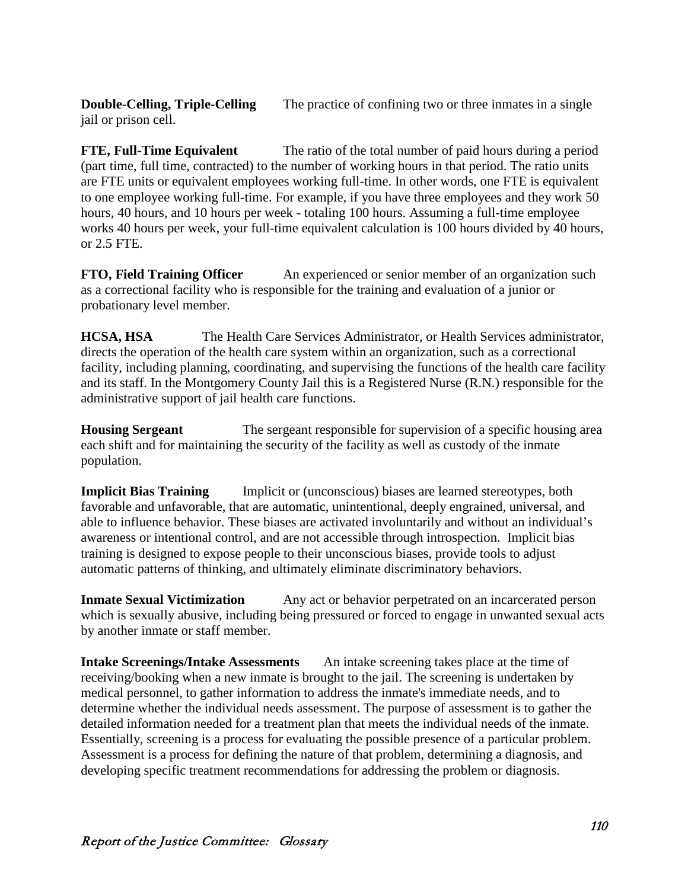**Double-Celling, Triple-Celling** The practice of confining two or three inmates in a single jail or prison cell.

**FTE, Full-Time Equivalent** The ratio of the total number of paid hours during a period (part time, full time, contracted) to the number of working hours in that period. The ratio units are FTE units or equivalent employees working full-time. In other words, one FTE is equivalent to one employee working full-time. For example, if you have three employees and they work 50 hours, 40 hours, and 10 hours per week - totaling 100 hours. Assuming a full-time employee works 40 hours per week, your full-time equivalent calculation is 100 hours divided by 40 hours, or 2.5 FTE.

**FTO, Field Training Officer** An experienced or senior member of an organization such as a correctional facility who is responsible for the training and evaluation of a junior or probationary level member.

**HCSA, HSA** The Health Care Services Administrator, or Health Services administrator, directs the operation of the health care system within an organization, such as a correctional facility, including planning, coordinating, and supervising the functions of the health care facility and its staff. In the Montgomery County Jail this is a Registered Nurse (R.N.) responsible for the administrative support of jail health care functions.

**Housing Sergeant** The sergeant responsible for supervision of a specific housing area each shift and for maintaining the security of the facility as well as custody of the inmate population.

**Implicit Bias Training** Implicit or (unconscious) biases are learned stereotypes, both favorable and unfavorable, that are automatic, unintentional, deeply engrained, universal, and able to influence behavior. These biases are activated involuntarily and without an individual's awareness or intentional control, and are not accessible through introspection. Implicit bias training is designed to expose people to their unconscious biases, provide tools to adjust automatic patterns of thinking, and ultimately eliminate discriminatory behaviors.

**Inmate Sexual Victimization** Any act or behavior perpetrated on an incarcerated person which is sexually abusive, including being pressured or forced to engage in unwanted sexual acts by another inmate or staff member.

**Intake Screenings/Intake Assessments** An intake screening takes place at the time of receiving/booking when a new inmate is brought to the jail. The screening is undertaken by medical personnel, to gather information to address the inmate's immediate needs, and to determine whether the individual needs assessment. The purpose of assessment is to gather the detailed information needed for a treatment plan that meets the individual needs of the inmate. Essentially, screening is a process for evaluating the possible presence of a particular problem. Assessment is a process for defining the nature of that problem, determining a diagnosis, and developing specific treatment recommendations for addressing the problem or diagnosis.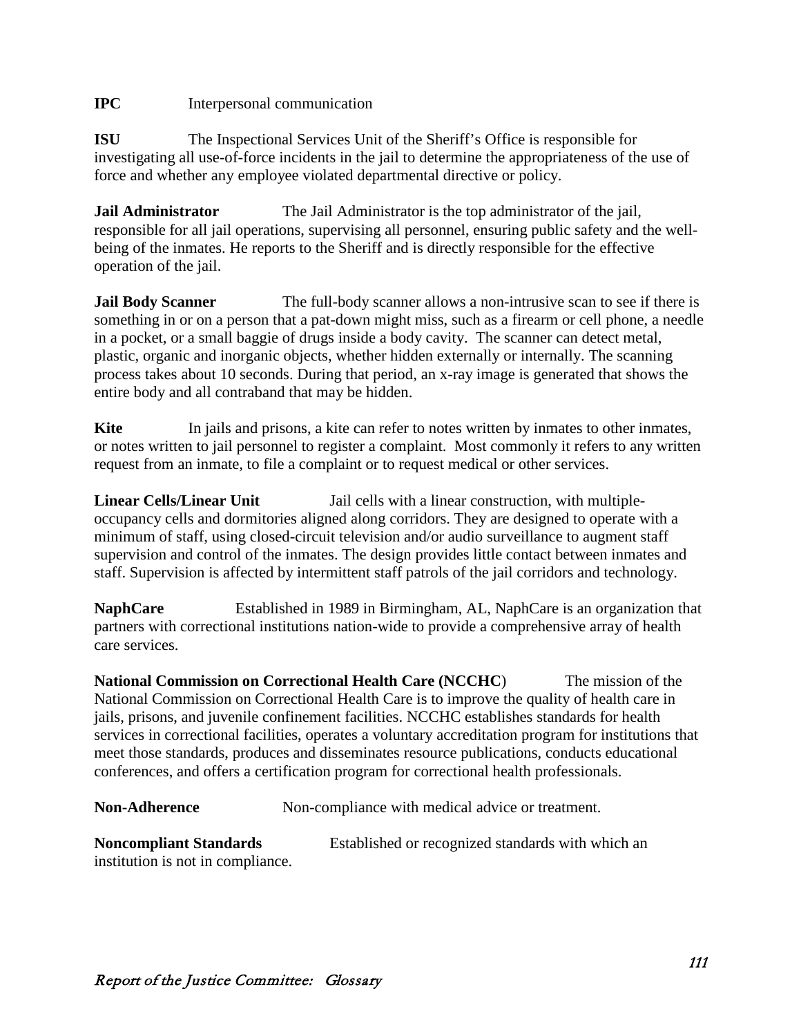**IPC** Interpersonal communication

**ISU** The Inspectional Services Unit of the Sheriff's Office is responsible for investigating all use-of-force incidents in the jail to determine the appropriateness of the use of force and whether any employee violated departmental directive or policy.

**Jail Administrator** The Jail Administrator is the top administrator of the jail, responsible for all jail operations, supervising all personnel, ensuring public safety and the well-being of the inmates. He reports to the Sheriff and is directly responsible for the effective operation of the jail.

**Jail Body Scanner** The full-body scanner allows a non-intrusive scan to see if there is something in or on a person that a pat-down might miss, such as a firearm or cell phone, a needle in a pocket, or a small baggie of drugs inside a body cavity. The scanner can detect metal, plastic, organic and inorganic objects, whether hidden externally or internally. The scanning process takes about 10 seconds. During that period, an x-ray image is generated that shows the entire body and all contraband that may be hidden.

**Kite** In jails and prisons, a kite can refer to notes written by inmates to other inmates, or notes written to jail personnel to register a complaint. Most commonly it refers to any written request from an inmate, to file a complaint or to request medical or other services.

**Linear Cells/Linear Unit** Jail cells with a linear construction, with multiple-occupancy cells and dormitories aligned along corridors. They are designed to operate with a minimum of staff, using closed-circuit television and/or audio surveillance to augment staff supervision and control of the inmates. The design provides little contact between inmates and staff. Supervision is affected by intermittent staff patrols of the jail corridors and technology.

**NaphCare** Established in 1989 in Birmingham, AL, NaphCare is an organization that partners with correctional institutions nation-wide to provide a comprehensive array of health care services.

**National Commission on Correctional Health Care (NCCHC**) The mission of the National Commission on Correctional Health Care is to improve the quality of health care in jails, prisons, and juvenile confinement facilities. NCCHC establishes standards for health services in correctional facilities, operates a voluntary accreditation program for institutions that meet those standards, produces and disseminates resource publications, conducts educational conferences, and offers a certification program for correctional health professionals.

**Non-Adherence** Non-compliance with medical advice or treatment.

**Noncompliant Standards** Established or recognized standards with which an institution is not in compliance.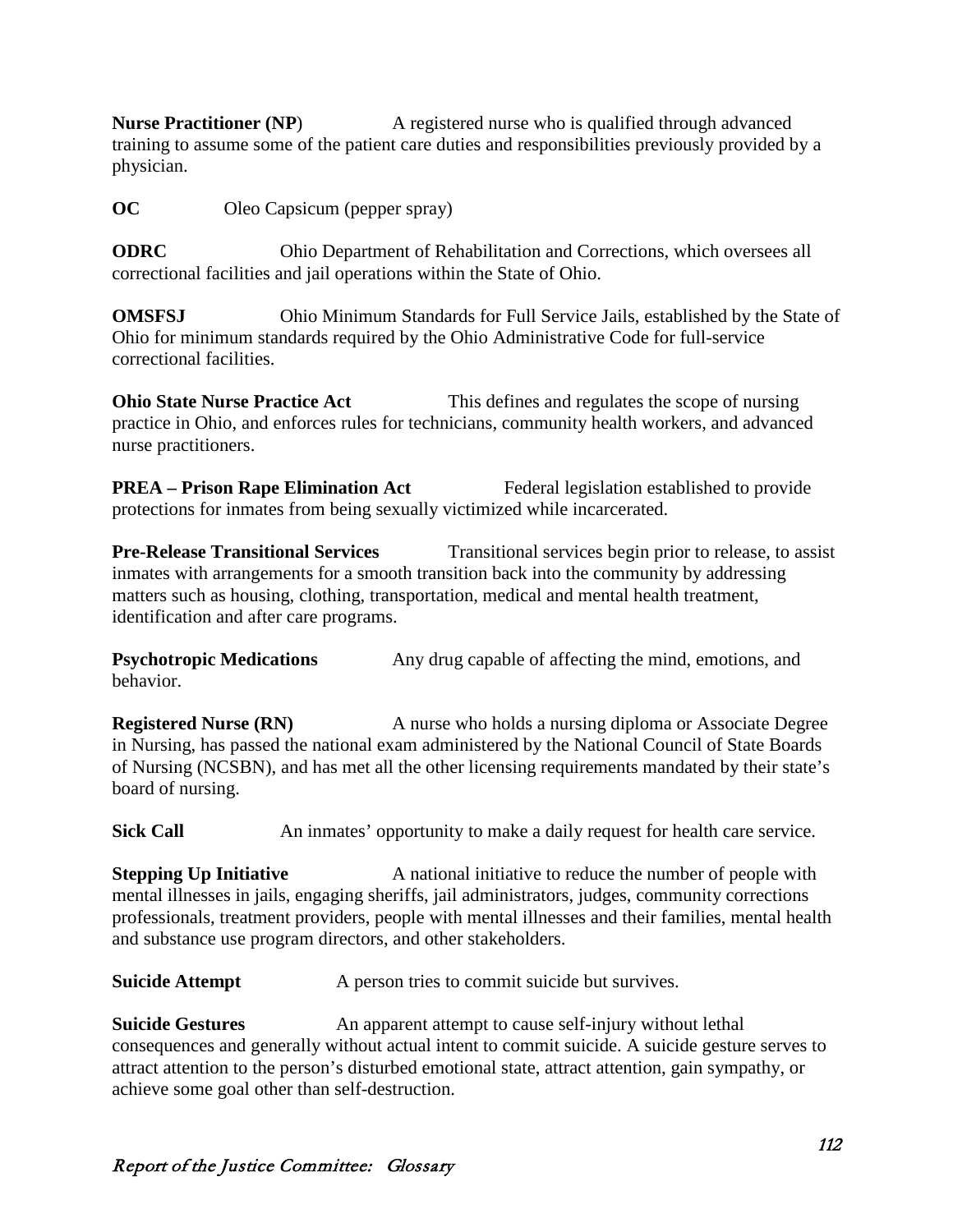**Nurse Practitioner (NP**) A registered nurse who is qualified through advanced training to assume some of the patient care duties and responsibilities previously provided by a physician.

**OC** Oleo Capsicum (pepper spray)

**ODRC** Ohio Department of Rehabilitation and Corrections, which oversees all correctional facilities and jail operations within the State of Ohio.

**OMSFSJ** Ohio Minimum Standards for Full Service Jails, established by the State of Ohio for minimum standards required by the Ohio Administrative Code for full-service correctional facilities.

**Ohio State Nurse Practice Act** This defines and regulates the scope of nursing practice in Ohio, and enforces rules for technicians, community health workers, and advanced nurse practitioners.

**PREA – Prison Rape Elimination Act** Federal legislation established to provide protections for inmates from being sexually victimized while incarcerated.

**Pre-Release Transitional Services** Transitional services begin prior to release, to assist inmates with arrangements for a smooth transition back into the community by addressing matters such as housing, clothing, transportation, medical and mental health treatment, identification and after care programs.

**Psychotropic Medications** Any drug capable of affecting the mind, emotions, and behavior.

**Registered Nurse (RN)** A nurse who holds a nursing diploma or Associate Degree in Nursing, has passed the national exam administered by the National Council of State Boards of Nursing (NCSBN), and has met all the other licensing requirements mandated by their state's board of nursing.

**Sick Call** An inmates' opportunity to make a daily request for health care service.

**Stepping Up Initiative** A national initiative to reduce the number of people with mental illnesses in jails, engaging sheriffs, jail administrators, judges, community corrections professionals, treatment providers, people with mental illnesses and their families, mental health and substance use program directors, and other stakeholders.

**Suicide Attempt** A person tries to commit suicide but survives.

**Suicide Gestures** An apparent attempt to cause self-injury without lethal consequences and generally without actual intent to commit suicide. A suicide gesture serves to attract attention to the person's disturbed emotional state, attract attention, gain sympathy, or achieve some goal other than self-destruction.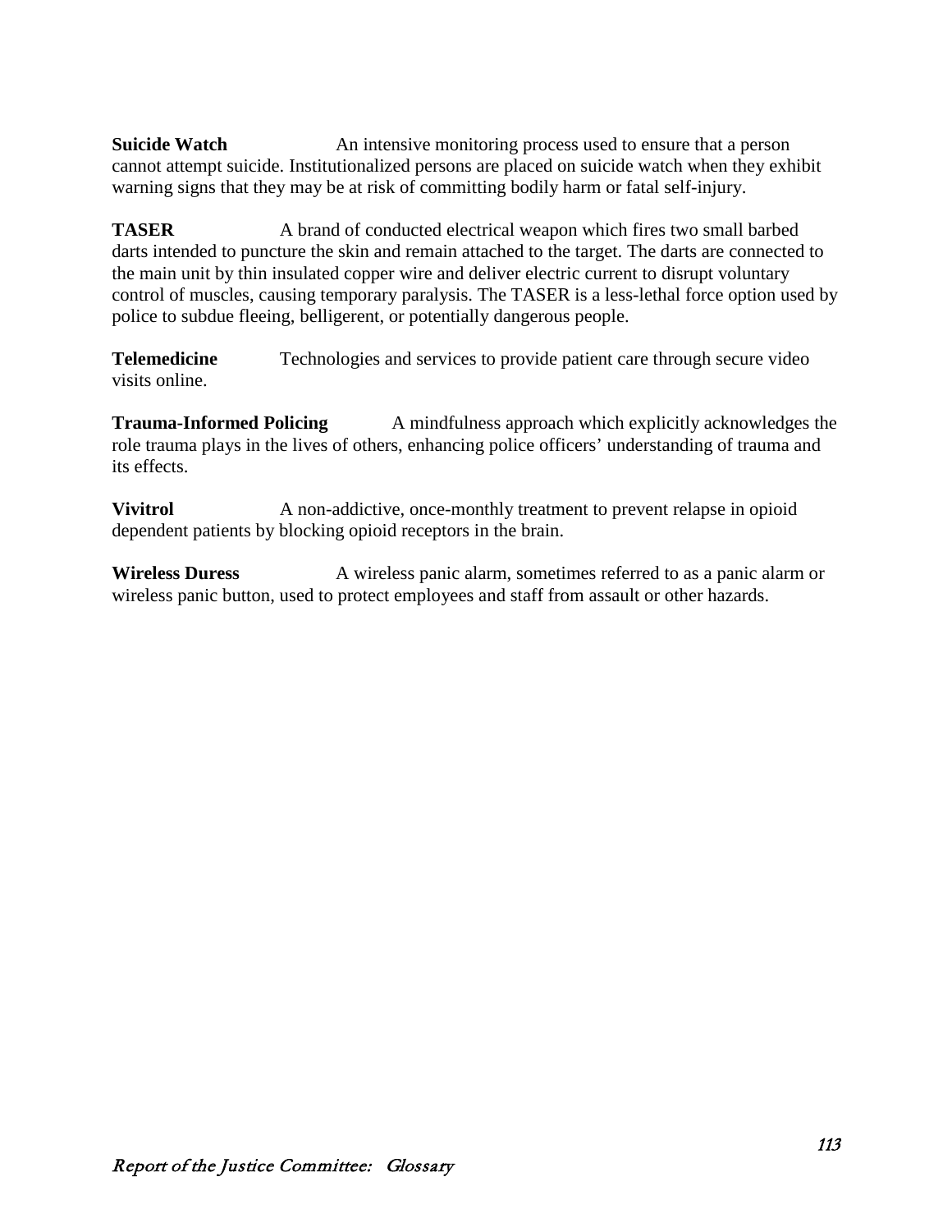**Suicide Watch** An intensive monitoring process used to ensure that a person cannot attempt suicide. Institutionalized persons are placed on suicide watch when they exhibit warning signs that they may be at risk of committing bodily harm or fatal self-injury.

**TASER** A brand of conducted electrical weapon which fires two small barbed darts intended to puncture the skin and remain attached to the target. The darts are connected to the main unit by thin insulated copper wire and deliver electric current to disrupt voluntary control of muscles, causing temporary paralysis. The TASER is a less-lethal force option used by police to subdue fleeing, belligerent, or potentially dangerous people.

**Telemedicine** Technologies and services to provide patient care through secure video visits online.

**Trauma-Informed Policing** A mindfulness approach which explicitly acknowledges the role trauma plays in the lives of others, enhancing police officers' understanding of trauma and its effects.

**Vivitrol** A non-addictive, once-monthly treatment to prevent relapse in opioid dependent patients by blocking opioid receptors in the brain.

**Wireless Duress** A wireless panic alarm, sometimes referred to as a panic alarm or wireless panic button, used to protect employees and staff from assault or other hazards.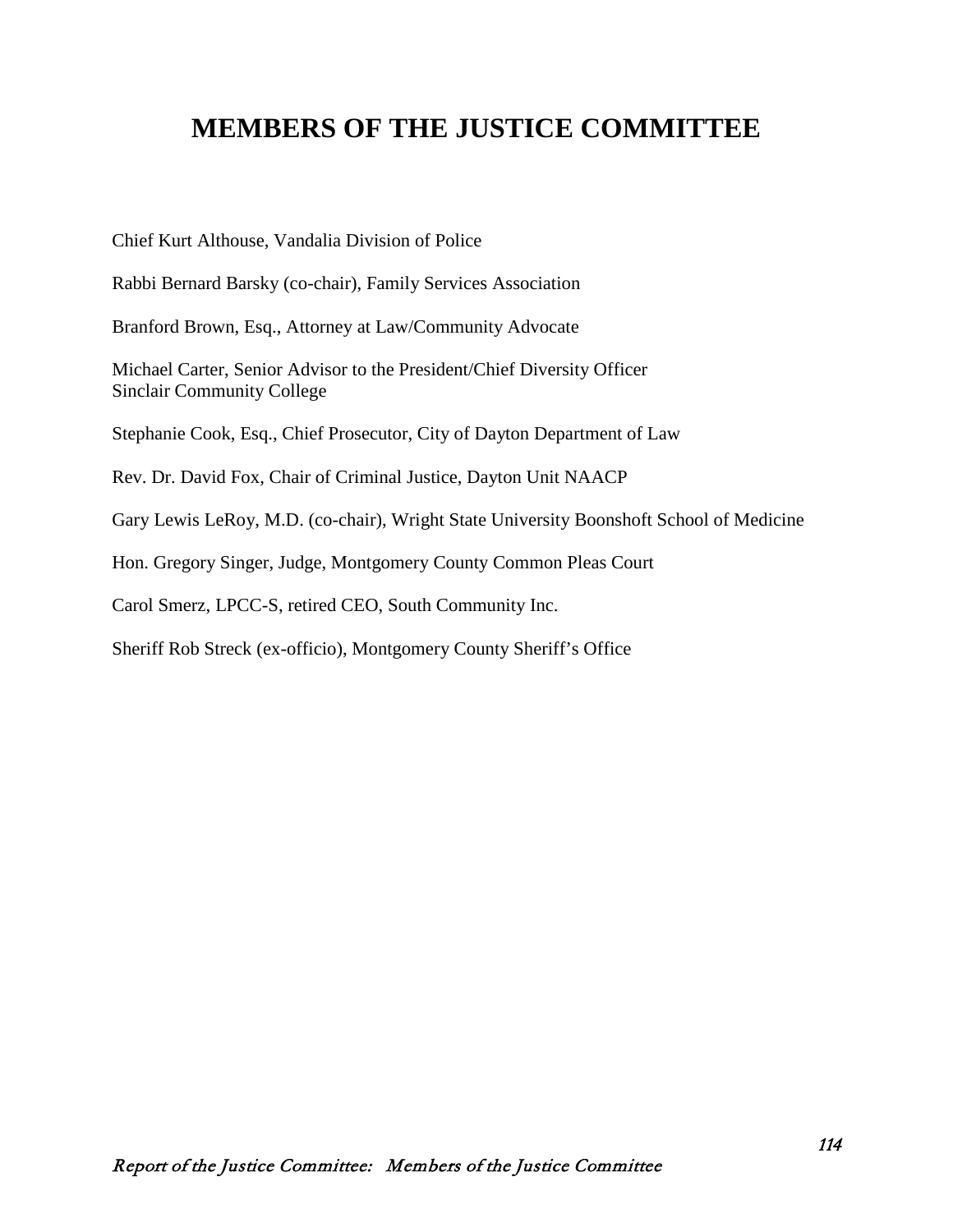# MEMBERS OF THE JUSTICE COMMITTEE

Chief Kurt Althouse, Vandalia Division of Police

Rabbi Bernard Barsky (co-chair), Family Services Association

Branford Brown, Esq., Attorney at Law/Community Advocate

Michael Carter, Senior Advisor to the President/Chief Diversity Officer
Sinclair Community College

Stephanie Cook, Esq., Chief Prosecutor, City of Dayton Department of Law

Rev. Dr. David Fox, Chair of Criminal Justice, Dayton Unit NAACP

Gary Lewis LeRoy, M.D. (co-chair), Wright State University Boonshoft School of Medicine

Hon. Gregory Singer, Judge, Montgomery County Common Pleas Court

Carol Smerz, LPCC-S, retired CEO, South Community Inc.

Sheriff Rob Streck (ex-officio), Montgomery County Sheriff's Office